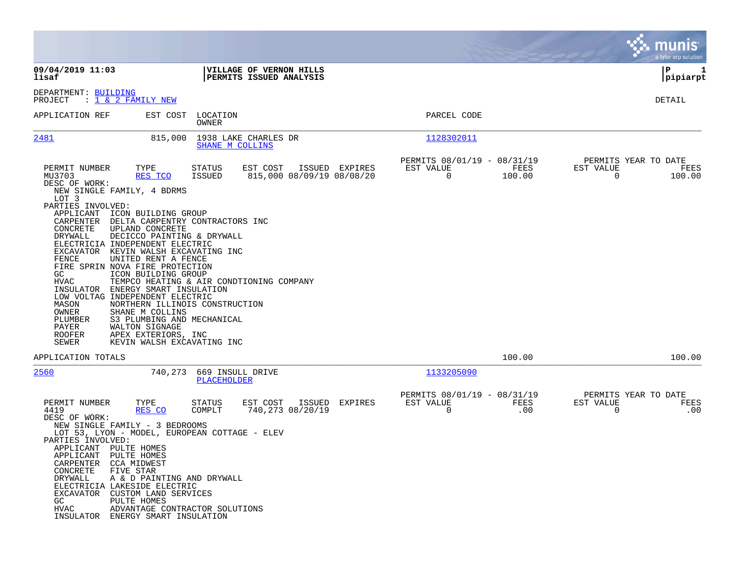**09/04/2019 11:03**
**lisaf**

**VILLAGE OF VERNON HILLS**
**PERMITS ISSUED ANALYSIS**

**P 1**
**pipiarpt**

DEPARTMENT: BUILDING
PROJECT : 1 & 2 FAMILY NEW

DETAIL

| APPLICATION REF | EST COST | LOCATION / OWNER | PARCEL CODE |
|---|---|---|---|
| 2481 | 815,000 | 1938 LAKE CHARLES DR / SHANE M COLLINS | 1128302011 |

| PERMIT NUMBER | TYPE | STATUS | EST COST | ISSUED | EXPIRES | PERMITS 08/01/19 - 08/31/19 EST VALUE | FEES | PERMITS YEAR TO DATE EST VALUE | FEES |
|---|---|---|---|---|---|---|---|---|---|
| MU3703 | RES TCO | ISSUED | 815,000 | 08/09/19 | 08/08/20 | 0 | 100.00 | 0 | 100.00 |

DESC OF WORK:
NEW SINGLE FAMILY, 4 BDRMS
LOT 3

PARTIES INVOLVED:

| Role | Party |
|---|---|
| APPLICANT | ICON BUILDING GROUP |
| CARPENTER | DELTA CARPENTRY CONTRACTORS INC |
| CONCRETE | UPLAND CONCRETE |
| DRYWALL | DECICCO PAINTING & DRYWALL |
| ELECTRICIA | INDEPENDENT ELECTRIC |
| EXCAVATOR | KEVIN WALSH EXCAVATING INC |
| FENCE | UNITED RENT A FENCE |
| FIRE SPRIN | NOVA FIRE PROTECTION |
| GC | ICON BUILDING GROUP |
| HVAC | TEMPCO HEATING & AIR CONDTIONING COMPANY |
| INSULATOR | ENERGY SMART INSULATION |
| LOW VOLTAG | INDEPENDENT ELECTRIC |
| MASON | NORTHERN ILLINOIS CONSTRUCTION |
| OWNER | SHANE M COLLINS |
| PLUMBER | S3 PLUMBING AND MECHANICAL |
| PAYER | WALTON SIGNAGE |
| ROOFER | APEX EXTERIORS, INC |
| SEWER | KEVIN WALSH EXCAVATING INC |

APPLICATION TOTALS — 100.00 — 100.00

| APPLICATION REF | EST COST | LOCATION / OWNER | PARCEL CODE |
|---|---|---|---|
| 2560 | 740,273 | 669 INSULL DRIVE / PLACEHOLDER | 1133205090 |

| PERMIT NUMBER | TYPE | STATUS | EST COST | ISSUED | EXPIRES | PERMITS 08/01/19 - 08/31/19 EST VALUE | FEES | PERMITS YEAR TO DATE EST VALUE | FEES |
|---|---|---|---|---|---|---|---|---|---|
| 4419 | RES CO | COMPLT | 740,273 | 08/20/19 | | 0 | .00 | 0 | .00 |

DESC OF WORK:
NEW SINGLE FAMILY - 3 BEDROOMS
LOT 53, LYON - MODEL, EUROPEAN COTTAGE - ELEV

PARTIES INVOLVED:

| Role | Party |
|---|---|
| APPLICANT | PULTE HOMES |
| APPLICANT | PULTE HOMES |
| CARPENTER | CCA MIDWEST |
| CONCRETE | FIVE STAR |
| DRYWALL | A & D PAINTING AND DRYWALL |
| ELECTRICIA | LAKESIDE ELECTRIC |
| EXCAVATOR | CUSTOM LAND SERVICES |
| GC | PULTE HOMES |
| HVAC | ADVANTAGE CONTRACTOR SOLUTIONS |
| INSULATOR | ENERGY SMART INSULATION |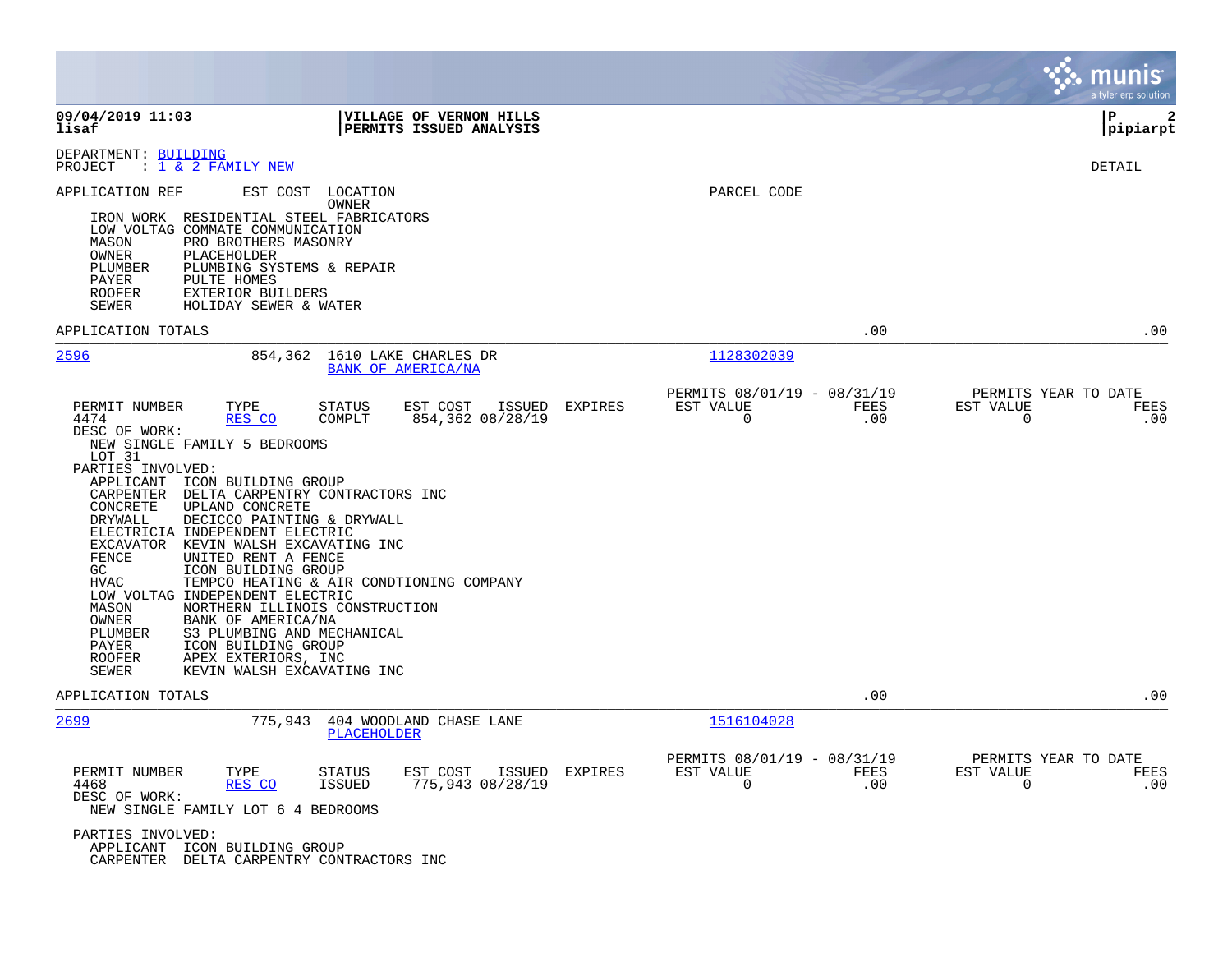**09/04/2019 11:03** — **VILLAGE OF VERNON HILLS** — **PERMITS ISSUED ANALYSIS**
**lisaf** — **pipiarpt**

DEPARTMENT: BUILDING
PROJECT : 1 & 2 FAMILY NEW — DETAIL

APPLICATION REF | EST COST | LOCATION / OWNER | PARCEL CODE

IRON WORK RESIDENTIAL STEEL FABRICATORS
LOW VOLTAG COMMATE COMMUNICATION
MASON PRO BROTHERS MASONRY
OWNER PLACEHOLDER
PLUMBER PLUMBING SYSTEMS & REPAIR
PAYER PULTE HOMES
ROOFER EXTERIOR BUILDERS
SEWER HOLIDAY SEWER & WATER

APPLICATION TOTALS .00 .00

---

**2596** — 854,362 — 1610 LAKE CHARLES DR — BANK OF AMERICA/NA — 1128302039

| PERMIT NUMBER | TYPE | STATUS | EST COST | ISSUED | EXPIRES | PERMITS 08/01/19 - 08/31/19 EST VALUE | FEES | PERMITS YEAR TO DATE EST VALUE | FEES |
|---|---|---|---|---|---|---|---|---|---|
| 4474 | RES CO | COMPLT | 854,362 | 08/28/19 | | 0 | .00 | 0 | .00 |

DESC OF WORK:
NEW SINGLE FAMILY 5 BEDROOMS
LOT 31

PARTIES INVOLVED:
APPLICANT ICON BUILDING GROUP
CARPENTER DELTA CARPENTRY CONTRACTORS INC
CONCRETE UPLAND CONCRETE
DRYWALL DECICCO PAINTING & DRYWALL
ELECTRICIA INDEPENDENT ELECTRIC
EXCAVATOR KEVIN WALSH EXCAVATING INC
FENCE UNITED RENT A FENCE
GC ICON BUILDING GROUP
HVAC TEMPCO HEATING & AIR CONDTIONING COMPANY
LOW VOLTAG INDEPENDENT ELECTRIC
MASON NORTHERN ILLINOIS CONSTRUCTION
OWNER BANK OF AMERICA/NA
PLUMBER S3 PLUMBING AND MECHANICAL
PAYER ICON BUILDING GROUP
ROOFER APEX EXTERIORS, INC
SEWER KEVIN WALSH EXCAVATING INC

APPLICATION TOTALS .00 .00

---

**2699** — 775,943 — 404 WOODLAND CHASE LANE — PLACEHOLDER — 1516104028

| PERMIT NUMBER | TYPE | STATUS | EST COST | ISSUED | EXPIRES | PERMITS 08/01/19 - 08/31/19 EST VALUE | FEES | PERMITS YEAR TO DATE EST VALUE | FEES |
|---|---|---|---|---|---|---|---|---|---|
| 4468 | RES CO | ISSUED | 775,943 | 08/28/19 | | 0 | .00 | 0 | .00 |

DESC OF WORK:
NEW SINGLE FAMILY LOT 6 4 BEDROOMS

PARTIES INVOLVED:
APPLICANT ICON BUILDING GROUP
CARPENTER DELTA CARPENTRY CONTRACTORS INC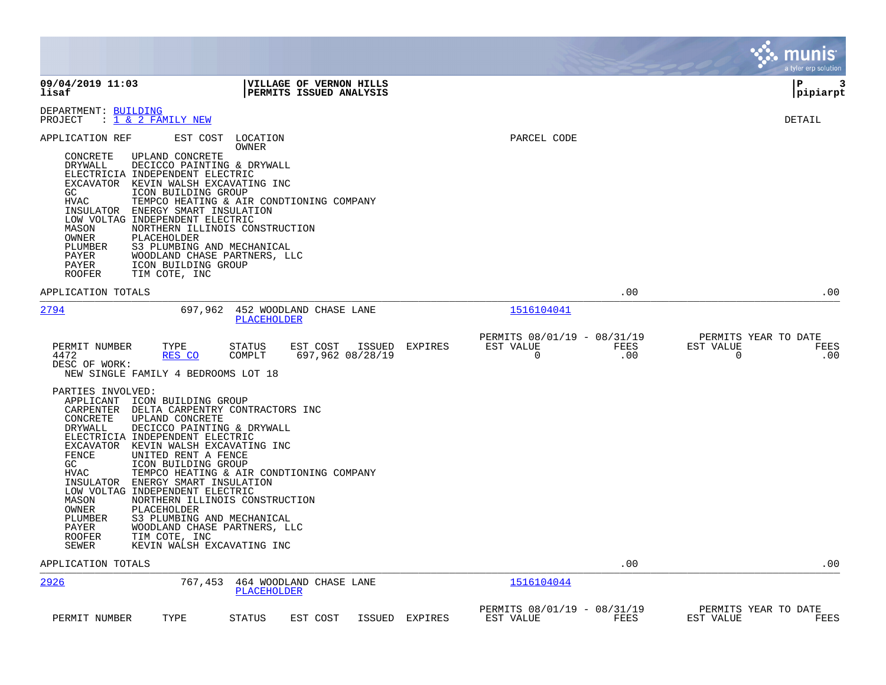DEPARTMENT: BUILDING
PROJECT : 1 & 2 FAMILY NEW

DETAIL

| APPLICATION REF | EST COST | LOCATION / OWNER | PARCEL CODE |
|---|---|---|---|

CONCRETE UPLAND CONCRETE
DRYWALL DECICCO PAINTING & DRYWALL
ELECTRICIA INDEPENDENT ELECTRIC
EXCAVATOR KEVIN WALSH EXCAVATING INC
GC ICON BUILDING GROUP
HVAC TEMPCO HEATING & AIR CONDTIONING COMPANY
INSULATOR ENERGY SMART INSULATION
LOW VOLTAG INDEPENDENT ELECTRIC
MASON NORTHERN ILLINOIS CONSTRUCTION
OWNER PLACEHOLDER
PLUMBER S3 PLUMBING AND MECHANICAL
PAYER WOODLAND CHASE PARTNERS, LLC
PAYER ICON BUILDING GROUP
ROOFER TIM COTE, INC

APPLICATION TOTALS .00 .00

---

**2794** 697,962 452 WOODLAND CHASE LANE — PLACEHOLDER — 1516104041

| PERMIT NUMBER | TYPE | STATUS | EST COST | ISSUED | EXPIRES | PERMITS 08/01/19 - 08/31/19 EST VALUE | FEES | PERMITS YEAR TO DATE EST VALUE | FEES |
|---|---|---|---|---|---|---|---|---|---|
| 4472 | RES CO | COMPLT | 697,962 | 08/28/19 | | 0 | .00 | 0 | .00 |

DESC OF WORK:
NEW SINGLE FAMILY 4 BEDROOMS LOT 18

PARTIES INVOLVED:
APPLICANT ICON BUILDING GROUP
CARPENTER DELTA CARPENTRY CONTRACTORS INC
CONCRETE UPLAND CONCRETE
DRYWALL DECICCO PAINTING & DRYWALL
ELECTRICIA INDEPENDENT ELECTRIC
EXCAVATOR KEVIN WALSH EXCAVATING INC
FENCE UNITED RENT A FENCE
GC ICON BUILDING GROUP
HVAC TEMPCO HEATING & AIR CONDTIONING COMPANY
INSULATOR ENERGY SMART INSULATION
LOW VOLTAG INDEPENDENT ELECTRIC
MASON NORTHERN ILLINOIS CONSTRUCTION
OWNER PLACEHOLDER
PLUMBER S3 PLUMBING AND MECHANICAL
PAYER WOODLAND CHASE PARTNERS, LLC
ROOFER TIM COTE, INC
SEWER KEVIN WALSH EXCAVATING INC

APPLICATION TOTALS .00 .00

---

**2926** 767,453 464 WOODLAND CHASE LANE — PLACEHOLDER — 1516104044

| PERMIT NUMBER | TYPE | STATUS | EST COST | ISSUED | EXPIRES | PERMITS 08/01/19 - 08/31/19 EST VALUE | FEES | PERMITS YEAR TO DATE EST VALUE | FEES |
|---|---|---|---|---|---|---|---|---|---|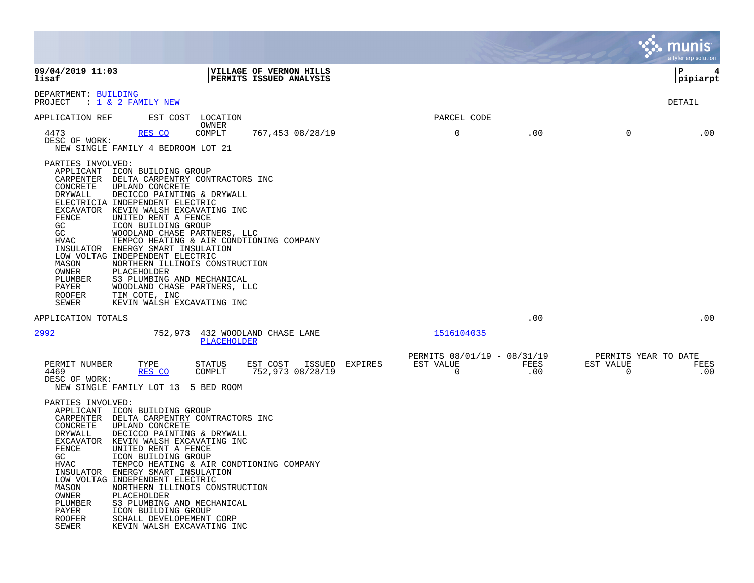**09/04/2019 11:03** — **VILLAGE OF VERNON HILLS**
**lisaf** — **PERMITS ISSUED ANALYSIS** — **pipiarpt**

DEPARTMENT: BUILDING
PROJECT : 1 & 2 FAMILY NEW

DETAIL

| APPLICATION REF | EST COST | LOCATION / OWNER | | PARCEL CODE | | | |
|---|---|---|---|---|---|---|---|
| 4473 | RES CO | COMPLT | 767,453 08/28/19 | 0 | .00 | 0 | .00 |

DESC OF WORK:
NEW SINGLE FAMILY 4 BEDROOM LOT 21

PARTIES INVOLVED:

| Role | Party |
|---|---|
| APPLICANT | ICON BUILDING GROUP |
| CARPENTER | DELTA CARPENTRY CONTRACTORS INC |
| CONCRETE | UPLAND CONCRETE |
| DRYWALL | DECICCO PAINTING & DRYWALL |
| ELECTRICIA | INDEPENDENT ELECTRIC |
| EXCAVATOR | KEVIN WALSH EXCAVATING INC |
| FENCE | UNITED RENT A FENCE |
| GC | ICON BUILDING GROUP |
| GC | WOODLAND CHASE PARTNERS, LLC |
| HVAC | TEMPCO HEATING & AIR CONDTIONING COMPANY |
| INSULATOR | ENERGY SMART INSULATION |
| LOW VOLTAG | INDEPENDENT ELECTRIC |
| MASON | NORTHERN ILLINOIS CONSTRUCTION |
| OWNER | PLACEHOLDER |
| PLUMBER | S3 PLUMBING AND MECHANICAL |
| PAYER | WOODLAND CHASE PARTNERS, LLC |
| ROOFER | TIM COTE, INC |
| SEWER | KEVIN WALSH EXCAVATING INC |

APPLICATION TOTALS .00 .00

---

| APPLICATION REF | EST COST | LOCATION | OWNER | PARCEL CODE |
|---|---|---|---|---|
| 2992 | 752,973 | 432 WOODLAND CHASE LANE | PLACEHOLDER | 1516104035 |

| PERMIT NUMBER | TYPE | STATUS | EST COST | ISSUED | EXPIRES | PERMITS 08/01/19 - 08/31/19 EST VALUE | FEES | PERMITS YEAR TO DATE EST VALUE | FEES |
|---|---|---|---|---|---|---|---|---|---|
| 4469 | RES CO | COMPLT | 752,973 | 08/28/19 | | 0 | .00 | 0 | .00 |

DESC OF WORK:
NEW SINGLE FAMILY LOT 13 5 BED ROOM

PARTIES INVOLVED:

| Role | Party |
|---|---|
| APPLICANT | ICON BUILDING GROUP |
| CARPENTER | DELTA CARPENTRY CONTRACTORS INC |
| CONCRETE | UPLAND CONCRETE |
| DRYWALL | DECICCO PAINTING & DRYWALL |
| EXCAVATOR | KEVIN WALSH EXCAVATING INC |
| FENCE | UNITED RENT A FENCE |
| GC | ICON BUILDING GROUP |
| HVAC | TEMPCO HEATING & AIR CONDTIONING COMPANY |
| INSULATOR | ENERGY SMART INSULATION |
| LOW VOLTAG | INDEPENDENT ELECTRIC |
| MASON | NORTHERN ILLINOIS CONSTRUCTION |
| OWNER | PLACEHOLDER |
| PLUMBER | S3 PLUMBING AND MECHANICAL |
| PAYER | ICON BUILDING GROUP |
| ROOFER | SCHALL DEVELOPEMENT CORP |
| SEWER | KEVIN WALSH EXCAVATING INC |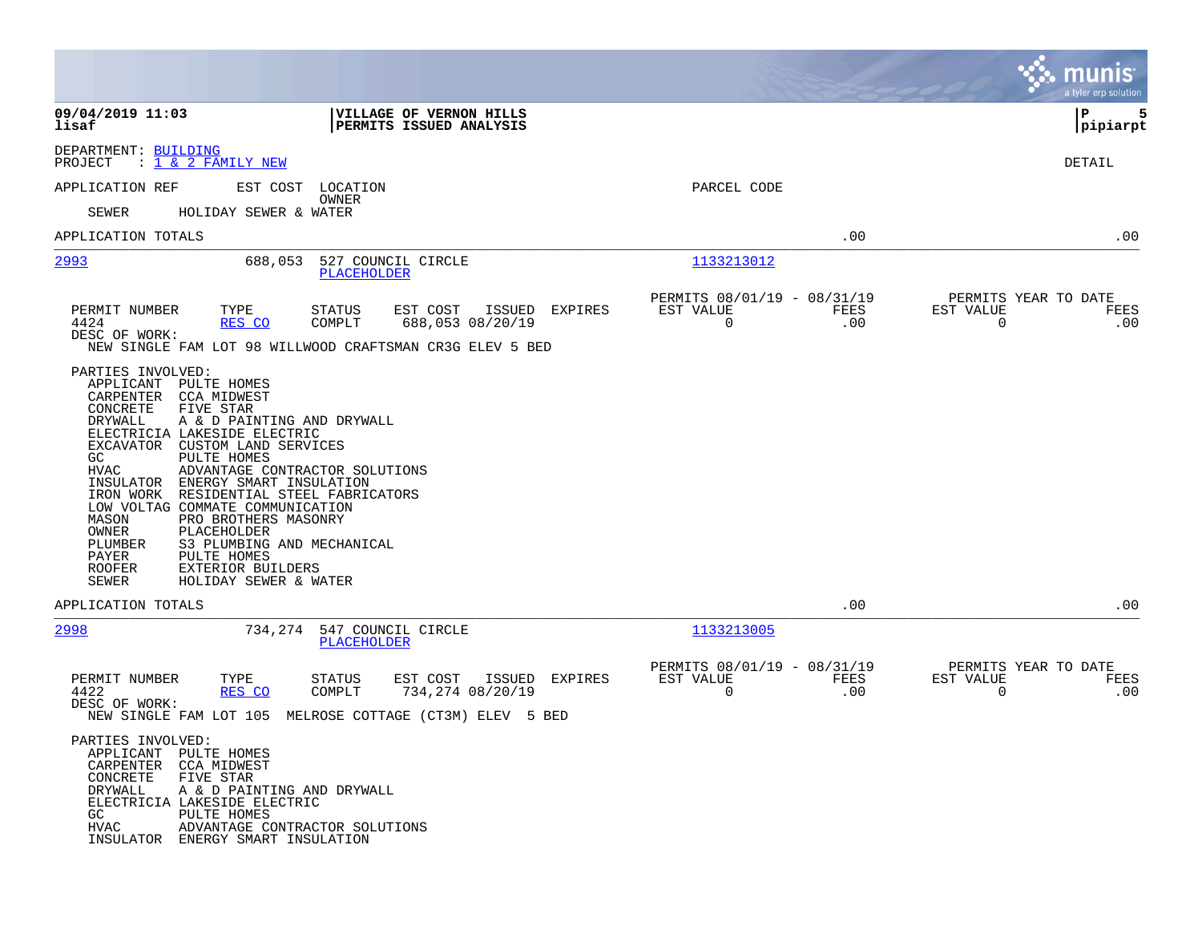**09/04/2019 11:03** | **VILLAGE OF VERNON HILLS**
**lisaf** | **PERMITS ISSUED ANALYSIS** | **pipiarpt**

DEPARTMENT: BUILDING
PROJECT : 1 & 2 FAMILY NEW

DETAIL

| APPLICATION REF | EST COST | LOCATION / OWNER | PARCEL CODE |
|---|---|---|---|

SEWER HOLIDAY SEWER & WATER

APPLICATION TOTALS .00 .00

---

**2993** 688,053 527 COUNCIL CIRCLE
PLACEHOLDER
PARCEL CODE: 1133213012

| PERMIT NUMBER | TYPE | STATUS | EST COST | ISSUED | EXPIRES | PERMITS 08/01/19 - 08/31/19 EST VALUE | FEES | PERMITS YEAR TO DATE EST VALUE | FEES |
|---|---|---|---|---|---|---|---|---|---|
| 4424 | RES CO | COMPLT | 688,053 | 08/20/19 | | 0 | .00 | 0 | .00 |

DESC OF WORK:
NEW SINGLE FAM LOT 98 WILLWOOD CRAFTSMAN CR3G ELEV 5 BED

PARTIES INVOLVED:

| | |
|---|---|
| APPLICANT | PULTE HOMES |
| CARPENTER | CCA MIDWEST |
| CONCRETE | FIVE STAR |
| DRYWALL | A & D PAINTING AND DRYWALL |
| ELECTRICIA | LAKESIDE ELECTRIC |
| EXCAVATOR | CUSTOM LAND SERVICES |
| GC | PULTE HOMES |
| HVAC | ADVANTAGE CONTRACTOR SOLUTIONS |
| INSULATOR | ENERGY SMART INSULATION |
| IRON WORK | RESIDENTIAL STEEL FABRICATORS |
| LOW VOLTAG | COMMATE COMMUNICATION |
| MASON | PRO BROTHERS MASONRY |
| OWNER | PLACEHOLDER |
| PLUMBER | S3 PLUMBING AND MECHANICAL |
| PAYER | PULTE HOMES |
| ROOFER | EXTERIOR BUILDERS |
| SEWER | HOLIDAY SEWER & WATER |

APPLICATION TOTALS .00 .00

---

**2998** 734,274 547 COUNCIL CIRCLE
PLACEHOLDER
PARCEL CODE: 1133213005

| PERMIT NUMBER | TYPE | STATUS | EST COST | ISSUED | EXPIRES | PERMITS 08/01/19 - 08/31/19 EST VALUE | FEES | PERMITS YEAR TO DATE EST VALUE | FEES |
|---|---|---|---|---|---|---|---|---|---|
| 4422 | RES CO | COMPLT | 734,274 | 08/20/19 | | 0 | .00 | 0 | .00 |

DESC OF WORK:
NEW SINGLE FAM LOT 105 MELROSE COTTAGE (CT3M) ELEV 5 BED

PARTIES INVOLVED:

| | |
|---|---|
| APPLICANT | PULTE HOMES |
| CARPENTER | CCA MIDWEST |
| CONCRETE | FIVE STAR |
| DRYWALL | A & D PAINTING AND DRYWALL |
| ELECTRICIA | LAKESIDE ELECTRIC |
| GC | PULTE HOMES |
| HVAC | ADVANTAGE CONTRACTOR SOLUTIONS |
| INSULATOR | ENERGY SMART INSULATION |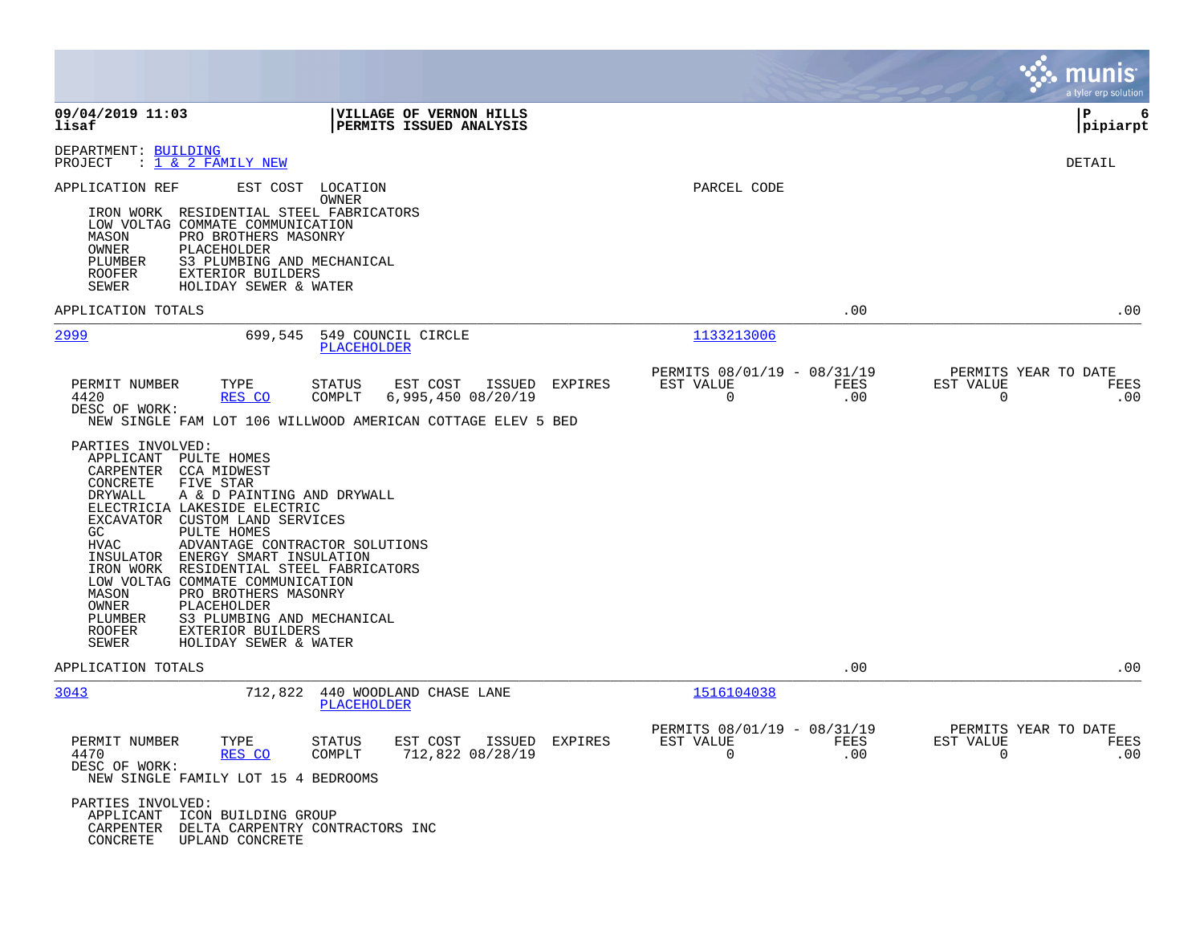DEPARTMENT: BUILDING
PROJECT : 1 & 2 FAMILY NEW

DETAIL

APPLICATION REF    EST COST    LOCATION
                               OWNER
PARCEL CODE

IRON WORK    RESIDENTIAL STEEL FABRICATORS
LOW VOLTAG   COMMATE COMMUNICATION
MASON        PRO BROTHERS MASONRY
OWNER        PLACEHOLDER
PLUMBER      S3 PLUMBING AND MECHANICAL
ROOFER       EXTERIOR BUILDERS
SEWER        HOLIDAY SEWER & WATER

APPLICATION TOTALS .00 .00

---

**2999** 699,545 549 COUNCIL CIRCLE
PLACEHOLDER
PARCEL CODE: 1133213006

| PERMIT NUMBER | TYPE | STATUS | EST COST | ISSUED | EXPIRES | PERMITS 08/01/19 - 08/31/19 EST VALUE | FEES | PERMITS YEAR TO DATE EST VALUE | FEES |
|---|---|---|---|---|---|---|---|---|---|
| 4420 | RES CO | COMPLT | 6,995,450 | 08/20/19 | | 0 | .00 | 0 | .00 |

DESC OF WORK:
NEW SINGLE FAM LOT 106 WILLWOOD AMERICAN COTTAGE ELEV 5 BED

PARTIES INVOLVED:
APPLICANT    PULTE HOMES
CARPENTER    CCA MIDWEST
CONCRETE     FIVE STAR
DRYWALL      A & D PAINTING AND DRYWALL
ELECTRICIA   LAKESIDE ELECTRIC
EXCAVATOR    CUSTOM LAND SERVICES
GC           PULTE HOMES
HVAC         ADVANTAGE CONTRACTOR SOLUTIONS
INSULATOR    ENERGY SMART INSULATION
IRON WORK    RESIDENTIAL STEEL FABRICATORS
LOW VOLTAG   COMMATE COMMUNICATION
MASON        PRO BROTHERS MASONRY
OWNER        PLACEHOLDER
PLUMBER      S3 PLUMBING AND MECHANICAL
ROOFER       EXTERIOR BUILDERS
SEWER        HOLIDAY SEWER & WATER

APPLICATION TOTALS .00 .00

---

**3043** 712,822 440 WOODLAND CHASE LANE
PLACEHOLDER
PARCEL CODE: 1516104038

| PERMIT NUMBER | TYPE | STATUS | EST COST | ISSUED | EXPIRES | PERMITS 08/01/19 - 08/31/19 EST VALUE | FEES | PERMITS YEAR TO DATE EST VALUE | FEES |
|---|---|---|---|---|---|---|---|---|---|
| 4470 | RES CO | COMPLT | 712,822 | 08/28/19 | | 0 | .00 | 0 | .00 |

DESC OF WORK:
NEW SINGLE FAMILY LOT 15 4 BEDROOMS

PARTIES INVOLVED:
APPLICANT    ICON BUILDING GROUP
CARPENTER    DELTA CARPENTRY CONTRACTORS INC
CONCRETE     UPLAND CONCRETE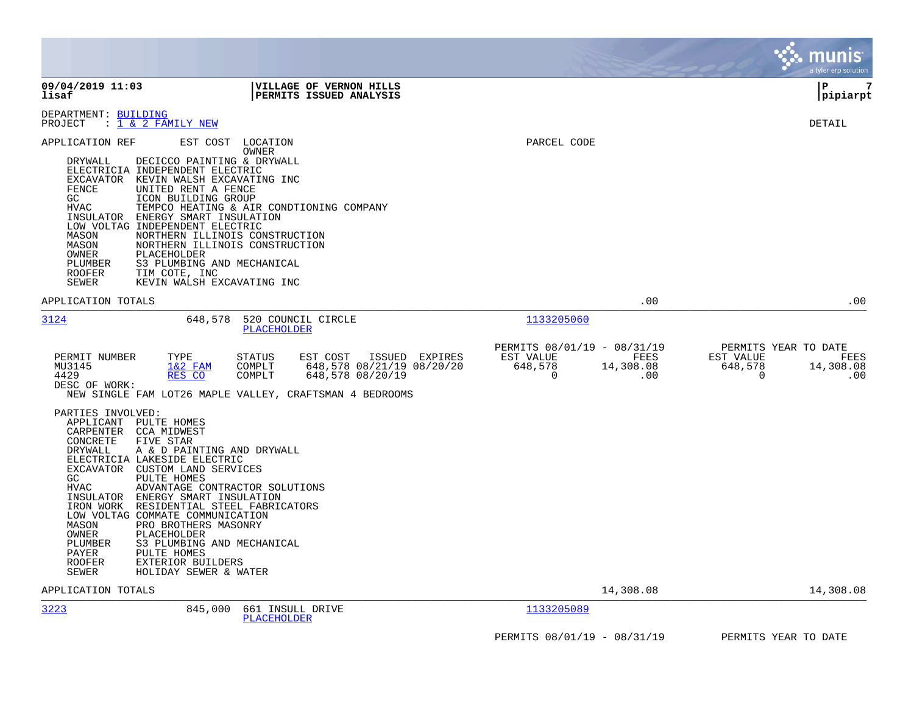**09/04/2019 11:03** **VILLAGE OF VERNON HILLS**
**lisaf** **PERMITS ISSUED ANALYSIS**

DEPARTMENT: BUILDING
PROJECT : 1 & 2 FAMILY NEW

DETAIL

APPLICATION REF EST COST LOCATION OWNER PARCEL CODE

| Role | Party |
|---|---|
| DRYWALL | DECICCO PAINTING & DRYWALL |
| ELECTRICIA | INDEPENDENT ELECTRIC |
| EXCAVATOR | KEVIN WALSH EXCAVATING INC |
| FENCE | UNITED RENT A FENCE |
| GC | ICON BUILDING GROUP |
| HVAC | TEMPCO HEATING & AIR CONDTIONING COMPANY |
| INSULATOR | ENERGY SMART INSULATION |
| LOW VOLTAG | INDEPENDENT ELECTRIC |
| MASON | NORTHERN ILLINOIS CONSTRUCTION |
| MASON | NORTHERN ILLINOIS CONSTRUCTION |
| OWNER | PLACEHOLDER |
| PLUMBER | S3 PLUMBING AND MECHANICAL |
| ROOFER | TIM COTE, INC |
| SEWER | KEVIN WALSH EXCAVATING INC |

APPLICATION TOTALS .00 .00

---

**3124** 648,578 520 COUNCIL CIRCLE — PLACEHOLDER — Parcel 1133205060

| PERMIT NUMBER | TYPE | STATUS | EST COST | ISSUED | EXPIRES | PERMITS 08/01/19 - 08/31/19 EST VALUE | FEES | PERMITS YEAR TO DATE EST VALUE | FEES |
|---|---|---|---|---|---|---|---|---|---|
| MU3145 | 1&2 FAM | COMPLT | 648,578 | 08/21/19 | 08/20/20 | 648,578 | 14,308.08 | 648,578 | 14,308.08 |
| 4429 | RES CO | COMPLT | 648,578 | 08/20/19 | | 0 | .00 | 0 | .00 |

DESC OF WORK:
NEW SINGLE FAM LOT26 MAPLE VALLEY, CRAFTSMAN 4 BEDROOMS

PARTIES INVOLVED:

| Role | Party |
|---|---|
| APPLICANT | PULTE HOMES |
| CARPENTER | CCA MIDWEST |
| CONCRETE | FIVE STAR |
| DRYWALL | A & D PAINTING AND DRYWALL |
| ELECTRICIA | LAKESIDE ELECTRIC |
| EXCAVATOR | CUSTOM LAND SERVICES |
| GC | PULTE HOMES |
| HVAC | ADVANTAGE CONTRACTOR SOLUTIONS |
| INSULATOR | ENERGY SMART INSULATION |
| IRON WORK | RESIDENTIAL STEEL FABRICATORS |
| LOW VOLTAG | COMMATE COMMUNICATION |
| MASON | PRO BROTHERS MASONRY |
| OWNER | PLACEHOLDER |
| PLUMBER | S3 PLUMBING AND MECHANICAL |
| PAYER | PULTE HOMES |
| ROOFER | EXTERIOR BUILDERS |
| SEWER | HOLIDAY SEWER & WATER |

APPLICATION TOTALS 14,308.08 14,308.08

---

**3223** 845,000 661 INSULL DRIVE — PLACEHOLDER — Parcel 1133205089

PERMITS 08/01/19 - 08/31/19 PERMITS YEAR TO DATE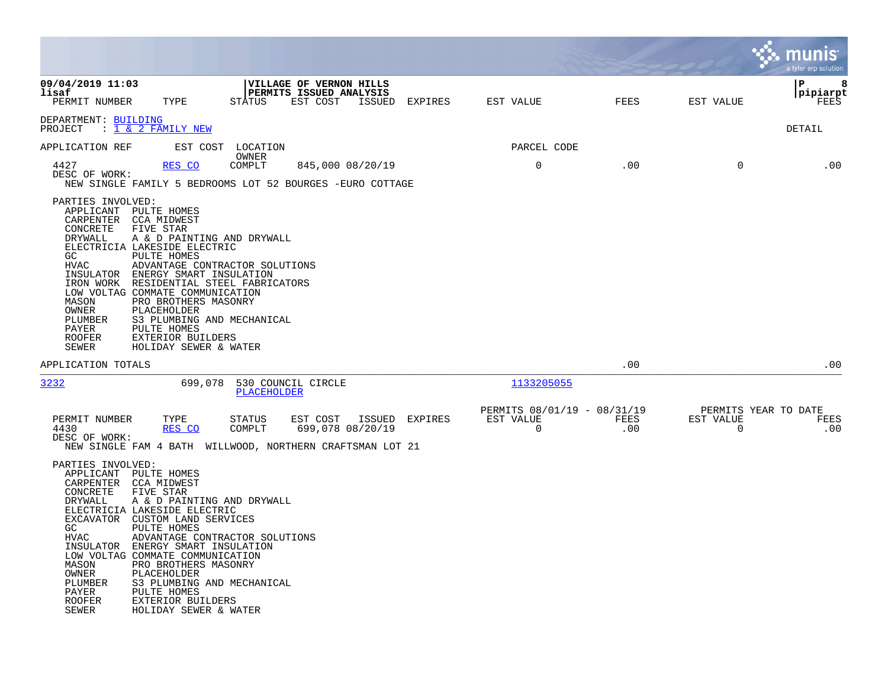**VILLAGE OF VERNON HILLS**
**PERMITS ISSUED ANALYSIS**

09/04/2019 11:03
lisaf

pipiarpt

| PERMIT NUMBER | TYPE | STATUS | EST COST | ISSUED | EXPIRES | EST VALUE | FEES | EST VALUE | FEES |
|---|---|---|---|---|---|---|---|---|---|

DEPARTMENT: BUILDING
PROJECT : 1 & 2 FAMILY NEW

DETAIL

| APPLICATION REF | EST COST | LOCATION / OWNER | PARCEL CODE |
|---|---|---|---|

| PERMIT NUMBER | TYPE | STATUS | EST COST | ISSUED | EXPIRES | EST VALUE | FEES | EST VALUE | FEES |
|---|---|---|---|---|---|---|---|---|---|
| 4427 | RES CO | COMPLT | 845,000 | 08/20/19 | | 0 | .00 | 0 | .00 |

DESC OF WORK:
NEW SINGLE FAMILY 5 BEDROOMS LOT 52 BOURGES -EURO COTTAGE

PARTIES INVOLVED:

| ROLE | NAME |
|---|---|
| APPLICANT | PULTE HOMES |
| CARPENTER | CCA MIDWEST |
| CONCRETE | FIVE STAR |
| DRYWALL | A & D PAINTING AND DRYWALL |
| ELECTRICIA | LAKESIDE ELECTRIC |
| GC | PULTE HOMES |
| HVAC | ADVANTAGE CONTRACTOR SOLUTIONS |
| INSULATOR | ENERGY SMART INSULATION |
| IRON WORK | RESIDENTIAL STEEL FABRICATORS |
| LOW VOLTAG | COMMATE COMMUNICATION |
| MASON | PRO BROTHERS MASONRY |
| OWNER | PLACEHOLDER |
| PLUMBER | S3 PLUMBING AND MECHANICAL |
| PAYER | PULTE HOMES |
| ROOFER | EXTERIOR BUILDERS |
| SEWER | HOLIDAY SEWER & WATER |

APPLICATION TOTALS: FEES .00 / FEES .00

---

| APPLICATION REF | EST COST | LOCATION | OWNER | PARCEL CODE |
|---|---|---|---|---|
| 3232 | 699,078 | 530 COUNCIL CIRCLE | PLACEHOLDER | 1133205055 |

| PERMIT NUMBER | TYPE | STATUS | EST COST | ISSUED | EXPIRES | PERMITS 08/01/19 - 08/31/19 EST VALUE | FEES | PERMITS YEAR TO DATE EST VALUE | FEES |
|---|---|---|---|---|---|---|---|---|---|
| 4430 | RES CO | COMPLT | 699,078 | 08/20/19 | | 0 | .00 | 0 | .00 |

DESC OF WORK:
NEW SINGLE FAM 4 BATH WILLWOOD, NORTHERN CRAFTSMAN LOT 21

PARTIES INVOLVED:

| ROLE | NAME |
|---|---|
| APPLICANT | PULTE HOMES |
| CARPENTER | CCA MIDWEST |
| CONCRETE | FIVE STAR |
| DRYWALL | A & D PAINTING AND DRYWALL |
| ELECTRICIA | LAKESIDE ELECTRIC |
| EXCAVATOR | CUSTOM LAND SERVICES |
| GC | PULTE HOMES |
| HVAC | ADVANTAGE CONTRACTOR SOLUTIONS |
| INSULATOR | ENERGY SMART INSULATION |
| LOW VOLTAG | COMMATE COMMUNICATION |
| MASON | PRO BROTHERS MASONRY |
| OWNER | PLACEHOLDER |
| PLUMBER | S3 PLUMBING AND MECHANICAL |
| PAYER | PULTE HOMES |
| ROOFER | EXTERIOR BUILDERS |
| SEWER | HOLIDAY SEWER & WATER |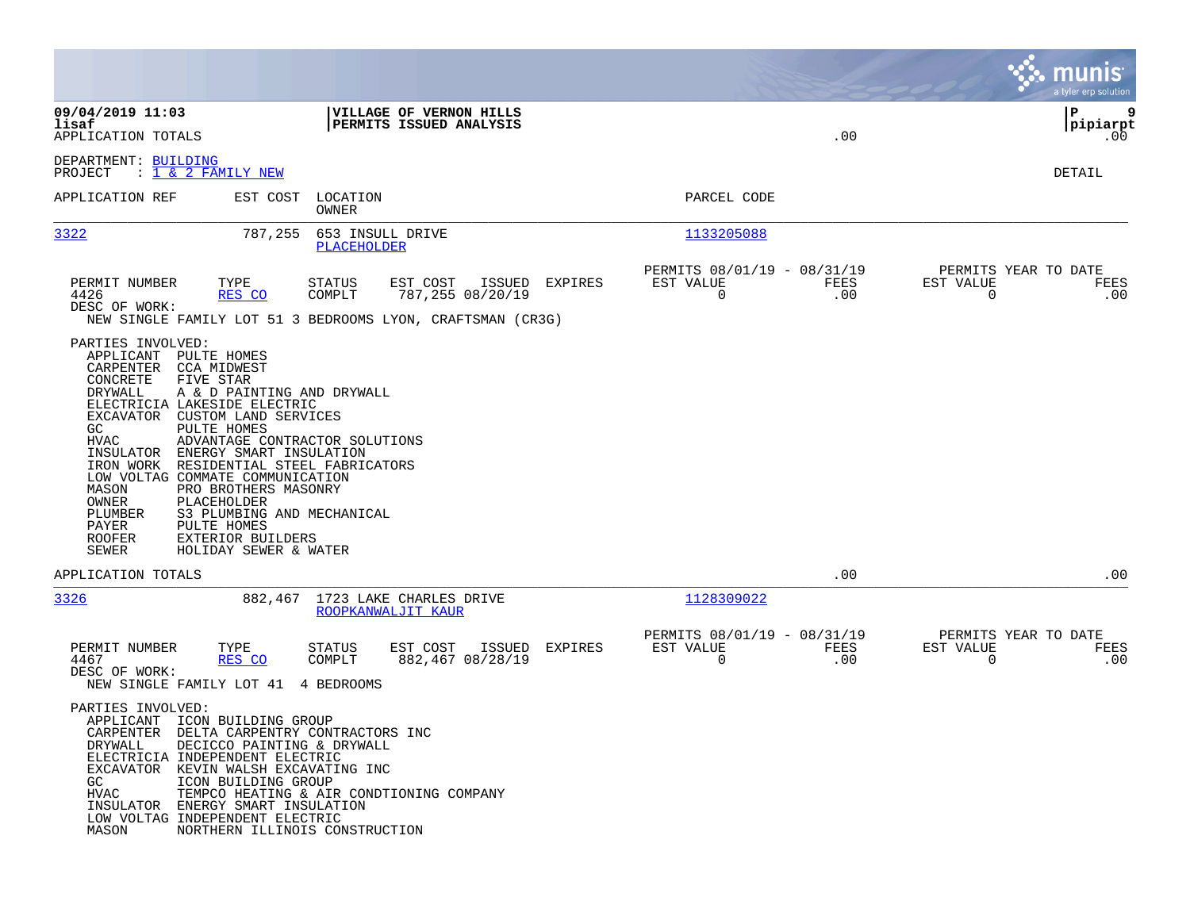09/04/2019 11:03 | VILLAGE OF VERNON HILLS | P 9
lisaf | PERMITS ISSUED ANALYSIS | pipiarpt
APPLICATION TOTALS .00 .00

DEPARTMENT: BUILDING
PROJECT : 1 & 2 FAMILY NEW

DETAIL

| APPLICATION REF | EST COST | LOCATION / OWNER | PARCEL CODE |
|---|---|---|---|
| 3322 | 787,255 | 653 INSULL DRIVE / PLACEHOLDER | 1133205088 |

| PERMIT NUMBER | TYPE | STATUS | EST COST | ISSUED | EXPIRES | PERMITS 08/01/19 - 08/31/19 EST VALUE | FEES | PERMITS YEAR TO DATE EST VALUE | FEES |
|---|---|---|---|---|---|---|---|---|---|
| 4426 | RES CO | COMPLT | 787,255 | 08/20/19 | | 0 | .00 | 0 | .00 |

DESC OF WORK:
NEW SINGLE FAMILY LOT 51 3 BEDROOMS LYON, CRAFTSMAN (CR3G)

PARTIES INVOLVED:

| | |
|---|---|
| APPLICANT | PULTE HOMES |
| CARPENTER | CCA MIDWEST |
| CONCRETE | FIVE STAR |
| DRYWALL | A & D PAINTING AND DRYWALL |
| ELECTRICIA | LAKESIDE ELECTRIC |
| EXCAVATOR | CUSTOM LAND SERVICES |
| GC | PULTE HOMES |
| HVAC | ADVANTAGE CONTRACTOR SOLUTIONS |
| INSULATOR | ENERGY SMART INSULATION |
| IRON WORK | RESIDENTIAL STEEL FABRICATORS |
| LOW VOLTAG | COMMATE COMMUNICATION |
| MASON | PRO BROTHERS MASONRY |
| OWNER | PLACEHOLDER |
| PLUMBER | S3 PLUMBING AND MECHANICAL |
| PAYER | PULTE HOMES |
| ROOFER | EXTERIOR BUILDERS |
| SEWER | HOLIDAY SEWER & WATER |

APPLICATION TOTALS .00 .00

| APPLICATION REF | EST COST | LOCATION / OWNER | PARCEL CODE |
|---|---|---|---|
| 3326 | 882,467 | 1723 LAKE CHARLES DRIVE / ROOPKANWALJIT KAUR | 1128309022 |

| PERMIT NUMBER | TYPE | STATUS | EST COST | ISSUED | EXPIRES | PERMITS 08/01/19 - 08/31/19 EST VALUE | FEES | PERMITS YEAR TO DATE EST VALUE | FEES |
|---|---|---|---|---|---|---|---|---|---|
| 4467 | RES CO | COMPLT | 882,467 | 08/28/19 | | 0 | .00 | 0 | .00 |

DESC OF WORK:
NEW SINGLE FAMILY LOT 41 4 BEDROOMS

PARTIES INVOLVED:

| | |
|---|---|
| APPLICANT | ICON BUILDING GROUP |
| CARPENTER | DELTA CARPENTRY CONTRACTORS INC |
| DRYWALL | DECICCO PAINTING & DRYWALL |
| ELECTRICIA | INDEPENDENT ELECTRIC |
| EXCAVATOR | KEVIN WALSH EXCAVATING INC |
| GC | ICON BUILDING GROUP |
| HVAC | TEMPCO HEATING & AIR CONDTIONING COMPANY |
| INSULATOR | ENERGY SMART INSULATION |
| LOW VOLTAG | INDEPENDENT ELECTRIC |
| MASON | NORTHERN ILLINOIS CONSTRUCTION |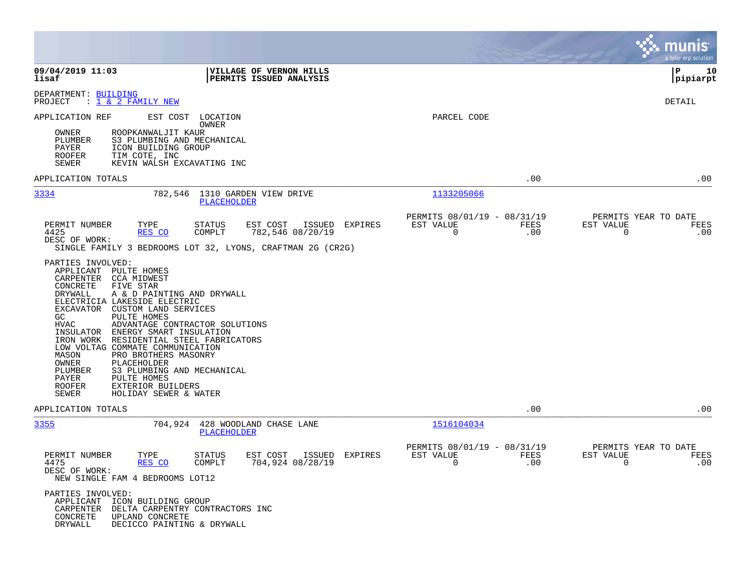**09/04/2019 11:03** | **VILLAGE OF VERNON HILLS**
**lisaf** | **PERMITS ISSUED ANALYSIS** | **pipiarpt**

DEPARTMENT: BUILDING
PROJECT : 1 & 2 FAMILY NEW

DETAIL

APPLICATION REF | EST COST | LOCATION / OWNER | PARCEL CODE

- OWNER ROOPKANWALJIT KAUR
- PLUMBER S3 PLUMBING AND MECHANICAL
- PAYER ICON BUILDING GROUP
- ROOFER TIM COTE, INC
- SEWER KEVIN WALSH EXCAVATING INC

APPLICATION TOTALS .00 .00

---

**3334** 782,546 1310 GARDEN VIEW DRIVE — PLACEHOLDER — Parcel 1133205066

| PERMIT NUMBER | TYPE | STATUS | EST COST | ISSUED | EXPIRES | PERMITS 08/01/19 - 08/31/19 EST VALUE | FEES | PERMITS YEAR TO DATE EST VALUE | FEES |
|---|---|---|---|---|---|---|---|---|---|
| 4425 | RES CO | COMPLT | 782,546 | 08/20/19 | | 0 | .00 | 0 | .00 |

DESC OF WORK:
SINGLE FAMILY 3 BEDROOMS LOT 32, LYONS, CRAFTMAN 2G (CR2G)

PARTIES INVOLVED:
- APPLICANT PULTE HOMES
- CARPENTER CCA MIDWEST
- CONCRETE FIVE STAR
- DRYWALL A & D PAINTING AND DRYWALL
- ELECTRICIA LAKESIDE ELECTRIC
- EXCAVATOR CUSTOM LAND SERVICES
- GC PULTE HOMES
- HVAC ADVANTAGE CONTRACTOR SOLUTIONS
- INSULATOR ENERGY SMART INSULATION
- IRON WORK RESIDENTIAL STEEL FABRICATORS
- LOW VOLTAG COMMATE COMMUNICATION
- MASON PRO BROTHERS MASONRY
- OWNER PLACEHOLDER
- PLUMBER S3 PLUMBING AND MECHANICAL
- PAYER PULTE HOMES
- ROOFER EXTERIOR BUILDERS
- SEWER HOLIDAY SEWER & WATER

APPLICATION TOTALS .00 .00

---

**3355** 704,924 428 WOODLAND CHASE LANE — PLACEHOLDER — Parcel 1516104034

| PERMIT NUMBER | TYPE | STATUS | EST COST | ISSUED | EXPIRES | PERMITS 08/01/19 - 08/31/19 EST VALUE | FEES | PERMITS YEAR TO DATE EST VALUE | FEES |
|---|---|---|---|---|---|---|---|---|---|
| 4475 | RES CO | COMPLT | 704,924 | 08/28/19 | | 0 | .00 | 0 | .00 |

DESC OF WORK:
NEW SINGLE FAM 4 BEDROOMS LOT12

PARTIES INVOLVED:
- APPLICANT ICON BUILDING GROUP
- CARPENTER DELTA CARPENTRY CONTRACTORS INC
- CONCRETE UPLAND CONCRETE
- DRYWALL DECICCO PAINTING & DRYWALL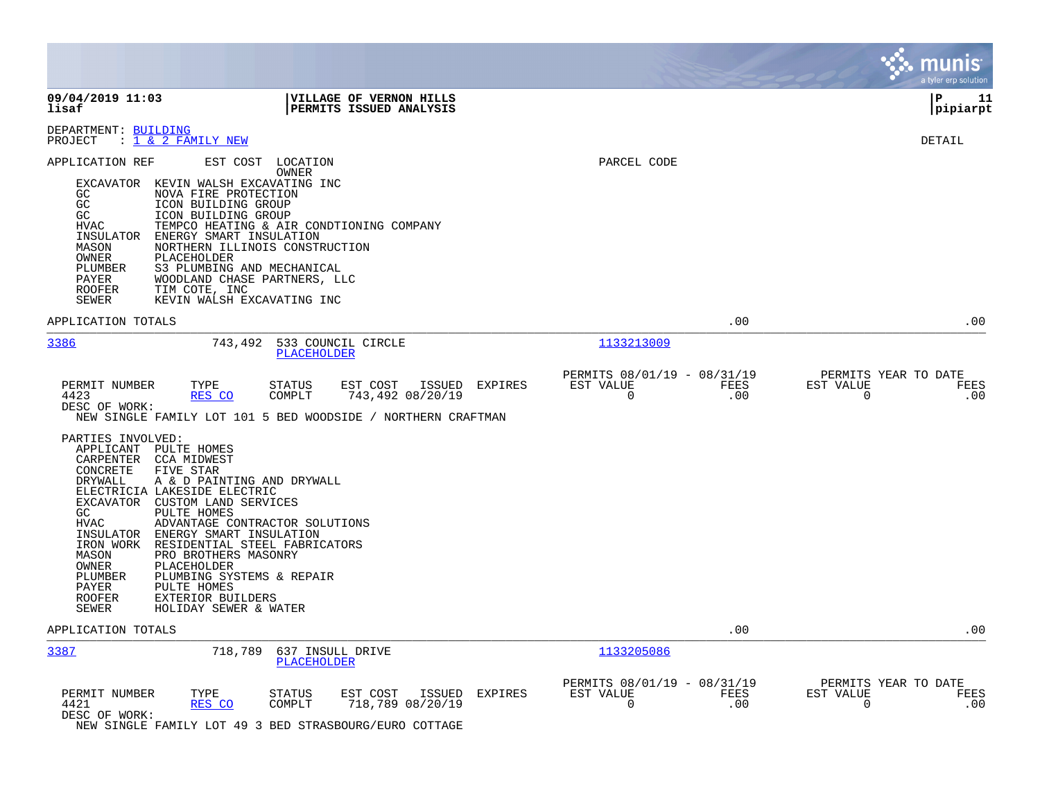DEPARTMENT: BUILDING
PROJECT : 1 & 2 FAMILY NEW

DETAIL

APPLICATION REF EST COST LOCATION PARCEL CODE
OWNER

- EXCAVATOR KEVIN WALSH EXCAVATING INC
- GC NOVA FIRE PROTECTION
- GC ICON BUILDING GROUP
- GC ICON BUILDING GROUP
- HVAC TEMPCO HEATING & AIR CONDTIONING COMPANY
- INSULATOR ENERGY SMART INSULATION
- MASON NORTHERN ILLINOIS CONSTRUCTION
- OWNER PLACEHOLDER
- PLUMBER S3 PLUMBING AND MECHANICAL
- PAYER WOODLAND CHASE PARTNERS, LLC
- ROOFER TIM COTE, INC
- SEWER KEVIN WALSH EXCAVATING INC

APPLICATION TOTALS .00 .00

---

**3386** 743,492 533 COUNCIL CIRCLE 1133213009
PLACEHOLDER

| PERMIT NUMBER | TYPE | STATUS | EST COST | ISSUED | EXPIRES | PERMITS 08/01/19 - 08/31/19 EST VALUE | FEES | PERMITS YEAR TO DATE EST VALUE | FEES |
|---|---|---|---|---|---|---|---|---|---|
| 4423 | RES CO | COMPLT | 743,492 | 08/20/19 | | 0 | .00 | 0 | .00 |

DESC OF WORK:
NEW SINGLE FAMILY LOT 101 5 BED WOODSIDE / NORTHERN CRAFTMAN

PARTIES INVOLVED:
- APPLICANT PULTE HOMES
- CARPENTER CCA MIDWEST
- CONCRETE FIVE STAR
- DRYWALL A & D PAINTING AND DRYWALL
- ELECTRICIA LAKESIDE ELECTRIC
- EXCAVATOR CUSTOM LAND SERVICES
- GC PULTE HOMES
- HVAC ADVANTAGE CONTRACTOR SOLUTIONS
- INSULATOR ENERGY SMART INSULATION
- IRON WORK RESIDENTIAL STEEL FABRICATORS
- MASON PRO BROTHERS MASONRY
- OWNER PLACEHOLDER
- PLUMBER PLUMBING SYSTEMS & REPAIR
- PAYER PULTE HOMES
- ROOFER EXTERIOR BUILDERS
- SEWER HOLIDAY SEWER & WATER

APPLICATION TOTALS .00 .00

---

**3387** 718,789 637 INSULL DRIVE 1133205086
PLACEHOLDER

| PERMIT NUMBER | TYPE | STATUS | EST COST | ISSUED | EXPIRES | PERMITS 08/01/19 - 08/31/19 EST VALUE | FEES | PERMITS YEAR TO DATE EST VALUE | FEES |
|---|---|---|---|---|---|---|---|---|---|
| 4421 | RES CO | COMPLT | 718,789 | 08/20/19 | | 0 | .00 | 0 | .00 |

DESC OF WORK:
NEW SINGLE FAMILY LOT 49 3 BED STRASBOURG/EURO COTTAGE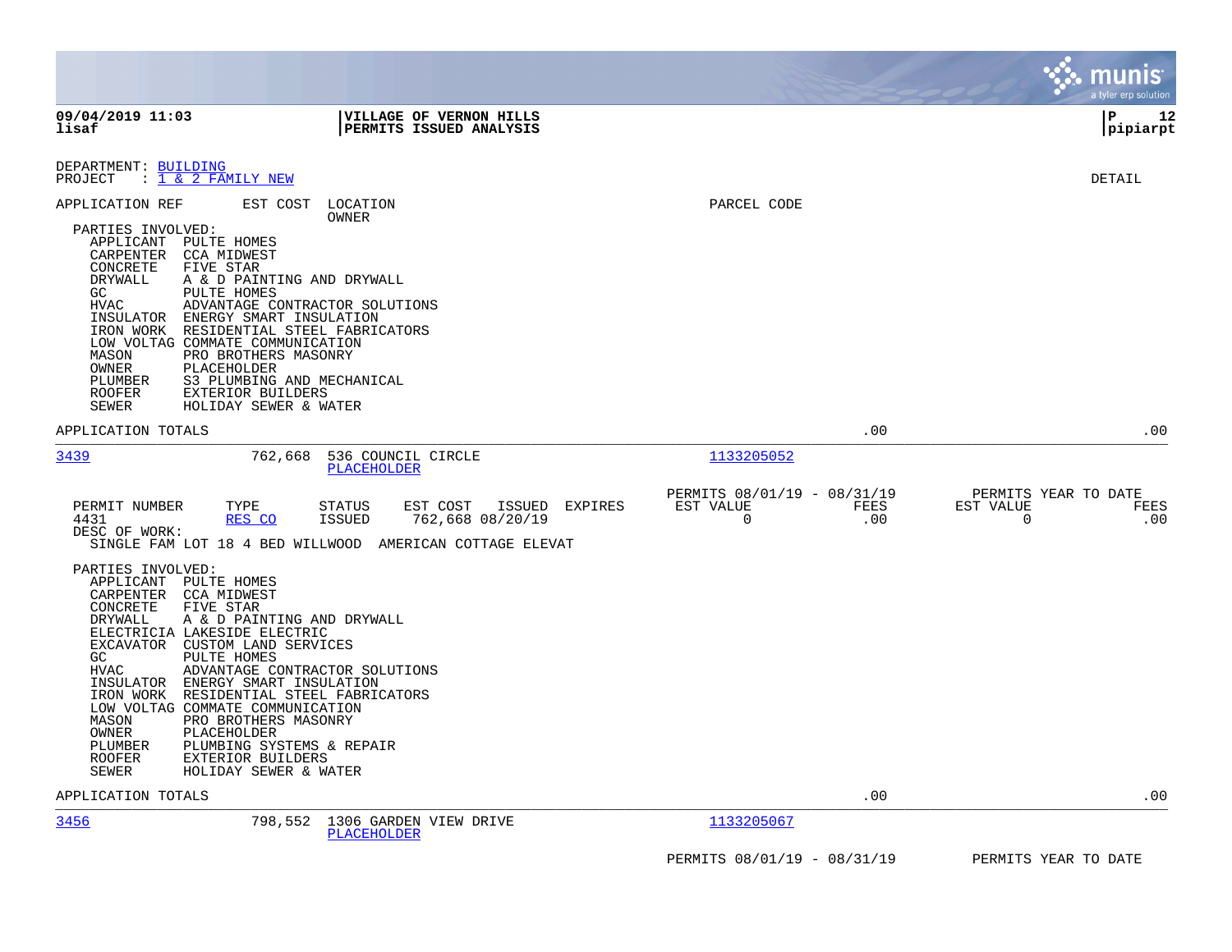09/04/2019 11:03 **VILLAGE OF VERNON HILLS**
lisaf **PERMITS ISSUED ANALYSIS**

DEPARTMENT: BUILDING
PROJECT : 1 & 2 FAMILY NEW

DETAIL

APPLICATION REF | EST COST | LOCATION / OWNER | PARCEL CODE

PARTIES INVOLVED:
- APPLICANT PULTE HOMES
- CARPENTER CCA MIDWEST
- CONCRETE FIVE STAR
- DRYWALL A & D PAINTING AND DRYWALL
- GC PULTE HOMES
- HVAC ADVANTAGE CONTRACTOR SOLUTIONS
- INSULATOR ENERGY SMART INSULATION
- IRON WORK RESIDENTIAL STEEL FABRICATORS
- LOW VOLTAG COMMATE COMMUNICATION
- MASON PRO BROTHERS MASONRY
- OWNER PLACEHOLDER
- PLUMBER S3 PLUMBING AND MECHANICAL
- ROOFER EXTERIOR BUILDERS
- SEWER HOLIDAY SEWER & WATER

APPLICATION TOTALS .00 .00

---

**3439** 762,668 536 COUNCIL CIRCLE — PLACEHOLDER — Parcel 1133205052

| PERMIT NUMBER | TYPE | STATUS | EST COST | ISSUED | EXPIRES | PERMITS 08/01/19 - 08/31/19 EST VALUE | FEES | PERMITS YEAR TO DATE EST VALUE | FEES |
|---|---|---|---|---|---|---|---|---|---|
| 4431 | RES CO | ISSUED | 762,668 | 08/20/19 | | 0 | .00 | 0 | .00 |

DESC OF WORK:
SINGLE FAM LOT 18 4 BED WILLWOOD AMERICAN COTTAGE ELEVAT

PARTIES INVOLVED:
- APPLICANT PULTE HOMES
- CARPENTER CCA MIDWEST
- CONCRETE FIVE STAR
- DRYWALL A & D PAINTING AND DRYWALL
- ELECTRICIA LAKESIDE ELECTRIC
- EXCAVATOR CUSTOM LAND SERVICES
- GC PULTE HOMES
- HVAC ADVANTAGE CONTRACTOR SOLUTIONS
- INSULATOR ENERGY SMART INSULATION
- IRON WORK RESIDENTIAL STEEL FABRICATORS
- LOW VOLTAG COMMATE COMMUNICATION
- MASON PRO BROTHERS MASONRY
- OWNER PLACEHOLDER
- PLUMBER PLUMBING SYSTEMS & REPAIR
- ROOFER EXTERIOR BUILDERS
- SEWER HOLIDAY SEWER & WATER

APPLICATION TOTALS .00 .00

---

**3456** 798,552 1306 GARDEN VIEW DRIVE — PLACEHOLDER — Parcel 1133205067

PERMITS 08/01/19 - 08/31/19 PERMITS YEAR TO DATE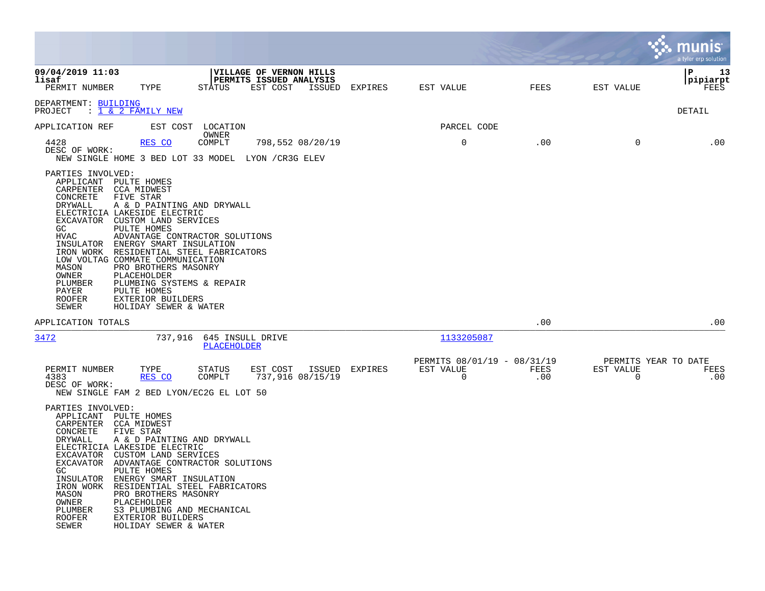**VILLAGE OF VERNON HILLS**
**PERMITS ISSUED ANALYSIS**

09/04/2019 11:03
lisaf

pipiarpt

| PERMIT NUMBER | TYPE | STATUS | EST COST | ISSUED | EXPIRES | EST VALUE | FEES | EST VALUE | FEES |
|---|---|---|---|---|---|---|---|---|---|

DEPARTMENT: BUILDING
PROJECT : 1 & 2 FAMILY NEW

DETAIL

| APPLICATION REF | EST COST | LOCATION / OWNER | PARCEL CODE |
|---|---|---|---|

| PERMIT NUMBER | TYPE | STATUS | EST COST | ISSUED | EXPIRES | EST VALUE | FEES | EST VALUE | FEES |
|---|---|---|---|---|---|---|---|---|---|
| 4428 | RES CO | COMPLT | 798,552 | 08/20/19 | | 0 | .00 | 0 | .00 |

DESC OF WORK:
NEW SINGLE HOME 3 BED LOT 33 MODEL LYON /CR3G ELEV

PARTIES INVOLVED:

| Role | Party |
|---|---|
| APPLICANT | PULTE HOMES |
| CARPENTER | CCA MIDWEST |
| CONCRETE | FIVE STAR |
| DRYWALL | A & D PAINTING AND DRYWALL |
| ELECTRICIA | LAKESIDE ELECTRIC |
| EXCAVATOR | CUSTOM LAND SERVICES |
| GC | PULTE HOMES |
| HVAC | ADVANTAGE CONTRACTOR SOLUTIONS |
| INSULATOR | ENERGY SMART INSULATION |
| IRON WORK | RESIDENTIAL STEEL FABRICATORS |
| LOW VOLTAG | COMMATE COMMUNICATION |
| MASON | PRO BROTHERS MASONRY |
| OWNER | PLACEHOLDER |
| PLUMBER | PLUMBING SYSTEMS & REPAIR |
| PAYER | PULTE HOMES |
| ROOFER | EXTERIOR BUILDERS |
| SEWER | HOLIDAY SEWER & WATER |

APPLICATION TOTALS .00 .00

---

| APPLICATION REF | EST COST | LOCATION | OWNER | PARCEL CODE |
|---|---|---|---|---|
| 3472 | 737,916 | 645 INSULL DRIVE | PLACEHOLDER | 1133205087 |

| PERMIT NUMBER | TYPE | STATUS | EST COST | ISSUED | EXPIRES | PERMITS 08/01/19 - 08/31/19 EST VALUE | FEES | PERMITS YEAR TO DATE EST VALUE | FEES |
|---|---|---|---|---|---|---|---|---|---|
| 4383 | RES CO | COMPLT | 737,916 | 08/15/19 | | 0 | .00 | 0 | .00 |

DESC OF WORK:
NEW SINGLE FAM 2 BED LYON/EC2G EL LOT 50

PARTIES INVOLVED:

| Role | Party |
|---|---|
| APPLICANT | PULTE HOMES |
| CARPENTER | CCA MIDWEST |
| CONCRETE | FIVE STAR |
| DRYWALL | A & D PAINTING AND DRYWALL |
| ELECTRICIA | LAKESIDE ELECTRIC |
| EXCAVATOR | CUSTOM LAND SERVICES |
| EXCAVATOR | ADVANTAGE CONTRACTOR SOLUTIONS |
| GC | PULTE HOMES |
| INSULATOR | ENERGY SMART INSULATION |
| IRON WORK | RESIDENTIAL STEEL FABRICATORS |
| MASON | PRO BROTHERS MASONRY |
| OWNER | PLACEHOLDER |
| PLUMBER | S3 PLUMBING AND MECHANICAL |
| ROOFER | EXTERIOR BUILDERS |
| SEWER | HOLIDAY SEWER & WATER |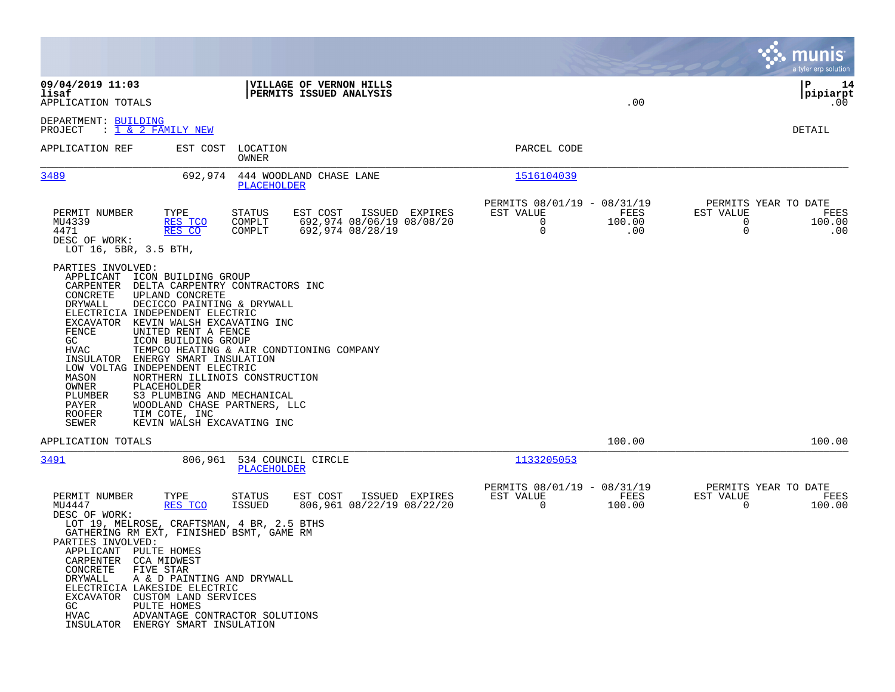**09/04/2019 11:03** | **VILLAGE OF VERNON HILLS** | **P 14**
**lisaf** | **PERMITS ISSUED ANALYSIS** | **pipiarpt**
APPLICATION TOTALS .00 .00

DEPARTMENT: BUILDING
PROJECT : 1 & 2 FAMILY NEW

DETAIL

| APPLICATION REF | EST COST | LOCATION / OWNER | PARCEL CODE |
|---|---|---|---|
| 3489 | 692,974 | 444 WOODLAND CHASE LANE / PLACEHOLDER | 1516104039 |

| PERMIT NUMBER | TYPE | STATUS | EST COST | ISSUED | EXPIRES | PERMITS 08/01/19 - 08/31/19 EST VALUE | FEES | PERMITS YEAR TO DATE EST VALUE | FEES |
|---|---|---|---|---|---|---|---|---|---|
| MU4339 | RES TCO | COMPLT | 692,974 | 08/06/19 | 08/08/20 | 0 | 100.00 | 0 | 100.00 |
| 4471 | RES CO | COMPLT | 692,974 | 08/28/19 | | 0 | .00 | 0 | .00 |

DESC OF WORK:
LOT 16, 5BR, 3.5 BTH,

PARTIES INVOLVED:
- APPLICANT ICON BUILDING GROUP
- CARPENTER DELTA CARPENTRY CONTRACTORS INC
- CONCRETE UPLAND CONCRETE
- DRYWALL DECICCO PAINTING & DRYWALL
- ELECTRICIA INDEPENDENT ELECTRIC
- EXCAVATOR KEVIN WALSH EXCAVATING INC
- FENCE UNITED RENT A FENCE
- GC ICON BUILDING GROUP
- HVAC TEMPCO HEATING & AIR CONDTIONING COMPANY
- INSULATOR ENERGY SMART INSULATION
- LOW VOLTAG INDEPENDENT ELECTRIC
- MASON NORTHERN ILLINOIS CONSTRUCTION
- OWNER PLACEHOLDER
- PLUMBER S3 PLUMBING AND MECHANICAL
- PAYER WOODLAND CHASE PARTNERS, LLC
- ROOFER TIM COTE, INC
- SEWER KEVIN WALSH EXCAVATING INC

APPLICATION TOTALS 100.00 100.00

| APPLICATION REF | EST COST | LOCATION / OWNER | PARCEL CODE |
|---|---|---|---|
| 3491 | 806,961 | 534 COUNCIL CIRCLE / PLACEHOLDER | 1133205053 |

| PERMIT NUMBER | TYPE | STATUS | EST COST | ISSUED | EXPIRES | PERMITS 08/01/19 - 08/31/19 EST VALUE | FEES | PERMITS YEAR TO DATE EST VALUE | FEES |
|---|---|---|---|---|---|---|---|---|---|
| MU4447 | RES TCO | ISSUED | 806,961 | 08/22/19 | 08/22/20 | 0 | 100.00 | 0 | 100.00 |

DESC OF WORK:
LOT 19, MELROSE, CRAFTSMAN, 4 BR, 2.5 BTHS
GATHERING RM EXT, FINISHED BSMT, GAME RM

PARTIES INVOLVED:
- APPLICANT PULTE HOMES
- CARPENTER CCA MIDWEST
- CONCRETE FIVE STAR
- DRYWALL A & D PAINTING AND DRYWALL
- ELECTRICIA LAKESIDE ELECTRIC
- EXCAVATOR CUSTOM LAND SERVICES
- GC PULTE HOMES
- HVAC ADVANTAGE CONTRACTOR SOLUTIONS
- INSULATOR ENERGY SMART INSULATION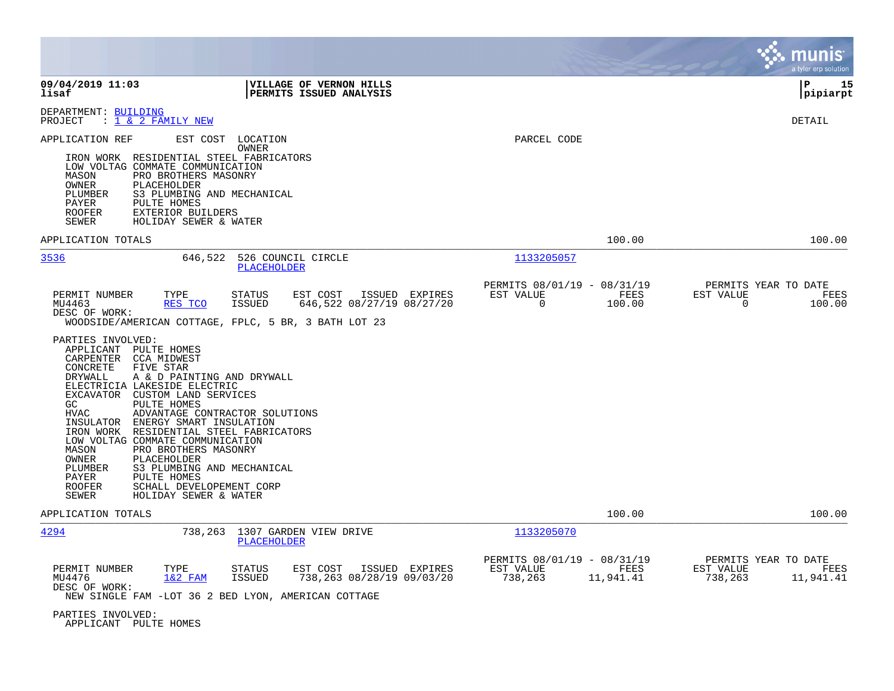**09/04/2019 11:03** | **VILLAGE OF VERNON HILLS** | **P 15**
**lisaf** | **PERMITS ISSUED ANALYSIS** | **pipiarpt**

DEPARTMENT: BUILDING
PROJECT : 1 & 2 FAMILY NEW

DETAIL

APPLICATION REF    EST COST    LOCATION
OWNER
PARCEL CODE

IRON WORK  RESIDENTIAL STEEL FABRICATORS
LOW VOLTAG COMMATE COMMUNICATION
MASON      PRO BROTHERS MASONRY
OWNER      PLACEHOLDER
PLUMBER    S3 PLUMBING AND MECHANICAL
PAYER      PULTE HOMES
ROOFER     EXTERIOR BUILDERS
SEWER      HOLIDAY SEWER & WATER

APPLICATION TOTALS    100.00    100.00

---

**3536**    646,522    526 COUNCIL CIRCLE
PLACEHOLDER
1133205057

| PERMIT NUMBER | TYPE | STATUS | EST COST | ISSUED | EXPIRES | PERMITS 08/01/19 - 08/31/19 EST VALUE | FEES | PERMITS YEAR TO DATE EST VALUE | FEES |
|---|---|---|---|---|---|---|---|---|---|
| MU4463 | RES TCO | ISSUED | 646,522 | 08/27/19 | 08/27/20 | 0 | 100.00 | 0 | 100.00 |

DESC OF WORK:
WOODSIDE/AMERICAN COTTAGE, FPLC, 5 BR, 3 BATH LOT 23

PARTIES INVOLVED:
APPLICANT  PULTE HOMES
CARPENTER  CCA MIDWEST
CONCRETE   FIVE STAR
DRYWALL    A & D PAINTING AND DRYWALL
ELECTRICIA LAKESIDE ELECTRIC
EXCAVATOR  CUSTOM LAND SERVICES
GC         PULTE HOMES
HVAC       ADVANTAGE CONTRACTOR SOLUTIONS
INSULATOR  ENERGY SMART INSULATION
IRON WORK  RESIDENTIAL STEEL FABRICATORS
LOW VOLTAG COMMATE COMMUNICATION
MASON      PRO BROTHERS MASONRY
OWNER      PLACEHOLDER
PLUMBER    S3 PLUMBING AND MECHANICAL
PAYER      PULTE HOMES
ROOFER     SCHALL DEVELOPEMENT CORP
SEWER      HOLIDAY SEWER & WATER

APPLICATION TOTALS    100.00    100.00

---

**4294**    738,263    1307 GARDEN VIEW DRIVE
PLACEHOLDER
1133205070

| PERMIT NUMBER | TYPE | STATUS | EST COST | ISSUED | EXPIRES | PERMITS 08/01/19 - 08/31/19 EST VALUE | FEES | PERMITS YEAR TO DATE EST VALUE | FEES |
|---|---|---|---|---|---|---|---|---|---|
| MU4476 | 1&2 FAM | ISSUED | 738,263 | 08/28/19 | 09/03/20 | 738,263 | 11,941.41 | 738,263 | 11,941.41 |

DESC OF WORK:
NEW SINGLE FAM -LOT 36 2 BED LYON, AMERICAN COTTAGE

PARTIES INVOLVED:
APPLICANT  PULTE HOMES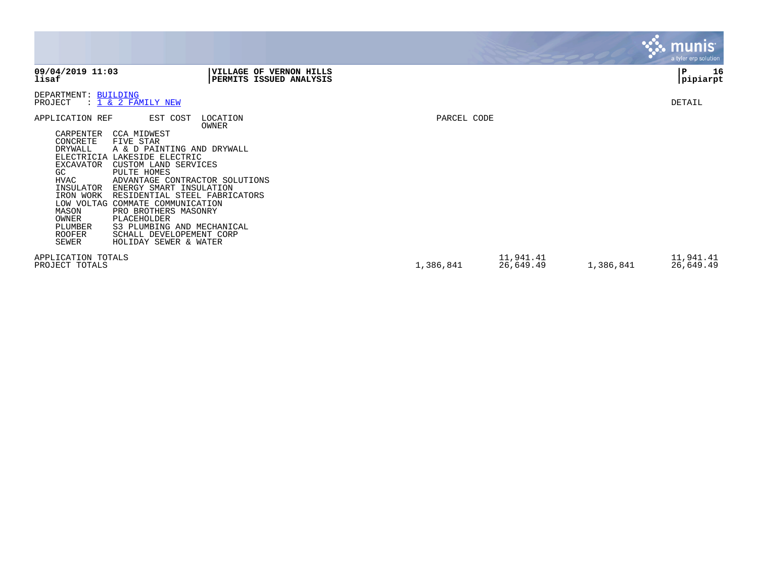**VILLAGE OF VERNON HILLS**
**PERMITS ISSUED ANALYSIS**

DEPARTMENT: BUILDING
PROJECT : 1 & 2 FAMILY NEW

DETAIL

| APPLICATION REF | EST COST | LOCATION / OWNER | PARCEL CODE |
|---|---|---|---|

| Role | Contractor |
|---|---|
| CARPENTER | CCA MIDWEST |
| CONCRETE | FIVE STAR |
| DRYWALL | A & D PAINTING AND DRYWALL |
| ELECTRICIA | LAKESIDE ELECTRIC |
| EXCAVATOR | CUSTOM LAND SERVICES |
| GC | PULTE HOMES |
| HVAC | ADVANTAGE CONTRACTOR SOLUTIONS |
| INSULATOR | ENERGY SMART INSULATION |
| IRON WORK | RESIDENTIAL STEEL FABRICATORS |
| LOW VOLTAG | COMMATE COMMUNICATION |
| MASON | PRO BROTHERS MASONRY |
| OWNER | PLACEHOLDER |
| PLUMBER | S3 PLUMBING AND MECHANICAL |
| ROOFER | SCHALL DEVELOPEMENT CORP |
| SEWER | HOLIDAY SEWER & WATER |

| | | | | |
|---|---|---|---|---|
| APPLICATION TOTALS | | 11,941.41 | | 11,941.41 |
| PROJECT TOTALS | 1,386,841 | 26,649.49 | 1,386,841 | 26,649.49 |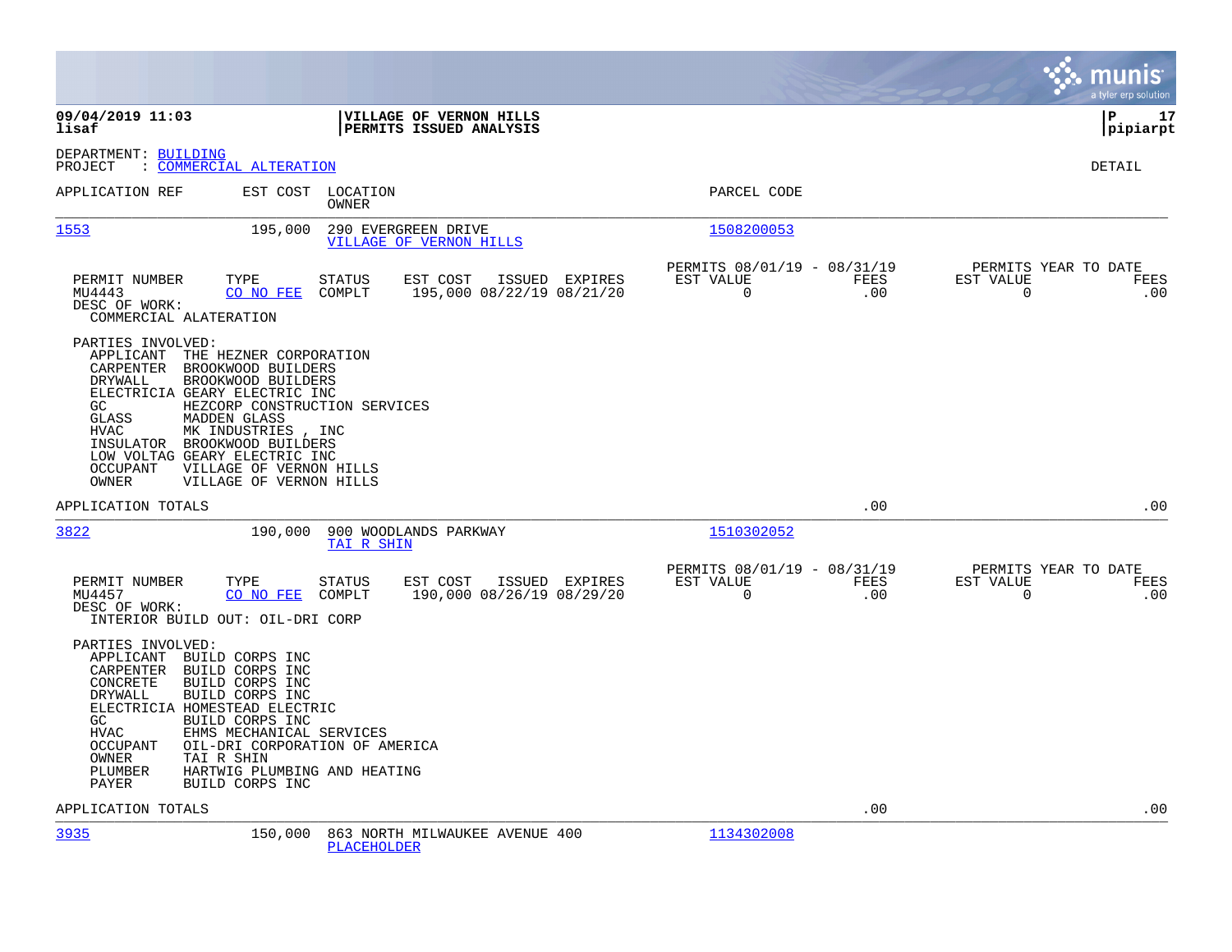**09/04/2019 11:03** | **VILLAGE OF VERNON HILLS** | **P 17**
**lisaf** | **PERMITS ISSUED ANALYSIS** | **pipiarpt**

DEPARTMENT: BUILDING
PROJECT : COMMERCIAL ALTERATION

DETAIL

| APPLICATION REF | EST COST | LOCATION / OWNER | PARCEL CODE |
|---|---|---|---|
| 1553 | 195,000 | 290 EVERGREEN DRIVE / VILLAGE OF VERNON HILLS | 1508200053 |

| PERMIT NUMBER | TYPE | STATUS | EST COST | ISSUED | EXPIRES | PERMITS 08/01/19 - 08/31/19 EST VALUE | FEES | PERMITS YEAR TO DATE EST VALUE | FEES |
|---|---|---|---|---|---|---|---|---|---|
| MU4443 | CO NO FEE | COMPLT | 195,000 | 08/22/19 | 08/21/20 | 0 | .00 | 0 | .00 |

DESC OF WORK:
COMMERCIAL ALATERATION

PARTIES INVOLVED:
- APPLICANT THE HEZNER CORPORATION
- CARPENTER BROOKWOOD BUILDERS
- DRYWALL BROOKWOOD BUILDERS
- ELECTRICIA GEARY ELECTRIC INC
- GC HEZCORP CONSTRUCTION SERVICES
- GLASS MADDEN GLASS
- HVAC MK INDUSTRIES , INC
- INSULATOR BROOKWOOD BUILDERS
- LOW VOLTAG GEARY ELECTRIC INC
- OCCUPANT VILLAGE OF VERNON HILLS
- OWNER VILLAGE OF VERNON HILLS

APPLICATION TOTALS .00 .00

| APPLICATION REF | EST COST | LOCATION / OWNER | PARCEL CODE |
|---|---|---|---|
| 3822 | 190,000 | 900 WOODLANDS PARKWAY / TAI R SHIN | 1510302052 |

| PERMIT NUMBER | TYPE | STATUS | EST COST | ISSUED | EXPIRES | PERMITS 08/01/19 - 08/31/19 EST VALUE | FEES | PERMITS YEAR TO DATE EST VALUE | FEES |
|---|---|---|---|---|---|---|---|---|---|
| MU4457 | CO NO FEE | COMPLT | 190,000 | 08/26/19 | 08/29/20 | 0 | .00 | 0 | .00 |

DESC OF WORK:
INTERIOR BUILD OUT: OIL-DRI CORP

PARTIES INVOLVED:
- APPLICANT BUILD CORPS INC
- CARPENTER BUILD CORPS INC
- CONCRETE BUILD CORPS INC
- DRYWALL BUILD CORPS INC
- ELECTRICIA HOMESTEAD ELECTRIC
- GC BUILD CORPS INC
- HVAC EHMS MECHANICAL SERVICES
- OCCUPANT OIL-DRI CORPORATION OF AMERICA
- OWNER TAI R SHIN
- PLUMBER HARTWIG PLUMBING AND HEATING
- PAYER BUILD CORPS INC

APPLICATION TOTALS .00 .00

| APPLICATION REF | EST COST | LOCATION / OWNER | PARCEL CODE |
|---|---|---|---|
| 3935 | 150,000 | 863 NORTH MILWAUKEE AVENUE 400 / PLACEHOLDER | 1134302008 |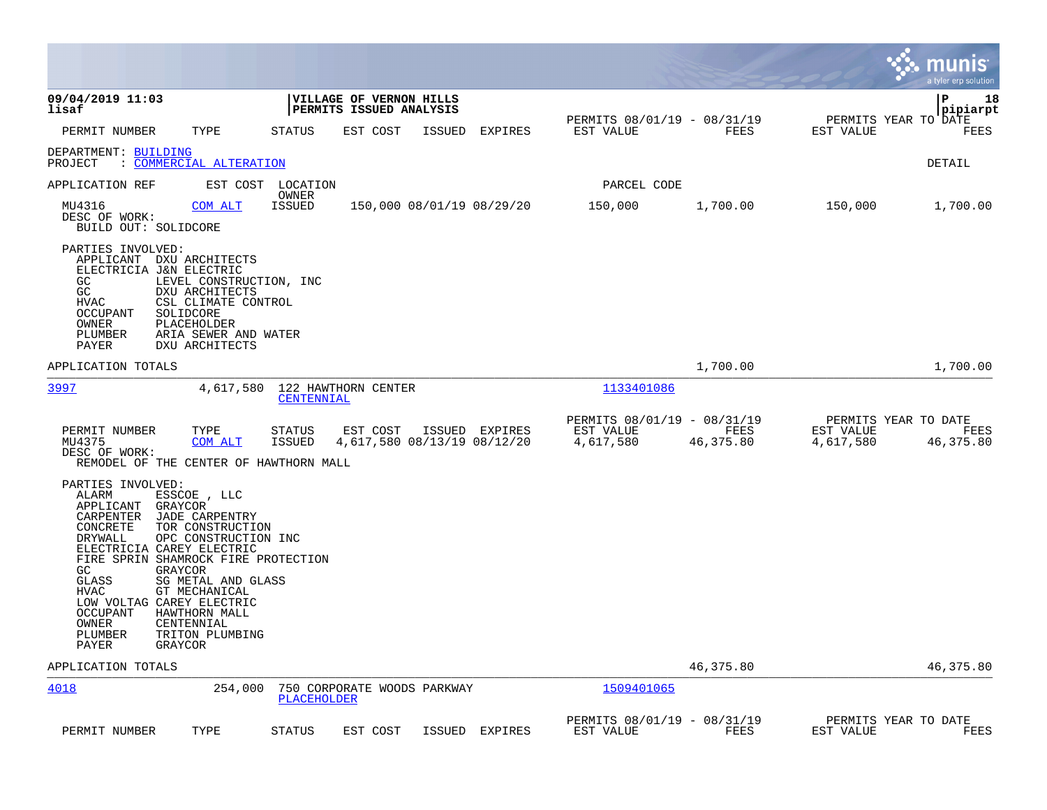**09/04/2019 11:03**
**lisaf**

**VILLAGE OF VERNON HILLS**
**PERMITS ISSUED ANALYSIS**

**pipiarpt**

| PERMIT NUMBER | TYPE | STATUS | EST COST | ISSUED | EXPIRES | PERMITS 08/01/19 - 08/31/19 EST VALUE | FEES | PERMITS YEAR TO DATE EST VALUE | FEES |
|---|---|---|---|---|---|---|---|---|---|

DEPARTMENT: BUILDING
PROJECT : COMMERCIAL ALTERATION

DETAIL

APPLICATION REF    EST COST    LOCATION / OWNER    PARCEL CODE

| PERMIT NUMBER | TYPE | STATUS | EST COST | ISSUED | EXPIRES | EST VALUE | FEES | EST VALUE | FEES |
|---|---|---|---|---|---|---|---|---|---|
| MU4316 | COM ALT | ISSUED | 150,000 | 08/01/19 | 08/29/20 | 150,000 | 1,700.00 | 150,000 | 1,700.00 |

DESC OF WORK:
BUILD OUT: SOLIDCORE

PARTIES INVOLVED:
- APPLICANT DXU ARCHITECTS
- ELECTRICIA J&N ELECTRIC
- GC LEVEL CONSTRUCTION, INC
- GC DXU ARCHITECTS
- HVAC CSL CLIMATE CONTROL
- OCCUPANT SOLIDCORE
- OWNER PLACEHOLDER
- PLUMBER ARIA SEWER AND WATER
- PAYER DXU ARCHITECTS

APPLICATION TOTALS    1,700.00    1,700.00

---

3997    4,617,580    122 HAWTHORN CENTER    CENTENNIAL    1133401086

| PERMIT NUMBER | TYPE | STATUS | EST COST | ISSUED | EXPIRES | PERMITS 08/01/19 - 08/31/19 EST VALUE | FEES | PERMITS YEAR TO DATE EST VALUE | FEES |
|---|---|---|---|---|---|---|---|---|---|
| MU4375 | COM ALT | ISSUED | 4,617,580 | 08/13/19 | 08/12/20 | 4,617,580 | 46,375.80 | 4,617,580 | 46,375.80 |

DESC OF WORK:
REMODEL OF THE CENTER OF HAWTHORN MALL

PARTIES INVOLVED:
- ALARM ESSCOE , LLC
- APPLICANT GRAYCOR
- CARPENTER JADE CARPENTRY
- CONCRETE TOR CONSTRUCTION
- DRYWALL OPC CONSTRUCTION INC
- ELECTRICIA CAREY ELECTRIC
- FIRE SPRIN SHAMROCK FIRE PROTECTION
- GC GRAYCOR
- GLASS SG METAL AND GLASS
- HVAC GT MECHANICAL
- LOW VOLTAG CAREY ELECTRIC
- OCCUPANT HAWTHORN MALL
- OWNER CENTENNIAL
- PLUMBER TRITON PLUMBING
- PAYER GRAYCOR

APPLICATION TOTALS    46,375.80    46,375.80

---

4018    254,000    750 CORPORATE WOODS PARKWAY    PLACEHOLDER    1509401065

| PERMIT NUMBER | TYPE | STATUS | EST COST | ISSUED | EXPIRES | PERMITS 08/01/19 - 08/31/19 EST VALUE | FEES | PERMITS YEAR TO DATE EST VALUE | FEES |
|---|---|---|---|---|---|---|---|---|---|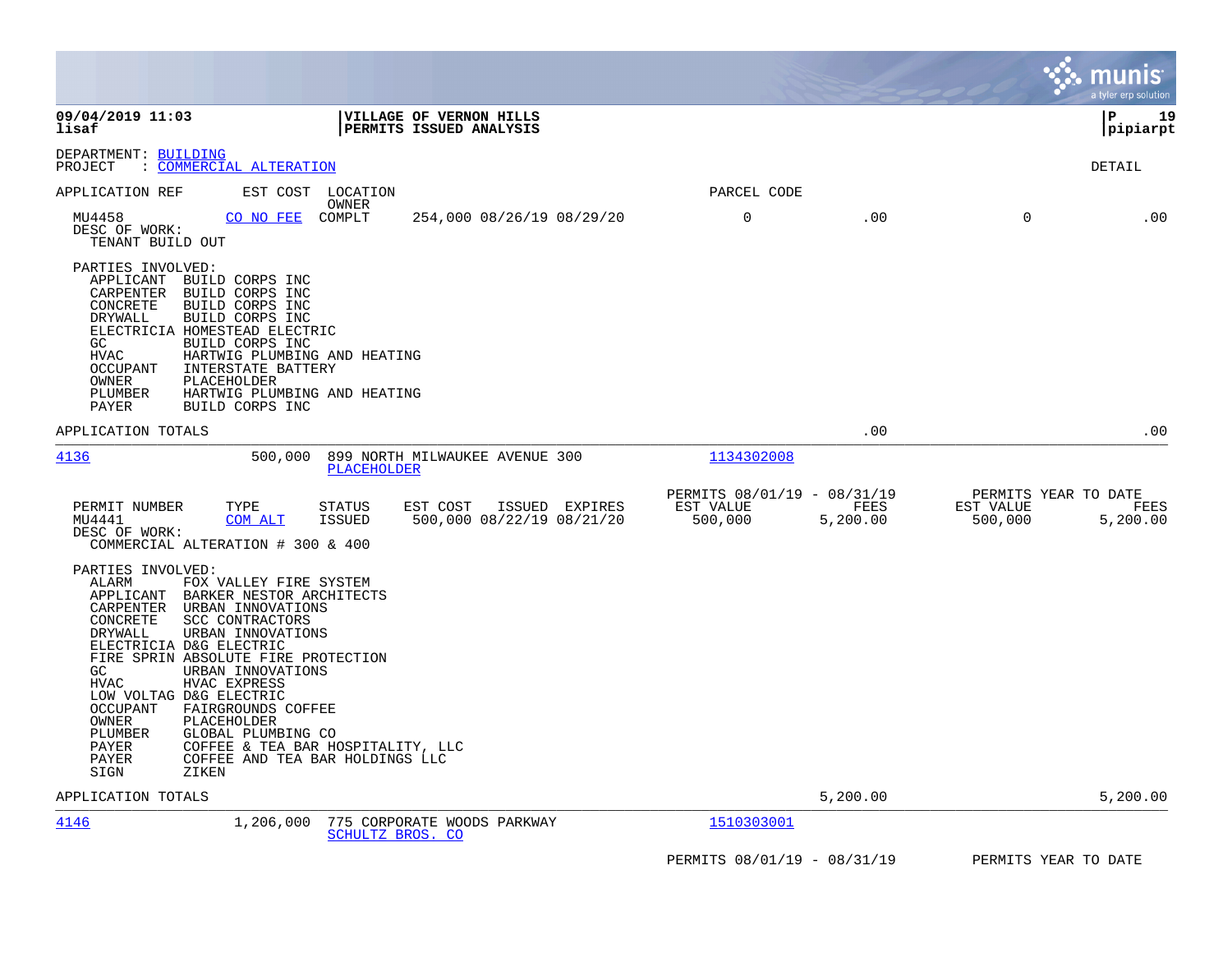**09/04/2019 11:03** | **VILLAGE OF VERNON HILLS** | **P 19**
**lisaf** | **PERMITS ISSUED ANALYSIS** | **pipiarpt**

DEPARTMENT: BUILDING
PROJECT : COMMERCIAL ALTERATION

DETAIL

| APPLICATION REF | EST COST | LOCATION / OWNER | | PARCEL CODE | | | |
|---|---|---|---|---|---|---|---|
| MU4458 | CO NO FEE | COMPLT | 254,000 08/26/19 08/29/20 | 0 | .00 | 0 | .00 |

DESC OF WORK:
TENANT BUILD OUT

PARTIES INVOLVED:

| | |
|---|---|
| APPLICANT | BUILD CORPS INC |
| CARPENTER | BUILD CORPS INC |
| CONCRETE | BUILD CORPS INC |
| DRYWALL | BUILD CORPS INC |
| ELECTRICIA | HOMESTEAD ELECTRIC |
| GC | BUILD CORPS INC |
| HVAC | HARTWIG PLUMBING AND HEATING |
| OCCUPANT | INTERSTATE BATTERY |
| OWNER | PLACEHOLDER |
| PLUMBER | HARTWIG PLUMBING AND HEATING |
| PAYER | BUILD CORPS INC |

APPLICATION TOTALS .00 .00

---

4136 | 500,000 | 899 NORTH MILWAUKEE AVENUE 300 | PLACEHOLDER | 1134302008

| PERMIT NUMBER | TYPE | STATUS | EST COST | ISSUED | EXPIRES | PERMITS 08/01/19 - 08/31/19 EST VALUE | FEES | PERMITS YEAR TO DATE EST VALUE | FEES |
|---|---|---|---|---|---|---|---|---|---|
| MU4441 | COM ALT | ISSUED | 500,000 | 08/22/19 | 08/21/20 | 500,000 | 5,200.00 | 500,000 | 5,200.00 |

DESC OF WORK:
COMMERCIAL ALTERATION # 300 & 400

PARTIES INVOLVED:

| | |
|---|---|
| ALARM | FOX VALLEY FIRE SYSTEM |
| APPLICANT | BARKER NESTOR ARCHITECTS |
| CARPENTER | URBAN INNOVATIONS |
| CONCRETE | SCC CONTRACTORS |
| DRYWALL | URBAN INNOVATIONS |
| ELECTRICIA | D&G ELECTRIC |
| FIRE SPRIN | ABSOLUTE FIRE PROTECTION |
| GC | URBAN INNOVATIONS |
| HVAC | HVAC EXPRESS |
| LOW VOLTAG | D&G ELECTRIC |
| OCCUPANT | FAIRGROUNDS COFFEE |
| OWNER | PLACEHOLDER |
| PLUMBER | GLOBAL PLUMBING CO |
| PAYER | COFFEE & TEA BAR HOSPITALITY, LLC |
| PAYER | COFFEE AND TEA BAR HOLDINGS LLC |
| SIGN | ZIKEN |

APPLICATION TOTALS 5,200.00 5,200.00

---

4146 | 1,206,000 | 775 CORPORATE WOODS PARKWAY | SCHULTZ BROS. CO | 1510303001

PERMITS 08/01/19 - 08/31/19 PERMITS YEAR TO DATE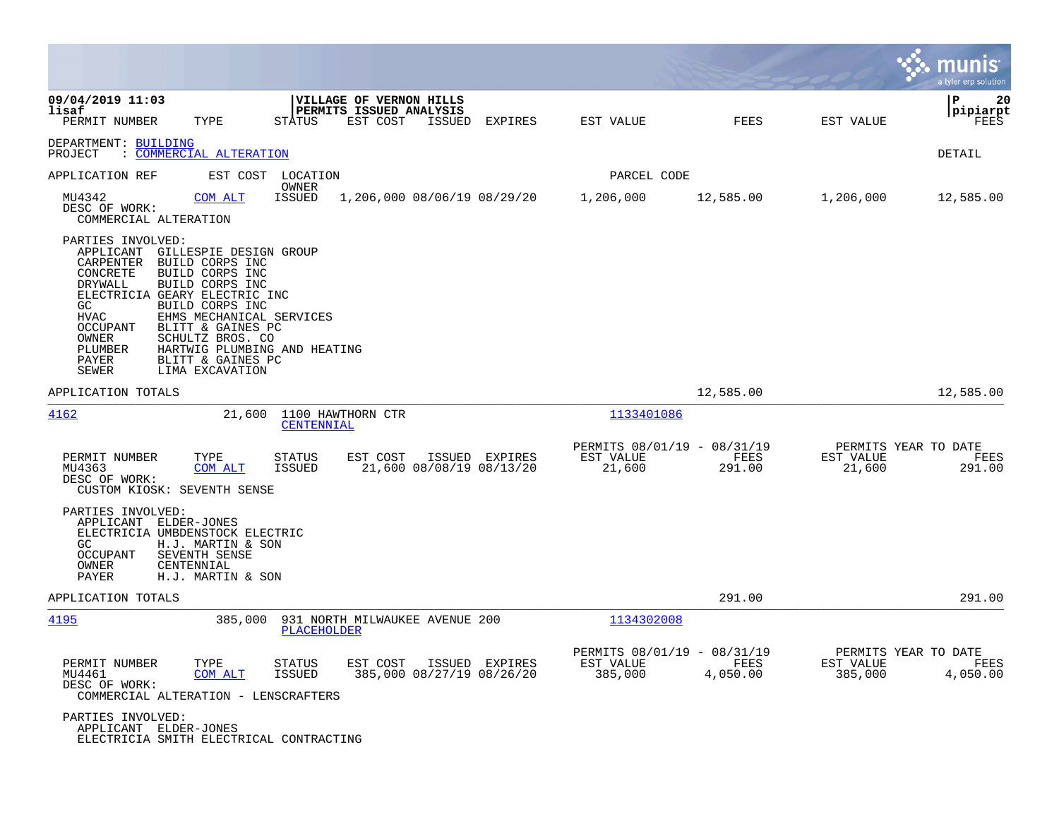**VILLAGE OF VERNON HILLS**
**PERMITS ISSUED ANALYSIS**

09/04/2019 11:03
lisaf

| PERMIT NUMBER | TYPE | STATUS | EST COST | ISSUED | EXPIRES | EST VALUE | FEES | EST VALUE | FEES |
|---|---|---|---|---|---|---|---|---|---|

DEPARTMENT: BUILDING
PROJECT : COMMERCIAL ALTERATION

DETAIL

| APPLICATION REF | EST COST | LOCATION / OWNER | | | | PARCEL CODE | | | |
|---|---|---|---|---|---|---|---|---|---|
| MU4342 | COM ALT | ISSUED | 1,206,000 | 08/06/19 | 08/29/20 | 1,206,000 | 12,585.00 | 1,206,000 | 12,585.00 |

DESC OF WORK:
COMMERCIAL ALTERATION

PARTIES INVOLVED:
- APPLICANT GILLESPIE DESIGN GROUP
- CARPENTER BUILD CORPS INC
- CONCRETE BUILD CORPS INC
- DRYWALL BUILD CORPS INC
- ELECTRICIA GEARY ELECTRIC INC
- GC BUILD CORPS INC
- HVAC EHMS MECHANICAL SERVICES
- OCCUPANT BLITT & GAINES PC
- OWNER SCHULTZ BROS. CO
- PLUMBER HARTWIG PLUMBING AND HEATING
- PAYER BLITT & GAINES PC
- SEWER LIMA EXCAVATION

APPLICATION TOTALS 12,585.00 12,585.00

---

**4162** 21,600 1100 HAWTHORN CTR — CENTENNIAL — Parcel 1133401086

| PERMIT NUMBER | TYPE | STATUS | EST COST | ISSUED | EXPIRES | PERMITS 08/01/19 - 08/31/19 EST VALUE | FEES | PERMITS YEAR TO DATE EST VALUE | FEES |
|---|---|---|---|---|---|---|---|---|---|
| MU4363 | COM ALT | ISSUED | 21,600 | 08/08/19 | 08/13/20 | 21,600 | 291.00 | 21,600 | 291.00 |

DESC OF WORK:
CUSTOM KIOSK: SEVENTH SENSE

PARTIES INVOLVED:
- APPLICANT ELDER-JONES
- ELECTRICIA UMBDENSTOCK ELECTRIC
- GC H.J. MARTIN & SON
- OCCUPANT SEVENTH SENSE
- OWNER CENTENNIAL
- PAYER H.J. MARTIN & SON

APPLICATION TOTALS 291.00 291.00

---

**4195** 385,000 931 NORTH MILWAUKEE AVENUE 200 — PLACEHOLDER — Parcel 1134302008

| PERMIT NUMBER | TYPE | STATUS | EST COST | ISSUED | EXPIRES | PERMITS 08/01/19 - 08/31/19 EST VALUE | FEES | PERMITS YEAR TO DATE EST VALUE | FEES |
|---|---|---|---|---|---|---|---|---|---|
| MU4461 | COM ALT | ISSUED | 385,000 | 08/27/19 | 08/26/20 | 385,000 | 4,050.00 | 385,000 | 4,050.00 |

DESC OF WORK:
COMMERCIAL ALTERATION - LENSCRAFTERS

PARTIES INVOLVED:
- APPLICANT ELDER-JONES
- ELECTRICIA SMITH ELECTRICAL CONTRACTING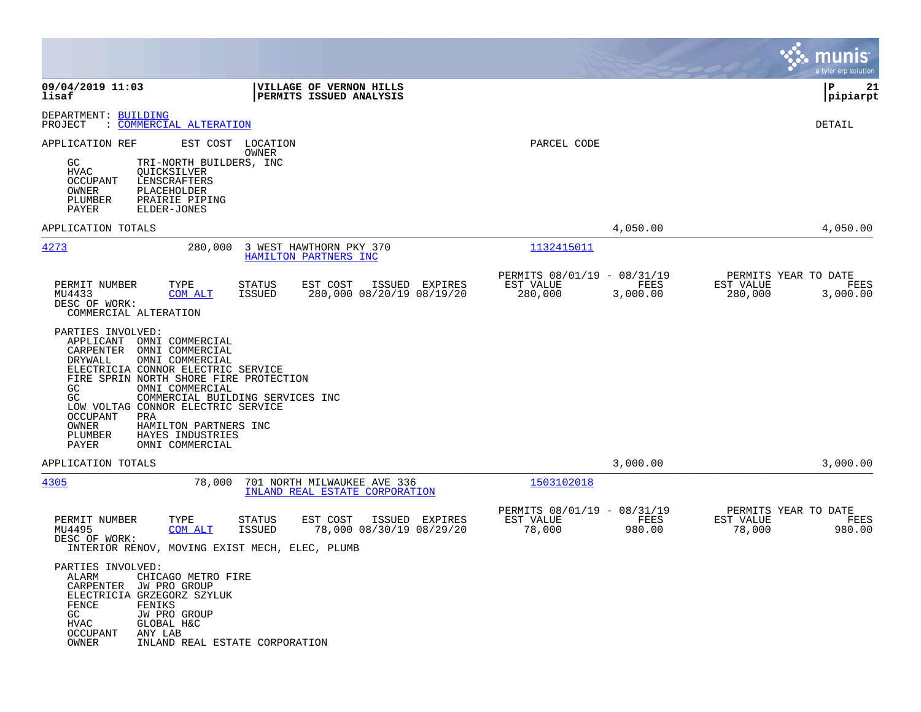**VILLAGE OF VERNON HILLS**
**PERMITS ISSUED ANALYSIS**

DEPARTMENT: BUILDING
PROJECT : COMMERCIAL ALTERATION

DETAIL

APPLICATION REF | EST COST | LOCATION / OWNER | PARCEL CODE

| Role | Name |
|---|---|
| GC | TRI-NORTH BUILDERS, INC |
| HVAC | QUICKSILVER |
| OCCUPANT | LENSCRAFTERS |
| OWNER | PLACEHOLDER |
| PLUMBER | PRAIRIE PIPING |
| PAYER | ELDER-JONES |

APPLICATION TOTALS — 4,050.00 — 4,050.00

---

**4273** — 280,000 — 3 WEST HAWTHORN PKY 370 — HAMILTON PARTNERS INC — Parcel 1132415011

| PERMIT NUMBER | TYPE | STATUS | EST COST | ISSUED | EXPIRES | PERMITS 08/01/19 - 08/31/19 EST VALUE | FEES | PERMITS YEAR TO DATE EST VALUE | FEES |
|---|---|---|---|---|---|---|---|---|---|
| MU4433 | COM ALT | ISSUED | 280,000 | 08/20/19 | 08/19/20 | 280,000 | 3,000.00 | 280,000 | 3,000.00 |

DESC OF WORK:
COMMERCIAL ALTERATION

PARTIES INVOLVED:

| Role | Name |
|---|---|
| APPLICANT | OMNI COMMERCIAL |
| CARPENTER | OMNI COMMERCIAL |
| DRYWALL | OMNI COMMERCIAL |
| ELECTRICIA | CONNOR ELECTRIC SERVICE |
| FIRE SPRIN | NORTH SHORE FIRE PROTECTION |
| GC | OMNI COMMERCIAL |
| GC | COMMERCIAL BUILDING SERVICES INC |
| LOW VOLTAG | CONNOR ELECTRIC SERVICE |
| OCCUPANT | PRA |
| OWNER | HAMILTON PARTNERS INC |
| PLUMBER | HAYES INDUSTRIES |
| PAYER | OMNI COMMERCIAL |

APPLICATION TOTALS — 3,000.00 — 3,000.00

---

**4305** — 78,000 — 701 NORTH MILWAUKEE AVE 336 — INLAND REAL ESTATE CORPORATION — Parcel 1503102018

| PERMIT NUMBER | TYPE | STATUS | EST COST | ISSUED | EXPIRES | PERMITS 08/01/19 - 08/31/19 EST VALUE | FEES | PERMITS YEAR TO DATE EST VALUE | FEES |
|---|---|---|---|---|---|---|---|---|---|
| MU4495 | COM ALT | ISSUED | 78,000 | 08/30/19 | 08/29/20 | 78,000 | 980.00 | 78,000 | 980.00 |

DESC OF WORK:
INTERIOR RENOV, MOVING EXIST MECH, ELEC, PLUMB

PARTIES INVOLVED:

| Role | Name |
|---|---|
| ALARM | CHICAGO METRO FIRE |
| CARPENTER | JW PRO GROUP |
| ELECTRICIA | GRZEGORZ SZYLUK |
| FENCE | FENIKS |
| GC | JW PRO GROUP |
| HVAC | GLOBAL H&C |
| OCCUPANT | ANY LAB |
| OWNER | INLAND REAL ESTATE CORPORATION |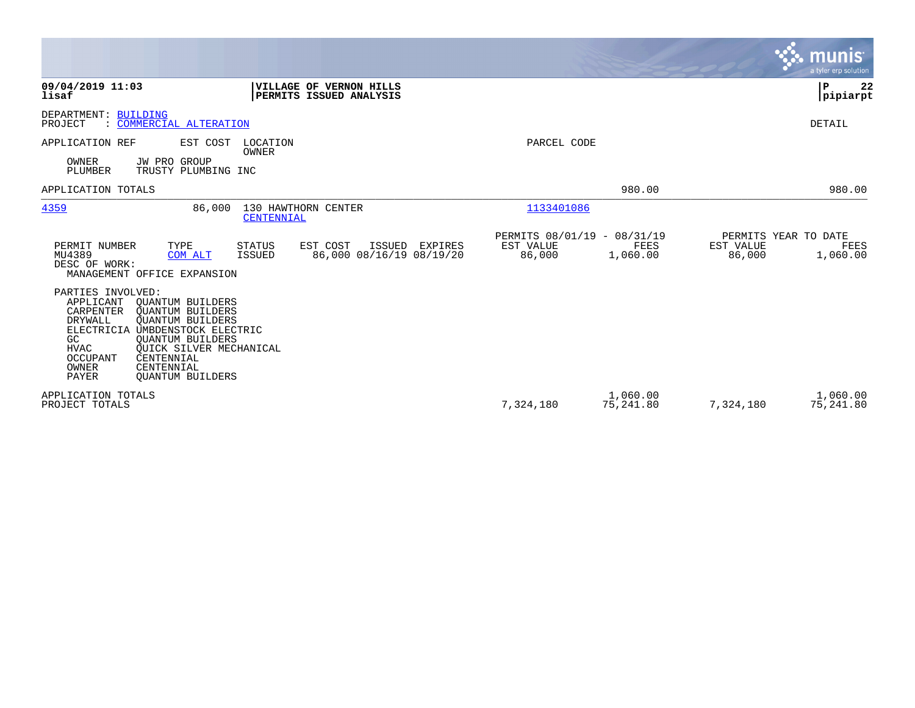**09/04/2019 11:03**
**lisaf**

**VILLAGE OF VERNON HILLS**
**PERMITS ISSUED ANALYSIS**

DEPARTMENT: BUILDING
PROJECT : COMMERCIAL ALTERATION

DETAIL

| APPLICATION REF | EST COST | LOCATION / OWNER | PARCEL CODE | | | |
|---|---|---|---|---|---|---|
| OWNER | JW PRO GROUP | | | | | |
| PLUMBER | TRUSTY PLUMBING INC | | | | | |
| APPLICATION TOTALS | | | | 980.00 | | 980.00 |
| 4359 | 86,000 | 130 HAWTHORN CENTER / CENTENNIAL | 1133401086 | | | |

| PERMIT NUMBER | TYPE | STATUS | EST COST | ISSUED | EXPIRES | PERMITS 08/01/19 - 08/31/19 EST VALUE | FEES | PERMITS YEAR TO DATE EST VALUE | FEES |
|---|---|---|---|---|---|---|---|---|---|
| MU4389 | COM ALT | ISSUED | 86,000 | 08/16/19 | 08/19/20 | 86,000 | 1,060.00 | 86,000 | 1,060.00 |

DESC OF WORK:
MANAGEMENT OFFICE EXPANSION

PARTIES INVOLVED:

| Role | Name |
|---|---|
| APPLICANT | QUANTUM BUILDERS |
| CARPENTER | QUANTUM BUILDERS |
| DRYWALL | QUANTUM BUILDERS |
| ELECTRICIA | UMBDENSTOCK ELECTRIC |
| GC | QUANTUM BUILDERS |
| HVAC | QUICK SILVER MECHANICAL |
| OCCUPANT | CENTENNIAL |
| OWNER | CENTENNIAL |
| PAYER | QUANTUM BUILDERS |

| | EST VALUE | FEES | EST VALUE | FEES |
|---|---|---|---|---|
| APPLICATION TOTALS | | 1,060.00 | | 1,060.00 |
| PROJECT TOTALS | 7,324,180 | 75,241.80 | 7,324,180 | 75,241.80 |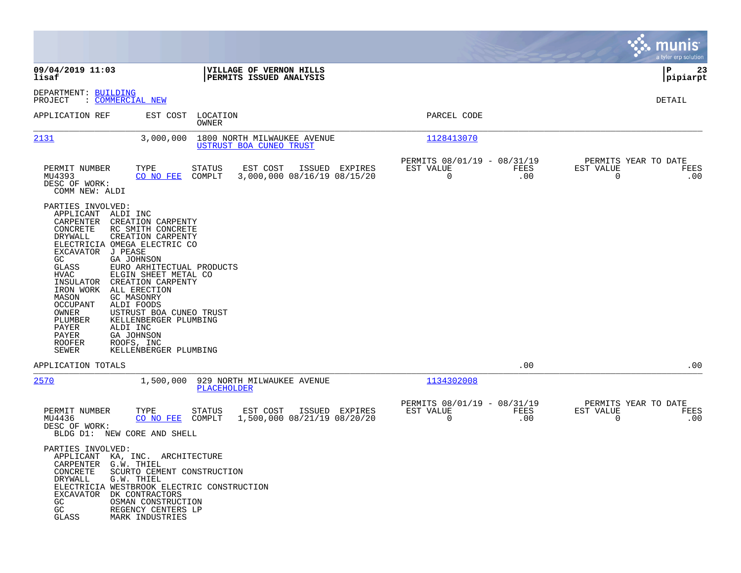**09/04/2019 11:03** | **VILLAGE OF VERNON HILLS**
**lisaf** | **PERMITS ISSUED ANALYSIS**

DEPARTMENT: BUILDING
PROJECT : COMMERCIAL NEW

DETAIL

| APPLICATION REF | EST COST | LOCATION / OWNER | PARCEL CODE |
|---|---|---|---|
| 2131 | 3,000,000 | 1800 NORTH MILWAUKEE AVENUE / USTRUST BOA CUNEO TRUST | 1128413070 |

| PERMIT NUMBER | TYPE | STATUS | EST COST | ISSUED | EXPIRES | PERMITS 08/01/19 - 08/31/19 EST VALUE | FEES | PERMITS YEAR TO DATE EST VALUE | FEES |
|---|---|---|---|---|---|---|---|---|---|
| MU4393 | CO NO FEE | COMPLT | 3,000,000 | 08/16/19 | 08/15/20 | 0 | .00 | 0 | .00 |

DESC OF WORK:
COMM NEW: ALDI

PARTIES INVOLVED:

| | |
|---|---|
| APPLICANT | ALDI INC |
| CARPENTER | CREATION CARPENTY |
| CONCRETE | RC SMITH CONCRETE |
| DRYWALL | CREATION CARPENTY |
| ELECTRICIA | OMEGA ELECTRIC CO |
| EXCAVATOR | J PEASE |
| GC | GA JOHNSON |
| GLASS | EURO ARHITECTUAL PRODUCTS |
| HVAC | ELGIN SHEET METAL CO |
| INSULATOR | CREATION CARPENTY |
| IRON WORK | ALL ERECTION |
| MASON | GC MASONRY |
| OCCUPANT | ALDI FOODS |
| OWNER | USTRUST BOA CUNEO TRUST |
| PLUMBER | KELLENBERGER PLUMBING |
| PAYER | ALDI INC |
| PAYER | GA JOHNSON |
| ROOFER | ROOFS, INC |
| SEWER | KELLENBERGER PLUMBING |

APPLICATION TOTALS .00 .00

| APPLICATION REF | EST COST | LOCATION / OWNER | PARCEL CODE |
|---|---|---|---|
| 2570 | 1,500,000 | 929 NORTH MILWAUKEE AVENUE / PLACEHOLDER | 1134302008 |

| PERMIT NUMBER | TYPE | STATUS | EST COST | ISSUED | EXPIRES | PERMITS 08/01/19 - 08/31/19 EST VALUE | FEES | PERMITS YEAR TO DATE EST VALUE | FEES |
|---|---|---|---|---|---|---|---|---|---|
| MU4436 | CO NO FEE | COMPLT | 1,500,000 | 08/21/19 | 08/20/20 | 0 | .00 | 0 | .00 |

DESC OF WORK:
BLDG D1: NEW CORE AND SHELL

PARTIES INVOLVED:

| | |
|---|---|
| APPLICANT | KA, INC. ARCHITECTURE |
| CARPENTER | G.W. THIEL |
| CONCRETE | SCURTO CEMENT CONSTRUCTION |
| DRYWALL | G.W. THIEL |
| ELECTRICIA | WESTBROOK ELECTRIC CONSTRUCTION |
| EXCAVATOR | DK CONTRACTORS |
| GC | OSMAN CONSTRUCTION |
| GC | REGENCY CENTERS LP |
| GLASS | MARK INDUSTRIES |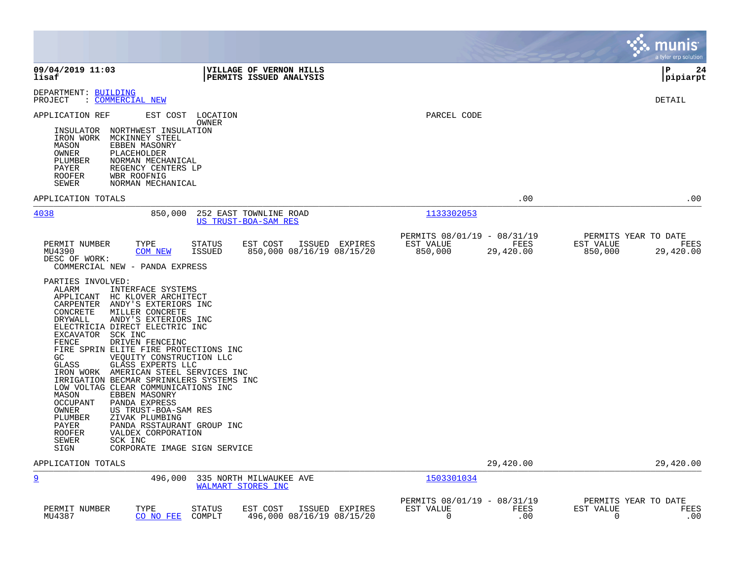**09/04/2019 11:03** | **VILLAGE OF VERNON HILLS** | **P 24**
**lisaf** | **PERMITS ISSUED ANALYSIS** | **pipiarpt**

DEPARTMENT: BUILDING
PROJECT : COMMERCIAL NEW

DETAIL

APPLICATION REF | EST COST | LOCATION / OWNER | PARCEL CODE

INSULATOR NORTHWEST INSULATION
IRON WORK MCKINNEY STEEL
MASON EBBEN MASONRY
OWNER PLACEHOLDER
PLUMBER NORMAN MECHANICAL
PAYER REGENCY CENTERS LP
ROOFER WBR ROOFNIG
SEWER NORMAN MECHANICAL

APPLICATION TOTALS .00 .00

---

**4038** 850,000 252 EAST TOWNLINE ROAD — US TRUST-BOA-SAM RES — 1133302053

| PERMIT NUMBER | TYPE | STATUS | EST COST | ISSUED | EXPIRES | PERMITS 08/01/19 - 08/31/19 EST VALUE | FEES | PERMITS YEAR TO DATE EST VALUE | FEES |
|---|---|---|---|---|---|---|---|---|---|
| MU4390 | COM NEW | ISSUED | 850,000 | 08/16/19 | 08/15/20 | 850,000 | 29,420.00 | 850,000 | 29,420.00 |

DESC OF WORK:
COMMERCIAL NEW - PANDA EXPRESS

PARTIES INVOLVED:
ALARM INTERFACE SYSTEMS
APPLICANT HC KLOVER ARCHITECT
CARPENTER ANDY'S EXTERIORS INC
CONCRETE MILLER CONCRETE
DRYWALL ANDY'S EXTERIORS INC
ELECTRICIA DIRECT ELECTRIC INC
EXCAVATOR SCK INC
FENCE DRIVEN FENCEINC
FIRE SPRIN ELITE FIRE PROTECTIONS INC
GC VEQUITY CONSTRUCTION LLC
GLASS GLASS EXPERTS LLC
IRON WORK AMERICAN STEEL SERVICES INC
IRRIGATION BECMAR SPRINKLERS SYSTEMS INC
LOW VOLTAG CLEAR COMMUNICATIONS INC
MASON EBBEN MASONRY
OCCUPANT PANDA EXPRESS
OWNER US TRUST-BOA-SAM RES
PLUMBER ZIVAK PLUMBING
PAYER PANDA RSSTAURANT GROUP INC
ROOFER VALDEX CORPORATION
SEWER SCK INC
SIGN CORPORATE IMAGE SIGN SERVICE

APPLICATION TOTALS 29,420.00 29,420.00

---

**9** 496,000 335 NORTH MILWAUKEE AVE — WALMART STORES INC — 1503301034

| PERMIT NUMBER | TYPE | STATUS | EST COST | ISSUED | EXPIRES | PERMITS 08/01/19 - 08/31/19 EST VALUE | FEES | PERMITS YEAR TO DATE EST VALUE | FEES |
|---|---|---|---|---|---|---|---|---|---|
| MU4387 | CO NO FEE | COMPLT | 496,000 | 08/16/19 | 08/15/20 | 0 | .00 | 0 | .00 |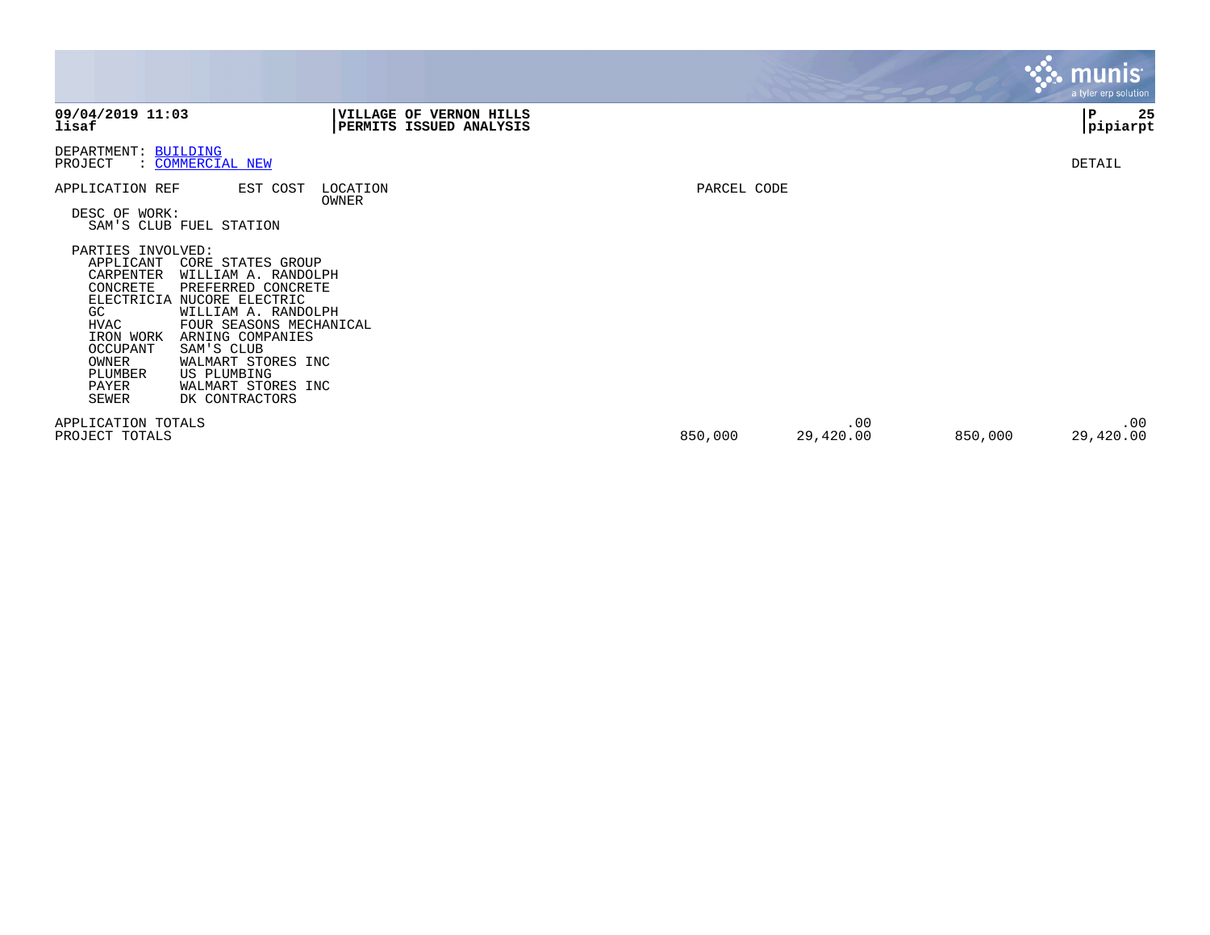**VILLAGE OF VERNON HILLS**
**PERMITS ISSUED ANALYSIS**

**09/04/2019 11:03**
**lisaf**

**P 25**
**pipiarpt**

DEPARTMENT: BUILDING
PROJECT : COMMERCIAL NEW

DETAIL

APPLICATION REF EST COST LOCATION OWNER PARCEL CODE

DESC OF WORK:
SAM'S CLUB FUEL STATION

PARTIES INVOLVED:

| Role | Party |
|---|---|
| APPLICANT | CORE STATES GROUP |
| CARPENTER | WILLIAM A. RANDOLPH |
| CONCRETE | PREFERRED CONCRETE |
| ELECTRICIA | NUCORE ELECTRIC |
| GC | WILLIAM A. RANDOLPH |
| HVAC | FOUR SEASONS MECHANICAL |
| IRON WORK | ARNING COMPANIES |
| OCCUPANT | SAM'S CLUB |
| OWNER | WALMART STORES INC |
| PLUMBER | US PLUMBING |
| PAYER | WALMART STORES INC |
| SEWER | DK CONTRACTORS |

| | | | | |
|---|---|---|---|---|
| APPLICATION TOTALS | | .00 | | .00 |
| PROJECT TOTALS | 850,000 | 29,420.00 | 850,000 | 29,420.00 |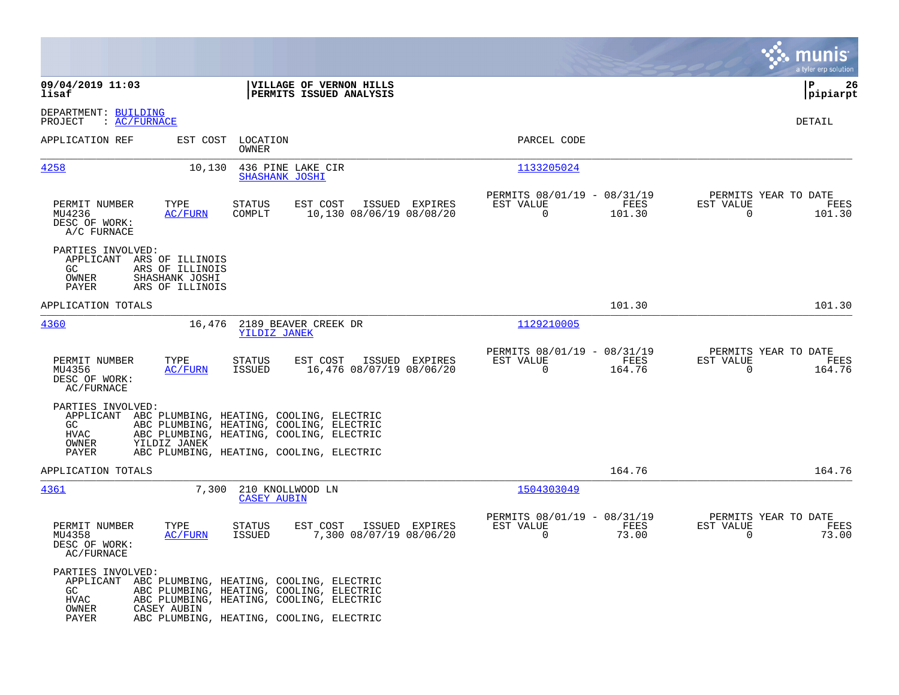**09/04/2019 11:03**
**lisaf**

**VILLAGE OF VERNON HILLS**
**PERMITS ISSUED ANALYSIS**

**P 26**
**pipiarpt**

DEPARTMENT: BUILDING
PROJECT : AC/FURNACE

DETAIL

| APPLICATION REF | EST COST | LOCATION / OWNER | PARCEL CODE |
|---|---|---|---|
| 4258 | 10,130 | 436 PINE LAKE CIR / SHASHANK JOSHI | 1133205024 |

| PERMIT NUMBER | TYPE | STATUS | EST COST | ISSUED | EXPIRES | PERMITS 08/01/19 - 08/31/19 EST VALUE | FEES | PERMITS YEAR TO DATE EST VALUE | FEES |
|---|---|---|---|---|---|---|---|---|---|
| MU4236 | AC/FURN | COMPLT | 10,130 | 08/06/19 | 08/08/20 | 0 | 101.30 | 0 | 101.30 |

DESC OF WORK:
A/C FURNACE

PARTIES INVOLVED:
- APPLICANT ARS OF ILLINOIS
- GC ARS OF ILLINOIS
- OWNER SHASHANK JOSHI
- PAYER ARS OF ILLINOIS

APPLICATION TOTALS 101.30 101.30

| APPLICATION REF | EST COST | LOCATION / OWNER | PARCEL CODE |
|---|---|---|---|
| 4360 | 16,476 | 2189 BEAVER CREEK DR / YILDIZ JANEK | 1129210005 |

| PERMIT NUMBER | TYPE | STATUS | EST COST | ISSUED | EXPIRES | PERMITS 08/01/19 - 08/31/19 EST VALUE | FEES | PERMITS YEAR TO DATE EST VALUE | FEES |
|---|---|---|---|---|---|---|---|---|---|
| MU4356 | AC/FURN | ISSUED | 16,476 | 08/07/19 | 08/06/20 | 0 | 164.76 | 0 | 164.76 |

DESC OF WORK:
AC/FURNACE

PARTIES INVOLVED:
- APPLICANT ABC PLUMBING, HEATING, COOLING, ELECTRIC
- GC ABC PLUMBING, HEATING, COOLING, ELECTRIC
- HVAC ABC PLUMBING, HEATING, COOLING, ELECTRIC
- OWNER YILDIZ JANEK
- PAYER ABC PLUMBING, HEATING, COOLING, ELECTRIC

APPLICATION TOTALS 164.76 164.76

| APPLICATION REF | EST COST | LOCATION / OWNER | PARCEL CODE |
|---|---|---|---|
| 4361 | 7,300 | 210 KNOLLWOOD LN / CASEY AUBIN | 1504303049 |

| PERMIT NUMBER | TYPE | STATUS | EST COST | ISSUED | EXPIRES | PERMITS 08/01/19 - 08/31/19 EST VALUE | FEES | PERMITS YEAR TO DATE EST VALUE | FEES |
|---|---|---|---|---|---|---|---|---|---|
| MU4358 | AC/FURN | ISSUED | 7,300 | 08/07/19 | 08/06/20 | 0 | 73.00 | 0 | 73.00 |

DESC OF WORK:
AC/FURNACE

PARTIES INVOLVED:
- APPLICANT ABC PLUMBING, HEATING, COOLING, ELECTRIC
- GC ABC PLUMBING, HEATING, COOLING, ELECTRIC
- HVAC ABC PLUMBING, HEATING, COOLING, ELECTRIC
- OWNER CASEY AUBIN
- PAYER ABC PLUMBING, HEATING, COOLING, ELECTRIC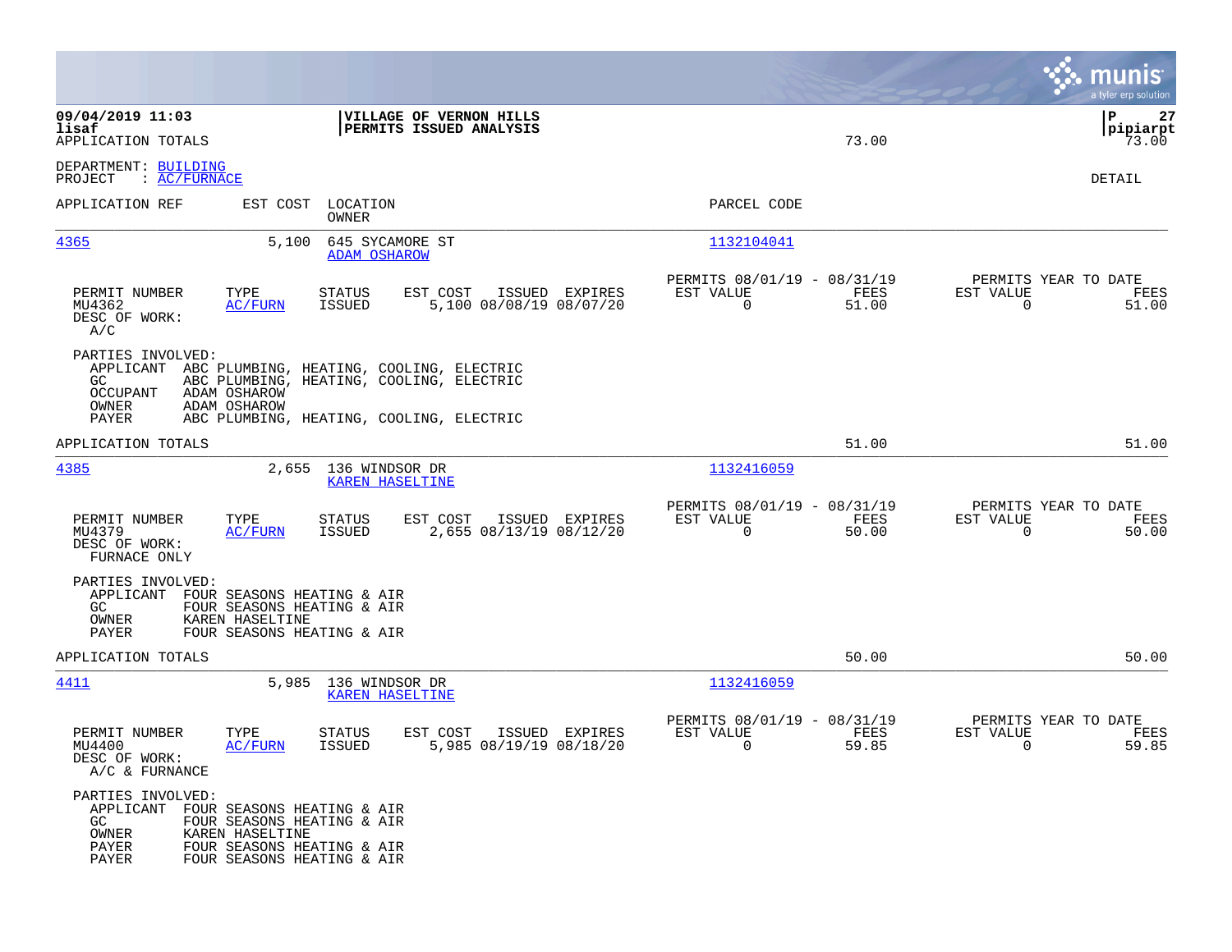**09/04/2019 11:03** | **VILLAGE OF VERNON HILLS** | **P 27**
**lisaf** | **PERMITS ISSUED ANALYSIS** | **pipiarpt**

APPLICATION TOTALS 73.00 73.00

DEPARTMENT: BUILDING
PROJECT : AC/FURNACE

DETAIL

| APPLICATION REF | EST COST | LOCATION / OWNER | PARCEL CODE |
|---|---|---|---|
| 4365 | 5,100 | 645 SYCAMORE ST / ADAM OSHAROW | 1132104041 |

| PERMIT NUMBER | TYPE | STATUS | EST COST | ISSUED | EXPIRES | PERMITS 08/01/19 - 08/31/19 EST VALUE | FEES | PERMITS YEAR TO DATE EST VALUE | FEES |
|---|---|---|---|---|---|---|---|---|---|
| MU4362 | AC/FURN | ISSUED | 5,100 | 08/08/19 | 08/07/20 | 0 | 51.00 | 0 | 51.00 |

DESC OF WORK:
A/C

PARTIES INVOLVED:
- APPLICANT ABC PLUMBING, HEATING, COOLING, ELECTRIC
- GC ABC PLUMBING, HEATING, COOLING, ELECTRIC
- OCCUPANT ADAM OSHAROW
- OWNER ADAM OSHAROW
- PAYER ABC PLUMBING, HEATING, COOLING, ELECTRIC

APPLICATION TOTALS 51.00 51.00

| APPLICATION REF | EST COST | LOCATION / OWNER | PARCEL CODE |
|---|---|---|---|
| 4385 | 2,655 | 136 WINDSOR DR / KAREN HASELTINE | 1132416059 |

| PERMIT NUMBER | TYPE | STATUS | EST COST | ISSUED | EXPIRES | PERMITS 08/01/19 - 08/31/19 EST VALUE | FEES | PERMITS YEAR TO DATE EST VALUE | FEES |
|---|---|---|---|---|---|---|---|---|---|
| MU4379 | AC/FURN | ISSUED | 2,655 | 08/13/19 | 08/12/20 | 0 | 50.00 | 0 | 50.00 |

DESC OF WORK:
FURNACE ONLY

PARTIES INVOLVED:
- APPLICANT FOUR SEASONS HEATING & AIR
- GC FOUR SEASONS HEATING & AIR
- OWNER KAREN HASELTINE
- PAYER FOUR SEASONS HEATING & AIR

APPLICATION TOTALS 50.00 50.00

| APPLICATION REF | EST COST | LOCATION / OWNER | PARCEL CODE |
|---|---|---|---|
| 4411 | 5,985 | 136 WINDSOR DR / KAREN HASELTINE | 1132416059 |

| PERMIT NUMBER | TYPE | STATUS | EST COST | ISSUED | EXPIRES | PERMITS 08/01/19 - 08/31/19 EST VALUE | FEES | PERMITS YEAR TO DATE EST VALUE | FEES |
|---|---|---|---|---|---|---|---|---|---|
| MU4400 | AC/FURN | ISSUED | 5,985 | 08/19/19 | 08/18/20 | 0 | 59.85 | 0 | 59.85 |

DESC OF WORK:
A/C & FURNANCE

PARTIES INVOLVED:
- APPLICANT FOUR SEASONS HEATING & AIR
- GC FOUR SEASONS HEATING & AIR
- OWNER KAREN HASELTINE
- PAYER FOUR SEASONS HEATING & AIR
- PAYER FOUR SEASONS HEATING & AIR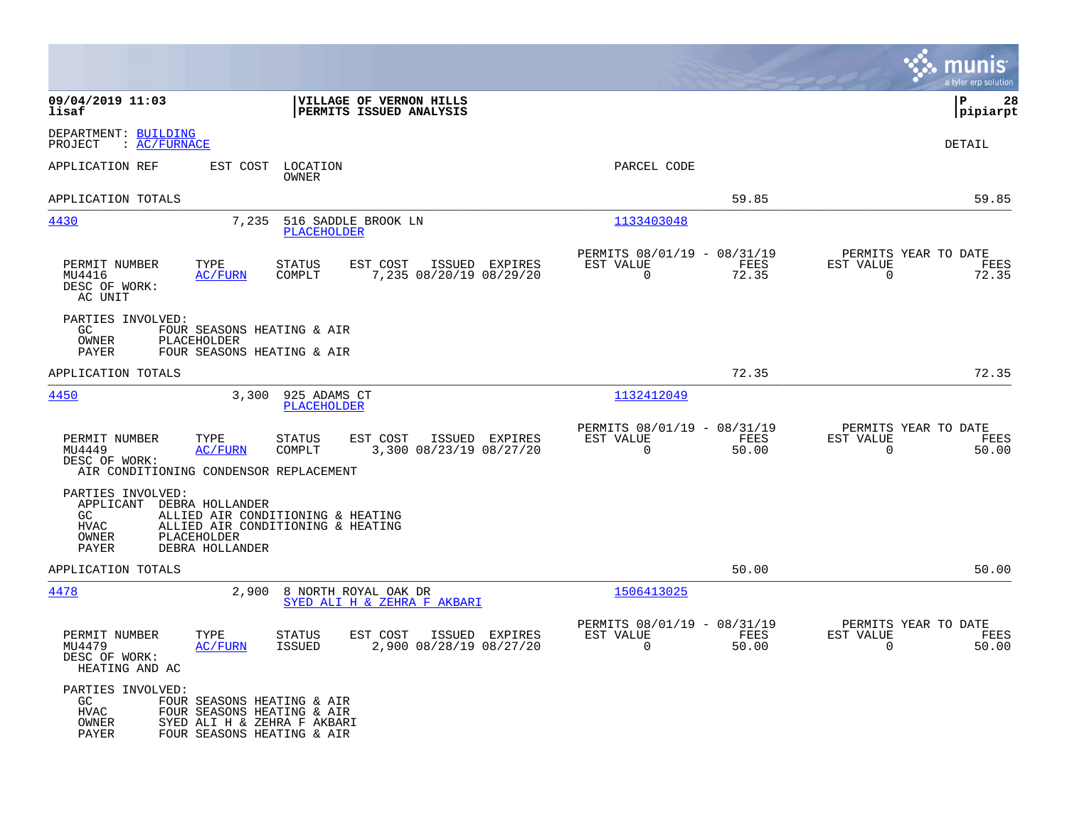**VILLAGE OF VERNON HILLS**
**PERMITS ISSUED ANALYSIS**

09/04/2019 11:03
lisaf

P 28
pipiarpt

DEPARTMENT: BUILDING
PROJECT : AC/FURNACE

DETAIL

| APPLICATION REF | EST COST | LOCATION / OWNER | PARCEL CODE | | |
|---|---|---|---|---|---|
| APPLICATION TOTALS | | | | 59.85 | 59.85 |
| 4430 | 7,235 | 516 SADDLE BROOK LN / PLACEHOLDER | 1133403048 | | |

| PERMIT NUMBER | TYPE | STATUS | EST COST | ISSUED | EXPIRES | PERMITS 08/01/19 - 08/31/19 EST VALUE | FEES | PERMITS YEAR TO DATE EST VALUE | FEES |
|---|---|---|---|---|---|---|---|---|---|
| MU4416 | AC/FURN | COMPLT | 7,235 | 08/20/19 | 08/29/20 | 0 | 72.35 | 0 | 72.35 |

DESC OF WORK:
AC UNIT

PARTIES INVOLVED:
GC FOUR SEASONS HEATING & AIR
OWNER PLACEHOLDER
PAYER FOUR SEASONS HEATING & AIR

| APPLICATION TOTALS | | | | 72.35 | 72.35 |
|---|---|---|---|---|---|
| 4450 | 3,300 | 925 ADAMS CT / PLACEHOLDER | 1132412049 | | |

| PERMIT NUMBER | TYPE | STATUS | EST COST | ISSUED | EXPIRES | PERMITS 08/01/19 - 08/31/19 EST VALUE | FEES | PERMITS YEAR TO DATE EST VALUE | FEES |
|---|---|---|---|---|---|---|---|---|---|
| MU4449 | AC/FURN | COMPLT | 3,300 | 08/23/19 | 08/27/20 | 0 | 50.00 | 0 | 50.00 |

DESC OF WORK:
AIR CONDITIONING CONDENSOR REPLACEMENT

PARTIES INVOLVED:
APPLICANT DEBRA HOLLANDER
GC ALLIED AIR CONDITIONING & HEATING
HVAC ALLIED AIR CONDITIONING & HEATING
OWNER PLACEHOLDER
PAYER DEBRA HOLLANDER

| APPLICATION TOTALS | | | | 50.00 | 50.00 |
|---|---|---|---|---|---|
| 4478 | 2,900 | 8 NORTH ROYAL OAK DR / SYED ALI H & ZEHRA F AKBARI | 1506413025 | | |

| PERMIT NUMBER | TYPE | STATUS | EST COST | ISSUED | EXPIRES | PERMITS 08/01/19 - 08/31/19 EST VALUE | FEES | PERMITS YEAR TO DATE EST VALUE | FEES |
|---|---|---|---|---|---|---|---|---|---|
| MU4479 | AC/FURN | ISSUED | 2,900 | 08/28/19 | 08/27/20 | 0 | 50.00 | 0 | 50.00 |

DESC OF WORK:
HEATING AND AC

PARTIES INVOLVED:
GC FOUR SEASONS HEATING & AIR
HVAC FOUR SEASONS HEATING & AIR
OWNER SYED ALI H & ZEHRA F AKBARI
PAYER FOUR SEASONS HEATING & AIR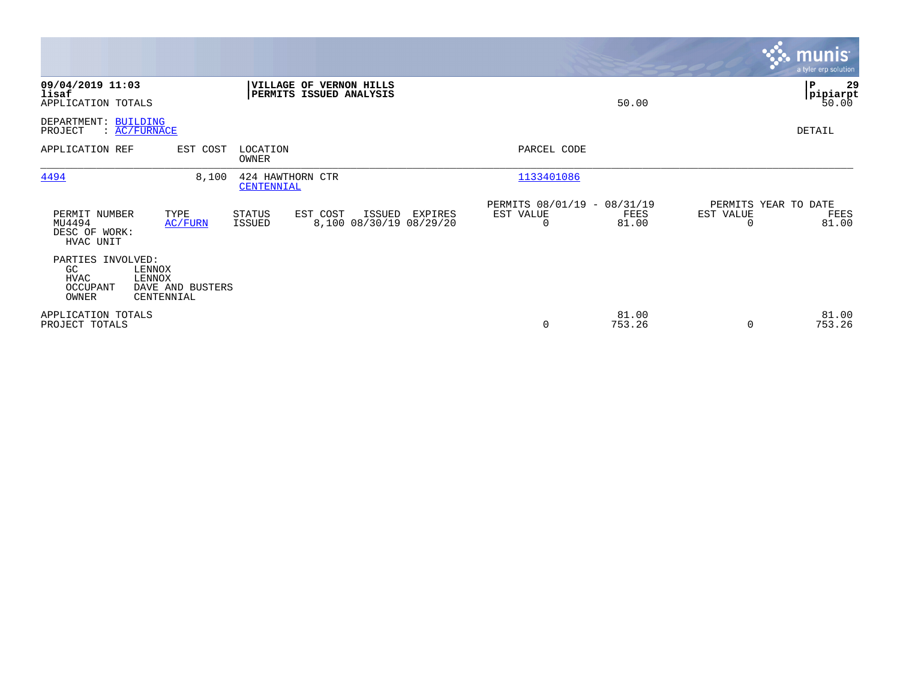09/04/2019 11:03 | **VILLAGE OF VERNON HILLS** | P 29
lisaf | **PERMITS ISSUED ANALYSIS** | pipiarpt
APPLICATION TOTALS 50.00 50.00

DEPARTMENT: BUILDING
PROJECT : AC/FURNACE

DETAIL

| APPLICATION REF | EST COST | LOCATION / OWNER | PARCEL CODE |
|---|---|---|---|
| 4494 | 8,100 | 424 HAWTHORN CTR / CENTENNIAL | 1133401086 |

| PERMIT NUMBER | TYPE | STATUS | EST COST | ISSUED | EXPIRES | PERMITS 08/01/19 - 08/31/19 EST VALUE | FEES | PERMITS YEAR TO DATE EST VALUE | FEES |
|---|---|---|---|---|---|---|---|---|---|
| MU4494 | AC/FURN | ISSUED | 8,100 | 08/30/19 | 08/29/20 | 0 | 81.00 | 0 | 81.00 |

DESC OF WORK:
HVAC UNIT

PARTIES INVOLVED:

| | |
|---|---|
| GC | LENNOX |
| HVAC | LENNOX |
| OCCUPANT | DAVE AND BUSTERS |
| OWNER | CENTENNIAL |

| | EST VALUE | FEES | EST VALUE | FEES |
|---|---|---|---|---|
| APPLICATION TOTALS | | 81.00 | | 81.00 |
| PROJECT TOTALS | 0 | 753.26 | 0 | 753.26 |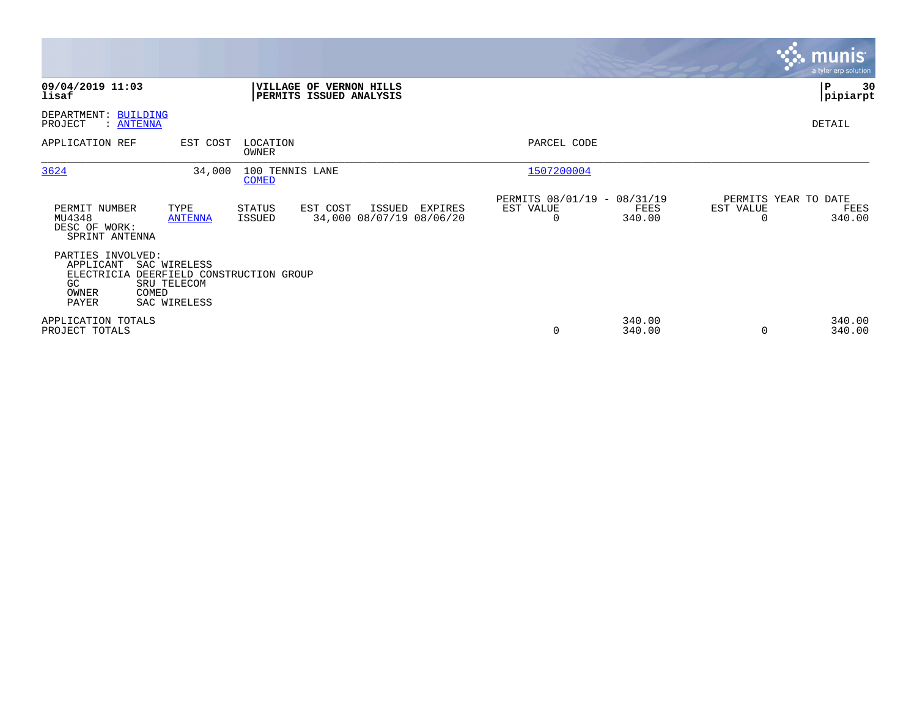**09/04/2019 11:03**
**lisaf**

**VILLAGE OF VERNON HILLS**
**PERMITS ISSUED ANALYSIS**

**P 30**
**pipiarpt**

DEPARTMENT: BUILDING
PROJECT : ANTENNA

DETAIL

| APPLICATION REF | EST COST | LOCATION / OWNER | PARCEL CODE |
|---|---|---|---|
| 3624 | 34,000 | 100 TENNIS LANE / COMED | 1507200004 |

| PERMIT NUMBER | TYPE | STATUS | EST COST | ISSUED | EXPIRES | PERMITS 08/01/19 - 08/31/19 EST VALUE | FEES | PERMITS YEAR TO DATE EST VALUE | FEES |
|---|---|---|---|---|---|---|---|---|---|
| MU4348 | ANTENNA | ISSUED | 34,000 | 08/07/19 | 08/06/20 | 0 | 340.00 | 0 | 340.00 |

DESC OF WORK:
SPRINT ANTENNA

PARTIES INVOLVED:

| | |
|---|---|
| APPLICANT | SAC WIRELESS |
| ELECTRICIA | DEERFIELD CONSTRUCTION GROUP |
| GC | SRU TELECOM |
| OWNER | COMED |
| PAYER | SAC WIRELESS |

| | EST VALUE | FEES | EST VALUE (YTD) | FEES (YTD) |
|---|---|---|---|---|
| APPLICATION TOTALS | | 340.00 | | 340.00 |
| PROJECT TOTALS | 0 | 340.00 | 0 | 340.00 |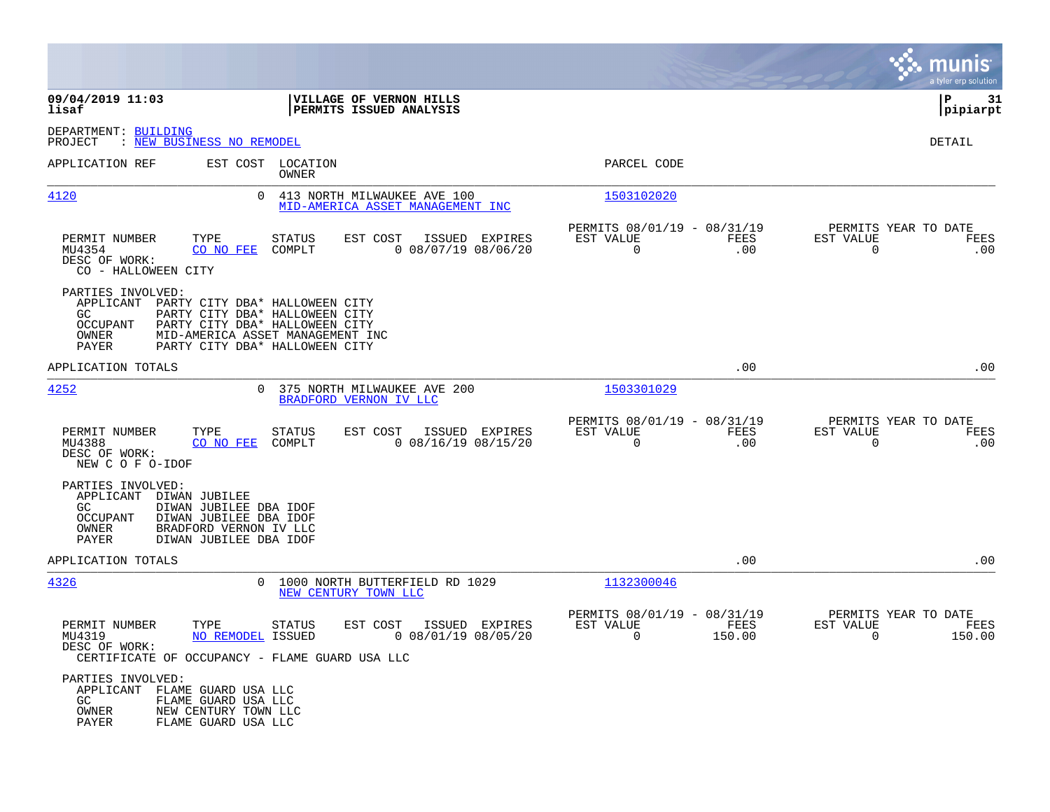**09/04/2019 11:03** | **VILLAGE OF VERNON HILLS** | **P 31**
**lisaf** | **PERMITS ISSUED ANALYSIS** | **pipiarpt**

DEPARTMENT: BUILDING
PROJECT : NEW BUSINESS NO REMODEL

DETAIL

APPLICATION REF | EST COST | LOCATION / OWNER | PARCEL CODE

---

**4120** | 0 | 413 NORTH MILWAUKEE AVE 100 / MID-AMERICA ASSET MANAGEMENT INC | 1503102020

| PERMIT NUMBER | TYPE | STATUS | EST COST | ISSUED | EXPIRES | PERMITS 08/01/19 - 08/31/19 EST VALUE | FEES | PERMITS YEAR TO DATE EST VALUE | FEES |
|---|---|---|---|---|---|---|---|---|---|
| MU4354 | CO NO FEE | COMPLT | 0 | 08/07/19 | 08/06/20 | 0 | .00 | 0 | .00 |

DESC OF WORK:
CO - HALLOWEEN CITY

PARTIES INVOLVED:
- APPLICANT PARTY CITY DBA* HALLOWEEN CITY
- GC PARTY CITY DBA* HALLOWEEN CITY
- OCCUPANT PARTY CITY DBA* HALLOWEEN CITY
- OWNER MID-AMERICA ASSET MANAGEMENT INC
- PAYER PARTY CITY DBA* HALLOWEEN CITY

APPLICATION TOTALS .00 .00

---

**4252** | 0 | 375 NORTH MILWAUKEE AVE 200 / BRADFORD VERNON IV LLC | 1503301029

| PERMIT NUMBER | TYPE | STATUS | EST COST | ISSUED | EXPIRES | PERMITS 08/01/19 - 08/31/19 EST VALUE | FEES | PERMITS YEAR TO DATE EST VALUE | FEES |
|---|---|---|---|---|---|---|---|---|---|
| MU4388 | CO NO FEE | COMPLT | 0 | 08/16/19 | 08/15/20 | 0 | .00 | 0 | .00 |

DESC OF WORK:
NEW C O F O-IDOF

PARTIES INVOLVED:
- APPLICANT DIWAN JUBILEE
- GC DIWAN JUBILEE DBA IDOF
- OCCUPANT DIWAN JUBILEE DBA IDOF
- OWNER BRADFORD VERNON IV LLC
- PAYER DIWAN JUBILEE DBA IDOF

APPLICATION TOTALS .00 .00

---

**4326** | 0 | 1000 NORTH BUTTERFIELD RD 1029 / NEW CENTURY TOWN LLC | 1132300046

| PERMIT NUMBER | TYPE | STATUS | EST COST | ISSUED | EXPIRES | PERMITS 08/01/19 - 08/31/19 EST VALUE | FEES | PERMITS YEAR TO DATE EST VALUE | FEES |
|---|---|---|---|---|---|---|---|---|---|
| MU4319 | NO REMODEL | ISSUED | 0 | 08/01/19 | 08/05/20 | 0 | 150.00 | 0 | 150.00 |

DESC OF WORK:
CERTIFICATE OF OCCUPANCY - FLAME GUARD USA LLC

PARTIES INVOLVED:
- APPLICANT FLAME GUARD USA LLC
- GC FLAME GUARD USA LLC
- OWNER NEW CENTURY TOWN LLC
- PAYER FLAME GUARD USA LLC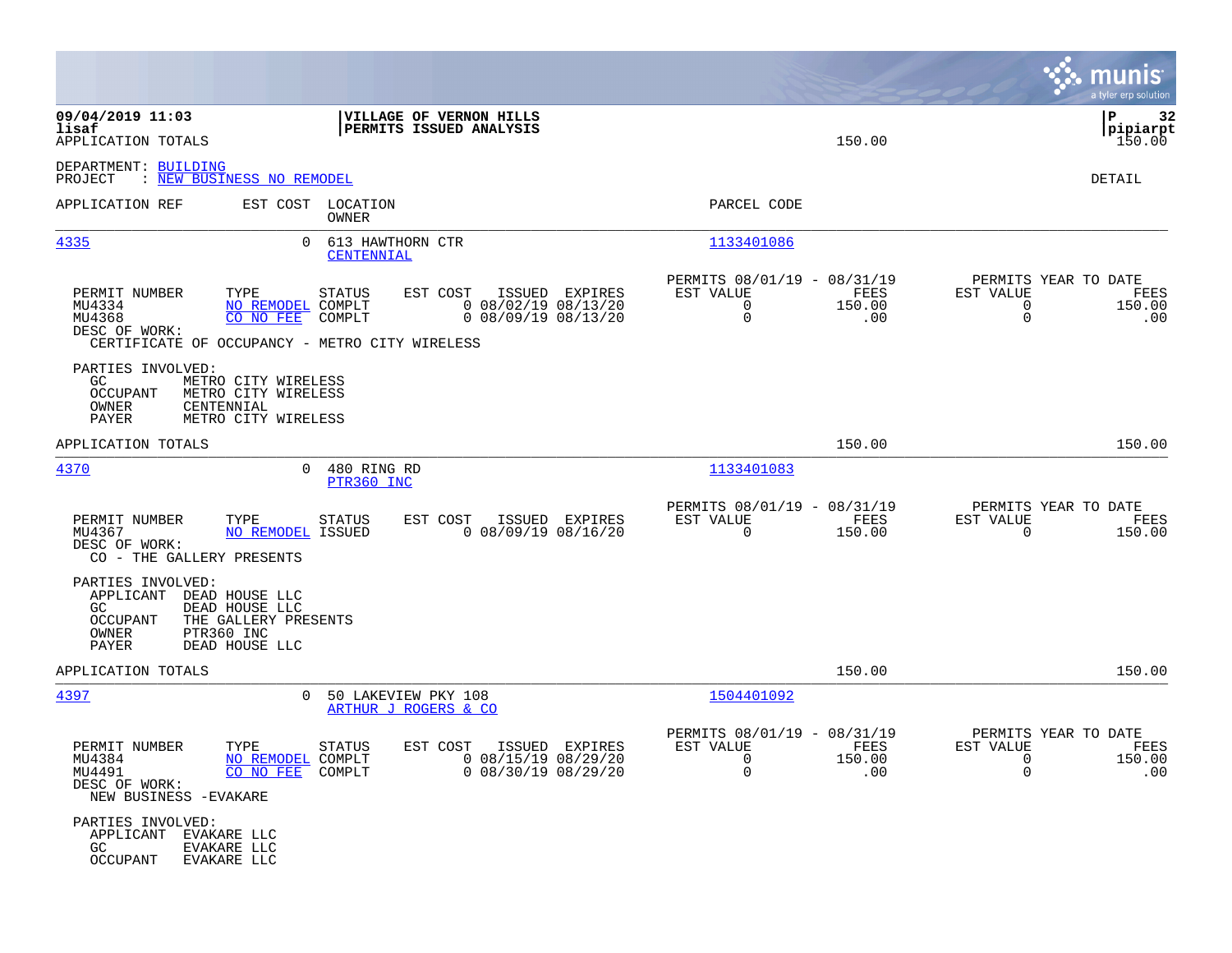**09/04/2019 11:03** | **VILLAGE OF VERNON HILLS** | **P 32**
**lisaf** | **PERMITS ISSUED ANALYSIS** | **pipiarpt**
APPLICATION TOTALS | 150.00 | 150.00

DEPARTMENT: BUILDING
PROJECT : NEW BUSINESS NO REMODEL — DETAIL

| APPLICATION REF | EST COST | LOCATION / OWNER | PARCEL CODE |
|---|---|---|---|
| 4335 | 0 | 613 HAWTHORN CTR / CENTENNIAL | 1133401086 |

| PERMIT NUMBER | TYPE | STATUS | EST COST | ISSUED | EXPIRES | PERMITS 08/01/19 - 08/31/19 EST VALUE | FEES | PERMITS YEAR TO DATE EST VALUE | FEES |
|---|---|---|---|---|---|---|---|---|---|
| MU4334 | NO REMODEL | COMPLT | 0 | 08/02/19 | 08/13/20 | 0 | 150.00 | 0 | 150.00 |
| MU4368 | CO NO FEE | COMPLT | 0 | 08/09/19 | 08/13/20 | 0 | .00 | 0 | .00 |

DESC OF WORK:
CERTIFICATE OF OCCUPANCY - METRO CITY WIRELESS

PARTIES INVOLVED:
- GC: METRO CITY WIRELESS
- OCCUPANT: METRO CITY WIRELESS
- OWNER: CENTENNIAL
- PAYER: METRO CITY WIRELESS

APPLICATION TOTALS: 150.00 | 150.00

| APPLICATION REF | EST COST | LOCATION / OWNER | PARCEL CODE |
|---|---|---|---|
| 4370 | 0 | 480 RING RD / PTR360 INC | 1133401083 |

| PERMIT NUMBER | TYPE | STATUS | EST COST | ISSUED | EXPIRES | PERMITS 08/01/19 - 08/31/19 EST VALUE | FEES | PERMITS YEAR TO DATE EST VALUE | FEES |
|---|---|---|---|---|---|---|---|---|---|
| MU4367 | NO REMODEL | ISSUED | 0 | 08/09/19 | 08/16/20 | 0 | 150.00 | 0 | 150.00 |

DESC OF WORK:
CO - THE GALLERY PRESENTS

PARTIES INVOLVED:
- APPLICANT: DEAD HOUSE LLC
- GC: DEAD HOUSE LLC
- OCCUPANT: THE GALLERY PRESENTS
- OWNER: PTR360 INC
- PAYER: DEAD HOUSE LLC

APPLICATION TOTALS: 150.00 | 150.00

| APPLICATION REF | EST COST | LOCATION / OWNER | PARCEL CODE |
|---|---|---|---|
| 4397 | 0 | 50 LAKEVIEW PKY 108 / ARTHUR J ROGERS & CO | 1504401092 |

| PERMIT NUMBER | TYPE | STATUS | EST COST | ISSUED | EXPIRES | PERMITS 08/01/19 - 08/31/19 EST VALUE | FEES | PERMITS YEAR TO DATE EST VALUE | FEES |
|---|---|---|---|---|---|---|---|---|---|
| MU4384 | NO REMODEL | COMPLT | 0 | 08/15/19 | 08/29/20 | 0 | 150.00 | 0 | 150.00 |
| MU4491 | CO NO FEE | COMPLT | 0 | 08/30/19 | 08/29/20 | 0 | .00 | 0 | .00 |

DESC OF WORK:
NEW BUSINESS -EVAKARE

PARTIES INVOLVED:
- APPLICANT: EVAKARE LLC
- GC: EVAKARE LLC
- OCCUPANT: EVAKARE LLC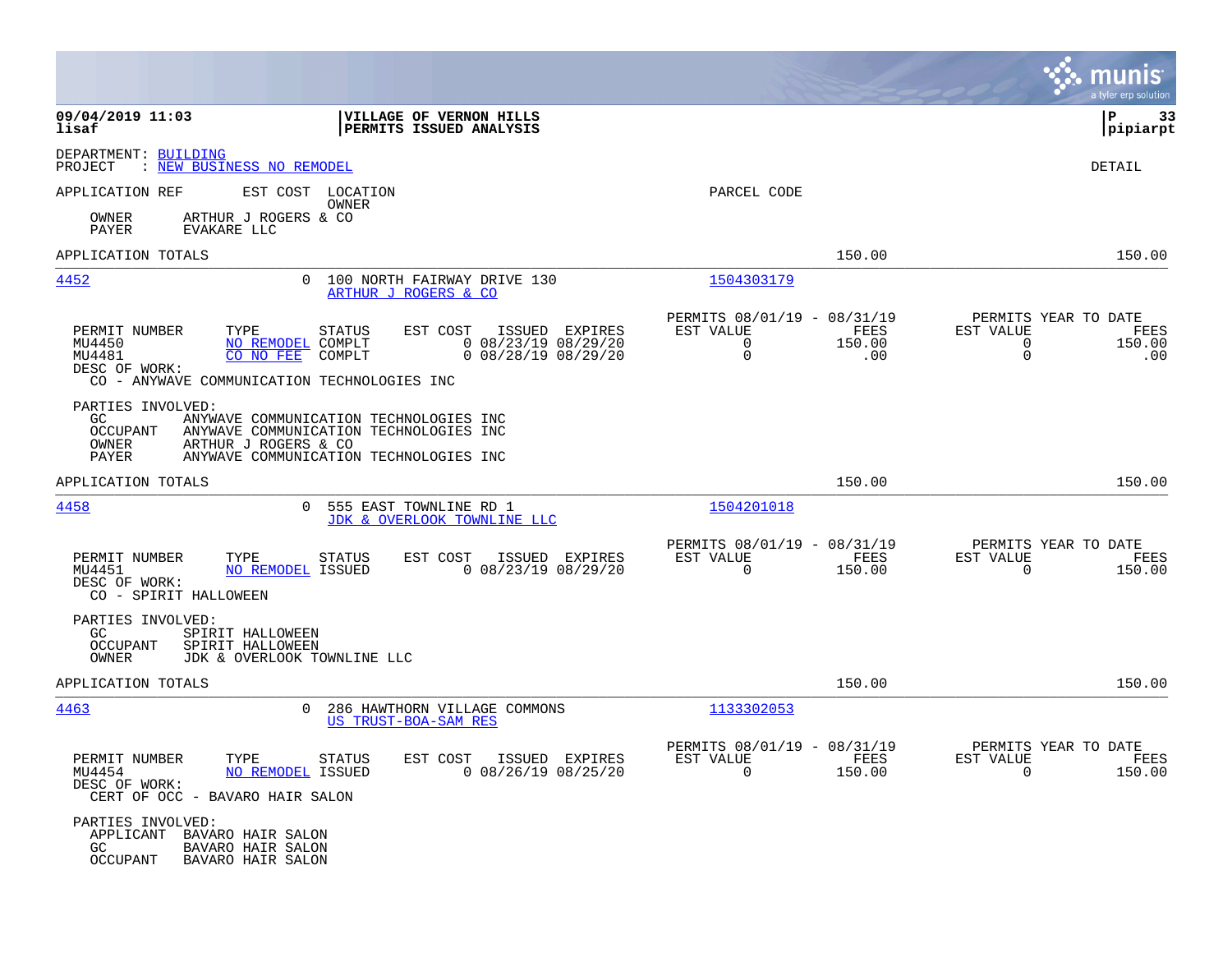**VILLAGE OF VERNON HILLS**
**PERMITS ISSUED ANALYSIS**

09/04/2019 11:03
lisaf

P 33
pipiarpt

DEPARTMENT: BUILDING
PROJECT : NEW BUSINESS NO REMODEL

DETAIL

APPLICATION REF | EST COST | LOCATION / OWNER | PARCEL CODE

OWNER ARTHUR J ROGERS & CO
PAYER EVAKARE LLC

APPLICATION TOTALS 150.00 150.00

---

**4452** | 0 | 100 NORTH FAIRWAY DRIVE 130 / ARTHUR J ROGERS & CO | 1504303179

| PERMIT NUMBER | TYPE | STATUS | EST COST | ISSUED | EXPIRES | PERMITS 08/01/19 - 08/31/19 EST VALUE | FEES | PERMITS YEAR TO DATE EST VALUE | FEES |
|---|---|---|---|---|---|---|---|---|---|
| MU4450 | NO REMODEL | COMPLT | 0 | 08/23/19 | 08/29/20 | 0 | 150.00 | 0 | 150.00 |
| MU4481 | CO NO FEE | COMPLT | 0 | 08/28/19 | 08/29/20 | 0 | .00 | 0 | .00 |

DESC OF WORK:
CO - ANYWAVE COMMUNICATION TECHNOLOGIES INC

PARTIES INVOLVED:
GC ANYWAVE COMMUNICATION TECHNOLOGIES INC
OCCUPANT ANYWAVE COMMUNICATION TECHNOLOGIES INC
OWNER ARTHUR J ROGERS & CO
PAYER ANYWAVE COMMUNICATION TECHNOLOGIES INC

APPLICATION TOTALS 150.00 150.00

---

**4458** | 0 | 555 EAST TOWNLINE RD 1 / JDK & OVERLOOK TOWNLINE LLC | 1504201018

| PERMIT NUMBER | TYPE | STATUS | EST COST | ISSUED | EXPIRES | PERMITS 08/01/19 - 08/31/19 EST VALUE | FEES | PERMITS YEAR TO DATE EST VALUE | FEES |
|---|---|---|---|---|---|---|---|---|---|
| MU4451 | NO REMODEL | ISSUED | 0 | 08/23/19 | 08/29/20 | 0 | 150.00 | 0 | 150.00 |

DESC OF WORK:
CO - SPIRIT HALLOWEEN

PARTIES INVOLVED:
GC SPIRIT HALLOWEEN
OCCUPANT SPIRIT HALLOWEEN
OWNER JDK & OVERLOOK TOWNLINE LLC

APPLICATION TOTALS 150.00 150.00

---

**4463** | 0 | 286 HAWTHORN VILLAGE COMMONS / US TRUST-BOA-SAM RES | 1133302053

| PERMIT NUMBER | TYPE | STATUS | EST COST | ISSUED | EXPIRES | PERMITS 08/01/19 - 08/31/19 EST VALUE | FEES | PERMITS YEAR TO DATE EST VALUE | FEES |
|---|---|---|---|---|---|---|---|---|---|
| MU4454 | NO REMODEL | ISSUED | 0 | 08/26/19 | 08/25/20 | 0 | 150.00 | 0 | 150.00 |

DESC OF WORK:
CERT OF OCC - BAVARO HAIR SALON

PARTIES INVOLVED:
APPLICANT BAVARO HAIR SALON
GC BAVARO HAIR SALON
OCCUPANT BAVARO HAIR SALON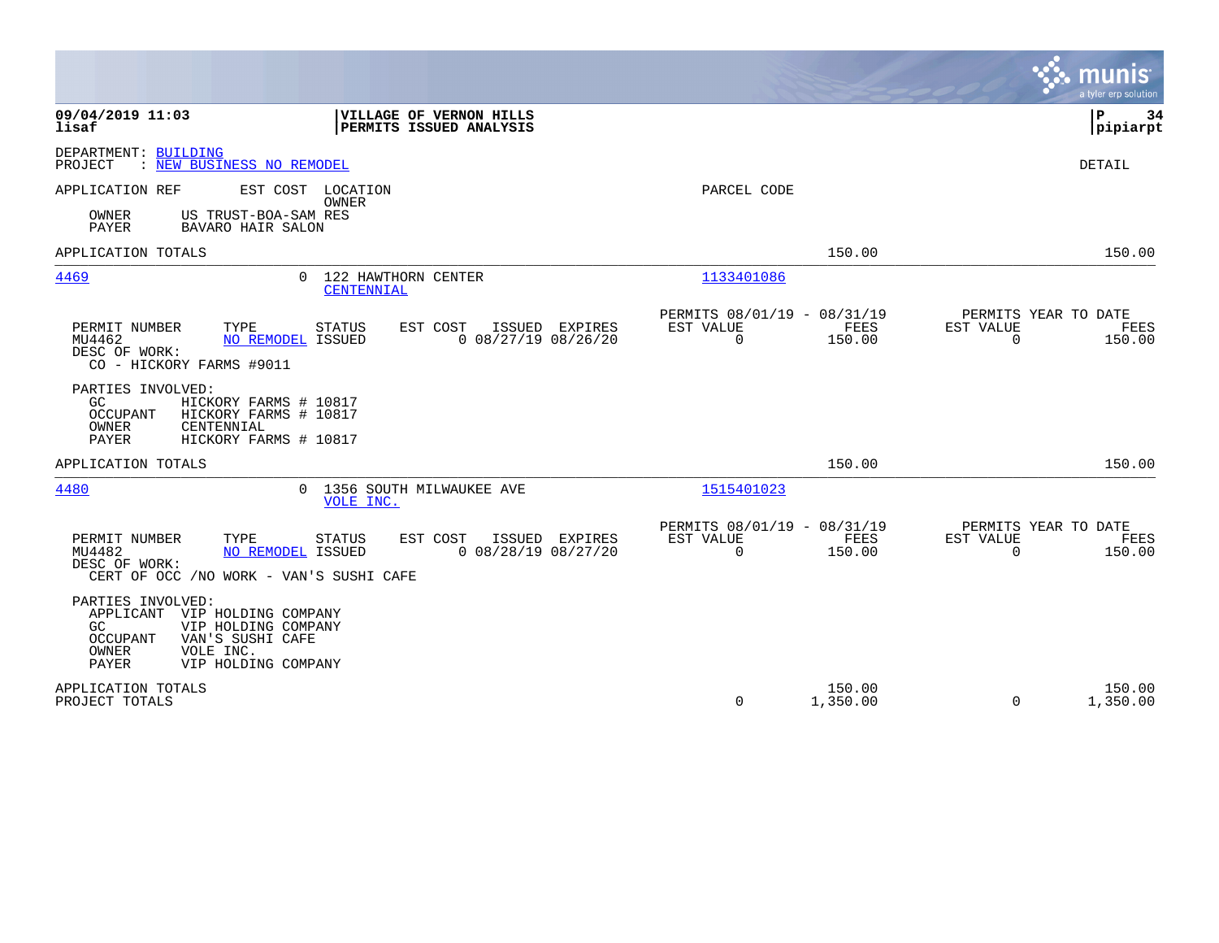09/04/2019 11:03 | VILLAGE OF VERNON HILLS | P 34
lisaf | PERMITS ISSUED ANALYSIS | pipiarpt

DEPARTMENT: BUILDING
PROJECT : NEW BUSINESS NO REMODEL

DETAIL

APPLICATION REF    EST COST    LOCATION / OWNER    PARCEL CODE

OWNER    US TRUST-BOA-SAM RES
PAYER    BAVARO HAIR SALON

APPLICATION TOTALS    150.00    150.00

---

**4469**    0    122 HAWTHORN CENTER
CENTENNIAL    1133401086

| PERMIT NUMBER | TYPE | STATUS | EST COST | ISSUED | EXPIRES | PERMITS 08/01/19 - 08/31/19 EST VALUE | FEES | PERMITS YEAR TO DATE EST VALUE | FEES |
|---|---|---|---|---|---|---|---|---|---|
| MU4462 | NO REMODEL | ISSUED | 0 | 08/27/19 | 08/26/20 | 0 | 150.00 | 0 | 150.00 |

DESC OF WORK:
CO - HICKORY FARMS #9011

PARTIES INVOLVED:
GC    HICKORY FARMS # 10817
OCCUPANT    HICKORY FARMS # 10817
OWNER    CENTENNIAL
PAYER    HICKORY FARMS # 10817

APPLICATION TOTALS    150.00    150.00

---

**4480**    0    1356 SOUTH MILWAUKEE AVE
VOLE INC.    1515401023

| PERMIT NUMBER | TYPE | STATUS | EST COST | ISSUED | EXPIRES | PERMITS 08/01/19 - 08/31/19 EST VALUE | FEES | PERMITS YEAR TO DATE EST VALUE | FEES |
|---|---|---|---|---|---|---|---|---|---|
| MU4482 | NO REMODEL | ISSUED | 0 | 08/28/19 | 08/27/20 | 0 | 150.00 | 0 | 150.00 |

DESC OF WORK:
CERT OF OCC /NO WORK - VAN'S SUSHI CAFE

PARTIES INVOLVED:
APPLICANT    VIP HOLDING COMPANY
GC    VIP HOLDING COMPANY
OCCUPANT    VAN'S SUSHI CAFE
OWNER    VOLE INC.
PAYER    VIP HOLDING COMPANY

| | EST VALUE | FEES | EST VALUE | FEES |
|---|---|---|---|---|
| APPLICATION TOTALS | | 150.00 | | 150.00 |
| PROJECT TOTALS | 0 | 1,350.00 | 0 | 1,350.00 |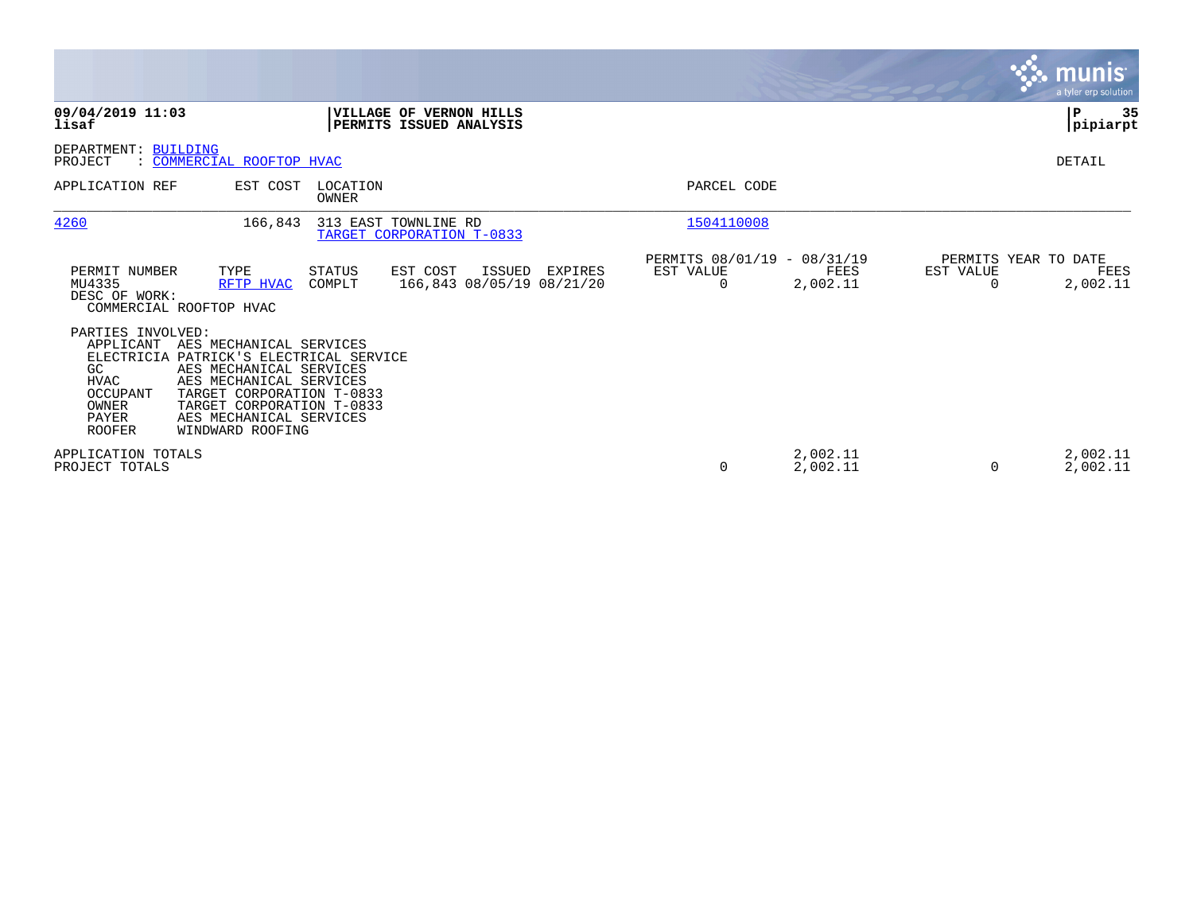**09/04/2019 11:03**
**lisaf**

**VILLAGE OF VERNON HILLS**
**PERMITS ISSUED ANALYSIS**

**P 35**
**pipiarpt**

DEPARTMENT: BUILDING
PROJECT : COMMERCIAL ROOFTOP HVAC

DETAIL

| APPLICATION REF | EST COST | LOCATION / OWNER | PARCEL CODE |
|---|---|---|---|
| 4260 | 166,843 | 313 EAST TOWNLINE RD / TARGET CORPORATION T-0833 | 1504110008 |

| PERMIT NUMBER | TYPE | STATUS | EST COST | ISSUED | EXPIRES | PERMITS 08/01/19 - 08/31/19 EST VALUE | FEES | PERMITS YEAR TO DATE EST VALUE | FEES |
|---|---|---|---|---|---|---|---|---|---|
| MU4335 | RFTP HVAC | COMPLT | 166,843 | 08/05/19 | 08/21/20 | 0 | 2,002.11 | 0 | 2,002.11 |

DESC OF WORK:
COMMERCIAL ROOFTOP HVAC

PARTIES INVOLVED:

| ROLE | NAME |
|---|---|
| APPLICANT | AES MECHANICAL SERVICES |
| ELECTRICIA | PATRICK'S ELECTRICAL SERVICE |
| GC | AES MECHANICAL SERVICES |
| HVAC | AES MECHANICAL SERVICES |
| OCCUPANT | TARGET CORPORATION T-0833 |
| OWNER | TARGET CORPORATION T-0833 |
| PAYER | AES MECHANICAL SERVICES |
| ROOFER | WINDWARD ROOFING |

| | EST VALUE (08/01/19 - 08/31/19) | FEES | EST VALUE (YEAR TO DATE) | FEES |
|---|---|---|---|---|
| APPLICATION TOTALS | | 2,002.11 | | 2,002.11 |
| PROJECT TOTALS | 0 | 2,002.11 | 0 | 2,002.11 |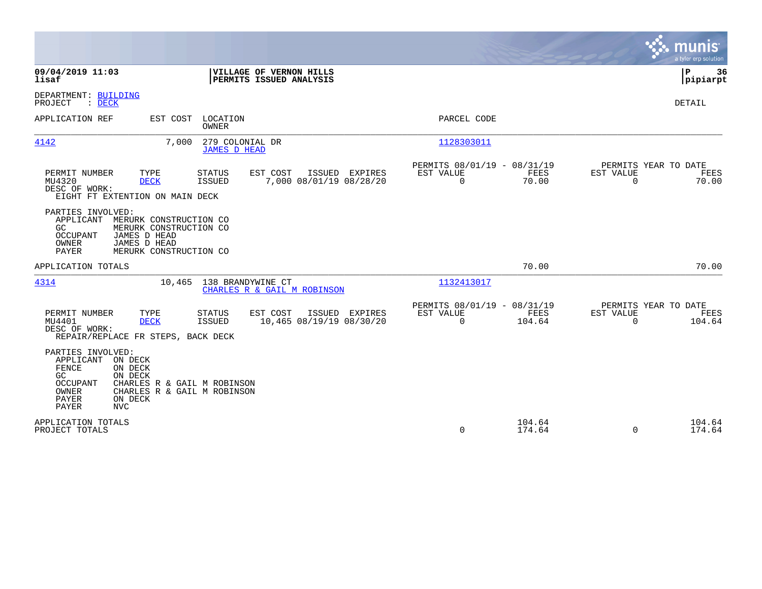**09/04/2019 11:03** | **VILLAGE OF VERNON HILLS** | **P 36**
**lisaf** | **PERMITS ISSUED ANALYSIS** | **pipiarpt**

DEPARTMENT: BUILDING
PROJECT : DECK

DETAIL

| APPLICATION REF | EST COST | LOCATION / OWNER | PARCEL CODE |
|---|---|---|---|
| 4142 | 7,000 | 279 COLONIAL DR / JAMES D HEAD | 1128303011 |

| PERMIT NUMBER | TYPE | STATUS | EST COST | ISSUED | EXPIRES | PERMITS 08/01/19 - 08/31/19 EST VALUE | FEES | PERMITS YEAR TO DATE EST VALUE | FEES |
|---|---|---|---|---|---|---|---|---|---|
| MU4320 | DECK | ISSUED | 7,000 | 08/01/19 | 08/28/20 | 0 | 70.00 | 0 | 70.00 |

DESC OF WORK:
EIGHT FT EXTENTION ON MAIN DECK

PARTIES INVOLVED:
- APPLICANT MERURK CONSTRUCTION CO
- GC MERURK CONSTRUCTION CO
- OCCUPANT JAMES D HEAD
- OWNER JAMES D HEAD
- PAYER MERURK CONSTRUCTION CO

APPLICATION TOTALS: 70.00 | 70.00

| APPLICATION REF | EST COST | LOCATION / OWNER | PARCEL CODE |
|---|---|---|---|
| 4314 | 10,465 | 138 BRANDYWINE CT / CHARLES R & GAIL M ROBINSON | 1132413017 |

| PERMIT NUMBER | TYPE | STATUS | EST COST | ISSUED | EXPIRES | PERMITS 08/01/19 - 08/31/19 EST VALUE | FEES | PERMITS YEAR TO DATE EST VALUE | FEES |
|---|---|---|---|---|---|---|---|---|---|
| MU4401 | DECK | ISSUED | 10,465 | 08/19/19 | 08/30/20 | 0 | 104.64 | 0 | 104.64 |

DESC OF WORK:
REPAIR/REPLACE FR STEPS, BACK DECK

PARTIES INVOLVED:
- APPLICANT ON DECK
- FENCE ON DECK
- GC ON DECK
- OCCUPANT CHARLES R & GAIL M ROBINSON
- OWNER CHARLES R & GAIL M ROBINSON
- PAYER ON DECK
- PAYER NVC

| | EST VALUE | FEES | EST VALUE | FEES |
|---|---|---|---|---|
| APPLICATION TOTALS | | 104.64 | | 104.64 |
| PROJECT TOTALS | 0 | 174.64 | 0 | 174.64 |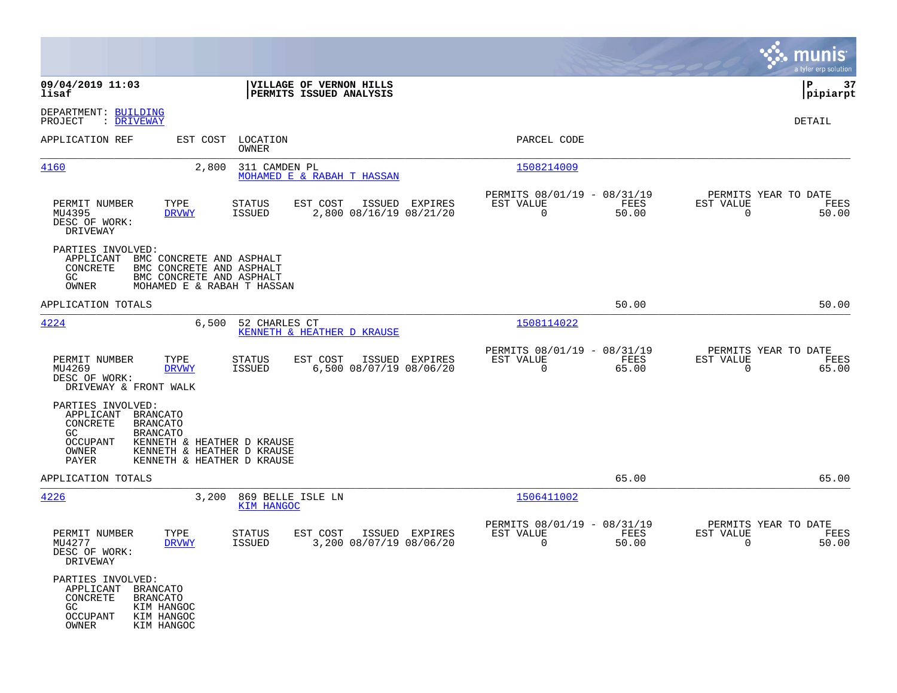**09/04/2019 11:03** | **VILLAGE OF VERNON HILLS** | **P 37**
**lisaf** | **PERMITS ISSUED ANALYSIS** | **pipiarpt**

DEPARTMENT: BUILDING
PROJECT : DRIVEWAY

DETAIL

| APPLICATION REF | EST COST | LOCATION / OWNER | PARCEL CODE |
|---|---|---|---|
| 4160 | 2,800 | 311 CAMDEN PL / MOHAMED E & RABAH T HASSAN | 1508214009 |

| PERMIT NUMBER | TYPE | STATUS | EST COST | ISSUED | EXPIRES | PERMITS 08/01/19 - 08/31/19 EST VALUE | FEES | PERMITS YEAR TO DATE EST VALUE | FEES |
|---|---|---|---|---|---|---|---|---|---|
| MU4395 | DRVWY | ISSUED | 2,800 | 08/16/19 | 08/21/20 | 0 | 50.00 | 0 | 50.00 |

DESC OF WORK:
DRIVEWAY

PARTIES INVOLVED:
- APPLICANT BMC CONCRETE AND ASPHALT
- CONCRETE BMC CONCRETE AND ASPHALT
- GC BMC CONCRETE AND ASPHALT
- OWNER MOHAMED E & RABAH T HASSAN

APPLICATION TOTALS: 50.00 | 50.00

| APPLICATION REF | EST COST | LOCATION / OWNER | PARCEL CODE |
|---|---|---|---|
| 4224 | 6,500 | 52 CHARLES CT / KENNETH & HEATHER D KRAUSE | 1508114022 |

| PERMIT NUMBER | TYPE | STATUS | EST COST | ISSUED | EXPIRES | PERMITS 08/01/19 - 08/31/19 EST VALUE | FEES | PERMITS YEAR TO DATE EST VALUE | FEES |
|---|---|---|---|---|---|---|---|---|---|
| MU4269 | DRVWY | ISSUED | 6,500 | 08/07/19 | 08/06/20 | 0 | 65.00 | 0 | 65.00 |

DESC OF WORK:
DRIVEWAY & FRONT WALK

PARTIES INVOLVED:
- APPLICANT BRANCATO
- CONCRETE BRANCATO
- GC BRANCATO
- OCCUPANT KENNETH & HEATHER D KRAUSE
- OWNER KENNETH & HEATHER D KRAUSE
- PAYER KENNETH & HEATHER D KRAUSE

APPLICATION TOTALS: 65.00 | 65.00

| APPLICATION REF | EST COST | LOCATION / OWNER | PARCEL CODE |
|---|---|---|---|
| 4226 | 3,200 | 869 BELLE ISLE LN / KIM HANGOC | 1506411002 |

| PERMIT NUMBER | TYPE | STATUS | EST COST | ISSUED | EXPIRES | PERMITS 08/01/19 - 08/31/19 EST VALUE | FEES | PERMITS YEAR TO DATE EST VALUE | FEES |
|---|---|---|---|---|---|---|---|---|---|
| MU4277 | DRVWY | ISSUED | 3,200 | 08/07/19 | 08/06/20 | 0 | 50.00 | 0 | 50.00 |

DESC OF WORK:
DRIVEWAY

PARTIES INVOLVED:
- APPLICANT BRANCATO
- CONCRETE BRANCATO
- GC KIM HANGOC
- OCCUPANT KIM HANGOC
- OWNER KIM HANGOC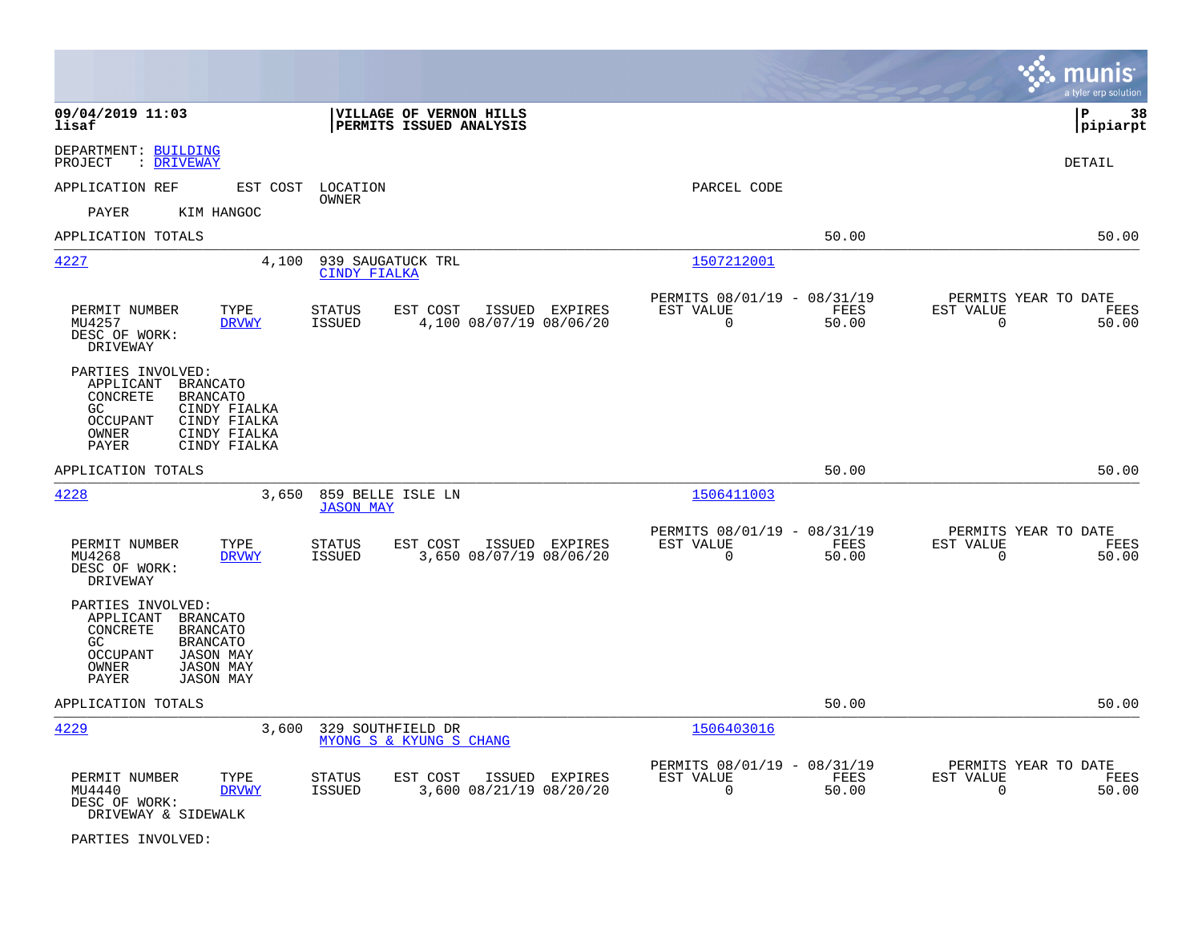**VILLAGE OF VERNON HILLS**
**PERMITS ISSUED ANALYSIS**

09/04/2019 11:03
lisaf

P 38
pipiarpt

DEPARTMENT: BUILDING
PROJECT : DRIVEWAY

DETAIL

APPLICATION REF | EST COST | LOCATION / OWNER | PARCEL CODE

PAYER KIM HANGOC

APPLICATION TOTALS 50.00 50.00

---

**4227** | 4,100 | 939 SAUGATUCK TRL | 1507212001
CINDY FIALKA

| PERMIT NUMBER | TYPE | STATUS | EST COST | ISSUED | EXPIRES | PERMITS 08/01/19 - 08/31/19 EST VALUE | FEES | PERMITS YEAR TO DATE EST VALUE | FEES |
|---|---|---|---|---|---|---|---|---|---|
| MU4257 | DRVWY | ISSUED | 4,100 | 08/07/19 | 08/06/20 | 0 | 50.00 | 0 | 50.00 |

DESC OF WORK:
DRIVEWAY

PARTIES INVOLVED:
APPLICANT BRANCATO
CONCRETE BRANCATO
GC CINDY FIALKA
OCCUPANT CINDY FIALKA
OWNER CINDY FIALKA
PAYER CINDY FIALKA

APPLICATION TOTALS 50.00 50.00

---

**4228** | 3,650 | 859 BELLE ISLE LN | 1506411003
JASON MAY

| PERMIT NUMBER | TYPE | STATUS | EST COST | ISSUED | EXPIRES | PERMITS 08/01/19 - 08/31/19 EST VALUE | FEES | PERMITS YEAR TO DATE EST VALUE | FEES |
|---|---|---|---|---|---|---|---|---|---|
| MU4268 | DRVWY | ISSUED | 3,650 | 08/07/19 | 08/06/20 | 0 | 50.00 | 0 | 50.00 |

DESC OF WORK:
DRIVEWAY

PARTIES INVOLVED:
APPLICANT BRANCATO
CONCRETE BRANCATO
GC BRANCATO
OCCUPANT JASON MAY
OWNER JASON MAY
PAYER JASON MAY

APPLICATION TOTALS 50.00 50.00

---

**4229** | 3,600 | 329 SOUTHFIELD DR | 1506403016
MYONG S & KYUNG S CHANG

| PERMIT NUMBER | TYPE | STATUS | EST COST | ISSUED | EXPIRES | PERMITS 08/01/19 - 08/31/19 EST VALUE | FEES | PERMITS YEAR TO DATE EST VALUE | FEES |
|---|---|---|---|---|---|---|---|---|---|
| MU4440 | DRVWY | ISSUED | 3,600 | 08/21/19 | 08/20/20 | 0 | 50.00 | 0 | 50.00 |

DESC OF WORK:
DRIVEWAY & SIDEWALK

PARTIES INVOLVED: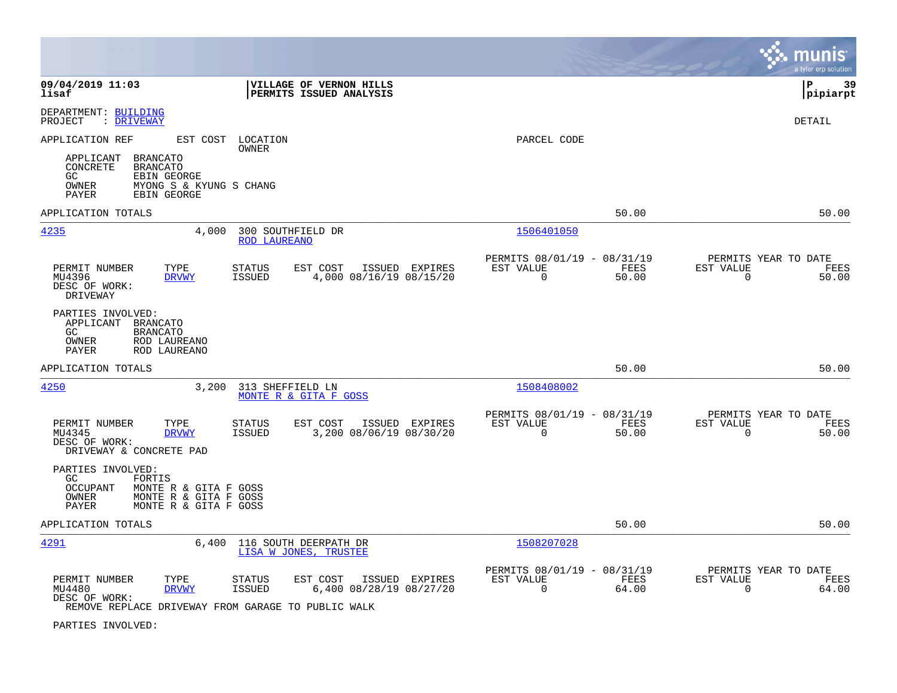DEPARTMENT: BUILDING
PROJECT : DRIVEWAY

DETAIL

APPLICATION REF    EST COST    LOCATION / OWNER    PARCEL CODE

APPLICANT BRANCATO
CONCRETE BRANCATO
GC EBIN GEORGE
OWNER MYONG S & KYUNG S CHANG
PAYER EBIN GEORGE

APPLICATION TOTALS 50.00 50.00

---

**4235** 4,000 300 SOUTHFIELD DR
ROD LAUREANO
Parcel: 1506401050

| PERMIT NUMBER | TYPE | STATUS | EST COST | ISSUED | EXPIRES | PERMITS 08/01/19 - 08/31/19 EST VALUE | FEES | PERMITS YEAR TO DATE EST VALUE | FEES |
|---|---|---|---|---|---|---|---|---|---|
| MU4396 | DRVWY | ISSUED | 4,000 | 08/16/19 | 08/15/20 | 0 | 50.00 | 0 | 50.00 |

DESC OF WORK:
DRIVEWAY

PARTIES INVOLVED:
APPLICANT BRANCATO
GC BRANCATO
OWNER ROD LAUREANO
PAYER ROD LAUREANO

APPLICATION TOTALS 50.00 50.00

---

**4250** 3,200 313 SHEFFIELD LN
MONTE R & GITA F GOSS
Parcel: 1508408002

| PERMIT NUMBER | TYPE | STATUS | EST COST | ISSUED | EXPIRES | PERMITS 08/01/19 - 08/31/19 EST VALUE | FEES | PERMITS YEAR TO DATE EST VALUE | FEES |
|---|---|---|---|---|---|---|---|---|---|
| MU4345 | DRVWY | ISSUED | 3,200 | 08/06/19 | 08/30/20 | 0 | 50.00 | 0 | 50.00 |

DESC OF WORK:
DRIVEWAY & CONCRETE PAD

PARTIES INVOLVED:
GC FORTIS
OCCUPANT MONTE R & GITA F GOSS
OWNER MONTE R & GITA F GOSS
PAYER MONTE R & GITA F GOSS

APPLICATION TOTALS 50.00 50.00

---

**4291** 6,400 116 SOUTH DEERPATH DR
LISA W JONES, TRUSTEE
Parcel: 1508207028

| PERMIT NUMBER | TYPE | STATUS | EST COST | ISSUED | EXPIRES | PERMITS 08/01/19 - 08/31/19 EST VALUE | FEES | PERMITS YEAR TO DATE EST VALUE | FEES |
|---|---|---|---|---|---|---|---|---|---|
| MU4480 | DRVWY | ISSUED | 6,400 | 08/28/19 | 08/27/20 | 0 | 64.00 | 0 | 64.00 |

DESC OF WORK:
REMOVE REPLACE DRIVEWAY FROM GARAGE TO PUBLIC WALK

PARTIES INVOLVED: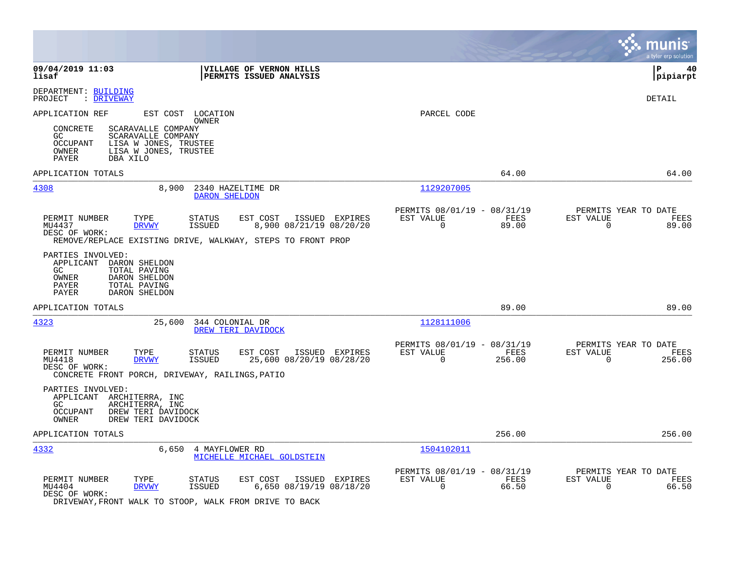**09/04/2019 11:03** | **VILLAGE OF VERNON HILLS** | **P 40**
**lisaf** | **PERMITS ISSUED ANALYSIS** | **pipiarpt**

DEPARTMENT: BUILDING
PROJECT : DRIVEWAY

DETAIL

APPLICATION REF EST COST LOCATION / OWNER — PARCEL CODE

| | |
|---|---|
| CONCRETE | SCARAVALLE COMPANY |
| GC | SCARAVALLE COMPANY |
| OCCUPANT | LISA W JONES, TRUSTEE |
| OWNER | LISA W JONES, TRUSTEE |
| PAYER | DBA XILO |

APPLICATION TOTALS — 64.00 — 64.00

---

**4308** — 8,900 — 2340 HAZELTIME DR — DARON SHELDON — Parcel: 1129207005

| PERMIT NUMBER | TYPE | STATUS | EST COST | ISSUED | EXPIRES | PERMITS 08/01/19 - 08/31/19 EST VALUE | FEES | PERMITS YEAR TO DATE EST VALUE | FEES |
|---|---|---|---|---|---|---|---|---|---|
| MU4437 | DRVWY | ISSUED | 8,900 | 08/21/19 | 08/20/20 | 0 | 89.00 | 0 | 89.00 |

DESC OF WORK:
REMOVE/REPLACE EXISTING DRIVE, WALKWAY, STEPS TO FRONT PROP

PARTIES INVOLVED:

| | |
|---|---|
| APPLICANT | DARON SHELDON |
| GC | TOTAL PAVING |
| OWNER | DARON SHELDON |
| PAYER | TOTAL PAVING |
| PAYER | DARON SHELDON |

APPLICATION TOTALS — 89.00 — 89.00

---

**4323** — 25,600 — 344 COLONIAL DR — DREW TERI DAVIDOCK — Parcel: 1128111006

| PERMIT NUMBER | TYPE | STATUS | EST COST | ISSUED | EXPIRES | PERMITS 08/01/19 - 08/31/19 EST VALUE | FEES | PERMITS YEAR TO DATE EST VALUE | FEES |
|---|---|---|---|---|---|---|---|---|---|
| MU4418 | DRVWY | ISSUED | 25,600 | 08/20/19 | 08/28/20 | 0 | 256.00 | 0 | 256.00 |

DESC OF WORK:
CONCRETE FRONT PORCH, DRIVEWAY, RAILINGS,PATIO

PARTIES INVOLVED:

| | |
|---|---|
| APPLICANT | ARCHITERRA, INC |
| GC | ARCHITERRA, INC |
| OCCUPANT | DREW TERI DAVIDOCK |
| OWNER | DREW TERI DAVIDOCK |

APPLICATION TOTALS — 256.00 — 256.00

---

**4332** — 6,650 — 4 MAYFLOWER RD — MICHELLE MICHAEL GOLDSTEIN — Parcel: 1504102011

| PERMIT NUMBER | TYPE | STATUS | EST COST | ISSUED | EXPIRES | PERMITS 08/01/19 - 08/31/19 EST VALUE | FEES | PERMITS YEAR TO DATE EST VALUE | FEES |
|---|---|---|---|---|---|---|---|---|---|
| MU4404 | DRVWY | ISSUED | 6,650 | 08/19/19 | 08/18/20 | 0 | 66.50 | 0 | 66.50 |

DESC OF WORK:
DRIVEWAY,FRONT WALK TO STOOP, WALK FROM DRIVE TO BACK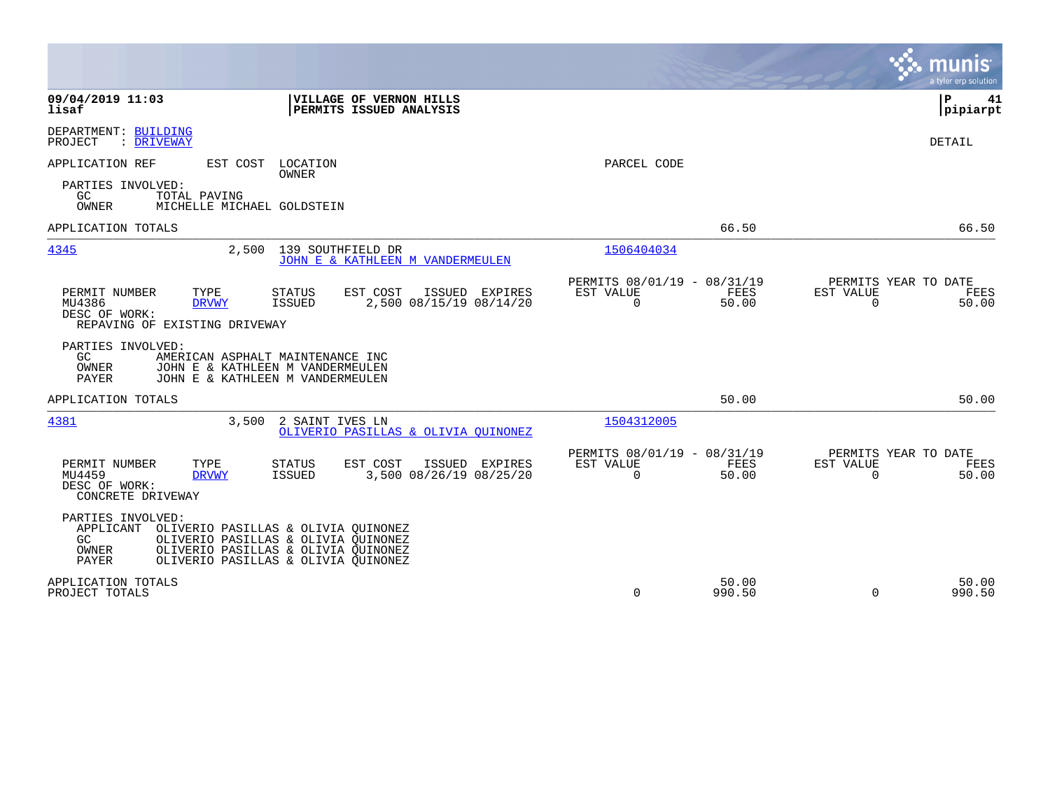**09/04/2019 11:03** | **VILLAGE OF VERNON HILLS** | **P 41**
**lisaf** | **PERMITS ISSUED ANALYSIS** | **pipiarpt**

DEPARTMENT: BUILDING
PROJECT : DRIVEWAY

DETAIL

APPLICATION REF EST COST LOCATION PARCEL CODE
OWNER

PARTIES INVOLVED:
GC TOTAL PAVING
OWNER MICHELLE MICHAEL GOLDSTEIN

| APPLICATION TOTALS | | 66.50 | | 66.50 |
|---|---|---|---|---|

---

**4345** 2,500 139 SOUTHFIELD DR — JOHN E & KATHLEEN M VANDERMEULEN — 1506404034

| PERMIT NUMBER | TYPE | STATUS | EST COST | ISSUED | EXPIRES | PERMITS 08/01/19 - 08/31/19 EST VALUE | FEES | PERMITS YEAR TO DATE EST VALUE | FEES |
|---|---|---|---|---|---|---|---|---|---|
| MU4386 | DRVWY | ISSUED | 2,500 | 08/15/19 | 08/14/20 | 0 | 50.00 | 0 | 50.00 |

DESC OF WORK:
REPAVING OF EXISTING DRIVEWAY

PARTIES INVOLVED:
GC AMERICAN ASPHALT MAINTENANCE INC
OWNER JOHN E & KATHLEEN M VANDERMEULEN
PAYER JOHN E & KATHLEEN M VANDERMEULEN

| APPLICATION TOTALS | | 50.00 | | 50.00 |
|---|---|---|---|---|

---

**4381** 3,500 2 SAINT IVES LN — OLIVERIO PASILLAS & OLIVIA QUINONEZ — 1504312005

| PERMIT NUMBER | TYPE | STATUS | EST COST | ISSUED | EXPIRES | PERMITS 08/01/19 - 08/31/19 EST VALUE | FEES | PERMITS YEAR TO DATE EST VALUE | FEES |
|---|---|---|---|---|---|---|---|---|---|
| MU4459 | DRVWY | ISSUED | 3,500 | 08/26/19 | 08/25/20 | 0 | 50.00 | 0 | 50.00 |

DESC OF WORK:
CONCRETE DRIVEWAY

PARTIES INVOLVED:
APPLICANT OLIVERIO PASILLAS & OLIVIA QUINONEZ
GC OLIVERIO PASILLAS & OLIVIA QUINONEZ
OWNER OLIVERIO PASILLAS & OLIVIA QUINONEZ
PAYER OLIVERIO PASILLAS & OLIVIA QUINONEZ

| | EST VALUE | FEES | EST VALUE | FEES |
|---|---|---|---|---|
| APPLICATION TOTALS | | 50.00 | | 50.00 |
| PROJECT TOTALS | 0 | 990.50 | 0 | 990.50 |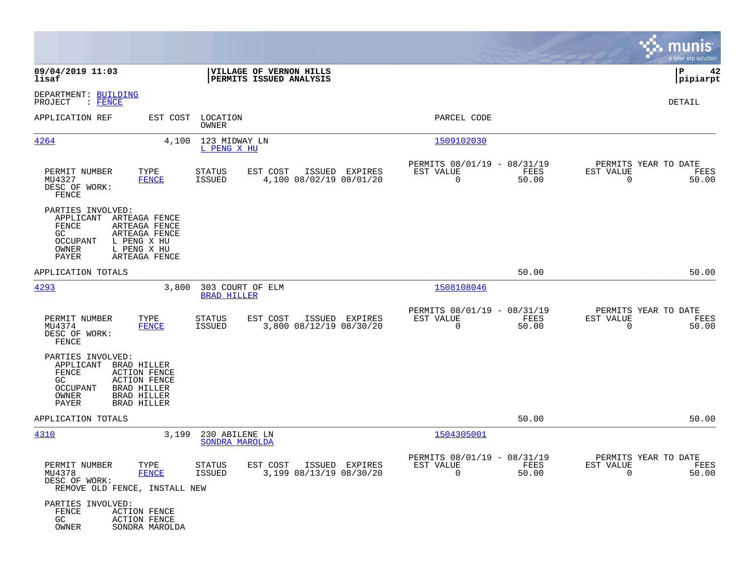**09/04/2019 11:03**
**lisaf**

**VILLAGE OF VERNON HILLS**
**PERMITS ISSUED ANALYSIS**

**P 42**
**pipiarpt**

DEPARTMENT: BUILDING
PROJECT : FENCE

DETAIL

| APPLICATION REF | EST COST | LOCATION / OWNER | PARCEL CODE |
|---|---|---|---|
| 4264 | 4,100 | 123 MIDWAY LN / L PENG X HU | 1509102030 |

| PERMIT NUMBER | TYPE | STATUS | EST COST | ISSUED | EXPIRES | PERMITS 08/01/19 - 08/31/19 EST VALUE | FEES | PERMITS YEAR TO DATE EST VALUE | FEES |
|---|---|---|---|---|---|---|---|---|---|
| MU4327 | FENCE | ISSUED | 4,100 | 08/02/19 | 08/01/20 | 0 | 50.00 | 0 | 50.00 |

DESC OF WORK:
FENCE

PARTIES INVOLVED:
- APPLICANT ARTEAGA FENCE
- FENCE ARTEAGA FENCE
- GC ARTEAGA FENCE
- OCCUPANT L PENG X HU
- OWNER L PENG X HU
- PAYER ARTEAGA FENCE

APPLICATION TOTALS 50.00 50.00

| APPLICATION REF | EST COST | LOCATION / OWNER | PARCEL CODE |
|---|---|---|---|
| 4293 | 3,800 | 303 COURT OF ELM / BRAD HILLER | 1508108046 |

| PERMIT NUMBER | TYPE | STATUS | EST COST | ISSUED | EXPIRES | PERMITS 08/01/19 - 08/31/19 EST VALUE | FEES | PERMITS YEAR TO DATE EST VALUE | FEES |
|---|---|---|---|---|---|---|---|---|---|
| MU4374 | FENCE | ISSUED | 3,800 | 08/12/19 | 08/30/20 | 0 | 50.00 | 0 | 50.00 |

DESC OF WORK:
FENCE

PARTIES INVOLVED:
- APPLICANT BRAD HILLER
- FENCE ACTION FENCE
- GC ACTION FENCE
- OCCUPANT BRAD HILLER
- OWNER BRAD HILLER
- PAYER BRAD HILLER

APPLICATION TOTALS 50.00 50.00

| APPLICATION REF | EST COST | LOCATION / OWNER | PARCEL CODE |
|---|---|---|---|
| 4310 | 3,199 | 230 ABILENE LN / SONDRA MAROLDA | 1504305001 |

| PERMIT NUMBER | TYPE | STATUS | EST COST | ISSUED | EXPIRES | PERMITS 08/01/19 - 08/31/19 EST VALUE | FEES | PERMITS YEAR TO DATE EST VALUE | FEES |
|---|---|---|---|---|---|---|---|---|---|
| MU4378 | FENCE | ISSUED | 3,199 | 08/13/19 | 08/30/20 | 0 | 50.00 | 0 | 50.00 |

DESC OF WORK:
REMOVE OLD FENCE, INSTALL NEW

PARTIES INVOLVED:
- FENCE ACTION FENCE
- GC ACTION FENCE
- OWNER SONDRA MAROLDA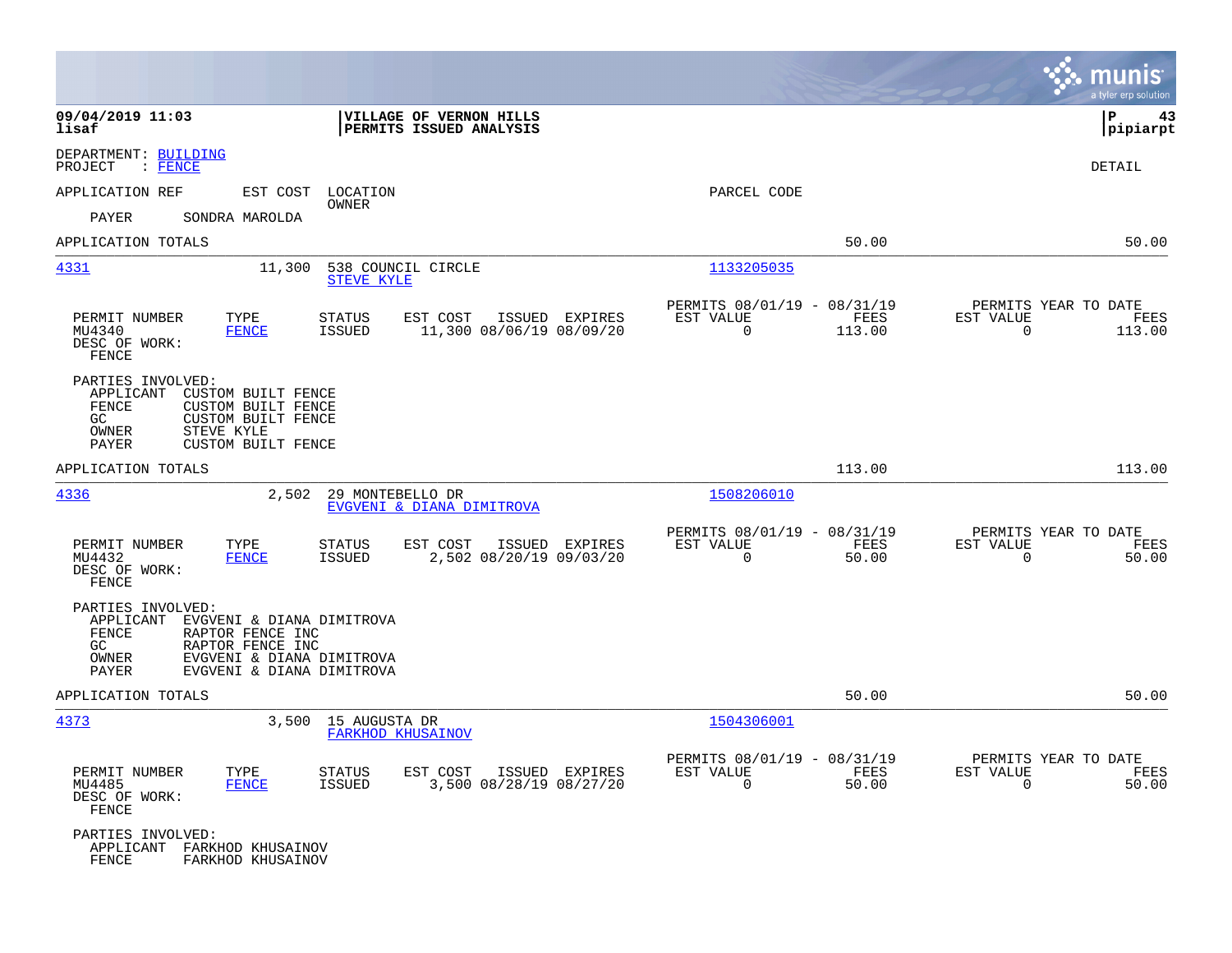**09/04/2019 11:03** | **VILLAGE OF VERNON HILLS** | **P 43**
**lisaf** | **PERMITS ISSUED ANALYSIS** | **pipiarpt**

DEPARTMENT: BUILDING
PROJECT : FENCE

DETAIL

APPLICATION REF    EST COST    LOCATION
                               OWNER
                                                PARCEL CODE

PAYER    SONDRA MAROLDA

APPLICATION TOTALS    50.00    50.00

---

**4331**    11,300    538 COUNCIL CIRCLE
                      STEVE KYLE
                                                1133205035

| PERMIT NUMBER | TYPE | STATUS | EST COST | ISSUED | EXPIRES | PERMITS 08/01/19 - 08/31/19 EST VALUE | FEES | PERMITS YEAR TO DATE EST VALUE | FEES |
|---|---|---|---|---|---|---|---|---|---|
| MU4340 | FENCE | ISSUED | 11,300 | 08/06/19 | 08/09/20 | 0 | 113.00 | 0 | 113.00 |

DESC OF WORK:
FENCE

PARTIES INVOLVED:
- APPLICANT CUSTOM BUILT FENCE
- FENCE CUSTOM BUILT FENCE
- GC CUSTOM BUILT FENCE
- OWNER STEVE KYLE
- PAYER CUSTOM BUILT FENCE

APPLICATION TOTALS    113.00    113.00

---

**4336**    2,502    29 MONTEBELLO DR
                     EVGVENI & DIANA DIMITROVA
                                                1508206010

| PERMIT NUMBER | TYPE | STATUS | EST COST | ISSUED | EXPIRES | PERMITS 08/01/19 - 08/31/19 EST VALUE | FEES | PERMITS YEAR TO DATE EST VALUE | FEES |
|---|---|---|---|---|---|---|---|---|---|
| MU4432 | FENCE | ISSUED | 2,502 | 08/20/19 | 09/03/20 | 0 | 50.00 | 0 | 50.00 |

DESC OF WORK:
FENCE

PARTIES INVOLVED:
- APPLICANT EVGVENI & DIANA DIMITROVA
- FENCE RAPTOR FENCE INC
- GC RAPTOR FENCE INC
- OWNER EVGVENI & DIANA DIMITROVA
- PAYER EVGVENI & DIANA DIMITROVA

APPLICATION TOTALS    50.00    50.00

---

**4373**    3,500    15 AUGUSTA DR
                     FARKHOD KHUSAINOV
                                                1504306001

| PERMIT NUMBER | TYPE | STATUS | EST COST | ISSUED | EXPIRES | PERMITS 08/01/19 - 08/31/19 EST VALUE | FEES | PERMITS YEAR TO DATE EST VALUE | FEES |
|---|---|---|---|---|---|---|---|---|---|
| MU4485 | FENCE | ISSUED | 3,500 | 08/28/19 | 08/27/20 | 0 | 50.00 | 0 | 50.00 |

DESC OF WORK:
FENCE

PARTIES INVOLVED:
- APPLICANT FARKHOD KHUSAINOV
- FENCE FARKHOD KHUSAINOV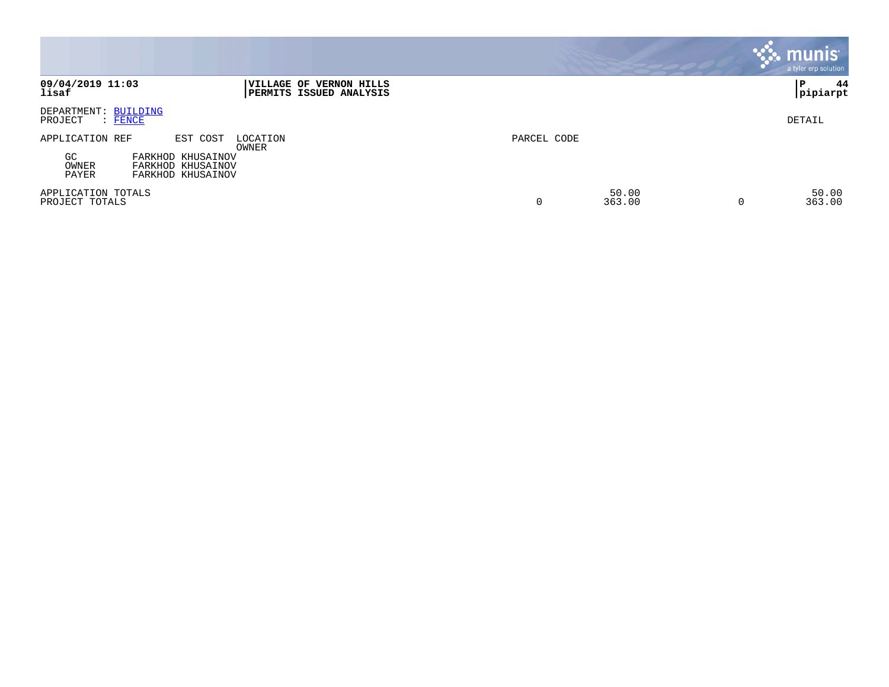**09/04/2019 11:03**
**lisaf**

**VILLAGE OF VERNON HILLS**
**PERMITS ISSUED ANALYSIS**

**P 44**
**pipiarpt**

DEPARTMENT: BUILDING
PROJECT : FENCE

DETAIL

| APPLICATION REF | EST COST | LOCATION / OWNER | PARCEL CODE | | | |
|---|---|---|---|---|---|---|
| GC | FARKHOD KHUSAINOV | | | | | |
| OWNER | FARKHOD KHUSAINOV | | | | | |
| PAYER | FARKHOD KHUSAINOV | | | | | |
| APPLICATION TOTALS | | | | 50.00 | | 50.00 |
| PROJECT TOTALS | | | 0 | 363.00 | 0 | 363.00 |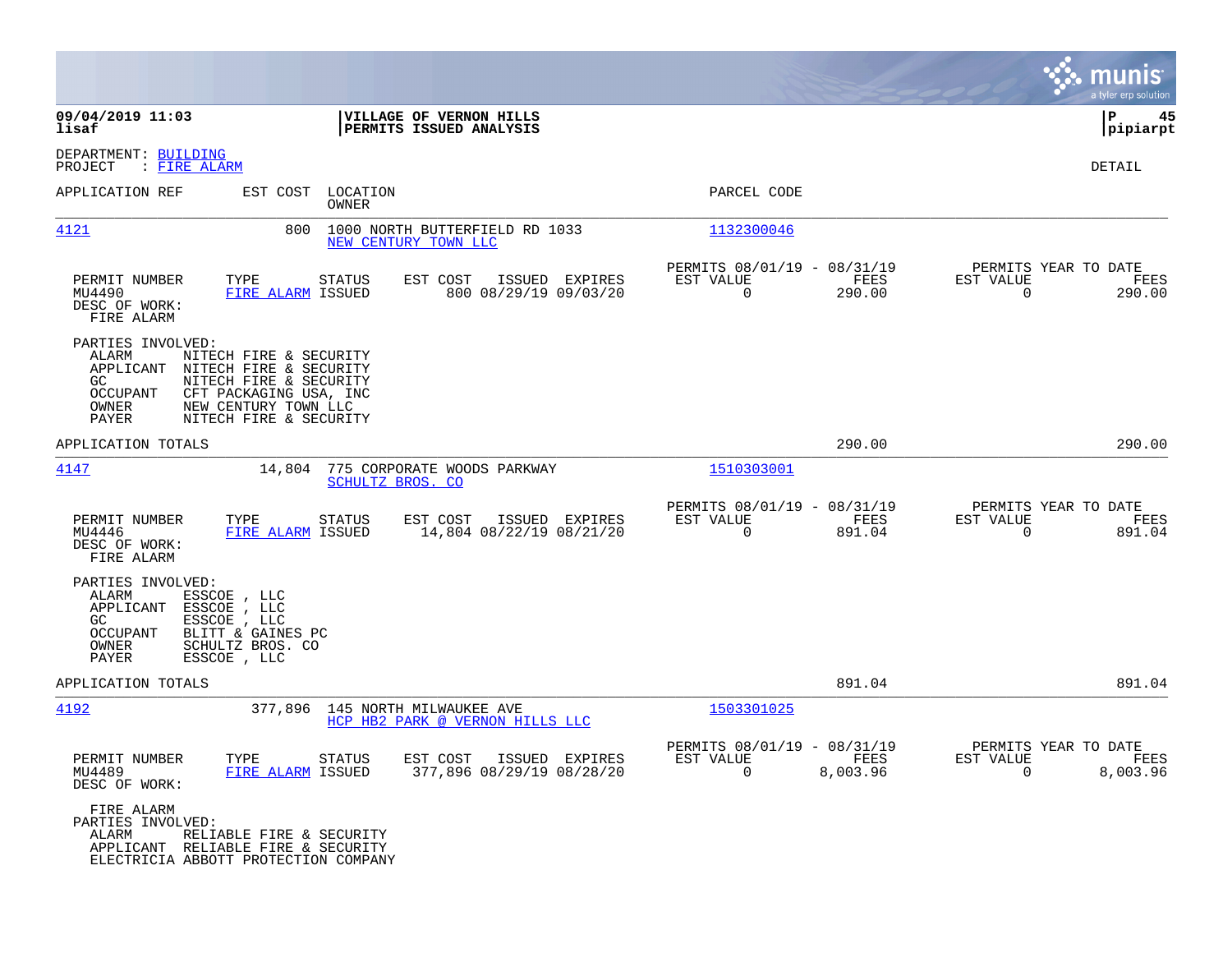**VILLAGE OF VERNON HILLS**
**PERMITS ISSUED ANALYSIS**

09/04/2019 11:03
lisaf

pipiarpt

DEPARTMENT: BUILDING
PROJECT : FIRE ALARM

DETAIL

| APPLICATION REF | EST COST | LOCATION / OWNER | PARCEL CODE |
|---|---|---|---|
| 4121 | 800 | 1000 NORTH BUTTERFIELD RD 1033 / NEW CENTURY TOWN LLC | 1132300046 |

| PERMIT NUMBER | TYPE | STATUS | EST COST | ISSUED | EXPIRES | PERMITS 08/01/19 - 08/31/19 EST VALUE | FEES | PERMITS YEAR TO DATE EST VALUE | FEES |
|---|---|---|---|---|---|---|---|---|---|
| MU4490 | FIRE ALARM | ISSUED | 800 | 08/29/19 | 09/03/20 | 0 | 290.00 | 0 | 290.00 |

DESC OF WORK:
FIRE ALARM

PARTIES INVOLVED:
- ALARM NITECH FIRE & SECURITY
- APPLICANT NITECH FIRE & SECURITY
- GC NITECH FIRE & SECURITY
- OCCUPANT CFT PACKAGING USA, INC
- OWNER NEW CENTURY TOWN LLC
- PAYER NITECH FIRE & SECURITY

APPLICATION TOTALS: 290.00 | 290.00

| APPLICATION REF | EST COST | LOCATION / OWNER | PARCEL CODE |
|---|---|---|---|
| 4147 | 14,804 | 775 CORPORATE WOODS PARKWAY / SCHULTZ BROS. CO | 1510303001 |

| PERMIT NUMBER | TYPE | STATUS | EST COST | ISSUED | EXPIRES | PERMITS 08/01/19 - 08/31/19 EST VALUE | FEES | PERMITS YEAR TO DATE EST VALUE | FEES |
|---|---|---|---|---|---|---|---|---|---|
| MU4446 | FIRE ALARM | ISSUED | 14,804 | 08/22/19 | 08/21/20 | 0 | 891.04 | 0 | 891.04 |

DESC OF WORK:
FIRE ALARM

PARTIES INVOLVED:
- ALARM ESSCOE , LLC
- APPLICANT ESSCOE , LLC
- GC ESSCOE , LLC
- OCCUPANT BLITT & GAINES PC
- OWNER SCHULTZ BROS. CO
- PAYER ESSCOE , LLC

APPLICATION TOTALS: 891.04 | 891.04

| APPLICATION REF | EST COST | LOCATION / OWNER | PARCEL CODE |
|---|---|---|---|
| 4192 | 377,896 | 145 NORTH MILWAUKEE AVE / HCP HB2 PARK @ VERNON HILLS LLC | 1503301025 |

| PERMIT NUMBER | TYPE | STATUS | EST COST | ISSUED | EXPIRES | PERMITS 08/01/19 - 08/31/19 EST VALUE | FEES | PERMITS YEAR TO DATE EST VALUE | FEES |
|---|---|---|---|---|---|---|---|---|---|
| MU4489 | FIRE ALARM | ISSUED | 377,896 | 08/29/19 | 08/28/20 | 0 | 8,003.96 | 0 | 8,003.96 |

DESC OF WORK:
FIRE ALARM

PARTIES INVOLVED:
- ALARM RELIABLE FIRE & SECURITY
- APPLICANT RELIABLE FIRE & SECURITY
- ELECTRICIA ABBOTT PROTECTION COMPANY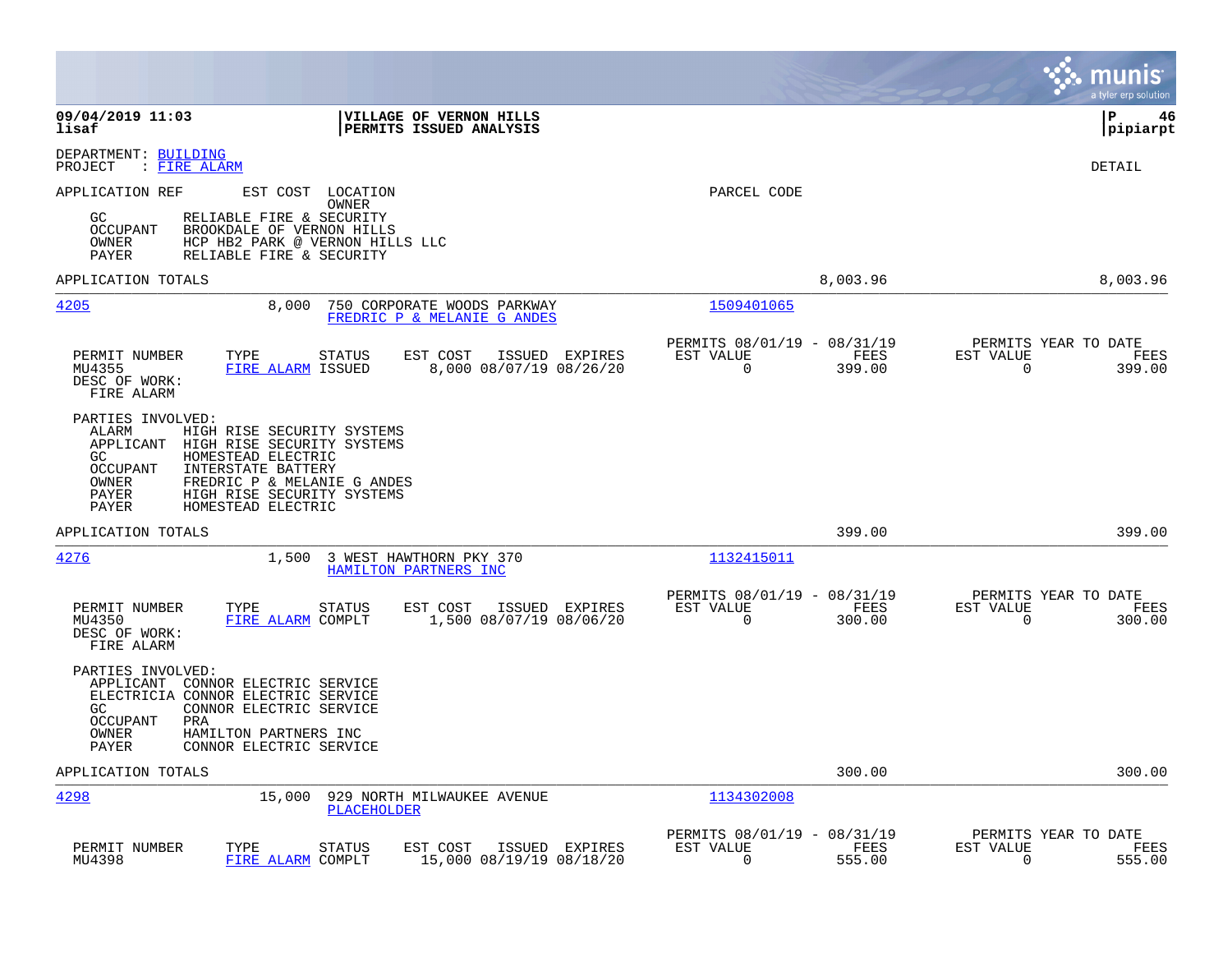**09/04/2019 11:03** | **VILLAGE OF VERNON HILLS** | **P 46**
**lisaf** | **PERMITS ISSUED ANALYSIS** | **pipiarpt**

DEPARTMENT: BUILDING
PROJECT : FIRE ALARM

DETAIL

APPLICATION REF    EST COST    LOCATION / OWNER    PARCEL CODE

GC    RELIABLE FIRE & SECURITY
OCCUPANT    BROOKDALE OF VERNON HILLS
OWNER    HCP HB2 PARK @ VERNON HILLS LLC
PAYER    RELIABLE FIRE & SECURITY

APPLICATION TOTALS    8,003.96    8,003.96

---

**4205**    8,000    750 CORPORATE WOODS PARKWAY    1509401065
FREDRIC P & MELANIE G ANDES

| PERMIT NUMBER | TYPE | STATUS | EST COST | ISSUED | EXPIRES | PERMITS 08/01/19 - 08/31/19 EST VALUE | FEES | PERMITS YEAR TO DATE EST VALUE | FEES |
|---|---|---|---|---|---|---|---|---|---|
| MU4355 | FIRE ALARM | ISSUED | 8,000 | 08/07/19 | 08/26/20 | 0 | 399.00 | 0 | 399.00 |

DESC OF WORK:
FIRE ALARM

PARTIES INVOLVED:
ALARM    HIGH RISE SECURITY SYSTEMS
APPLICANT    HIGH RISE SECURITY SYSTEMS
GC    HOMESTEAD ELECTRIC
OCCUPANT    INTERSTATE BATTERY
OWNER    FREDRIC P & MELANIE G ANDES
PAYER    HIGH RISE SECURITY SYSTEMS
PAYER    HOMESTEAD ELECTRIC

APPLICATION TOTALS    399.00    399.00

---

**4276**    1,500    3 WEST HAWTHORN PKY 370    1132415011
HAMILTON PARTNERS INC

| PERMIT NUMBER | TYPE | STATUS | EST COST | ISSUED | EXPIRES | PERMITS 08/01/19 - 08/31/19 EST VALUE | FEES | PERMITS YEAR TO DATE EST VALUE | FEES |
|---|---|---|---|---|---|---|---|---|---|
| MU4350 | FIRE ALARM | COMPLT | 1,500 | 08/07/19 | 08/06/20 | 0 | 300.00 | 0 | 300.00 |

DESC OF WORK:
FIRE ALARM

PARTIES INVOLVED:
APPLICANT    CONNOR ELECTRIC SERVICE
ELECTRICIA    CONNOR ELECTRIC SERVICE
GC    CONNOR ELECTRIC SERVICE
OCCUPANT    PRA
OWNER    HAMILTON PARTNERS INC
PAYER    CONNOR ELECTRIC SERVICE

APPLICATION TOTALS    300.00    300.00

---

**4298**    15,000    929 NORTH MILWAUKEE AVENUE    1134302008
PLACEHOLDER

| PERMIT NUMBER | TYPE | STATUS | EST COST | ISSUED | EXPIRES | PERMITS 08/01/19 - 08/31/19 EST VALUE | FEES | PERMITS YEAR TO DATE EST VALUE | FEES |
|---|---|---|---|---|---|---|---|---|---|
| MU4398 | FIRE ALARM | COMPLT | 15,000 | 08/19/19 | 08/18/20 | 0 | 555.00 | 0 | 555.00 |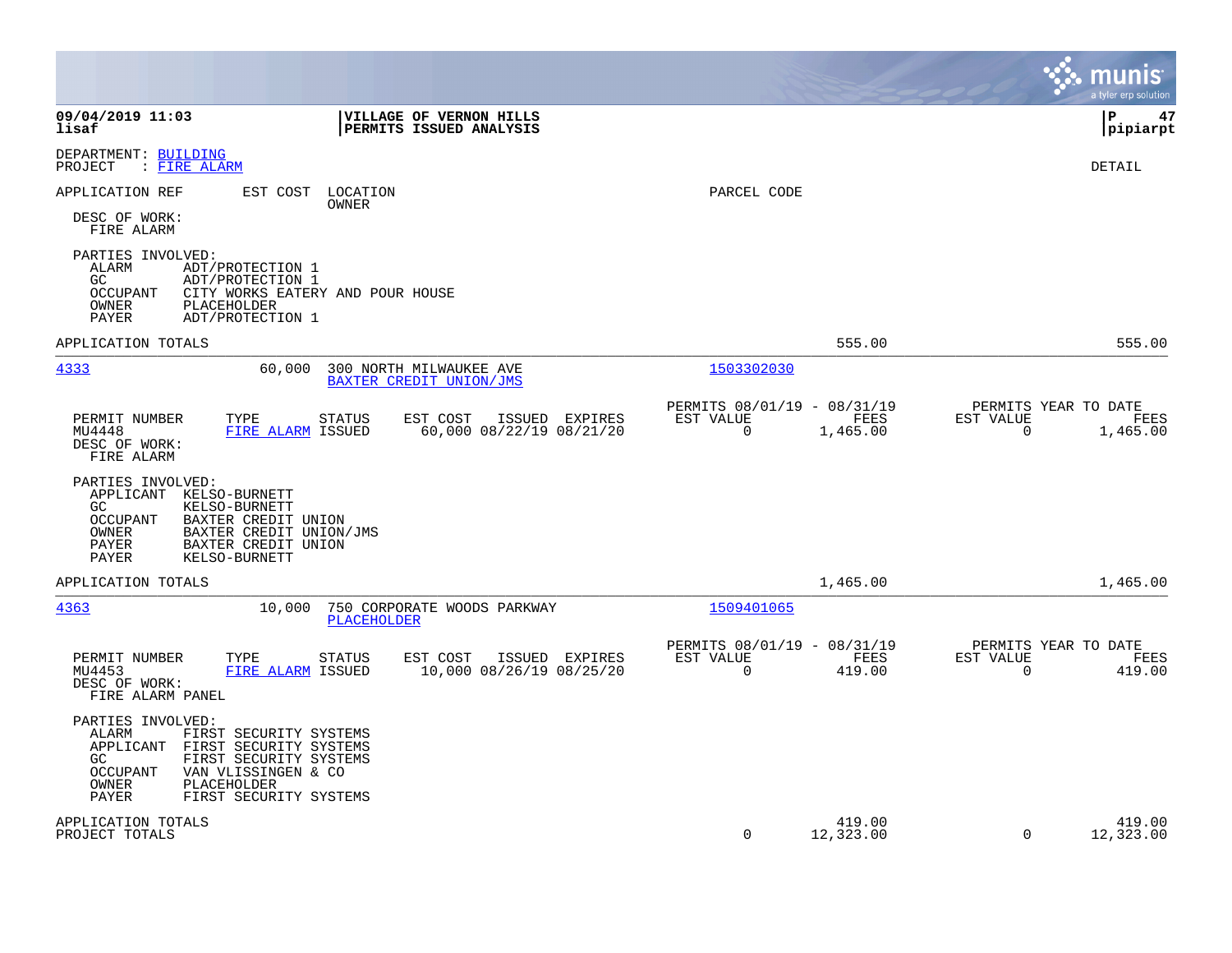**VILLAGE OF VERNON HILLS**
**PERMITS ISSUED ANALYSIS**

09/04/2019 11:03
lisaf

P 47
pipiarpt

DEPARTMENT: BUILDING
PROJECT : FIRE ALARM

DETAIL

APPLICATION REF    EST COST    LOCATION / OWNER    PARCEL CODE

DESC OF WORK:
FIRE ALARM

PARTIES INVOLVED:
- ALARM: ADT/PROTECTION 1
- GC: ADT/PROTECTION 1
- OCCUPANT: CITY WORKS EATERY AND POUR HOUSE
- OWNER: PLACEHOLDER
- PAYER: ADT/PROTECTION 1

APPLICATION TOTALS: 555.00 | 555.00

---

**4333** | 60,000 | 300 NORTH MILWAUKEE AVE / BAXTER CREDIT UNION/JMS | 1503302030

| PERMIT NUMBER | TYPE | STATUS | EST COST | ISSUED | EXPIRES | PERMITS 08/01/19 - 08/31/19 EST VALUE | FEES | PERMITS YEAR TO DATE EST VALUE | FEES |
|---|---|---|---|---|---|---|---|---|---|
| MU4448 | FIRE ALARM | ISSUED | 60,000 | 08/22/19 | 08/21/20 | 0 | 1,465.00 | 0 | 1,465.00 |

DESC OF WORK:
FIRE ALARM

PARTIES INVOLVED:
- APPLICANT: KELSO-BURNETT
- GC: KELSO-BURNETT
- OCCUPANT: BAXTER CREDIT UNION
- OWNER: BAXTER CREDIT UNION/JMS
- PAYER: BAXTER CREDIT UNION
- PAYER: KELSO-BURNETT

APPLICATION TOTALS: 1,465.00 | 1,465.00

---

**4363** | 10,000 | 750 CORPORATE WOODS PARKWAY / PLACEHOLDER | 1509401065

| PERMIT NUMBER | TYPE | STATUS | EST COST | ISSUED | EXPIRES | PERMITS 08/01/19 - 08/31/19 EST VALUE | FEES | PERMITS YEAR TO DATE EST VALUE | FEES |
|---|---|---|---|---|---|---|---|---|---|
| MU4453 | FIRE ALARM | ISSUED | 10,000 | 08/26/19 | 08/25/20 | 0 | 419.00 | 0 | 419.00 |

DESC OF WORK:
FIRE ALARM PANEL

PARTIES INVOLVED:
- ALARM: FIRST SECURITY SYSTEMS
- APPLICANT: FIRST SECURITY SYSTEMS
- GC: FIRST SECURITY SYSTEMS
- OCCUPANT: VAN VLISSINGEN & CO
- OWNER: PLACEHOLDER
- PAYER: FIRST SECURITY SYSTEMS

| | EST VALUE | FEES | EST VALUE | FEES |
|---|---|---|---|---|
| APPLICATION TOTALS | | 419.00 | | 419.00 |
| PROJECT TOTALS | 0 | 12,323.00 | 0 | 12,323.00 |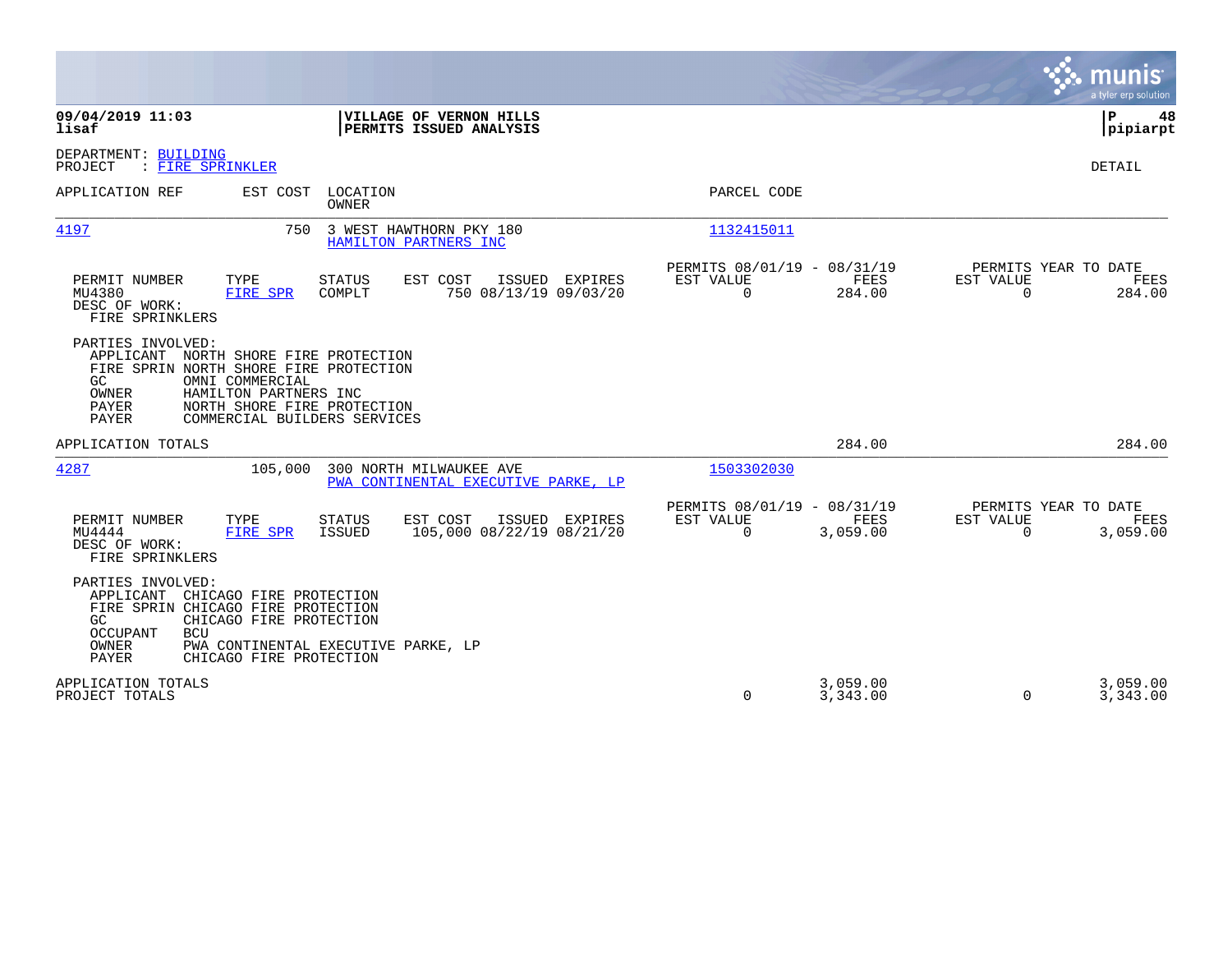**09/04/2019 11:03**
**lisaf**

**VILLAGE OF VERNON HILLS**
**PERMITS ISSUED ANALYSIS**

**P 48**
**pipiarpt**

DEPARTMENT: BUILDING
PROJECT : FIRE SPRINKLER

DETAIL

| APPLICATION REF | EST COST | LOCATION / OWNER | PARCEL CODE |
|---|---|---|---|
| 4197 | 750 | 3 WEST HAWTHORN PKY 180 / HAMILTON PARTNERS INC | 1132415011 |

| PERMIT NUMBER | TYPE | STATUS | EST COST | ISSUED | EXPIRES | PERMITS 08/01/19 - 08/31/19 EST VALUE | FEES | PERMITS YEAR TO DATE EST VALUE | FEES |
|---|---|---|---|---|---|---|---|---|---|
| MU4380 | FIRE SPR | COMPLT | 750 | 08/13/19 | 09/03/20 | 0 | 284.00 | 0 | 284.00 |

DESC OF WORK:
FIRE SPRINKLERS

PARTIES INVOLVED:
APPLICANT NORTH SHORE FIRE PROTECTION
FIRE SPRIN NORTH SHORE FIRE PROTECTION
GC OMNI COMMERCIAL
OWNER HAMILTON PARTNERS INC
PAYER NORTH SHORE FIRE PROTECTION
PAYER COMMERCIAL BUILDERS SERVICES

APPLICATION TOTALS — FEES 284.00 — YEAR TO DATE FEES 284.00

| APPLICATION REF | EST COST | LOCATION / OWNER | PARCEL CODE |
|---|---|---|---|
| 4287 | 105,000 | 300 NORTH MILWAUKEE AVE / PWA CONTINENTAL EXECUTIVE PARKE, LP | 1503302030 |

| PERMIT NUMBER | TYPE | STATUS | EST COST | ISSUED | EXPIRES | PERMITS 08/01/19 - 08/31/19 EST VALUE | FEES | PERMITS YEAR TO DATE EST VALUE | FEES |
|---|---|---|---|---|---|---|---|---|---|
| MU4444 | FIRE SPR | ISSUED | 105,000 | 08/22/19 | 08/21/20 | 0 | 3,059.00 | 0 | 3,059.00 |

DESC OF WORK:
FIRE SPRINKLERS

PARTIES INVOLVED:
APPLICANT CHICAGO FIRE PROTECTION
FIRE SPRIN CHICAGO FIRE PROTECTION
GC CHICAGO FIRE PROTECTION
OCCUPANT BCU
OWNER PWA CONTINENTAL EXECUTIVE PARKE, LP
PAYER CHICAGO FIRE PROTECTION

| | EST VALUE | FEES | YTD EST VALUE | YTD FEES |
|---|---|---|---|---|
| APPLICATION TOTALS | | 3,059.00 | | 3,059.00 |
| PROJECT TOTALS | 0 | 3,343.00 | 0 | 3,343.00 |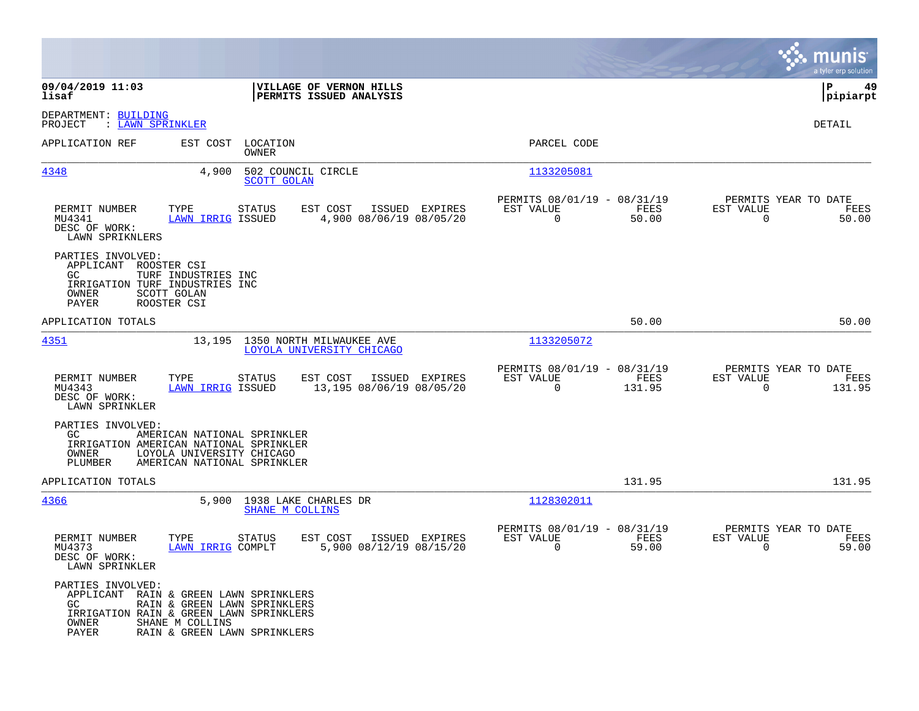**09/04/2019 11:03**
**lisaf**

**VILLAGE OF VERNON HILLS**
**PERMITS ISSUED ANALYSIS**

**P 49**
**pipiarpt**

DEPARTMENT: BUILDING
PROJECT : LAWN SPRINKLER

DETAIL

| APPLICATION REF | EST COST | LOCATION / OWNER | PARCEL CODE |
|---|---|---|---|
| 4348 | 4,900 | 502 COUNCIL CIRCLE / SCOTT GOLAN | 1133205081 |

| PERMIT NUMBER | TYPE | STATUS | EST COST | ISSUED | EXPIRES | PERMITS 08/01/19 - 08/31/19 EST VALUE | FEES | PERMITS YEAR TO DATE EST VALUE | FEES |
|---|---|---|---|---|---|---|---|---|---|
| MU4341 | LAWN IRRIG | ISSUED | 4,900 | 08/06/19 | 08/05/20 | 0 | 50.00 | 0 | 50.00 |

DESC OF WORK:
LAWN SPRIKNLERS

PARTIES INVOLVED:
- APPLICANT ROOSTER CSI
- GC TURF INDUSTRIES INC
- IRRIGATION TURF INDUSTRIES INC
- OWNER SCOTT GOLAN
- PAYER ROOSTER CSI

APPLICATION TOTALS 50.00 50.00

| APPLICATION REF | EST COST | LOCATION / OWNER | PARCEL CODE |
|---|---|---|---|
| 4351 | 13,195 | 1350 NORTH MILWAUKEE AVE / LOYOLA UNIVERSITY CHICAGO | 1133205072 |

| PERMIT NUMBER | TYPE | STATUS | EST COST | ISSUED | EXPIRES | PERMITS 08/01/19 - 08/31/19 EST VALUE | FEES | PERMITS YEAR TO DATE EST VALUE | FEES |
|---|---|---|---|---|---|---|---|---|---|
| MU4343 | LAWN IRRIG | ISSUED | 13,195 | 08/06/19 | 08/05/20 | 0 | 131.95 | 0 | 131.95 |

DESC OF WORK:
LAWN SPRINKLER

PARTIES INVOLVED:
- GC AMERICAN NATIONAL SPRINKLER
- IRRIGATION AMERICAN NATIONAL SPRINKLER
- OWNER LOYOLA UNIVERSITY CHICAGO
- PLUMBER AMERICAN NATIONAL SPRINKLER

APPLICATION TOTALS 131.95 131.95

| APPLICATION REF | EST COST | LOCATION / OWNER | PARCEL CODE |
|---|---|---|---|
| 4366 | 5,900 | 1938 LAKE CHARLES DR / SHANE M COLLINS | 1128302011 |

| PERMIT NUMBER | TYPE | STATUS | EST COST | ISSUED | EXPIRES | PERMITS 08/01/19 - 08/31/19 EST VALUE | FEES | PERMITS YEAR TO DATE EST VALUE | FEES |
|---|---|---|---|---|---|---|---|---|---|
| MU4373 | LAWN IRRIG | COMPLT | 5,900 | 08/12/19 | 08/15/20 | 0 | 59.00 | 0 | 59.00 |

DESC OF WORK:
LAWN SPRINKLER

PARTIES INVOLVED:
- APPLICANT RAIN & GREEN LAWN SPRINKLERS
- GC RAIN & GREEN LAWN SPRINKLERS
- IRRIGATION RAIN & GREEN LAWN SPRINKLERS
- OWNER SHANE M COLLINS
- PAYER RAIN & GREEN LAWN SPRINKLERS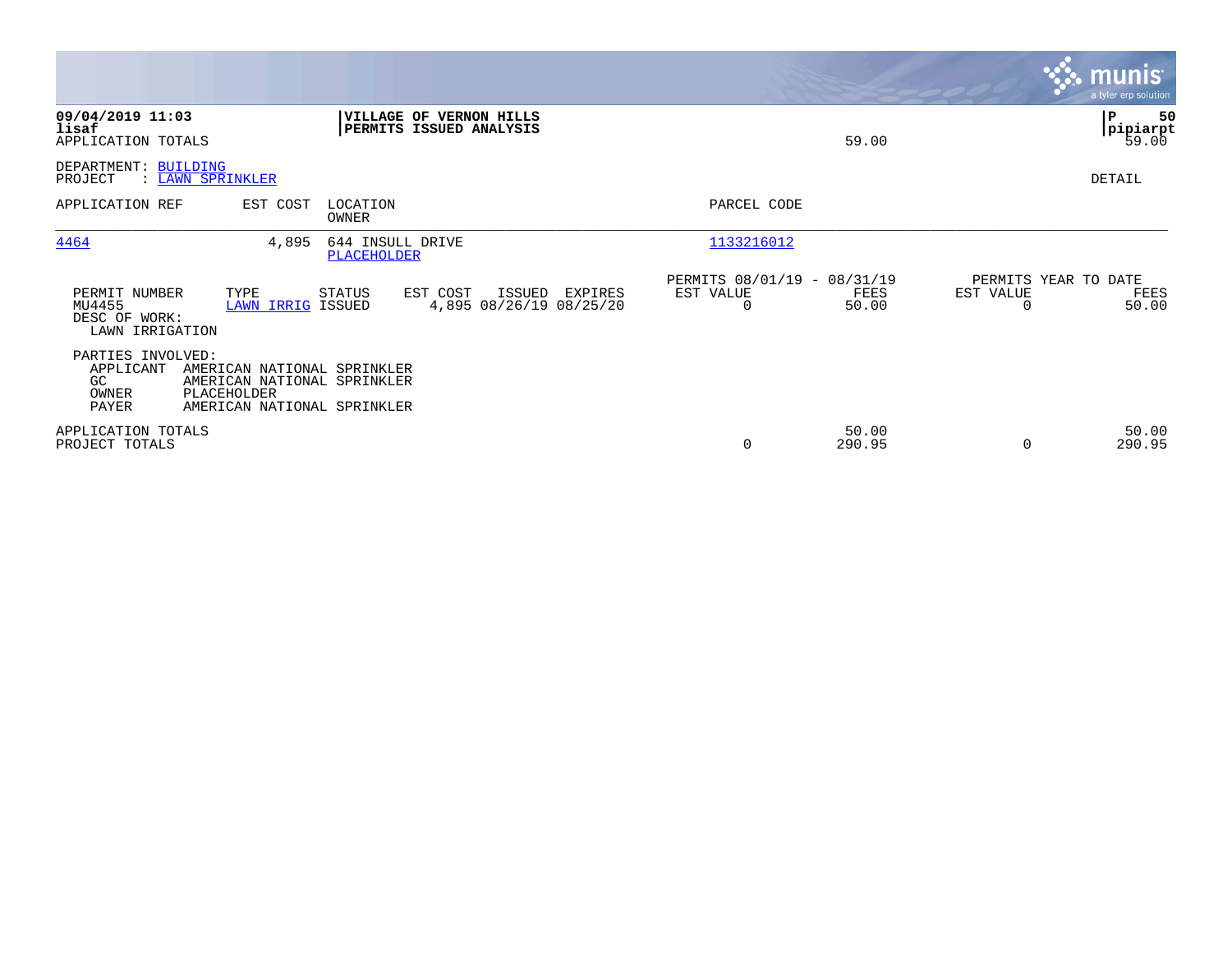**09/04/2019 11:03** | **VILLAGE OF VERNON HILLS** | **P 50**
**lisaf** | **PERMITS ISSUED ANALYSIS** | **pipiarpt**
APPLICATION TOTALS 59.00 59.00

DEPARTMENT: BUILDING
PROJECT : LAWN SPRINKLER

DETAIL

| APPLICATION REF | EST COST | LOCATION / OWNER | PARCEL CODE |
|---|---|---|---|
| 4464 | 4,895 | 644 INSULL DRIVE / PLACEHOLDER | 1133216012 |

| PERMIT NUMBER | TYPE | STATUS | EST COST | ISSUED | EXPIRES | PERMITS 08/01/19 - 08/31/19 EST VALUE | FEES | PERMITS YEAR TO DATE EST VALUE | FEES |
|---|---|---|---|---|---|---|---|---|---|
| MU4455 | LAWN IRRIG | ISSUED | 4,895 | 08/26/19 | 08/25/20 | 0 | 50.00 | 0 | 50.00 |

DESC OF WORK:
LAWN IRRIGATION

PARTIES INVOLVED:

| Role | Name |
|---|---|
| APPLICANT | AMERICAN NATIONAL SPRINKLER |
| GC | AMERICAN NATIONAL SPRINKLER |
| OWNER | PLACEHOLDER |
| PAYER | AMERICAN NATIONAL SPRINKLER |

| | EST VALUE | FEES | YTD EST VALUE | YTD FEES |
|---|---|---|---|---|
| APPLICATION TOTALS | | 50.00 | | 50.00 |
| PROJECT TOTALS | 0 | 290.95 | 0 | 290.95 |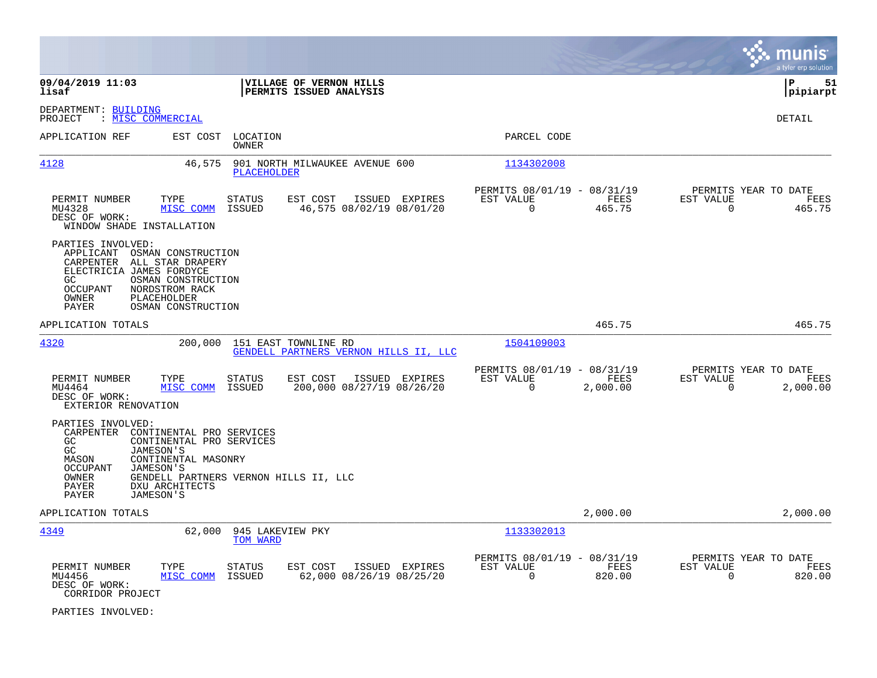**09/04/2019 11:03** | **VILLAGE OF VERNON HILLS** | **P 51**
**lisaf** | **PERMITS ISSUED ANALYSIS** | **pipiarpt**

DEPARTMENT: BUILDING
PROJECT : MISC COMMERCIAL

DETAIL

| APPLICATION REF | EST COST | LOCATION / OWNER | PARCEL CODE |
|---|---|---|---|
| 4128 | 46,575 | 901 NORTH MILWAUKEE AVENUE 600 / PLACEHOLDER | 1134302008 |

| PERMIT NUMBER | TYPE | STATUS | EST COST | ISSUED | EXPIRES | PERMITS 08/01/19 - 08/31/19 EST VALUE | FEES | PERMITS YEAR TO DATE EST VALUE | FEES |
|---|---|---|---|---|---|---|---|---|---|
| MU4328 | MISC COMM | ISSUED | 46,575 | 08/02/19 | 08/01/20 | 0 | 465.75 | 0 | 465.75 |

DESC OF WORK:
WINDOW SHADE INSTALLATION

PARTIES INVOLVED:
- APPLICANT OSMAN CONSTRUCTION
- CARPENTER ALL STAR DRAPERY
- ELECTRICIA JAMES FORDYCE
- GC OSMAN CONSTRUCTION
- OCCUPANT NORDSTROM RACK
- OWNER PLACEHOLDER
- PAYER OSMAN CONSTRUCTION

APPLICATION TOTALS: 465.75 | 465.75

| APPLICATION REF | EST COST | LOCATION / OWNER | PARCEL CODE |
|---|---|---|---|
| 4320 | 200,000 | 151 EAST TOWNLINE RD / GENDELL PARTNERS VERNON HILLS II, LLC | 1504109003 |

| PERMIT NUMBER | TYPE | STATUS | EST COST | ISSUED | EXPIRES | PERMITS 08/01/19 - 08/31/19 EST VALUE | FEES | PERMITS YEAR TO DATE EST VALUE | FEES |
|---|---|---|---|---|---|---|---|---|---|
| MU4464 | MISC COMM | ISSUED | 200,000 | 08/27/19 | 08/26/20 | 0 | 2,000.00 | 0 | 2,000.00 |

DESC OF WORK:
EXTERIOR RENOVATION

PARTIES INVOLVED:
- CARPENTER CONTINENTAL PRO SERVICES
- GC CONTINENTAL PRO SERVICES
- GC JAMESON'S
- MASON CONTINENTAL MASONRY
- OCCUPANT JAMESON'S
- OWNER GENDELL PARTNERS VERNON HILLS II, LLC
- PAYER DXU ARCHITECTS
- PAYER JAMESON'S

APPLICATION TOTALS: 2,000.00 | 2,000.00

| APPLICATION REF | EST COST | LOCATION / OWNER | PARCEL CODE |
|---|---|---|---|
| 4349 | 62,000 | 945 LAKEVIEW PKY / TOM WARD | 1133302013 |

| PERMIT NUMBER | TYPE | STATUS | EST COST | ISSUED | EXPIRES | PERMITS 08/01/19 - 08/31/19 EST VALUE | FEES | PERMITS YEAR TO DATE EST VALUE | FEES |
|---|---|---|---|---|---|---|---|---|---|
| MU4456 | MISC COMM | ISSUED | 62,000 | 08/26/19 | 08/25/20 | 0 | 820.00 | 0 | 820.00 |

DESC OF WORK:
CORRIDOR PROJECT

PARTIES INVOLVED: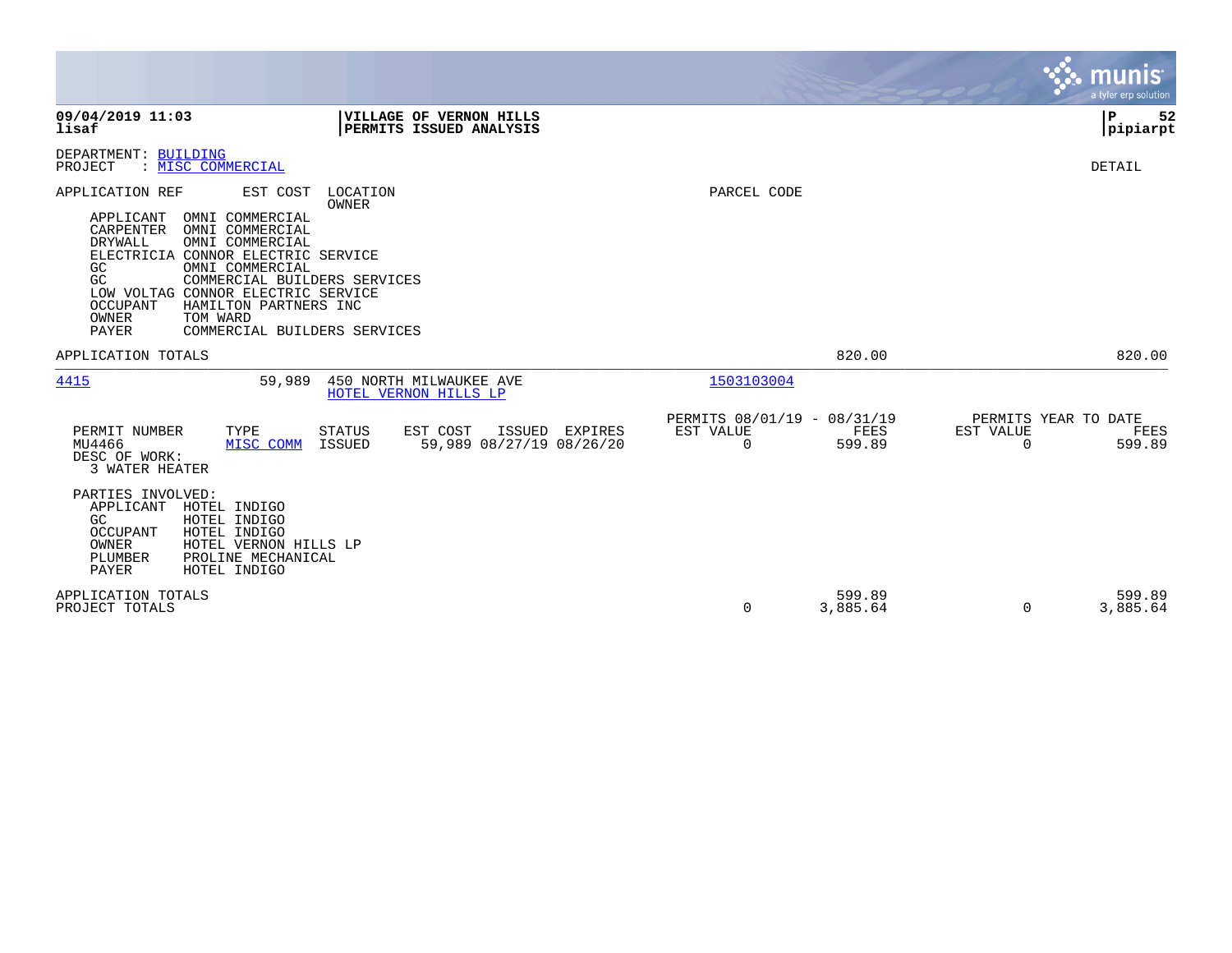**09/04/2019 11:03**
**lisaf**

**VILLAGE OF VERNON HILLS**
**PERMITS ISSUED ANALYSIS**

**P 52**
**pipiarpt**

DEPARTMENT: BUILDING
PROJECT : MISC COMMERCIAL

DETAIL

| APPLICATION REF | EST COST | LOCATION / OWNER | PARCEL CODE |
|---|---|---|---|

| Role | Party |
|---|---|
| APPLICANT | OMNI COMMERCIAL |
| CARPENTER | OMNI COMMERCIAL |
| DRYWALL | OMNI COMMERCIAL |
| ELECTRICIA | CONNOR ELECTRIC SERVICE |
| GC | OMNI COMMERCIAL |
| GC | COMMERCIAL BUILDERS SERVICES |
| LOW VOLTAG | CONNOR ELECTRIC SERVICE |
| OCCUPANT | HAMILTON PARTNERS INC |
| OWNER | TOM WARD |
| PAYER | COMMERCIAL BUILDERS SERVICES |

APPLICATION TOTALS — 820.00 — 820.00

---

| APPLICATION REF | EST COST | LOCATION / OWNER | PARCEL CODE |
|---|---|---|---|
| 4415 | 59,989 | 450 NORTH MILWAUKEE AVE / HOTEL VERNON HILLS LP | 1503103004 |

| PERMIT NUMBER | TYPE | STATUS | EST COST | ISSUED | EXPIRES | PERMITS 08/01/19 - 08/31/19 EST VALUE | FEES | PERMITS YEAR TO DATE EST VALUE | FEES |
|---|---|---|---|---|---|---|---|---|---|
| MU4466 | MISC COMM | ISSUED | 59,989 | 08/27/19 | 08/26/20 | 0 | 599.89 | 0 | 599.89 |

DESC OF WORK:
3 WATER HEATER

PARTIES INVOLVED:

| Role | Party |
|---|---|
| APPLICANT | HOTEL INDIGO |
| GC | HOTEL INDIGO |
| OCCUPANT | HOTEL INDIGO |
| OWNER | HOTEL VERNON HILLS LP |
| PLUMBER | PROLINE MECHANICAL |
| PAYER | HOTEL INDIGO |

| | EST VALUE | FEES | YTD EST VALUE | YTD FEES |
|---|---|---|---|---|
| APPLICATION TOTALS | | 599.89 | | 599.89 |
| PROJECT TOTALS | 0 | 3,885.64 | 0 | 3,885.64 |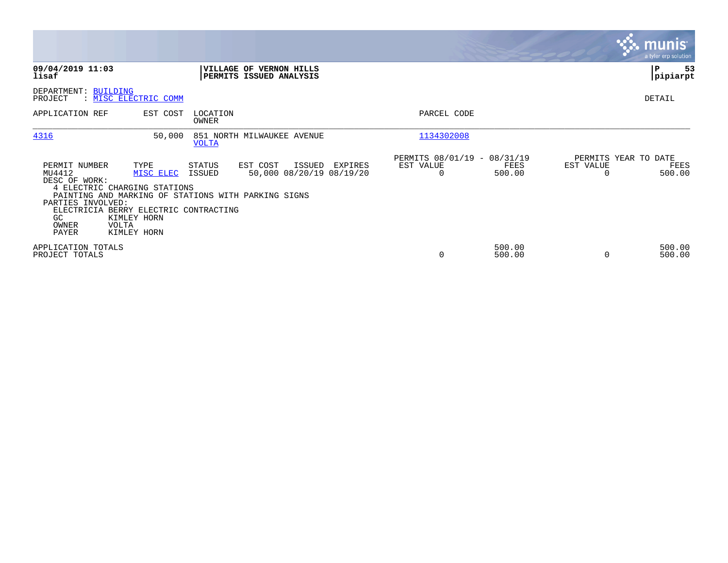**09/04/2019 11:03**
**lisaf**

**VILLAGE OF VERNON HILLS**
**PERMITS ISSUED ANALYSIS**

**P 53**
**pipiarpt**

DEPARTMENT: BUILDING
PROJECT : MISC ELECTRIC COMM

DETAIL

| APPLICATION REF | EST COST | LOCATION / OWNER | PARCEL CODE |
|---|---|---|---|
| 4316 | 50,000 | 851 NORTH MILWAUKEE AVENUE / VOLTA | 1134302008 |

| PERMIT NUMBER | TYPE | STATUS | EST COST | ISSUED | EXPIRES | PERMITS 08/01/19 - 08/31/19 EST VALUE | FEES | PERMITS YEAR TO DATE EST VALUE | FEES |
|---|---|---|---|---|---|---|---|---|---|
| MU4412 | MISC ELEC | ISSUED | 50,000 | 08/20/19 | 08/19/20 | 0 | 500.00 | 0 | 500.00 |

DESC OF WORK:
4 ELECTRIC CHARGING STATIONS
PAINTING AND MARKING OF STATIONS WITH PARKING SIGNS

PARTIES INVOLVED:
ELECTRICIA BERRY ELECTRIC CONTRACTING
GC KIMLEY HORN
OWNER VOLTA
PAYER KIMLEY HORN

| | EST VALUE | FEES | EST VALUE | FEES |
|---|---|---|---|---|
| APPLICATION TOTALS | | 500.00 | | 500.00 |
| PROJECT TOTALS | 0 | 500.00 | 0 | 500.00 |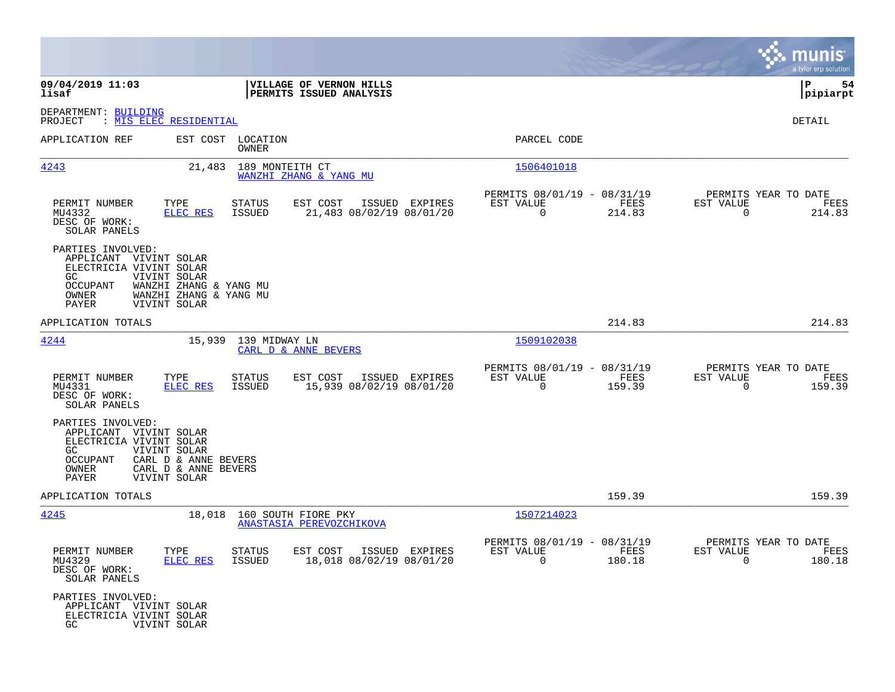**VILLAGE OF VERNON HILLS**
**PERMITS ISSUED ANALYSIS**

09/04/2019 11:03
lisaf

pipiarpt

DEPARTMENT: BUILDING
PROJECT : MIS ELEC RESIDENTIAL

DETAIL

| APPLICATION REF | EST COST | LOCATION / OWNER | PARCEL CODE |
|---|---|---|---|
| 4243 | 21,483 | 189 MONTEITH CT / WANZHI ZHANG & YANG MU | 1506401018 |

| PERMIT NUMBER | TYPE | STATUS | EST COST | ISSUED | EXPIRES | PERMITS 08/01/19 - 08/31/19 EST VALUE | FEES | PERMITS YEAR TO DATE EST VALUE | FEES |
|---|---|---|---|---|---|---|---|---|---|
| MU4332 | ELEC RES | ISSUED | 21,483 | 08/02/19 | 08/01/20 | 0 | 214.83 | 0 | 214.83 |

DESC OF WORK:
SOLAR PANELS

PARTIES INVOLVED:
- APPLICANT VIVINT SOLAR
- ELECTRICIA VIVINT SOLAR
- GC VIVINT SOLAR
- OCCUPANT WANZHI ZHANG & YANG MU
- OWNER WANZHI ZHANG & YANG MU
- PAYER VIVINT SOLAR

APPLICATION TOTALS: 214.83 | 214.83

| APPLICATION REF | EST COST | LOCATION / OWNER | PARCEL CODE |
|---|---|---|---|
| 4244 | 15,939 | 139 MIDWAY LN / CARL D & ANNE BEVERS | 1509102038 |

| PERMIT NUMBER | TYPE | STATUS | EST COST | ISSUED | EXPIRES | PERMITS 08/01/19 - 08/31/19 EST VALUE | FEES | PERMITS YEAR TO DATE EST VALUE | FEES |
|---|---|---|---|---|---|---|---|---|---|
| MU4331 | ELEC RES | ISSUED | 15,939 | 08/02/19 | 08/01/20 | 0 | 159.39 | 0 | 159.39 |

DESC OF WORK:
SOLAR PANELS

PARTIES INVOLVED:
- APPLICANT VIVINT SOLAR
- ELECTRICIA VIVINT SOLAR
- GC VIVINT SOLAR
- OCCUPANT CARL D & ANNE BEVERS
- OWNER CARL D & ANNE BEVERS
- PAYER VIVINT SOLAR

APPLICATION TOTALS: 159.39 | 159.39

| APPLICATION REF | EST COST | LOCATION / OWNER | PARCEL CODE |
|---|---|---|---|
| 4245 | 18,018 | 160 SOUTH FIORE PKY / ANASTASIA PEREVOZCHIKOVA | 1507214023 |

| PERMIT NUMBER | TYPE | STATUS | EST COST | ISSUED | EXPIRES | PERMITS 08/01/19 - 08/31/19 EST VALUE | FEES | PERMITS YEAR TO DATE EST VALUE | FEES |
|---|---|---|---|---|---|---|---|---|---|
| MU4329 | ELEC RES | ISSUED | 18,018 | 08/02/19 | 08/01/20 | 0 | 180.18 | 0 | 180.18 |

DESC OF WORK:
SOLAR PANELS

PARTIES INVOLVED:
- APPLICANT VIVINT SOLAR
- ELECTRICIA VIVINT SOLAR
- GC VIVINT SOLAR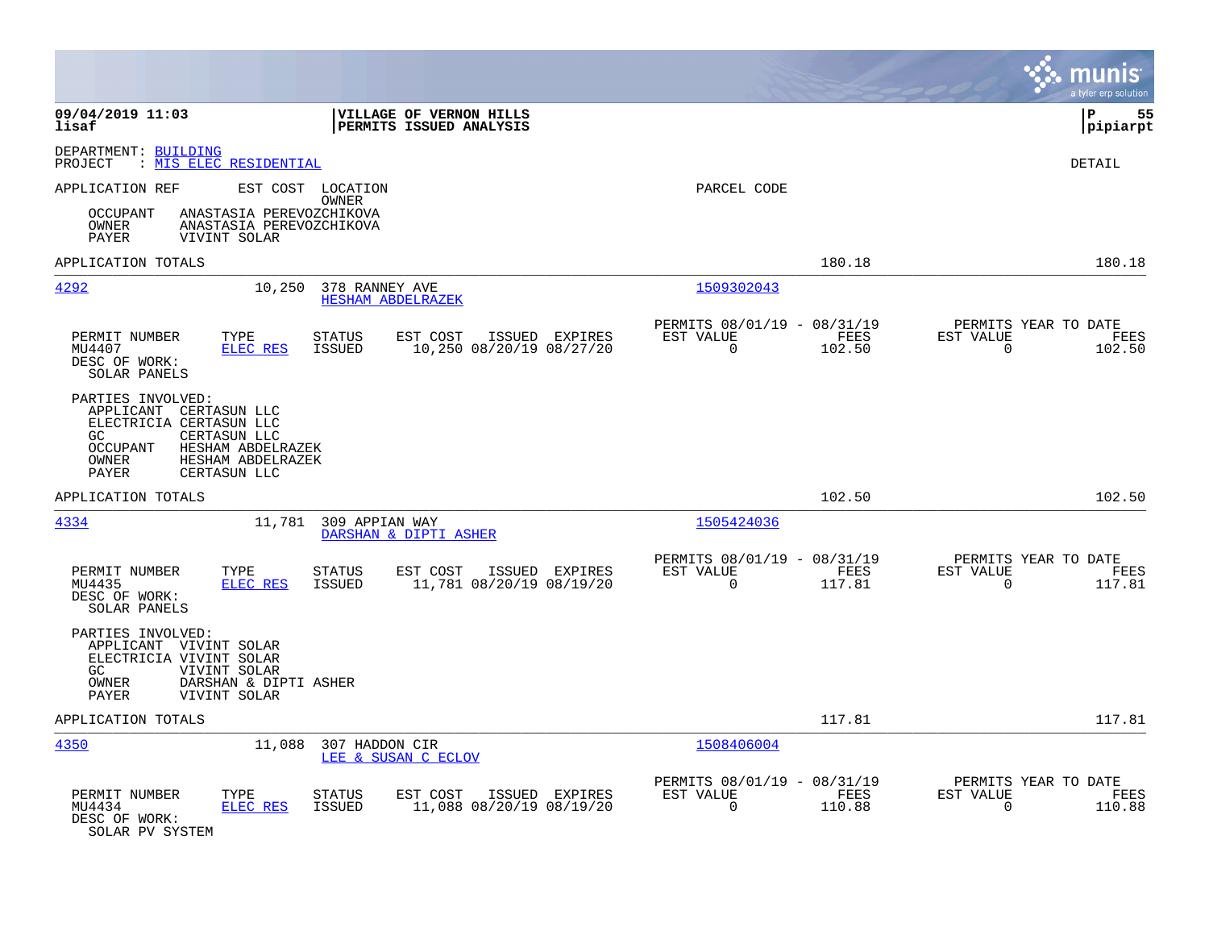**09/04/2019 11:03** | **VILLAGE OF VERNON HILLS** | **P 55**
**lisaf** | **PERMITS ISSUED ANALYSIS** | **pipiarpt**

DEPARTMENT: BUILDING
PROJECT : MIS ELEC RESIDENTIAL

DETAIL

APPLICATION REF    EST COST    LOCATION
OWNER
PARCEL CODE

OCCUPANT    ANASTASIA PEREVOZCHIKOVA
OWNER    ANASTASIA PEREVOZCHIKOVA
PAYER    VIVINT SOLAR

APPLICATION TOTALS    180.18    180.18

---

**4292**    10,250    378 RANNEY AVE
HESHAM ABDELRAZEK
1509302043

| PERMIT NUMBER | TYPE | STATUS | EST COST | ISSUED | EXPIRES | PERMITS 08/01/19 - 08/31/19 EST VALUE | FEES | PERMITS YEAR TO DATE EST VALUE | FEES |
|---|---|---|---|---|---|---|---|---|---|
| MU4407 | ELEC RES | ISSUED | 10,250 | 08/20/19 | 08/27/20 | 0 | 102.50 | 0 | 102.50 |

DESC OF WORK:
SOLAR PANELS

PARTIES INVOLVED:
APPLICANT    CERTASUN LLC
ELECTRICIA    CERTASUN LLC
GC    CERTASUN LLC
OCCUPANT    HESHAM ABDELRAZEK
OWNER    HESHAM ABDELRAZEK
PAYER    CERTASUN LLC

APPLICATION TOTALS    102.50    102.50

---

**4334**    11,781    309 APPIAN WAY
DARSHAN & DIPTI ASHER
1505424036

| PERMIT NUMBER | TYPE | STATUS | EST COST | ISSUED | EXPIRES | PERMITS 08/01/19 - 08/31/19 EST VALUE | FEES | PERMITS YEAR TO DATE EST VALUE | FEES |
|---|---|---|---|---|---|---|---|---|---|
| MU4435 | ELEC RES | ISSUED | 11,781 | 08/20/19 | 08/19/20 | 0 | 117.81 | 0 | 117.81 |

DESC OF WORK:
SOLAR PANELS

PARTIES INVOLVED:
APPLICANT    VIVINT SOLAR
ELECTRICIA    VIVINT SOLAR
GC    VIVINT SOLAR
OWNER    DARSHAN & DIPTI ASHER
PAYER    VIVINT SOLAR

APPLICATION TOTALS    117.81    117.81

---

**4350**    11,088    307 HADDON CIR
LEE & SUSAN C ECLOV
1508406004

| PERMIT NUMBER | TYPE | STATUS | EST COST | ISSUED | EXPIRES | PERMITS 08/01/19 - 08/31/19 EST VALUE | FEES | PERMITS YEAR TO DATE EST VALUE | FEES |
|---|---|---|---|---|---|---|---|---|---|
| MU4434 | ELEC RES | ISSUED | 11,088 | 08/20/19 | 08/19/20 | 0 | 110.88 | 0 | 110.88 |

DESC OF WORK:
SOLAR PV SYSTEM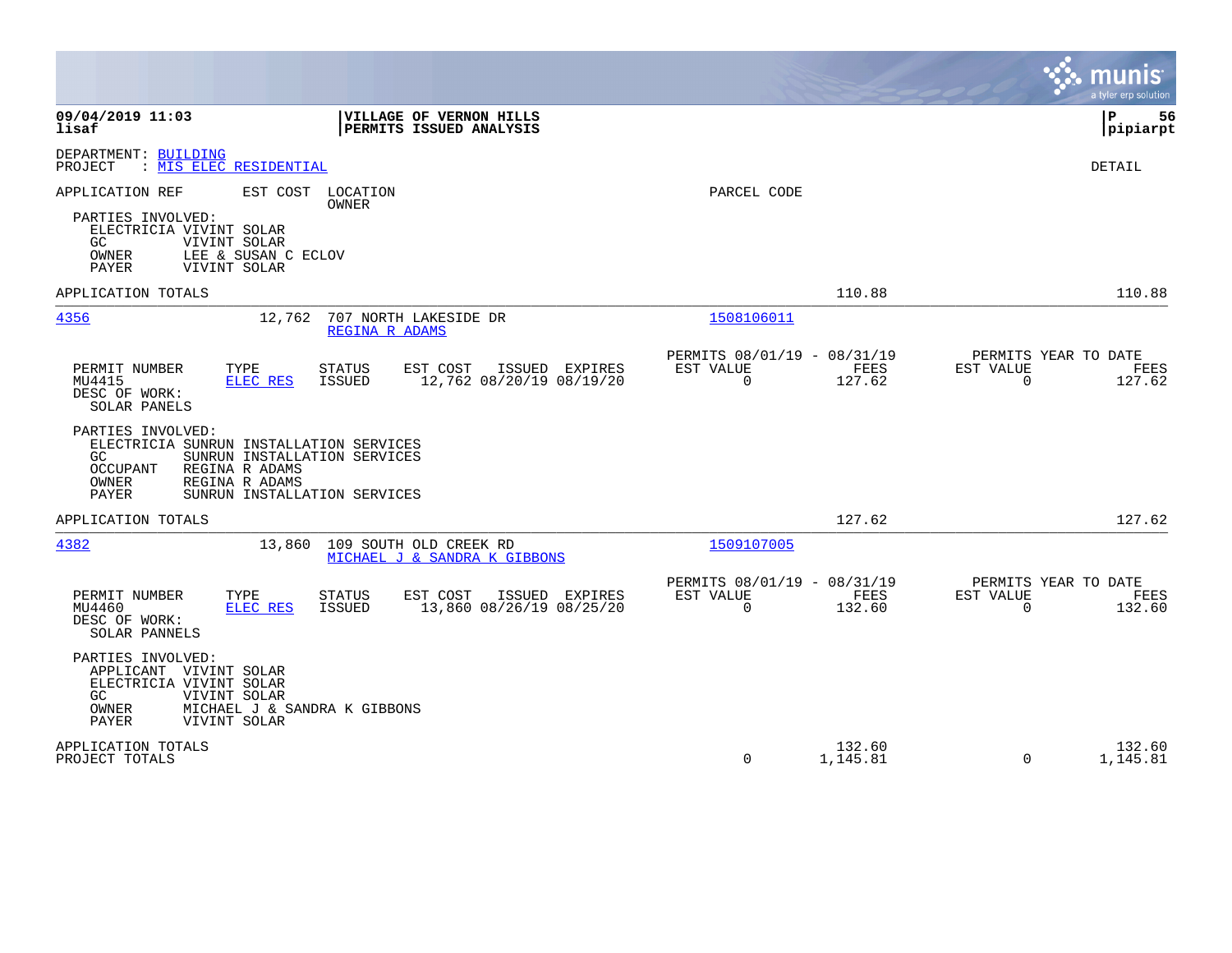**09/04/2019 11:03**
**lisaf**

**VILLAGE OF VERNON HILLS**
**PERMITS ISSUED ANALYSIS**

**P 56**
**pipiarpt**

DEPARTMENT: BUILDING
PROJECT : MIS ELEC RESIDENTIAL

DETAIL

APPLICATION REF | EST COST | LOCATION / OWNER | PARCEL CODE

PARTIES INVOLVED:
- ELECTRICIA VIVINT SOLAR
- GC VIVINT SOLAR
- OWNER LEE & SUSAN C ECLOV
- PAYER VIVINT SOLAR

APPLICATION TOTALS — 110.88 — 110.88

---

**4356** — 12,762 — 707 NORTH LAKESIDE DR — REGINA R ADAMS — 1508106011

| PERMIT NUMBER | TYPE | STATUS | EST COST | ISSUED | EXPIRES | PERMITS 08/01/19 - 08/31/19 EST VALUE | FEES | PERMITS YEAR TO DATE EST VALUE | FEES |
|---|---|---|---|---|---|---|---|---|---|
| MU4415 | ELEC RES | ISSUED | 12,762 | 08/20/19 | 08/19/20 | 0 | 127.62 | 0 | 127.62 |

DESC OF WORK:
SOLAR PANELS

PARTIES INVOLVED:
- ELECTRICIA SUNRUN INSTALLATION SERVICES
- GC SUNRUN INSTALLATION SERVICES
- OCCUPANT REGINA R ADAMS
- OWNER REGINA R ADAMS
- PAYER SUNRUN INSTALLATION SERVICES

APPLICATION TOTALS — 127.62 — 127.62

---

**4382** — 13,860 — 109 SOUTH OLD CREEK RD — MICHAEL J & SANDRA K GIBBONS — 1509107005

| PERMIT NUMBER | TYPE | STATUS | EST COST | ISSUED | EXPIRES | PERMITS 08/01/19 - 08/31/19 EST VALUE | FEES | PERMITS YEAR TO DATE EST VALUE | FEES |
|---|---|---|---|---|---|---|---|---|---|
| MU4460 | ELEC RES | ISSUED | 13,860 | 08/26/19 | 08/25/20 | 0 | 132.60 | 0 | 132.60 |

DESC OF WORK:
SOLAR PANNELS

PARTIES INVOLVED:
- APPLICANT VIVINT SOLAR
- ELECTRICIA VIVINT SOLAR
- GC VIVINT SOLAR
- OWNER MICHAEL J & SANDRA K GIBBONS
- PAYER VIVINT SOLAR

| | EST VALUE | FEES | EST VALUE | FEES |
|---|---|---|---|---|
| APPLICATION TOTALS | | 132.60 | | 132.60 |
| PROJECT TOTALS | 0 | 1,145.81 | 0 | 1,145.81 |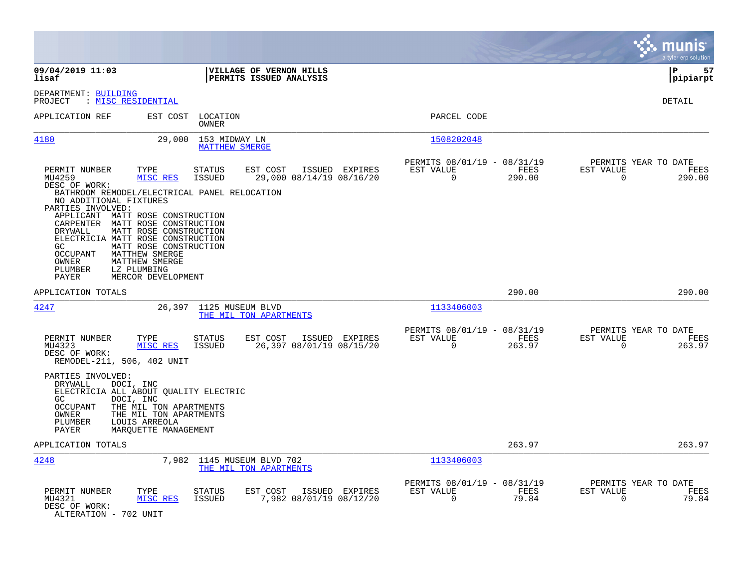**09/04/2019 11:03**
**lisaf**

**VILLAGE OF VERNON HILLS**
**PERMITS ISSUED ANALYSIS**

**P 57**
**pipiarpt**

DEPARTMENT: BUILDING
PROJECT : MISC RESIDENTIAL

DETAIL

| APPLICATION REF | EST COST | LOCATION / OWNER | PARCEL CODE |
|---|---|---|---|
| 4180 | 29,000 | 153 MIDWAY LN / MATTHEW SMERGE | 1508202048 |

| PERMIT NUMBER | TYPE | STATUS | EST COST | ISSUED | EXPIRES | PERMITS 08/01/19 - 08/31/19 EST VALUE | FEES | PERMITS YEAR TO DATE EST VALUE | FEES |
|---|---|---|---|---|---|---|---|---|---|
| MU4259 | MISC RES | ISSUED | 29,000 | 08/14/19 | 08/16/20 | 0 | 290.00 | 0 | 290.00 |

DESC OF WORK:
BATHROOM REMODEL/ELECTRICAL PANEL RELOCATION
NO ADDITIONAL FIXTURES

PARTIES INVOLVED:
- APPLICANT MATT ROSE CONSTRUCTION
- CARPENTER MATT ROSE CONSTRUCTION
- DRYWALL MATT ROSE CONSTRUCTION
- ELECTRICIA MATT ROSE CONSTRUCTION
- GC MATT ROSE CONSTRUCTION
- OCCUPANT MATTHEW SMERGE
- OWNER MATTHEW SMERGE
- PLUMBER LZ PLUMBING
- PAYER MERCOR DEVELOPMENT

APPLICATION TOTALS — 290.00 — 290.00

| APPLICATION REF | EST COST | LOCATION / OWNER | PARCEL CODE |
|---|---|---|---|
| 4247 | 26,397 | 1125 MUSEUM BLVD / THE MIL TON APARTMENTS | 1133406003 |

| PERMIT NUMBER | TYPE | STATUS | EST COST | ISSUED | EXPIRES | PERMITS 08/01/19 - 08/31/19 EST VALUE | FEES | PERMITS YEAR TO DATE EST VALUE | FEES |
|---|---|---|---|---|---|---|---|---|---|
| MU4323 | MISC RES | ISSUED | 26,397 | 08/01/19 | 08/15/20 | 0 | 263.97 | 0 | 263.97 |

DESC OF WORK:
REMODEL-211, 506, 402 UNIT

PARTIES INVOLVED:
- DRYWALL DOCI, INC
- ELECTRICIA ALL ABOUT QUALITY ELECTRIC
- GC DOCI, INC
- OCCUPANT THE MIL TON APARTMENTS
- OWNER THE MIL TON APARTMENTS
- PLUMBER LOUIS ARREOLA
- PAYER MARQUETTE MANAGEMENT

APPLICATION TOTALS — 263.97 — 263.97

| APPLICATION REF | EST COST | LOCATION / OWNER | PARCEL CODE |
|---|---|---|---|
| 4248 | 7,982 | 1145 MUSEUM BLVD 702 / THE MIL TON APARTMENTS | 1133406003 |

| PERMIT NUMBER | TYPE | STATUS | EST COST | ISSUED | EXPIRES | PERMITS 08/01/19 - 08/31/19 EST VALUE | FEES | PERMITS YEAR TO DATE EST VALUE | FEES |
|---|---|---|---|---|---|---|---|---|---|
| MU4321 | MISC RES | ISSUED | 7,982 | 08/01/19 | 08/12/20 | 0 | 79.84 | 0 | 79.84 |

DESC OF WORK:
ALTERATION - 702 UNIT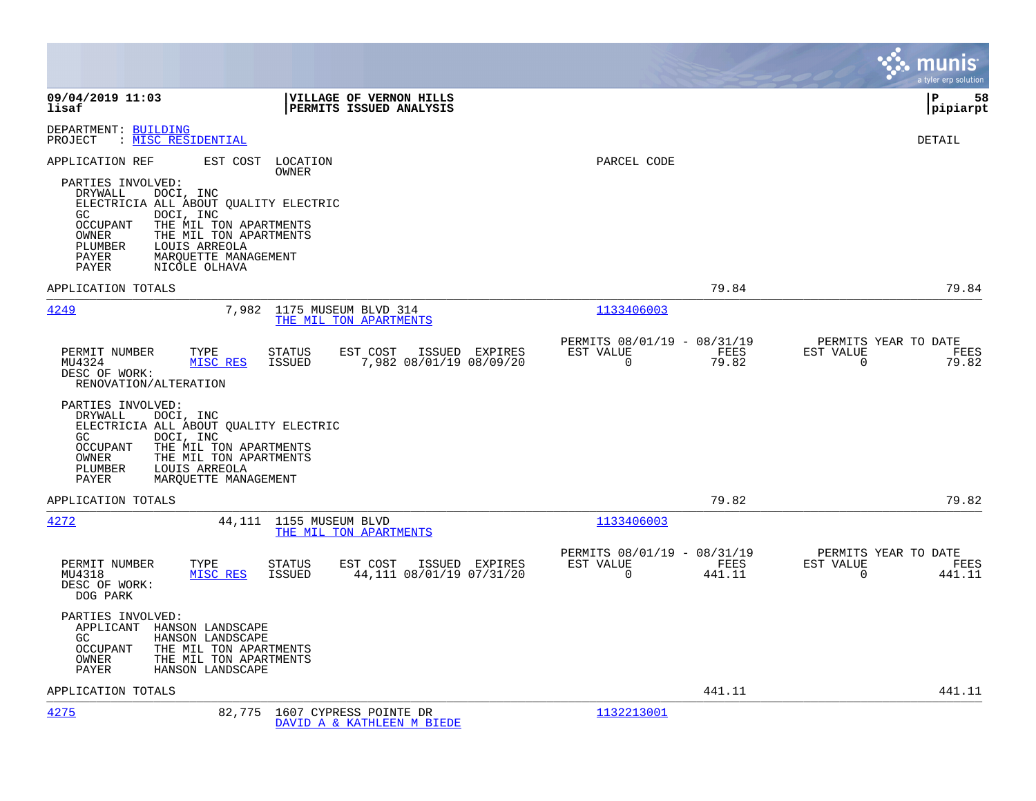**09/04/2019 11:03** | **VILLAGE OF VERNON HILLS** | **P 58**
**lisaf** | **PERMITS ISSUED ANALYSIS** | **pipiarpt**

DEPARTMENT: BUILDING
PROJECT : MISC RESIDENTIAL

DETAIL

APPLICATION REF | EST COST | LOCATION / OWNER | PARCEL CODE

PARTIES INVOLVED:
- DRYWALL DOCI, INC
- ELECTRICIA ALL ABOUT QUALITY ELECTRIC
- GC DOCI, INC
- OCCUPANT THE MIL TON APARTMENTS
- OWNER THE MIL TON APARTMENTS
- PLUMBER LOUIS ARREOLA
- PAYER MARQUETTE MANAGEMENT
- PAYER NICOLE OLHAVA

APPLICATION TOTALS 79.84 79.84

---

**4249** 7,982 1175 MUSEUM BLVD 314 — THE MIL TON APARTMENTS — 1133406003

| PERMIT NUMBER | TYPE | STATUS | EST COST | ISSUED | EXPIRES | PERMITS 08/01/19 - 08/31/19 EST VALUE | FEES | PERMITS YEAR TO DATE EST VALUE | FEES |
|---|---|---|---|---|---|---|---|---|---|
| MU4324 | MISC RES | ISSUED | 7,982 | 08/01/19 | 08/09/20 | 0 | 79.82 | 0 | 79.82 |

DESC OF WORK:
RENOVATION/ALTERATION

PARTIES INVOLVED:
- DRYWALL DOCI, INC
- ELECTRICIA ALL ABOUT QUALITY ELECTRIC
- GC DOCI, INC
- OCCUPANT THE MIL TON APARTMENTS
- OWNER THE MIL TON APARTMENTS
- PLUMBER LOUIS ARREOLA
- PAYER MARQUETTE MANAGEMENT

APPLICATION TOTALS 79.82 79.82

---

**4272** 44,111 1155 MUSEUM BLVD — THE MIL TON APARTMENTS — 1133406003

| PERMIT NUMBER | TYPE | STATUS | EST COST | ISSUED | EXPIRES | PERMITS 08/01/19 - 08/31/19 EST VALUE | FEES | PERMITS YEAR TO DATE EST VALUE | FEES |
|---|---|---|---|---|---|---|---|---|---|
| MU4318 | MISC RES | ISSUED | 44,111 | 08/01/19 | 07/31/20 | 0 | 441.11 | 0 | 441.11 |

DESC OF WORK:
DOG PARK

PARTIES INVOLVED:
- APPLICANT HANSON LANDSCAPE
- GC HANSON LANDSCAPE
- OCCUPANT THE MIL TON APARTMENTS
- OWNER THE MIL TON APARTMENTS
- PAYER HANSON LANDSCAPE

APPLICATION TOTALS 441.11 441.11

---

**4275** 82,775 1607 CYPRESS POINTE DR — DAVID A & KATHLEEN M BIEDE — 1132213001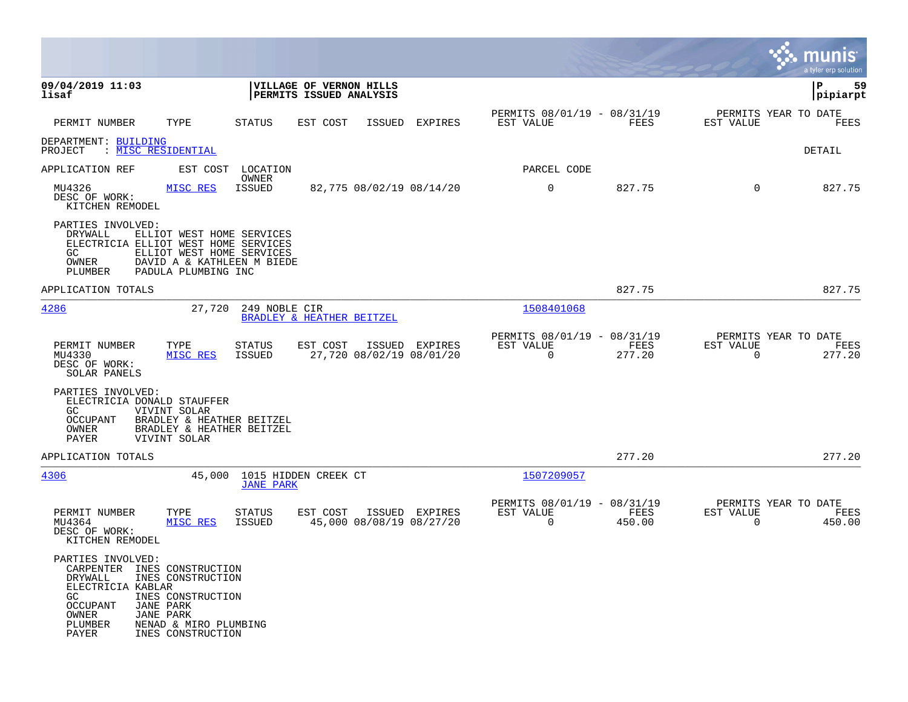**09/04/2019 11:03**
**lisaf**

**VILLAGE OF VERNON HILLS**
**PERMITS ISSUED ANALYSIS**

**pipiarpt**

| PERMIT NUMBER | TYPE | STATUS | EST COST | ISSUED | EXPIRES | PERMITS 08/01/19 - 08/31/19 EST VALUE | FEES | PERMITS YEAR TO DATE EST VALUE | FEES |
|---|---|---|---|---|---|---|---|---|---|

DEPARTMENT: BUILDING
PROJECT : MISC RESIDENTIAL

DETAIL

| APPLICATION REF | EST COST | LOCATION / OWNER | | | | PARCEL CODE | | | |
|---|---|---|---|---|---|---|---|---|---|
| MU4326 | MISC RES | ISSUED | 82,775 | 08/02/19 | 08/14/20 | 0 | 827.75 | 0 | 827.75 |

DESC OF WORK:
KITCHEN REMODEL

PARTIES INVOLVED:
- DRYWALL ELLIOT WEST HOME SERVICES
- ELECTRICIA ELLIOT WEST HOME SERVICES
- GC ELLIOT WEST HOME SERVICES
- OWNER DAVID A & KATHLEEN M BIEDE
- PLUMBER PADULA PLUMBING INC

APPLICATION TOTALS: 827.75 | 827.75

---

**4286** — 27,720 — 249 NOBLE CIR — BRADLEY & HEATHER BEITZEL — PARCEL CODE 1508401068

| PERMIT NUMBER | TYPE | STATUS | EST COST | ISSUED | EXPIRES | PERMITS 08/01/19 - 08/31/19 EST VALUE | FEES | PERMITS YEAR TO DATE EST VALUE | FEES |
|---|---|---|---|---|---|---|---|---|---|
| MU4330 | MISC RES | ISSUED | 27,720 | 08/02/19 | 08/01/20 | 0 | 277.20 | 0 | 277.20 |

DESC OF WORK:
SOLAR PANELS

PARTIES INVOLVED:
- ELECTRICIA DONALD STAUFFER
- GC VIVINT SOLAR
- OCCUPANT BRADLEY & HEATHER BEITZEL
- OWNER BRADLEY & HEATHER BEITZEL
- PAYER VIVINT SOLAR

APPLICATION TOTALS: 277.20 | 277.20

---

**4306** — 45,000 — 1015 HIDDEN CREEK CT — JANE PARK — PARCEL CODE 1507209057

| PERMIT NUMBER | TYPE | STATUS | EST COST | ISSUED | EXPIRES | PERMITS 08/01/19 - 08/31/19 EST VALUE | FEES | PERMITS YEAR TO DATE EST VALUE | FEES |
|---|---|---|---|---|---|---|---|---|---|
| MU4364 | MISC RES | ISSUED | 45,000 | 08/08/19 | 08/27/20 | 0 | 450.00 | 0 | 450.00 |

DESC OF WORK:
KITCHEN REMODEL

PARTIES INVOLVED:
- CARPENTER INES CONSTRUCTION
- DRYWALL INES CONSTRUCTION
- ELECTRICIA KABLAR
- GC INES CONSTRUCTION
- OCCUPANT JANE PARK
- OWNER JANE PARK
- PLUMBER NENAD & MIRO PLUMBING
- PAYER INES CONSTRUCTION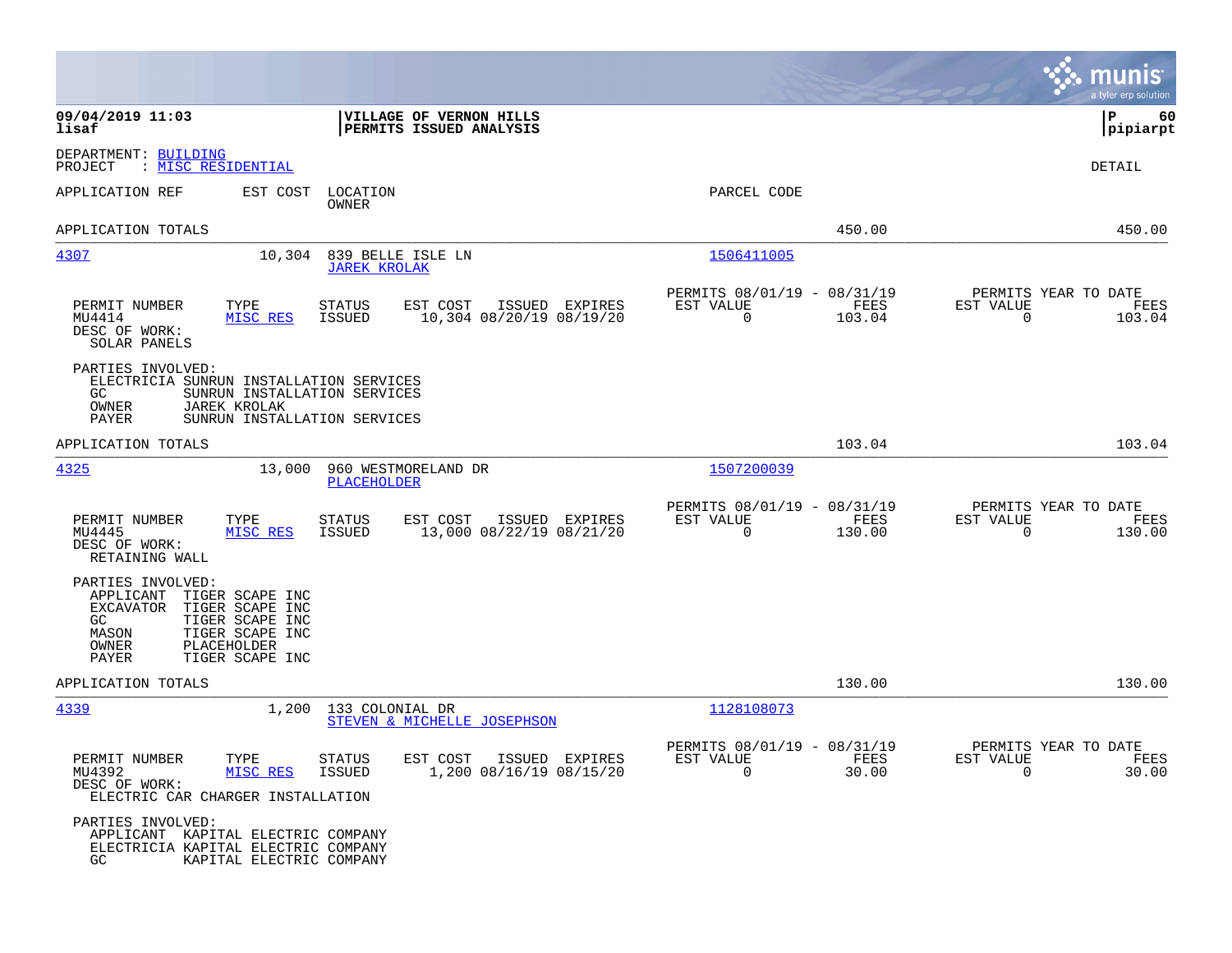**09/04/2019 11:03** | **VILLAGE OF VERNON HILLS**
**lisaf** | **PERMITS ISSUED ANALYSIS**

DEPARTMENT: BUILDING
PROJECT : MISC RESIDENTIAL

DETAIL

| APPLICATION REF | EST COST | LOCATION / OWNER | PARCEL CODE | | |
|---|---|---|---|---|---|
| APPLICATION TOTALS | | | | 450.00 | 450.00 |

---

**4307** — EST COST: 10,304 — 839 BELLE ISLE LN — JAREK KROLAK — PARCEL CODE: 1506411005

| PERMIT NUMBER | TYPE | STATUS | EST COST | ISSUED | EXPIRES | PERMITS 08/01/19 - 08/31/19 EST VALUE | FEES | PERMITS YEAR TO DATE EST VALUE | FEES |
|---|---|---|---|---|---|---|---|---|---|
| MU4414 | MISC RES | ISSUED | 10,304 | 08/20/19 | 08/19/20 | 0 | 103.04 | 0 | 103.04 |

DESC OF WORK:
SOLAR PANELS

PARTIES INVOLVED:
- ELECTRICIA SUNRUN INSTALLATION SERVICES
- GC SUNRUN INSTALLATION SERVICES
- OWNER JAREK KROLAK
- PAYER SUNRUN INSTALLATION SERVICES

APPLICATION TOTALS: 103.04 | 103.04

---

**4325** — EST COST: 13,000 — 960 WESTMORELAND DR — PLACEHOLDER — PARCEL CODE: 1507200039

| PERMIT NUMBER | TYPE | STATUS | EST COST | ISSUED | EXPIRES | PERMITS 08/01/19 - 08/31/19 EST VALUE | FEES | PERMITS YEAR TO DATE EST VALUE | FEES |
|---|---|---|---|---|---|---|---|---|---|
| MU4445 | MISC RES | ISSUED | 13,000 | 08/22/19 | 08/21/20 | 0 | 130.00 | 0 | 130.00 |

DESC OF WORK:
RETAINING WALL

PARTIES INVOLVED:
- APPLICANT TIGER SCAPE INC
- EXCAVATOR TIGER SCAPE INC
- GC TIGER SCAPE INC
- MASON TIGER SCAPE INC
- OWNER PLACEHOLDER
- PAYER TIGER SCAPE INC

APPLICATION TOTALS: 130.00 | 130.00

---

**4339** — EST COST: 1,200 — 133 COLONIAL DR — STEVEN & MICHELLE JOSEPHSON — PARCEL CODE: 1128108073

| PERMIT NUMBER | TYPE | STATUS | EST COST | ISSUED | EXPIRES | PERMITS 08/01/19 - 08/31/19 EST VALUE | FEES | PERMITS YEAR TO DATE EST VALUE | FEES |
|---|---|---|---|---|---|---|---|---|---|
| MU4392 | MISC RES | ISSUED | 1,200 | 08/16/19 | 08/15/20 | 0 | 30.00 | 0 | 30.00 |

DESC OF WORK:
ELECTRIC CAR CHARGER INSTALLATION

PARTIES INVOLVED:
- APPLICANT KAPITAL ELECTRIC COMPANY
- ELECTRICIA KAPITAL ELECTRIC COMPANY
- GC KAPITAL ELECTRIC COMPANY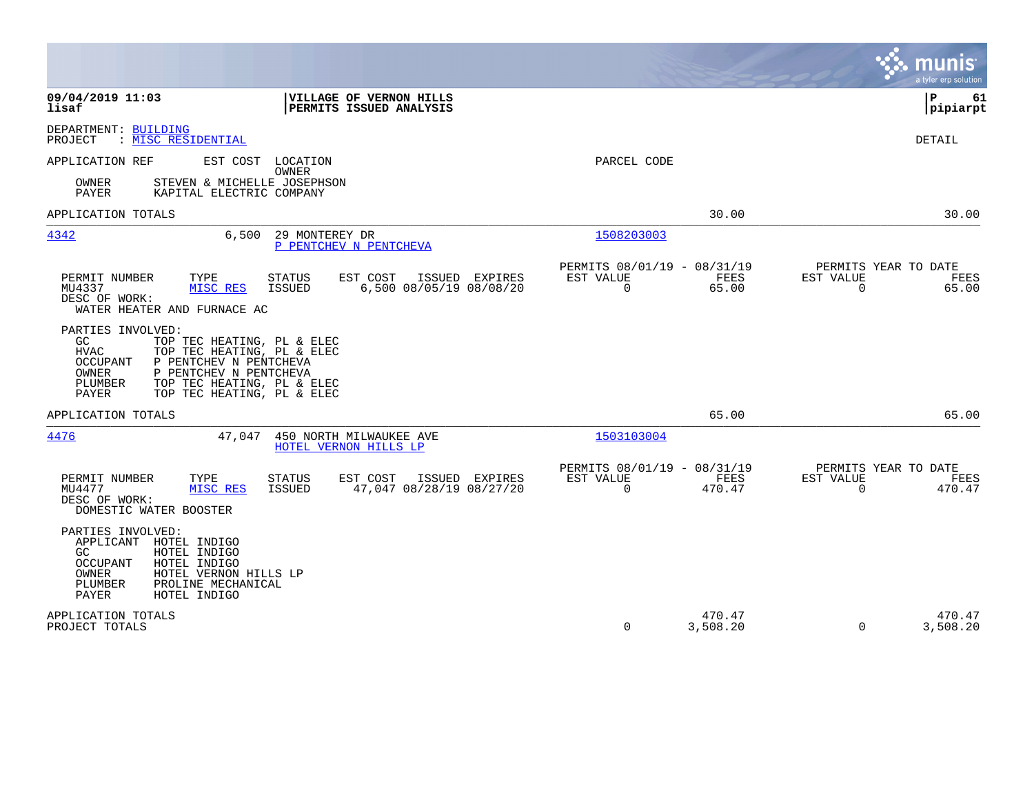**09/04/2019 11:03**
**lisaf**

**VILLAGE OF VERNON HILLS**
**PERMITS ISSUED ANALYSIS**

**P 61**
**pipiarpt**

DEPARTMENT: BUILDING
PROJECT : MISC RESIDENTIAL

DETAIL

APPLICATION REF | EST COST | LOCATION / OWNER | PARCEL CODE

OWNER STEVEN & MICHELLE JOSEPHSON
PAYER KAPITAL ELECTRIC COMPANY

APPLICATION TOTALS 30.00 30.00

---

4342 | 6,500 | 29 MONTEREY DR | 1508203003
P PENTCHEV N PENTCHEVA

| PERMIT NUMBER | TYPE | STATUS | EST COST | ISSUED | EXPIRES | PERMITS 08/01/19 - 08/31/19 EST VALUE | FEES | PERMITS YEAR TO DATE EST VALUE | FEES |
|---|---|---|---|---|---|---|---|---|---|
| MU4337 | MISC RES | ISSUED | 6,500 | 08/05/19 | 08/08/20 | 0 | 65.00 | 0 | 65.00 |

DESC OF WORK:
WATER HEATER AND FURNACE AC

PARTIES INVOLVED:
GC TOP TEC HEATING, PL & ELEC
HVAC TOP TEC HEATING, PL & ELEC
OCCUPANT P PENTCHEV N PENTCHEVA
OWNER P PENTCHEV N PENTCHEVA
PLUMBER TOP TEC HEATING, PL & ELEC
PAYER TOP TEC HEATING, PL & ELEC

APPLICATION TOTALS 65.00 65.00

---

4476 | 47,047 | 450 NORTH MILWAUKEE AVE | 1503103004
HOTEL VERNON HILLS LP

| PERMIT NUMBER | TYPE | STATUS | EST COST | ISSUED | EXPIRES | PERMITS 08/01/19 - 08/31/19 EST VALUE | FEES | PERMITS YEAR TO DATE EST VALUE | FEES |
|---|---|---|---|---|---|---|---|---|---|
| MU4477 | MISC RES | ISSUED | 47,047 | 08/28/19 | 08/27/20 | 0 | 470.47 | 0 | 470.47 |

DESC OF WORK:
DOMESTIC WATER BOOSTER

PARTIES INVOLVED:
APPLICANT HOTEL INDIGO
GC HOTEL INDIGO
OCCUPANT HOTEL INDIGO
OWNER HOTEL VERNON HILLS LP
PLUMBER PROLINE MECHANICAL
PAYER HOTEL INDIGO

| | EST VALUE | FEES | EST VALUE | FEES |
|---|---|---|---|---|
| APPLICATION TOTALS | | 470.47 | | 470.47 |
| PROJECT TOTALS | 0 | 3,508.20 | 0 | 3,508.20 |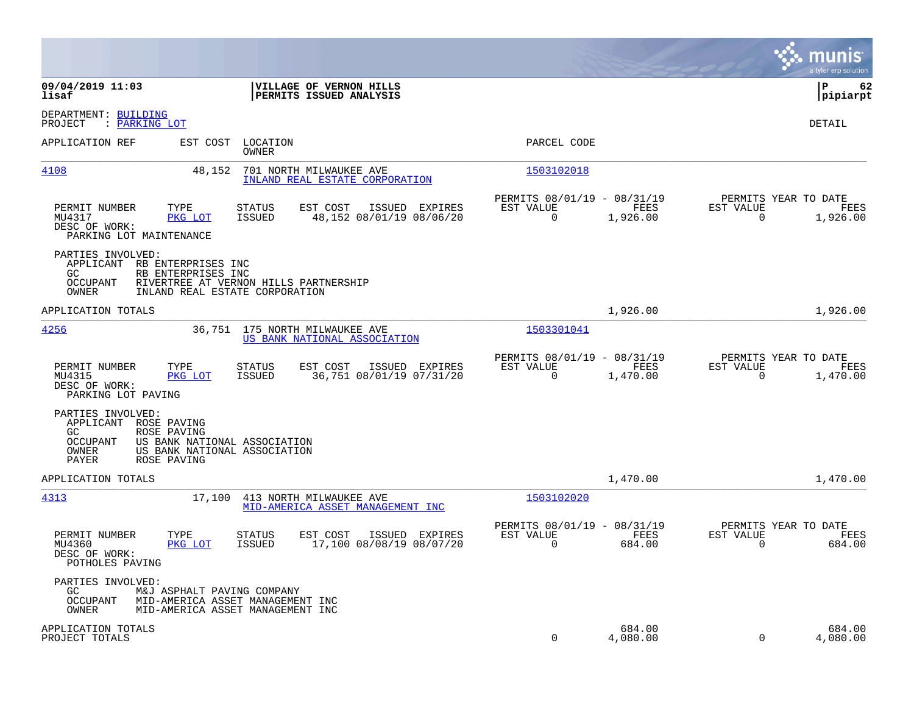**09/04/2019 11:03** | **VILLAGE OF VERNON HILLS** | **P 62**
**lisaf** | **PERMITS ISSUED ANALYSIS** | **pipiarpt**

DEPARTMENT: BUILDING
PROJECT : PARKING LOT

DETAIL

| APPLICATION REF | EST COST | LOCATION / OWNER | PARCEL CODE |
|---|---|---|---|
| 4108 | 48,152 | 701 NORTH MILWAUKEE AVE / INLAND REAL ESTATE CORPORATION | 1503102018 |

| PERMIT NUMBER | TYPE | STATUS | EST COST | ISSUED | EXPIRES | PERMITS 08/01/19 - 08/31/19 EST VALUE | FEES | PERMITS YEAR TO DATE EST VALUE | FEES |
|---|---|---|---|---|---|---|---|---|---|
| MU4317 | PKG LOT | ISSUED | 48,152 | 08/01/19 | 08/06/20 | 0 | 1,926.00 | 0 | 1,926.00 |

DESC OF WORK:
PARKING LOT MAINTENANCE

PARTIES INVOLVED:
- APPLICANT RB ENTERPRISES INC
- GC RB ENTERPRISES INC
- OCCUPANT RIVERTREE AT VERNON HILLS PARTNERSHIP
- OWNER INLAND REAL ESTATE CORPORATION

APPLICATION TOTALS 1,926.00 1,926.00

| APPLICATION REF | EST COST | LOCATION / OWNER | PARCEL CODE |
|---|---|---|---|
| 4256 | 36,751 | 175 NORTH MILWAUKEE AVE / US BANK NATIONAL ASSOCIATION | 1503301041 |

| PERMIT NUMBER | TYPE | STATUS | EST COST | ISSUED | EXPIRES | PERMITS 08/01/19 - 08/31/19 EST VALUE | FEES | PERMITS YEAR TO DATE EST VALUE | FEES |
|---|---|---|---|---|---|---|---|---|---|
| MU4315 | PKG LOT | ISSUED | 36,751 | 08/01/19 | 07/31/20 | 0 | 1,470.00 | 0 | 1,470.00 |

DESC OF WORK:
PARKING LOT PAVING

PARTIES INVOLVED:
- APPLICANT ROSE PAVING
- GC ROSE PAVING
- OCCUPANT US BANK NATIONAL ASSOCIATION
- OWNER US BANK NATIONAL ASSOCIATION
- PAYER ROSE PAVING

APPLICATION TOTALS 1,470.00 1,470.00

| APPLICATION REF | EST COST | LOCATION / OWNER | PARCEL CODE |
|---|---|---|---|
| 4313 | 17,100 | 413 NORTH MILWAUKEE AVE / MID-AMERICA ASSET MANAGEMENT INC | 1503102020 |

| PERMIT NUMBER | TYPE | STATUS | EST COST | ISSUED | EXPIRES | PERMITS 08/01/19 - 08/31/19 EST VALUE | FEES | PERMITS YEAR TO DATE EST VALUE | FEES |
|---|---|---|---|---|---|---|---|---|---|
| MU4360 | PKG LOT | ISSUED | 17,100 | 08/08/19 | 08/07/20 | 0 | 684.00 | 0 | 684.00 |

DESC OF WORK:
POTHOLES PAVING

PARTIES INVOLVED:
- GC M&J ASPHALT PAVING COMPANY
- OCCUPANT MID-AMERICA ASSET MANAGEMENT INC
- OWNER MID-AMERICA ASSET MANAGEMENT INC

| | EST VALUE | FEES | EST VALUE | FEES |
|---|---|---|---|---|
| APPLICATION TOTALS | | 684.00 | | 684.00 |
| PROJECT TOTALS | 0 | 4,080.00 | 0 | 4,080.00 |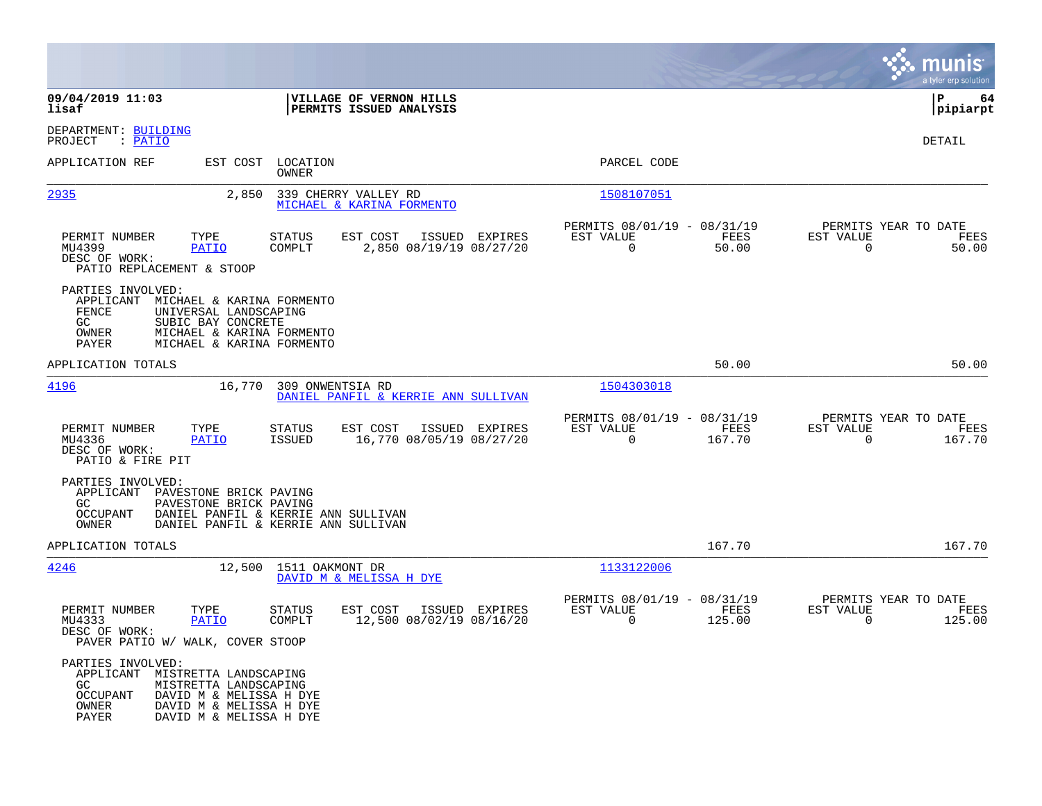**09/04/2019 11:03** | **VILLAGE OF VERNON HILLS** | **P 64**
**lisaf** | **PERMITS ISSUED ANALYSIS** | **pipiarpt**

DEPARTMENT: BUILDING
PROJECT : PATIO

DETAIL

| APPLICATION REF | EST COST | LOCATION / OWNER | PARCEL CODE |
|---|---|---|---|
| 2935 | 2,850 | 339 CHERRY VALLEY RD / MICHAEL & KARINA FORMENTO | 1508107051 |

| PERMIT NUMBER | TYPE | STATUS | EST COST | ISSUED | EXPIRES | PERMITS 08/01/19 - 08/31/19 EST VALUE | FEES | PERMITS YEAR TO DATE EST VALUE | FEES |
|---|---|---|---|---|---|---|---|---|---|
| MU4399 | PATIO | COMPLT | 2,850 | 08/19/19 | 08/27/20 | 0 | 50.00 | 0 | 50.00 |

DESC OF WORK:
PATIO REPLACEMENT & STOOP

PARTIES INVOLVED:
- APPLICANT MICHAEL & KARINA FORMENTO
- FENCE UNIVERSAL LANDSCAPING
- GC SUBIC BAY CONCRETE
- OWNER MICHAEL & KARINA FORMENTO
- PAYER MICHAEL & KARINA FORMENTO

APPLICATION TOTALS: 50.00 | 50.00

| APPLICATION REF | EST COST | LOCATION / OWNER | PARCEL CODE |
|---|---|---|---|
| 4196 | 16,770 | 309 ONWENTSIA RD / DANIEL PANFIL & KERRIE ANN SULLIVAN | 1504303018 |

| PERMIT NUMBER | TYPE | STATUS | EST COST | ISSUED | EXPIRES | PERMITS 08/01/19 - 08/31/19 EST VALUE | FEES | PERMITS YEAR TO DATE EST VALUE | FEES |
|---|---|---|---|---|---|---|---|---|---|
| MU4336 | PATIO | ISSUED | 16,770 | 08/05/19 | 08/27/20 | 0 | 167.70 | 0 | 167.70 |

DESC OF WORK:
PATIO & FIRE PIT

PARTIES INVOLVED:
- APPLICANT PAVESTONE BRICK PAVING
- GC PAVESTONE BRICK PAVING
- OCCUPANT DANIEL PANFIL & KERRIE ANN SULLIVAN
- OWNER DANIEL PANFIL & KERRIE ANN SULLIVAN

APPLICATION TOTALS: 167.70 | 167.70

| APPLICATION REF | EST COST | LOCATION / OWNER | PARCEL CODE |
|---|---|---|---|
| 4246 | 12,500 | 1511 OAKMONT DR / DAVID M & MELISSA H DYE | 1133122006 |

| PERMIT NUMBER | TYPE | STATUS | EST COST | ISSUED | EXPIRES | PERMITS 08/01/19 - 08/31/19 EST VALUE | FEES | PERMITS YEAR TO DATE EST VALUE | FEES |
|---|---|---|---|---|---|---|---|---|---|
| MU4333 | PATIO | COMPLT | 12,500 | 08/02/19 | 08/16/20 | 0 | 125.00 | 0 | 125.00 |

DESC OF WORK:
PAVER PATIO W/ WALK, COVER STOOP

PARTIES INVOLVED:
- APPLICANT MISTRETTA LANDSCAPING
- GC MISTRETTA LANDSCAPING
- OCCUPANT DAVID M & MELISSA H DYE
- OWNER DAVID M & MELISSA H DYE
- PAYER DAVID M & MELISSA H DYE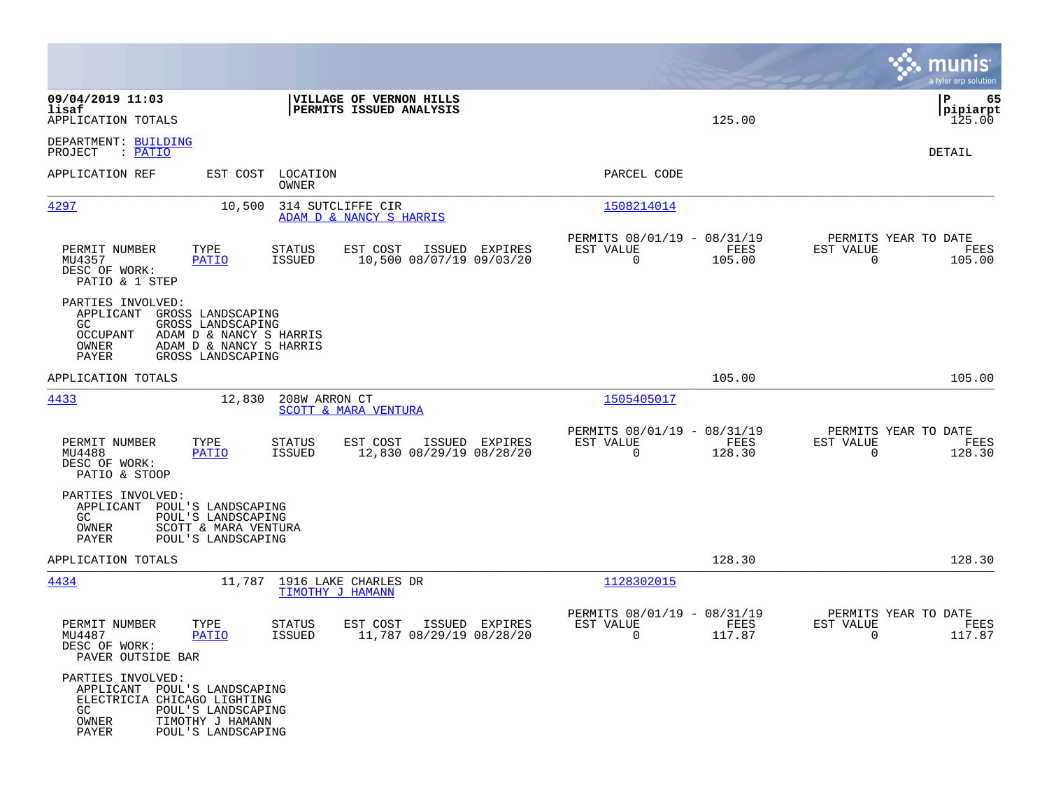09/04/2019 11:03 | VILLAGE OF VERNON HILLS | P 65
lisaf | PERMITS ISSUED ANALYSIS | pipiarpt

APPLICATION TOTALS 125.00 125.00

DEPARTMENT: BUILDING
PROJECT : PATIO

DETAIL

| APPLICATION REF | EST COST | LOCATION / OWNER | PARCEL CODE |
|---|---|---|---|
| 4297 | 10,500 | 314 SUTCLIFFE CIR / ADAM D & NANCY S HARRIS | 1508214014 |

| PERMIT NUMBER | TYPE | STATUS | EST COST | ISSUED | EXPIRES | PERMITS 08/01/19 - 08/31/19 EST VALUE | FEES | PERMITS YEAR TO DATE EST VALUE | FEES |
|---|---|---|---|---|---|---|---|---|---|
| MU4357 | PATIO | ISSUED | 10,500 | 08/07/19 | 09/03/20 | 0 | 105.00 | 0 | 105.00 |

DESC OF WORK:
PATIO & 1 STEP

PARTIES INVOLVED:
- APPLICANT GROSS LANDSCAPING
- GC GROSS LANDSCAPING
- OCCUPANT ADAM D & NANCY S HARRIS
- OWNER ADAM D & NANCY S HARRIS
- PAYER GROSS LANDSCAPING

APPLICATION TOTALS 105.00 105.00

| APPLICATION REF | EST COST | LOCATION / OWNER | PARCEL CODE |
|---|---|---|---|
| 4433 | 12,830 | 208W ARRON CT / SCOTT & MARA VENTURA | 1505405017 |

| PERMIT NUMBER | TYPE | STATUS | EST COST | ISSUED | EXPIRES | PERMITS 08/01/19 - 08/31/19 EST VALUE | FEES | PERMITS YEAR TO DATE EST VALUE | FEES |
|---|---|---|---|---|---|---|---|---|---|
| MU4488 | PATIO | ISSUED | 12,830 | 08/29/19 | 08/28/20 | 0 | 128.30 | 0 | 128.30 |

DESC OF WORK:
PATIO & STOOP

PARTIES INVOLVED:
- APPLICANT POUL'S LANDSCAPING
- GC POUL'S LANDSCAPING
- OWNER SCOTT & MARA VENTURA
- PAYER POUL'S LANDSCAPING

APPLICATION TOTALS 128.30 128.30

| APPLICATION REF | EST COST | LOCATION / OWNER | PARCEL CODE |
|---|---|---|---|
| 4434 | 11,787 | 1916 LAKE CHARLES DR / TIMOTHY J HAMANN | 1128302015 |

| PERMIT NUMBER | TYPE | STATUS | EST COST | ISSUED | EXPIRES | PERMITS 08/01/19 - 08/31/19 EST VALUE | FEES | PERMITS YEAR TO DATE EST VALUE | FEES |
|---|---|---|---|---|---|---|---|---|---|
| MU4487 | PATIO | ISSUED | 11,787 | 08/29/19 | 08/28/20 | 0 | 117.87 | 0 | 117.87 |

DESC OF WORK:
PAVER OUTSIDE BAR

PARTIES INVOLVED:
- APPLICANT POUL'S LANDSCAPING
- ELECTRICIA CHICAGO LIGHTING
- GC POUL'S LANDSCAPING
- OWNER TIMOTHY J HAMANN
- PAYER POUL'S LANDSCAPING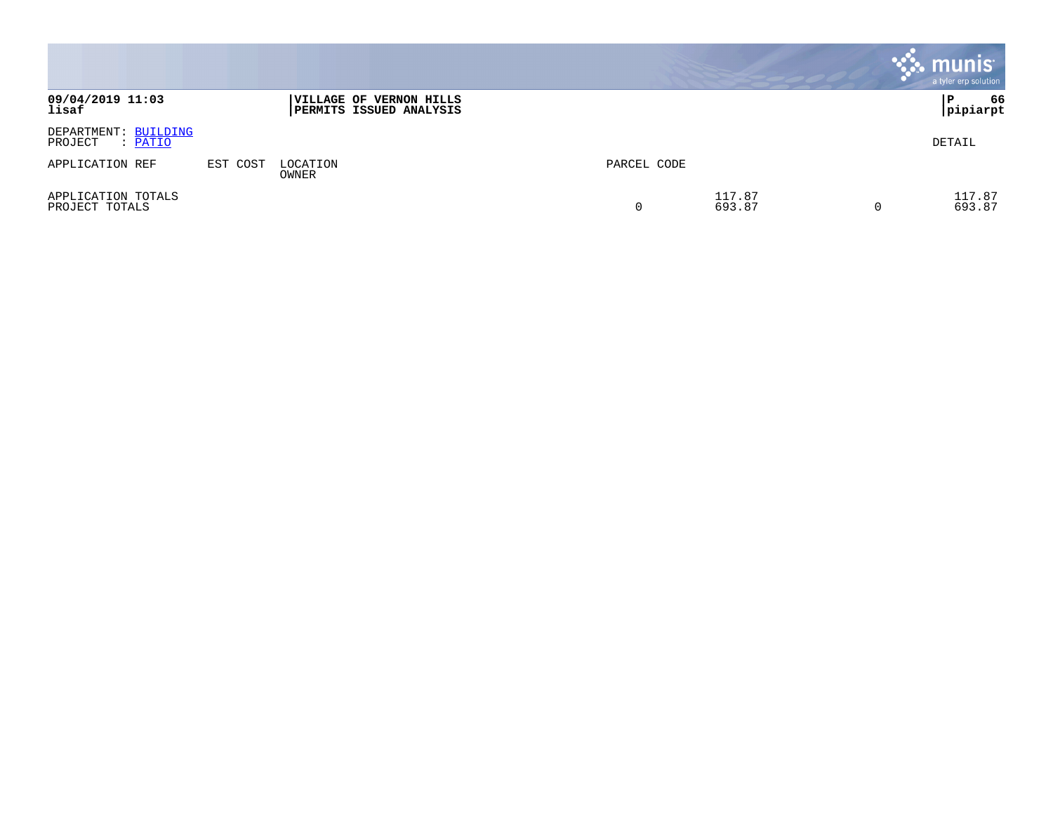**09/04/2019 11:03** **VILLAGE OF VERNON HILLS**
**lisaf** **PERMITS ISSUED ANALYSIS** **pipiarpt**

DEPARTMENT: BUILDING
PROJECT : PATIO

DETAIL

| APPLICATION REF | EST COST | LOCATION<br>OWNER | PARCEL CODE | | | |
|---|---|---|---|---|---|---|
| APPLICATION TOTALS | | | | 117.87 | | 117.87 |
| PROJECT TOTALS | | | 0 | 693.87 | 0 | 693.87 |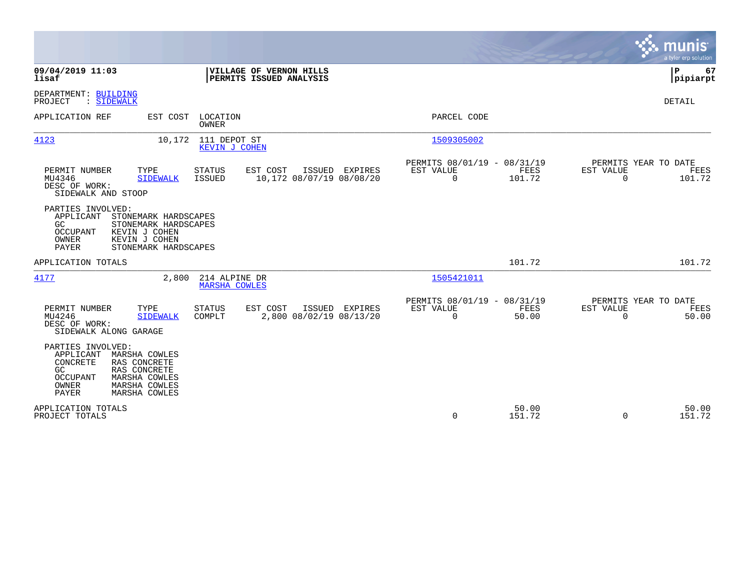**09/04/2019 11:03**
**lisaf**

**VILLAGE OF VERNON HILLS**
**PERMITS ISSUED ANALYSIS**

**P 67**
**pipiarpt**

DEPARTMENT: BUILDING
PROJECT : SIDEWALK

DETAIL

| APPLICATION REF | EST COST | LOCATION / OWNER | PARCEL CODE |
|---|---|---|---|
| 4123 | 10,172 | 111 DEPOT ST / KEVIN J COHEN | 1509305002 |

| PERMIT NUMBER | TYPE | STATUS | EST COST | ISSUED | EXPIRES | PERMITS 08/01/19 - 08/31/19 EST VALUE | FEES | PERMITS YEAR TO DATE EST VALUE | FEES |
|---|---|---|---|---|---|---|---|---|---|
| MU4346 | SIDEWALK | ISSUED | 10,172 | 08/07/19 | 08/08/20 | 0 | 101.72 | 0 | 101.72 |

DESC OF WORK:
SIDEWALK AND STOOP

PARTIES INVOLVED:
- APPLICANT STONEMARK HARDSCAPES
- GC STONEMARK HARDSCAPES
- OCCUPANT KEVIN J COHEN
- OWNER KEVIN J COHEN
- PAYER STONEMARK HARDSCAPES

APPLICATION TOTALS 101.72 101.72

| APPLICATION REF | EST COST | LOCATION / OWNER | PARCEL CODE |
|---|---|---|---|
| 4177 | 2,800 | 214 ALPINE DR / MARSHA COWLES | 1505421011 |

| PERMIT NUMBER | TYPE | STATUS | EST COST | ISSUED | EXPIRES | PERMITS 08/01/19 - 08/31/19 EST VALUE | FEES | PERMITS YEAR TO DATE EST VALUE | FEES |
|---|---|---|---|---|---|---|---|---|---|
| MU4246 | SIDEWALK | COMPLT | 2,800 | 08/02/19 | 08/13/20 | 0 | 50.00 | 0 | 50.00 |

DESC OF WORK:
SIDEWALK ALONG GARAGE

PARTIES INVOLVED:
- APPLICANT MARSHA COWLES
- CONCRETE RAS CONCRETE
- GC RAS CONCRETE
- OCCUPANT MARSHA COWLES
- OWNER MARSHA COWLES
- PAYER MARSHA COWLES

| | EST VALUE | FEES | EST VALUE | FEES |
|---|---|---|---|---|
| APPLICATION TOTALS | | 50.00 | | 50.00 |
| PROJECT TOTALS | 0 | 151.72 | 0 | 151.72 |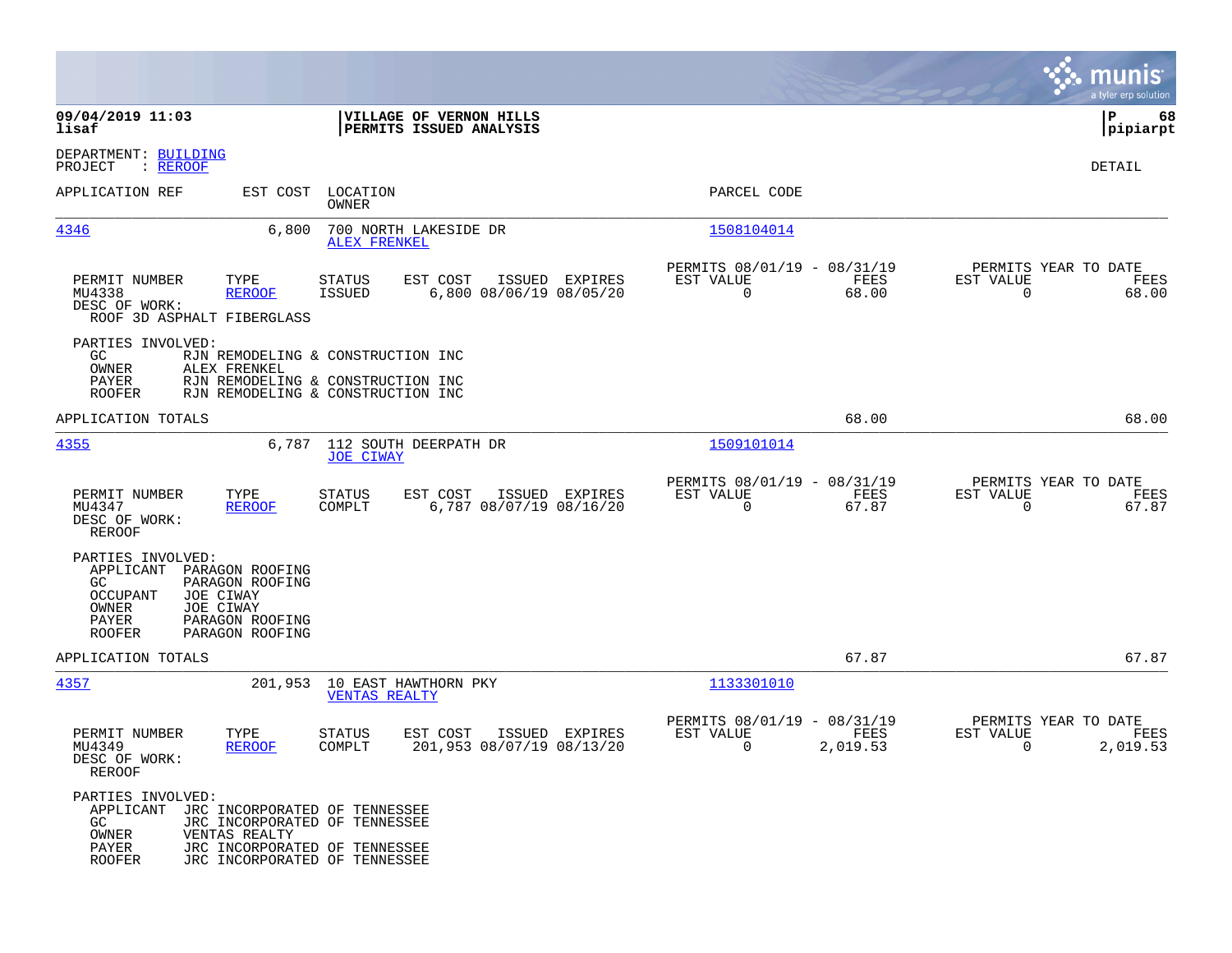**09/04/2019 11:03** | **VILLAGE OF VERNON HILLS** | **P 68**
**lisaf** | **PERMITS ISSUED ANALYSIS** | **pipiarpt**

DEPARTMENT: BUILDING
PROJECT : REROOF

DETAIL

| APPLICATION REF | EST COST | LOCATION / OWNER | PARCEL CODE |
|---|---|---|---|
| 4346 | 6,800 | 700 NORTH LAKESIDE DR / ALEX FRENKEL | 1508104014 |

| PERMIT NUMBER | TYPE | STATUS | EST COST | ISSUED | EXPIRES | PERMITS 08/01/19 - 08/31/19 EST VALUE | FEES | PERMITS YEAR TO DATE EST VALUE | FEES |
|---|---|---|---|---|---|---|---|---|---|
| MU4338 | REROOF | ISSUED | 6,800 | 08/06/19 | 08/05/20 | 0 | 68.00 | 0 | 68.00 |

DESC OF WORK:
ROOF 3D ASPHALT FIBERGLASS

PARTIES INVOLVED:
- GC: RJN REMODELING & CONSTRUCTION INC
- OWNER: ALEX FRENKEL
- PAYER: RJN REMODELING & CONSTRUCTION INC
- ROOFER: RJN REMODELING & CONSTRUCTION INC

APPLICATION TOTALS: 68.00 | 68.00

| APPLICATION REF | EST COST | LOCATION / OWNER | PARCEL CODE |
|---|---|---|---|
| 4355 | 6,787 | 112 SOUTH DEERPATH DR / JOE CIWAY | 1509101014 |

| PERMIT NUMBER | TYPE | STATUS | EST COST | ISSUED | EXPIRES | PERMITS 08/01/19 - 08/31/19 EST VALUE | FEES | PERMITS YEAR TO DATE EST VALUE | FEES |
|---|---|---|---|---|---|---|---|---|---|
| MU4347 | REROOF | COMPLT | 6,787 | 08/07/19 | 08/16/20 | 0 | 67.87 | 0 | 67.87 |

DESC OF WORK:
REROOF

PARTIES INVOLVED:
- APPLICANT: PARAGON ROOFING
- GC: PARAGON ROOFING
- OCCUPANT: JOE CIWAY
- OWNER: JOE CIWAY
- PAYER: PARAGON ROOFING
- ROOFER: PARAGON ROOFING

APPLICATION TOTALS: 67.87 | 67.87

| APPLICATION REF | EST COST | LOCATION / OWNER | PARCEL CODE |
|---|---|---|---|
| 4357 | 201,953 | 10 EAST HAWTHORN PKY / VENTAS REALTY | 1133301010 |

| PERMIT NUMBER | TYPE | STATUS | EST COST | ISSUED | EXPIRES | PERMITS 08/01/19 - 08/31/19 EST VALUE | FEES | PERMITS YEAR TO DATE EST VALUE | FEES |
|---|---|---|---|---|---|---|---|---|---|
| MU4349 | REROOF | COMPLT | 201,953 | 08/07/19 | 08/13/20 | 0 | 2,019.53 | 0 | 2,019.53 |

DESC OF WORK:
REROOF

PARTIES INVOLVED:
- APPLICANT: JRC INCORPORATED OF TENNESSEE
- GC: JRC INCORPORATED OF TENNESSEE
- OWNER: VENTAS REALTY
- PAYER: JRC INCORPORATED OF TENNESSEE
- ROOFER: JRC INCORPORATED OF TENNESSEE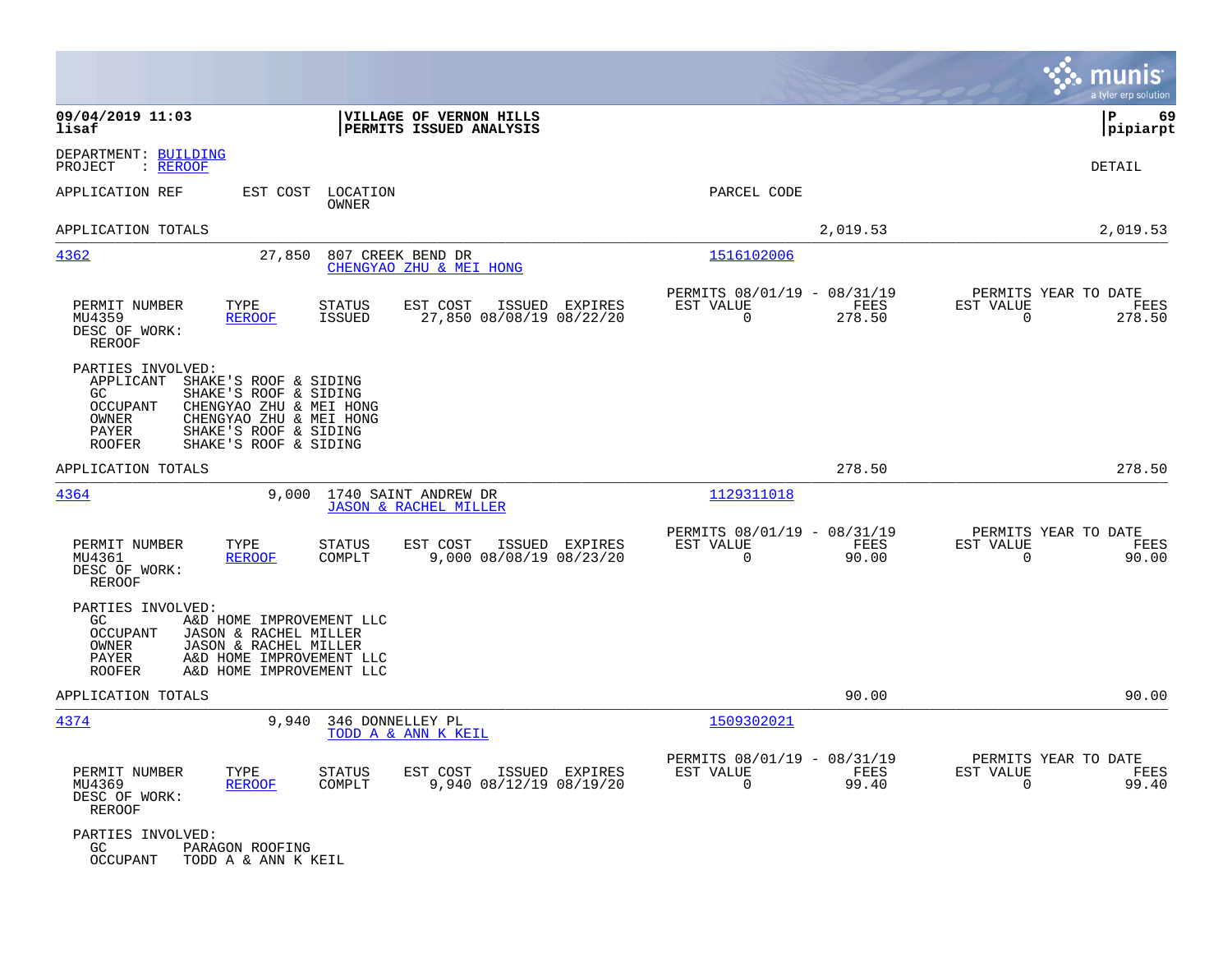**09/04/2019 11:03** | **VILLAGE OF VERNON HILLS** | **P 69**
**lisaf** | **PERMITS ISSUED ANALYSIS** | **pipiarpt**

DEPARTMENT: BUILDING
PROJECT : REROOF

DETAIL

| APPLICATION REF | EST COST | LOCATION / OWNER | PARCEL CODE | | |
|---|---|---|---|---|---|
| APPLICATION TOTALS | | | | 2,019.53 | 2,019.53 |

---

**4362** | 27,850 | 807 CREEK BEND DR | 1516102006
CHENGYAO ZHU & MEI HONG

| PERMIT NUMBER | TYPE | STATUS | EST COST | ISSUED | EXPIRES | PERMITS 08/01/19 - 08/31/19 EST VALUE | FEES | PERMITS YEAR TO DATE EST VALUE | FEES |
|---|---|---|---|---|---|---|---|---|---|
| MU4359 | REROOF | ISSUED | 27,850 | 08/08/19 | 08/22/20 | 0 | 278.50 | 0 | 278.50 |

DESC OF WORK:
REROOF

PARTIES INVOLVED:

| | |
|---|---|
| APPLICANT | SHAKE'S ROOF & SIDING |
| GC | SHAKE'S ROOF & SIDING |
| OCCUPANT | CHENGYAO ZHU & MEI HONG |
| OWNER | CHENGYAO ZHU & MEI HONG |
| PAYER | SHAKE'S ROOF & SIDING |
| ROOFER | SHAKE'S ROOF & SIDING |

APPLICATION TOTALS | 278.50 | 278.50

---

**4364** | 9,000 | 1740 SAINT ANDREW DR | 1129311018
JASON & RACHEL MILLER

| PERMIT NUMBER | TYPE | STATUS | EST COST | ISSUED | EXPIRES | PERMITS 08/01/19 - 08/31/19 EST VALUE | FEES | PERMITS YEAR TO DATE EST VALUE | FEES |
|---|---|---|---|---|---|---|---|---|---|
| MU4361 | REROOF | COMPLT | 9,000 | 08/08/19 | 08/23/20 | 0 | 90.00 | 0 | 90.00 |

DESC OF WORK:
REROOF

PARTIES INVOLVED:

| | |
|---|---|
| GC | A&D HOME IMPROVEMENT LLC |
| OCCUPANT | JASON & RACHEL MILLER |
| OWNER | JASON & RACHEL MILLER |
| PAYER | A&D HOME IMPROVEMENT LLC |
| ROOFER | A&D HOME IMPROVEMENT LLC |

APPLICATION TOTALS | 90.00 | 90.00

---

**4374** | 9,940 | 346 DONNELLEY PL | 1509302021
TODD A & ANN K KEIL

| PERMIT NUMBER | TYPE | STATUS | EST COST | ISSUED | EXPIRES | PERMITS 08/01/19 - 08/31/19 EST VALUE | FEES | PERMITS YEAR TO DATE EST VALUE | FEES |
|---|---|---|---|---|---|---|---|---|---|
| MU4369 | REROOF | COMPLT | 9,940 | 08/12/19 | 08/19/20 | 0 | 99.40 | 0 | 99.40 |

DESC OF WORK:
REROOF

PARTIES INVOLVED:

| | |
|---|---|
| GC | PARAGON ROOFING |
| OCCUPANT | TODD A & ANN K KEIL |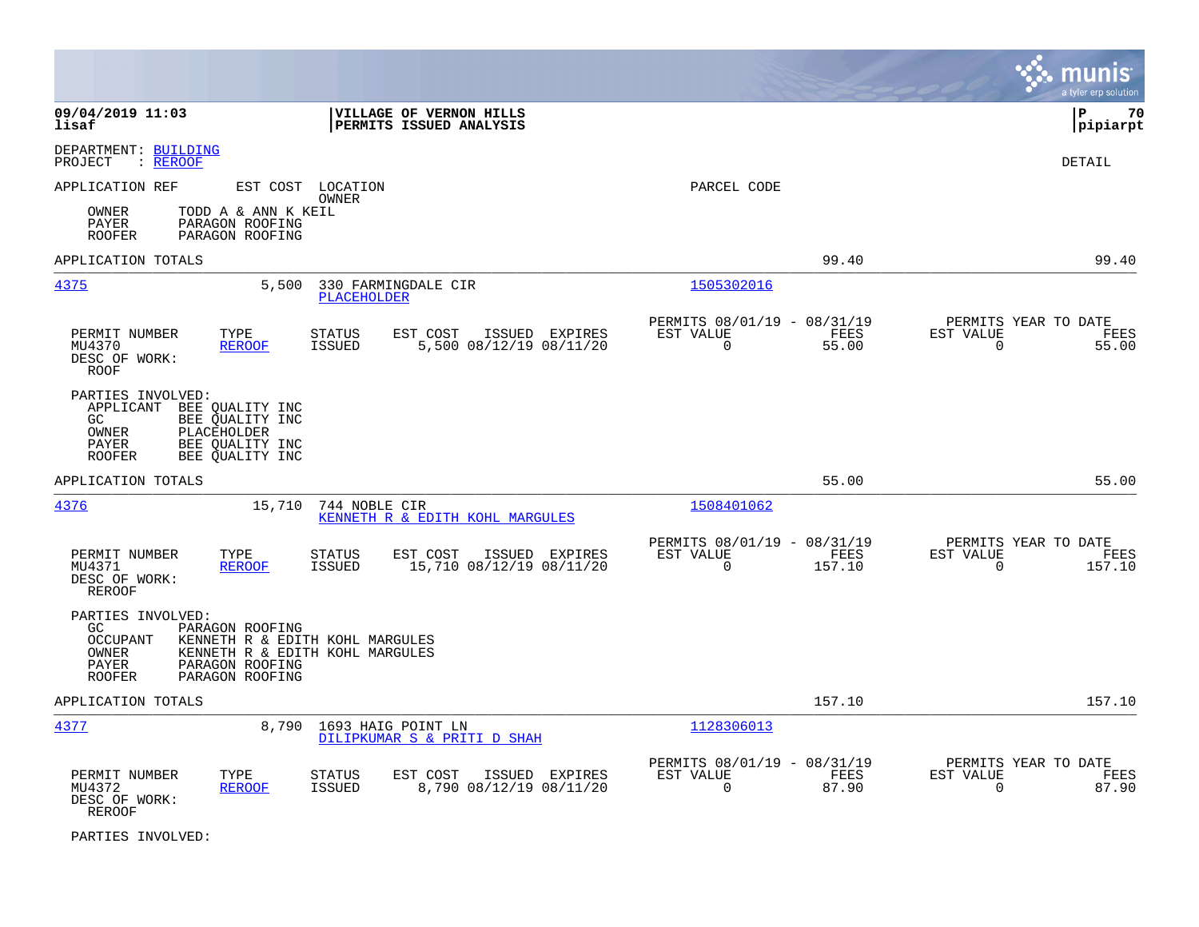**09/04/2019 11:03**
**lisaf**

**VILLAGE OF VERNON HILLS**
**PERMITS ISSUED ANALYSIS**

**P 70**
**pipiarpt**

DEPARTMENT: BUILDING
PROJECT : REROOF

DETAIL

APPLICATION REF | EST COST | LOCATION / OWNER | PARCEL CODE

OWNER TODD A & ANN K KEIL
PAYER PARAGON ROOFING
ROOFER PARAGON ROOFING

APPLICATION TOTALS 99.40 99.40

---

**4375** 5,500 330 FARMINGDALE CIR — PLACEHOLDER — 1505302016

| PERMIT NUMBER | TYPE | STATUS | EST COST | ISSUED | EXPIRES | PERMITS 08/01/19 - 08/31/19 EST VALUE | FEES | PERMITS YEAR TO DATE EST VALUE | FEES |
|---|---|---|---|---|---|---|---|---|---|
| MU4370 | REROOF | ISSUED | 5,500 | 08/12/19 | 08/11/20 | 0 | 55.00 | 0 | 55.00 |

DESC OF WORK:
ROOF

PARTIES INVOLVED:
APPLICANT BEE QUALITY INC
GC BEE QUALITY INC
OWNER PLACEHOLDER
PAYER BEE QUALITY INC
ROOFER BEE QUALITY INC

APPLICATION TOTALS 55.00 55.00

---

**4376** 15,710 744 NOBLE CIR — KENNETH R & EDITH KOHL MARGULES — 1508401062

| PERMIT NUMBER | TYPE | STATUS | EST COST | ISSUED | EXPIRES | PERMITS 08/01/19 - 08/31/19 EST VALUE | FEES | PERMITS YEAR TO DATE EST VALUE | FEES |
|---|---|---|---|---|---|---|---|---|---|
| MU4371 | REROOF | ISSUED | 15,710 | 08/12/19 | 08/11/20 | 0 | 157.10 | 0 | 157.10 |

DESC OF WORK:
REROOF

PARTIES INVOLVED:
GC PARAGON ROOFING
OCCUPANT KENNETH R & EDITH KOHL MARGULES
OWNER KENNETH R & EDITH KOHL MARGULES
PAYER PARAGON ROOFING
ROOFER PARAGON ROOFING

APPLICATION TOTALS 157.10 157.10

---

**4377** 8,790 1693 HAIG POINT LN — DILIPKUMAR S & PRITI D SHAH — 1128306013

| PERMIT NUMBER | TYPE | STATUS | EST COST | ISSUED | EXPIRES | PERMITS 08/01/19 - 08/31/19 EST VALUE | FEES | PERMITS YEAR TO DATE EST VALUE | FEES |
|---|---|---|---|---|---|---|---|---|---|
| MU4372 | REROOF | ISSUED | 8,790 | 08/12/19 | 08/11/20 | 0 | 87.90 | 0 | 87.90 |

DESC OF WORK:
REROOF

PARTIES INVOLVED: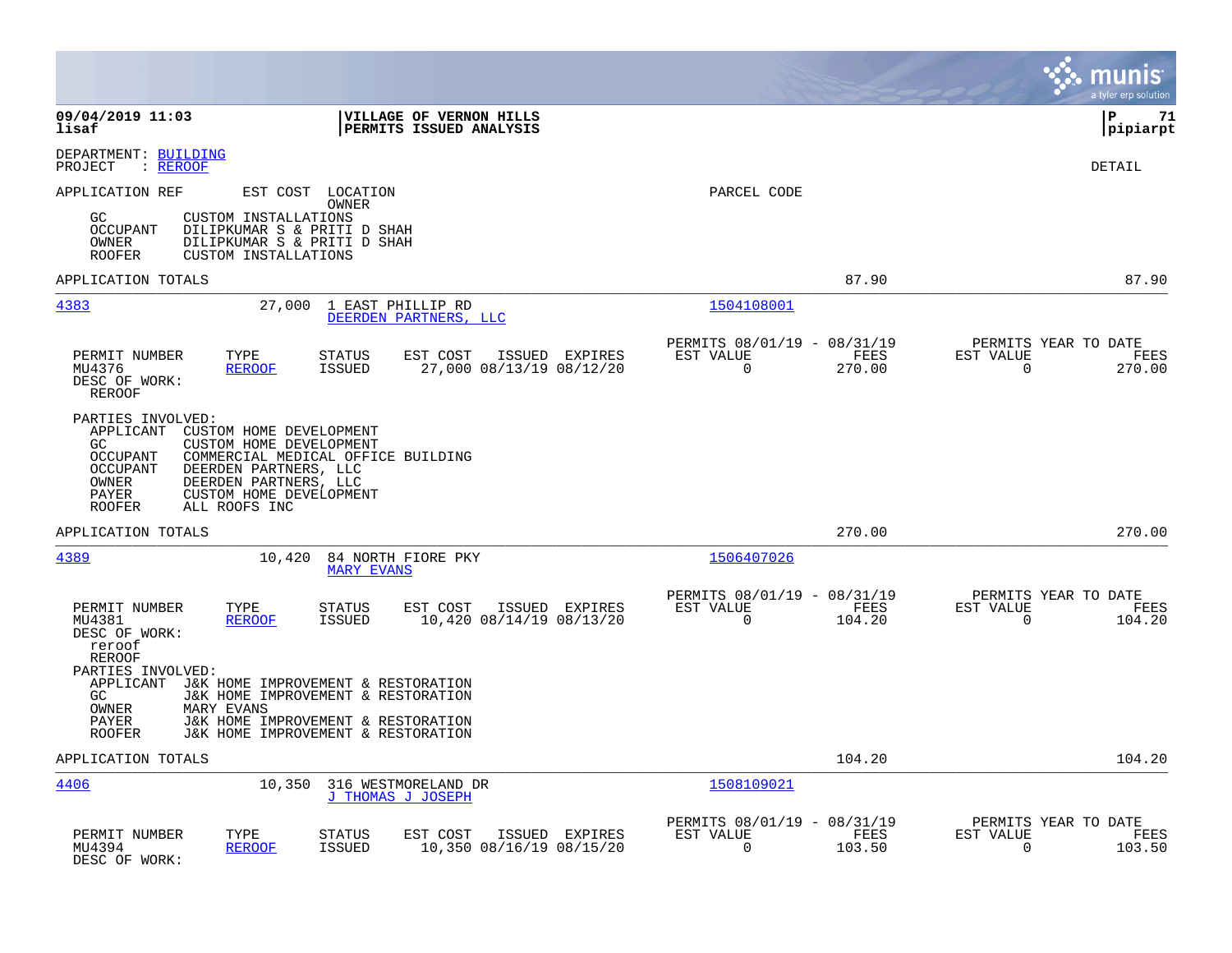09/04/2019 11:03 | VILLAGE OF VERNON HILLS | P 71
lisaf | PERMITS ISSUED ANALYSIS | pipiarpt

DEPARTMENT: BUILDING
PROJECT : REROOF

DETAIL

APPLICATION REF    EST COST    LOCATION
                               OWNER
PARCEL CODE

GC          CUSTOM INSTALLATIONS
OCCUPANT    DILIPKUMAR S & PRITI D SHAH
OWNER       DILIPKUMAR S & PRITI D SHAH
ROOFER      CUSTOM INSTALLATIONS

APPLICATION TOTALS    87.90    87.90

---

**4383**    27,000    1 EAST PHILLIP RD
                      DEERDEN PARTNERS, LLC
1504108001

| PERMIT NUMBER | TYPE | STATUS | EST COST | ISSUED | EXPIRES | PERMITS 08/01/19 - 08/31/19 EST VALUE | FEES | PERMITS YEAR TO DATE EST VALUE | FEES |
|---|---|---|---|---|---|---|---|---|---|
| MU4376 | REROOF | ISSUED | 27,000 | 08/13/19 | 08/12/20 | 0 | 270.00 | 0 | 270.00 |

DESC OF WORK:
REROOF

PARTIES INVOLVED:
APPLICANT   CUSTOM HOME DEVELOPMENT
GC          CUSTOM HOME DEVELOPMENT
OCCUPANT    COMMERCIAL MEDICAL OFFICE BUILDING
OCCUPANT    DEERDEN PARTNERS, LLC
OWNER       DEERDEN PARTNERS, LLC
PAYER       CUSTOM HOME DEVELOPMENT
ROOFER      ALL ROOFS INC

APPLICATION TOTALS    270.00    270.00

---

**4389**    10,420    84 NORTH FIORE PKY
                      MARY EVANS
1506407026

| PERMIT NUMBER | TYPE | STATUS | EST COST | ISSUED | EXPIRES | PERMITS 08/01/19 - 08/31/19 EST VALUE | FEES | PERMITS YEAR TO DATE EST VALUE | FEES |
|---|---|---|---|---|---|---|---|---|---|
| MU4381 | REROOF | ISSUED | 10,420 | 08/14/19 | 08/13/20 | 0 | 104.20 | 0 | 104.20 |

DESC OF WORK:
reroof
REROOF

PARTIES INVOLVED:
APPLICANT   J&K HOME IMPROVEMENT & RESTORATION
GC          J&K HOME IMPROVEMENT & RESTORATION
OWNER       MARY EVANS
PAYER       J&K HOME IMPROVEMENT & RESTORATION
ROOFER      J&K HOME IMPROVEMENT & RESTORATION

APPLICATION TOTALS    104.20    104.20

---

**4406**    10,350    316 WESTMORELAND DR
                      J THOMAS J JOSEPH
1508109021

| PERMIT NUMBER | TYPE | STATUS | EST COST | ISSUED | EXPIRES | PERMITS 08/01/19 - 08/31/19 EST VALUE | FEES | PERMITS YEAR TO DATE EST VALUE | FEES |
|---|---|---|---|---|---|---|---|---|---|
| MU4394 | REROOF | ISSUED | 10,350 | 08/16/19 | 08/15/20 | 0 | 103.50 | 0 | 103.50 |

DESC OF WORK: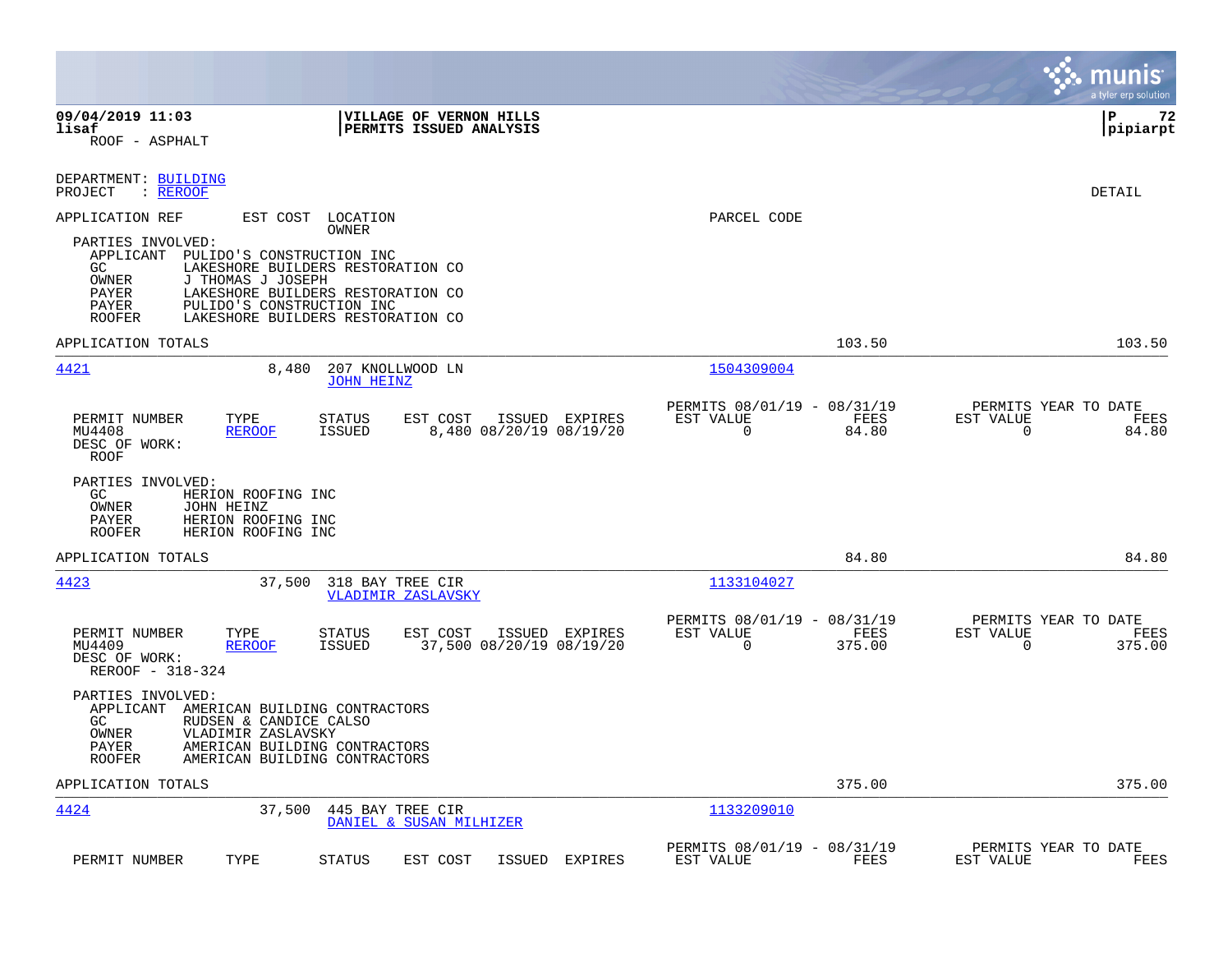**09/04/2019 11:03** | **VILLAGE OF VERNON HILLS** | **P 72**
**lisaf** | **PERMITS ISSUED ANALYSIS** | **pipiarpt**
ROOF - ASPHALT

DEPARTMENT: BUILDING
PROJECT : REROOF

DETAIL

APPLICATION REF | EST COST | LOCATION / OWNER | PARCEL CODE

PARTIES INVOLVED:
- APPLICANT PULIDO'S CONSTRUCTION INC
- GC LAKESHORE BUILDERS RESTORATION CO
- OWNER J THOMAS J JOSEPH
- PAYER LAKESHORE BUILDERS RESTORATION CO
- PAYER PULIDO'S CONSTRUCTION INC
- ROOFER LAKESHORE BUILDERS RESTORATION CO

APPLICATION TOTALS — 103.50 — 103.50

---

**4421** — 8,480 — 207 KNOLLWOOD LN — JOHN HEINZ — 1504309004

| PERMIT NUMBER | TYPE | STATUS | EST COST | ISSUED | EXPIRES | PERMITS 08/01/19 - 08/31/19 EST VALUE | FEES | PERMITS YEAR TO DATE EST VALUE | FEES |
|---|---|---|---|---|---|---|---|---|---|
| MU4408 | REROOF | ISSUED | 8,480 | 08/20/19 | 08/19/20 | 0 | 84.80 | 0 | 84.80 |

DESC OF WORK:
ROOF

PARTIES INVOLVED:
- GC HERION ROOFING INC
- OWNER JOHN HEINZ
- PAYER HERION ROOFING INC
- ROOFER HERION ROOFING INC

APPLICATION TOTALS — 84.80 — 84.80

---

**4423** — 37,500 — 318 BAY TREE CIR — VLADIMIR ZASLAVSKY — 1133104027

| PERMIT NUMBER | TYPE | STATUS | EST COST | ISSUED | EXPIRES | PERMITS 08/01/19 - 08/31/19 EST VALUE | FEES | PERMITS YEAR TO DATE EST VALUE | FEES |
|---|---|---|---|---|---|---|---|---|---|
| MU4409 | REROOF | ISSUED | 37,500 | 08/20/19 | 08/19/20 | 0 | 375.00 | 0 | 375.00 |

DESC OF WORK:
REROOF - 318-324

PARTIES INVOLVED:
- APPLICANT AMERICAN BUILDING CONTRACTORS
- GC RUDSEN & CANDICE CALSO
- OWNER VLADIMIR ZASLAVSKY
- PAYER AMERICAN BUILDING CONTRACTORS
- ROOFER AMERICAN BUILDING CONTRACTORS

APPLICATION TOTALS — 375.00 — 375.00

---

**4424** — 37,500 — 445 BAY TREE CIR — DANIEL & SUSAN MILHIZER — 1133209010

| PERMIT NUMBER | TYPE | STATUS | EST COST | ISSUED | EXPIRES | PERMITS 08/01/19 - 08/31/19 EST VALUE | FEES | PERMITS YEAR TO DATE EST VALUE | FEES |
|---|---|---|---|---|---|---|---|---|---|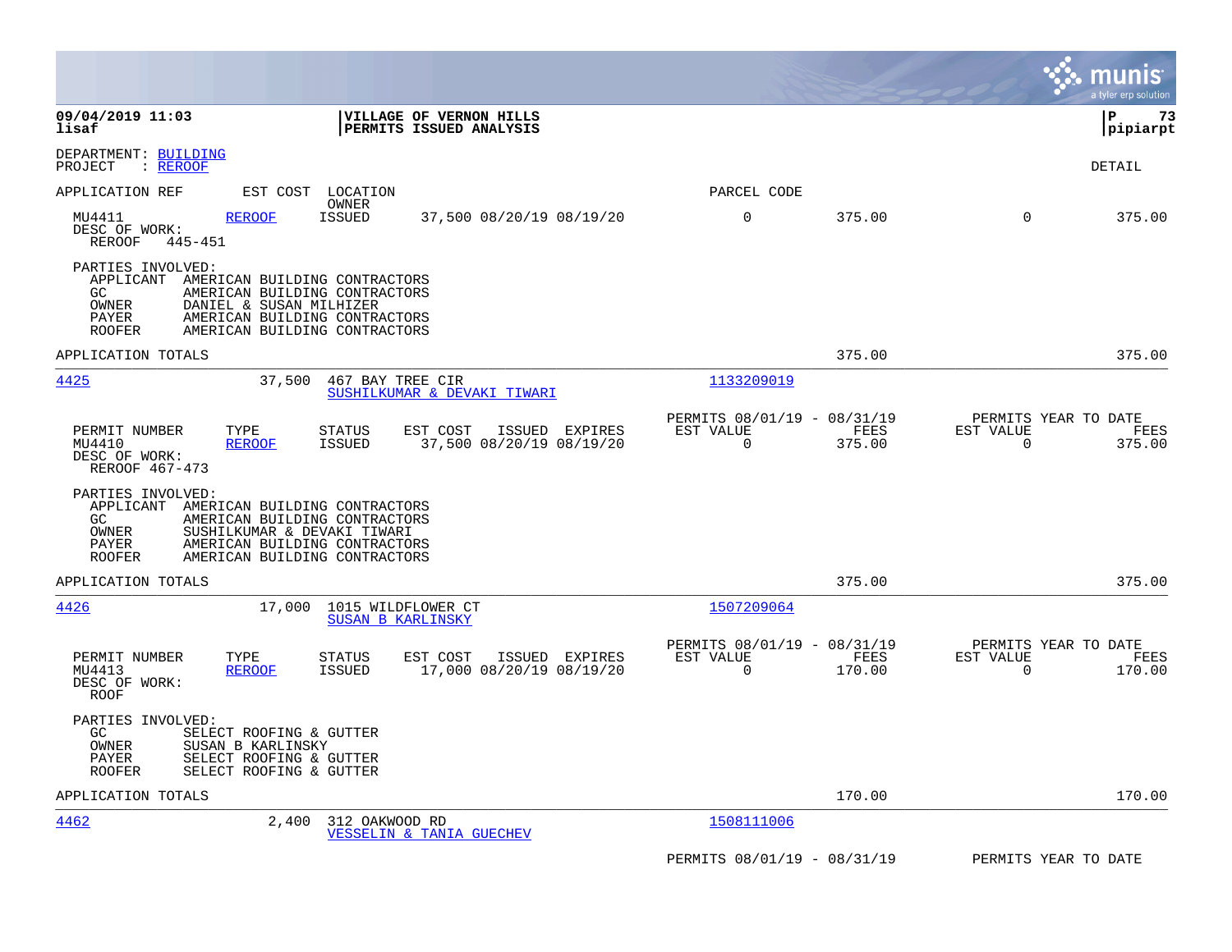**09/04/2019 11:03**
**lisaf**

**VILLAGE OF VERNON HILLS**
**PERMITS ISSUED ANALYSIS**

**P 73**
**pipiarpt**

DEPARTMENT: BUILDING
PROJECT : REROOF

DETAIL

| APPLICATION REF | EST COST | LOCATION / OWNER | | | PARCEL CODE | | | |
|---|---|---|---|---|---|---|---|---|
| MU4411 | REROOF | ISSUED | 37,500 08/20/19 08/19/20 | | 0 | 375.00 | 0 | 375.00 |

DESC OF WORK:
REROOF 445-451

PARTIES INVOLVED:
- APPLICANT AMERICAN BUILDING CONTRACTORS
- GC AMERICAN BUILDING CONTRACTORS
- OWNER DANIEL & SUSAN MILHIZER
- PAYER AMERICAN BUILDING CONTRACTORS
- ROOFER AMERICAN BUILDING CONTRACTORS

APPLICATION TOTALS — 375.00 — 375.00

---

**4425** — 37,500 — 467 BAY TREE CIR — SUSHILKUMAR & DEVAKI TIWARI — 1133209019

| PERMIT NUMBER | TYPE | STATUS | EST COST | ISSUED | EXPIRES | PERMITS 08/01/19 - 08/31/19 EST VALUE | FEES | PERMITS YEAR TO DATE EST VALUE | FEES |
|---|---|---|---|---|---|---|---|---|---|
| MU4410 | REROOF | ISSUED | 37,500 | 08/20/19 | 08/19/20 | 0 | 375.00 | 0 | 375.00 |

DESC OF WORK:
REROOF 467-473

PARTIES INVOLVED:
- APPLICANT AMERICAN BUILDING CONTRACTORS
- GC AMERICAN BUILDING CONTRACTORS
- OWNER SUSHILKUMAR & DEVAKI TIWARI
- PAYER AMERICAN BUILDING CONTRACTORS
- ROOFER AMERICAN BUILDING CONTRACTORS

APPLICATION TOTALS — 375.00 — 375.00

---

**4426** — 17,000 — 1015 WILDFLOWER CT — SUSAN B KARLINSKY — 1507209064

| PERMIT NUMBER | TYPE | STATUS | EST COST | ISSUED | EXPIRES | PERMITS 08/01/19 - 08/31/19 EST VALUE | FEES | PERMITS YEAR TO DATE EST VALUE | FEES |
|---|---|---|---|---|---|---|---|---|---|
| MU4413 | REROOF | ISSUED | 17,000 | 08/20/19 | 08/19/20 | 0 | 170.00 | 0 | 170.00 |

DESC OF WORK:
ROOF

PARTIES INVOLVED:
- GC SELECT ROOFING & GUTTER
- OWNER SUSAN B KARLINSKY
- PAYER SELECT ROOFING & GUTTER
- ROOFER SELECT ROOFING & GUTTER

APPLICATION TOTALS — 170.00 — 170.00

---

**4462** — 2,400 — 312 OAKWOOD RD — VESSELIN & TANIA GUECHEV — 1508111006

PERMITS 08/01/19 - 08/31/19 — PERMITS YEAR TO DATE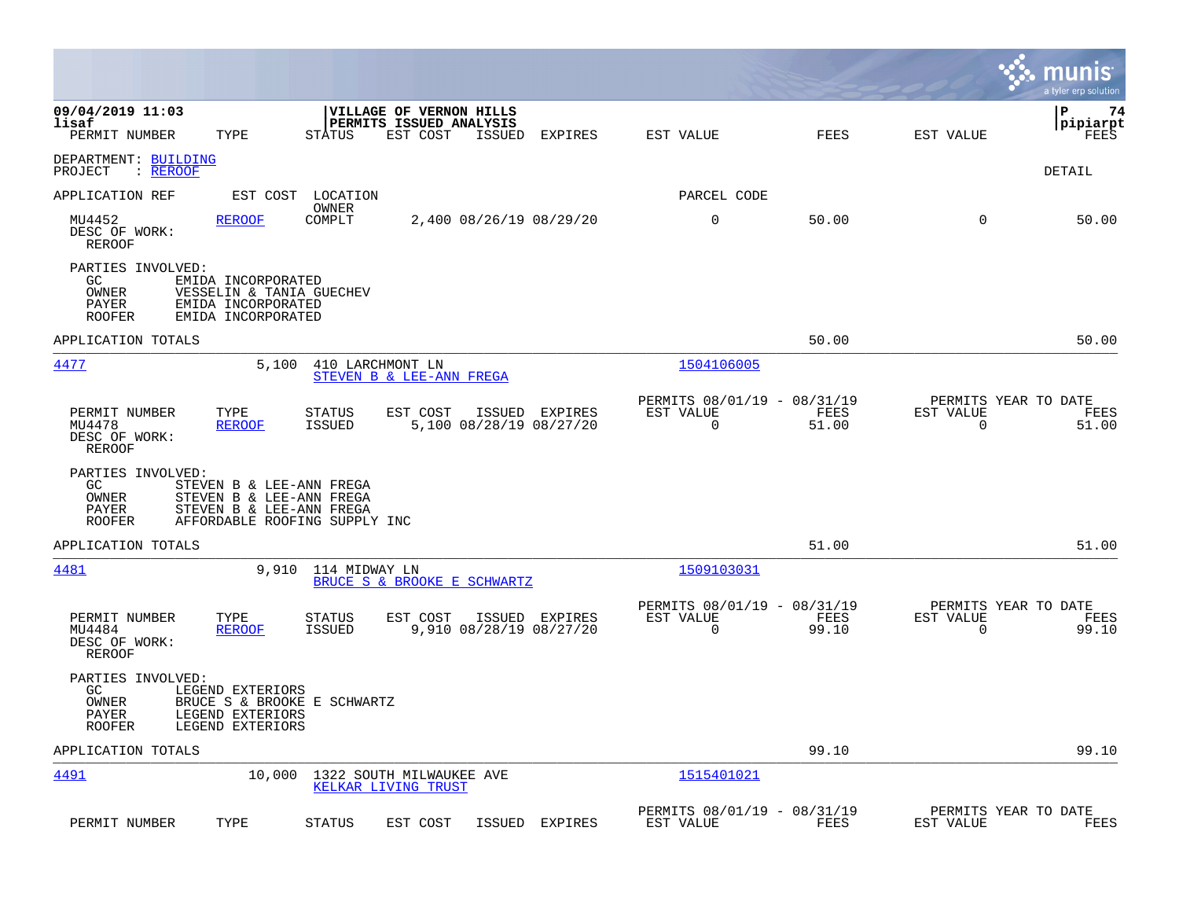09/04/2019 11:03 | VILLAGE OF VERNON HILLS
lisaf | PERMITS ISSUED ANALYSIS | pipiarpt

PERMIT NUMBER | TYPE | STATUS | EST COST | ISSUED | EXPIRES | EST VALUE | FEES | EST VALUE | FEES

DEPARTMENT: BUILDING
PROJECT : REROOF

DETAIL

APPLICATION REF | EST COST | LOCATION / OWNER | PARCEL CODE

| PERMIT NUMBER | TYPE | STATUS | EST COST | ISSUED | EXPIRES | EST VALUE | FEES | EST VALUE | FEES |
|---|---|---|---|---|---|---|---|---|---|
| MU4452 | REROOF | COMPLT | 2,400 | 08/26/19 | 08/29/20 | 0 | 50.00 | 0 | 50.00 |

DESC OF WORK:
REROOF

PARTIES INVOLVED:
- GC: EMIDA INCORPORATED
- OWNER: VESSELIN & TANIA GUECHEV
- PAYER: EMIDA INCORPORATED
- ROOFER: EMIDA INCORPORATED

APPLICATION TOTALS: 50.00 | 50.00

---

4477 | 5,100 | 410 LARCHMONT LN | 1504106005
STEVEN B & LEE-ANN FREGA

PERMITS 08/01/19 - 08/31/19 | PERMITS YEAR TO DATE

| PERMIT NUMBER | TYPE | STATUS | EST COST | ISSUED | EXPIRES | EST VALUE | FEES | EST VALUE | FEES |
|---|---|---|---|---|---|---|---|---|---|
| MU4478 | REROOF | ISSUED | 5,100 | 08/28/19 | 08/27/20 | 0 | 51.00 | 0 | 51.00 |

DESC OF WORK:
REROOF

PARTIES INVOLVED:
- GC: STEVEN B & LEE-ANN FREGA
- OWNER: STEVEN B & LEE-ANN FREGA
- PAYER: STEVEN B & LEE-ANN FREGA
- ROOFER: AFFORDABLE ROOFING SUPPLY INC

APPLICATION TOTALS: 51.00 | 51.00

---

4481 | 9,910 | 114 MIDWAY LN | 1509103031
BRUCE S & BROOKE E SCHWARTZ

PERMITS 08/01/19 - 08/31/19 | PERMITS YEAR TO DATE

| PERMIT NUMBER | TYPE | STATUS | EST COST | ISSUED | EXPIRES | EST VALUE | FEES | EST VALUE | FEES |
|---|---|---|---|---|---|---|---|---|---|
| MU4484 | REROOF | ISSUED | 9,910 | 08/28/19 | 08/27/20 | 0 | 99.10 | 0 | 99.10 |

DESC OF WORK:
REROOF

PARTIES INVOLVED:
- GC: LEGEND EXTERIORS
- OWNER: BRUCE S & BROOKE E SCHWARTZ
- PAYER: LEGEND EXTERIORS
- ROOFER: LEGEND EXTERIORS

APPLICATION TOTALS: 99.10 | 99.10

---

4491 | 10,000 | 1322 SOUTH MILWAUKEE AVE | 1515401021
KELKAR LIVING TRUST

PERMITS 08/01/19 - 08/31/19 | PERMITS YEAR TO DATE

| PERMIT NUMBER | TYPE | STATUS | EST COST | ISSUED | EXPIRES | EST VALUE | FEES | EST VALUE | FEES |
|---|---|---|---|---|---|---|---|---|---|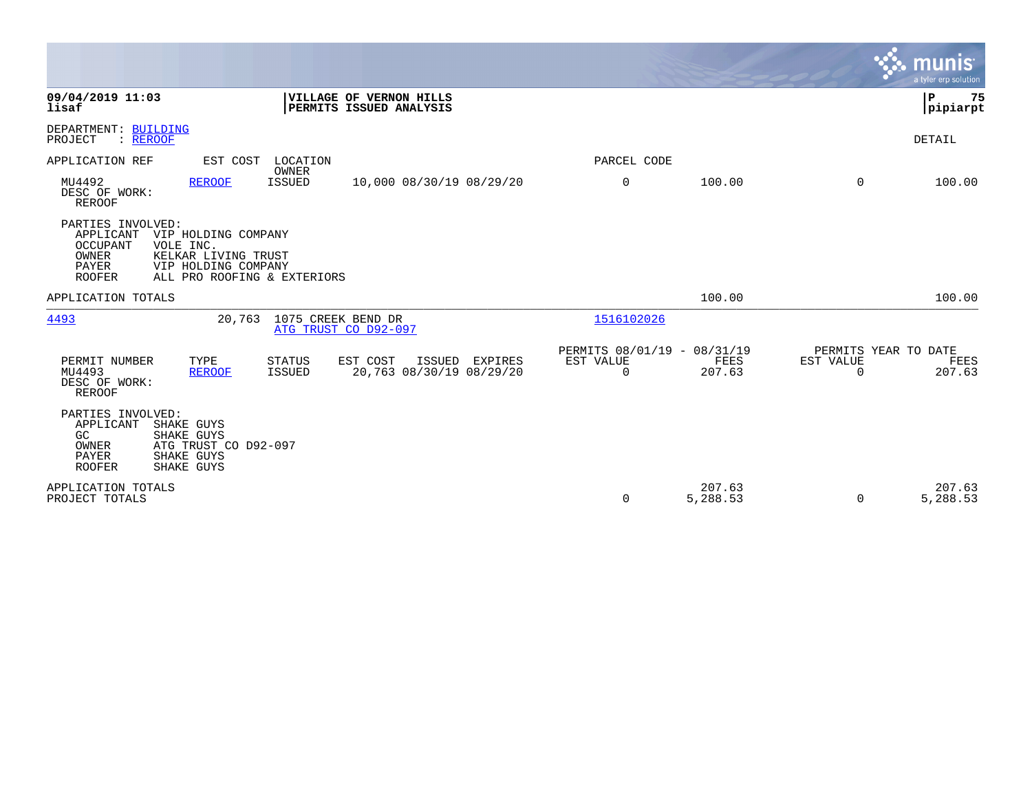**09/04/2019 11:03**
**lisaf**

**VILLAGE OF VERNON HILLS**
**PERMITS ISSUED ANALYSIS**

**P 75**
**pipiarpt**

DEPARTMENT: BUILDING
PROJECT : REROOF

DETAIL

| APPLICATION REF | EST COST | LOCATION / OWNER | | | PARCEL CODE | | | |
|---|---|---|---|---|---|---|---|---|
| MU4492 | REROOF | ISSUED | 10,000 | 08/30/19 08/29/20 | 0 | 100.00 | 0 | 100.00 |

DESC OF WORK:
REROOF

PARTIES INVOLVED:
- APPLICANT VIP HOLDING COMPANY
- OCCUPANT VOLE INC.
- OWNER KELKAR LIVING TRUST
- PAYER VIP HOLDING COMPANY
- ROOFER ALL PRO ROOFING & EXTERIORS

APPLICATION TOTALS 100.00 100.00

---

**4493** 20,763 1075 CREEK BEND DR
ATG TRUST CO D92-097
PARCEL CODE: 1516102026

| PERMIT NUMBER | TYPE | STATUS | EST COST | ISSUED | EXPIRES | PERMITS 08/01/19 - 08/31/19 EST VALUE | FEES | PERMITS YEAR TO DATE EST VALUE | FEES |
|---|---|---|---|---|---|---|---|---|---|
| MU4493 | REROOF | ISSUED | 20,763 | 08/30/19 | 08/29/20 | 0 | 207.63 | 0 | 207.63 |

DESC OF WORK:
REROOF

PARTIES INVOLVED:
- APPLICANT SHAKE GUYS
- GC SHAKE GUYS
- OWNER ATG TRUST CO D92-097
- PAYER SHAKE GUYS
- ROOFER SHAKE GUYS

| | EST VALUE | FEES | EST VALUE | FEES |
|---|---|---|---|---|
| APPLICATION TOTALS | | 207.63 | | 207.63 |
| PROJECT TOTALS | 0 | 5,288.53 | 0 | 5,288.53 |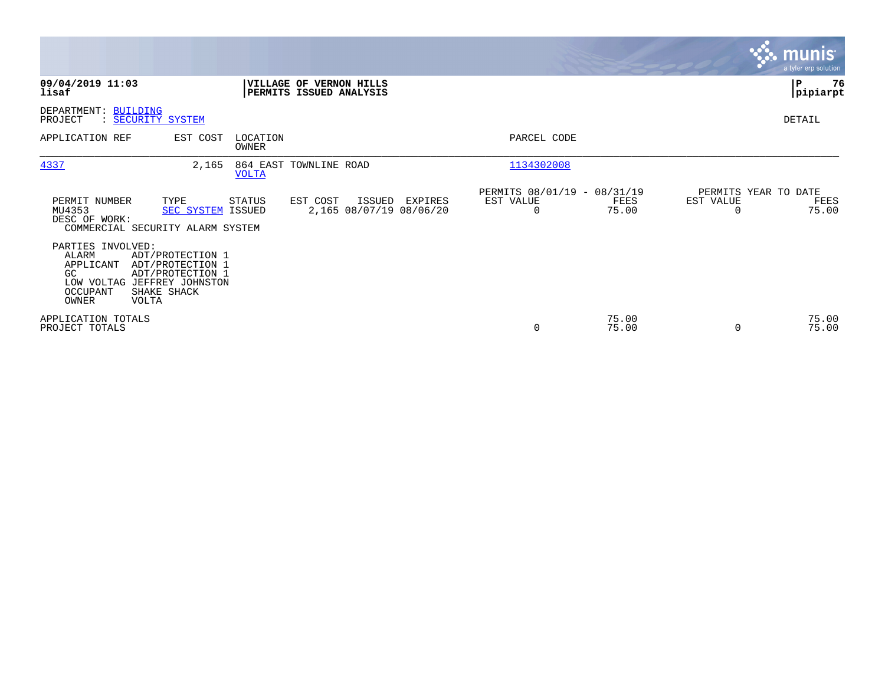**09/04/2019 11:03**
**lisaf**

**VILLAGE OF VERNON HILLS**
**PERMITS ISSUED ANALYSIS**

**P 76**
**pipiarpt**

DEPARTMENT: BUILDING
PROJECT : SECURITY SYSTEM

DETAIL

| APPLICATION REF | EST COST | LOCATION / OWNER | PARCEL CODE |
|---|---|---|---|
| 4337 | 2,165 | 864 EAST TOWNLINE ROAD / VOLTA | 1134302008 |

| PERMIT NUMBER | TYPE | STATUS | EST COST | ISSUED | EXPIRES | PERMITS 08/01/19 - 08/31/19 EST VALUE | FEES | PERMITS YEAR TO DATE EST VALUE | FEES |
|---|---|---|---|---|---|---|---|---|---|
| MU4353 | SEC SYSTEM | ISSUED | 2,165 | 08/07/19 | 08/06/20 | 0 | 75.00 | 0 | 75.00 |

DESC OF WORK:
COMMERCIAL SECURITY ALARM SYSTEM

PARTIES INVOLVED:

| Role | Name |
|---|---|
| ALARM | ADT/PROTECTION 1 |
| APPLICANT | ADT/PROTECTION 1 |
| GC | ADT/PROTECTION 1 |
| LOW VOLTAG | JEFFREY JOHNSTON |
| OCCUPANT | SHAKE SHACK |
| OWNER | VOLTA |

| | EST VALUE | FEES | YTD EST VALUE | YTD FEES |
|---|---|---|---|---|
| APPLICATION TOTALS | | 75.00 | | 75.00 |
| PROJECT TOTALS | 0 | 75.00 | 0 | 75.00 |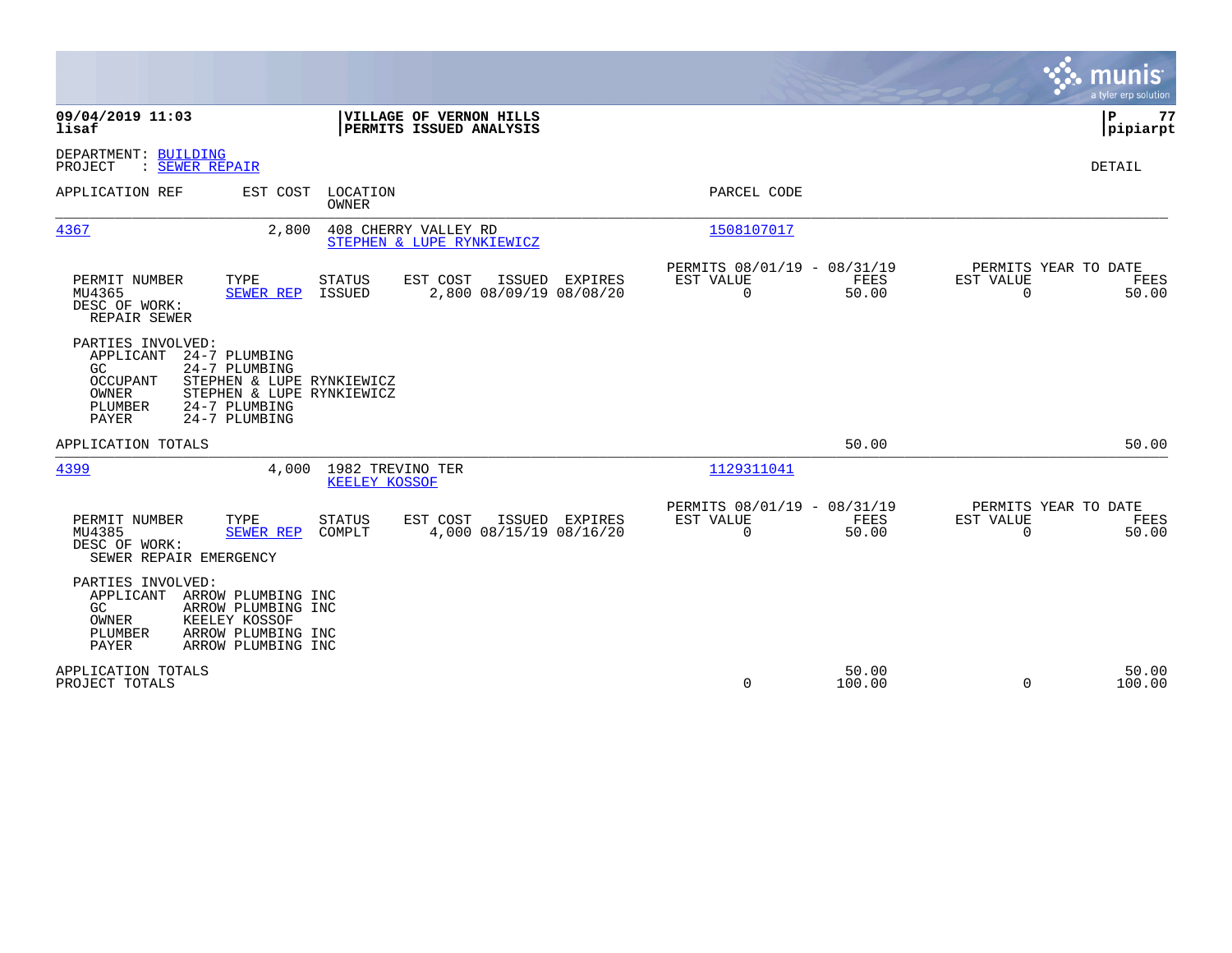**09/04/2019 11:03**
**lisaf**

**VILLAGE OF VERNON HILLS**
**PERMITS ISSUED ANALYSIS**

**P 77**
**pipiarpt**

DEPARTMENT: BUILDING
PROJECT : SEWER REPAIR

DETAIL

| APPLICATION REF | EST COST | LOCATION / OWNER | PARCEL CODE |
|---|---|---|---|
| 4367 | 2,800 | 408 CHERRY VALLEY RD / STEPHEN & LUPE RYNKIEWICZ | 1508107017 |

| PERMIT NUMBER | TYPE | STATUS | EST COST | ISSUED | EXPIRES | PERMITS 08/01/19 - 08/31/19 EST VALUE | FEES | PERMITS YEAR TO DATE EST VALUE | FEES |
|---|---|---|---|---|---|---|---|---|---|
| MU4365 | SEWER REP | ISSUED | 2,800 | 08/09/19 | 08/08/20 | 0 | 50.00 | 0 | 50.00 |

DESC OF WORK:
REPAIR SEWER

PARTIES INVOLVED:
- APPLICANT 24-7 PLUMBING
- GC 24-7 PLUMBING
- OCCUPANT STEPHEN & LUPE RYNKIEWICZ
- OWNER STEPHEN & LUPE RYNKIEWICZ
- PLUMBER 24-7 PLUMBING
- PAYER 24-7 PLUMBING

APPLICATION TOTALS — FEES 50.00 — YTD FEES 50.00

| APPLICATION REF | EST COST | LOCATION / OWNER | PARCEL CODE |
|---|---|---|---|
| 4399 | 4,000 | 1982 TREVINO TER / KEELEY KOSSOF | 1129311041 |

| PERMIT NUMBER | TYPE | STATUS | EST COST | ISSUED | EXPIRES | PERMITS 08/01/19 - 08/31/19 EST VALUE | FEES | PERMITS YEAR TO DATE EST VALUE | FEES |
|---|---|---|---|---|---|---|---|---|---|
| MU4385 | SEWER REP | COMPLT | 4,000 | 08/15/19 | 08/16/20 | 0 | 50.00 | 0 | 50.00 |

DESC OF WORK:
SEWER REPAIR EMERGENCY

PARTIES INVOLVED:
- APPLICANT ARROW PLUMBING INC
- GC ARROW PLUMBING INC
- OWNER KEELEY KOSSOF
- PLUMBER ARROW PLUMBING INC
- PAYER ARROW PLUMBING INC

| | EST VALUE | FEES | YTD EST VALUE | YTD FEES |
|---|---|---|---|---|
| APPLICATION TOTALS | | 50.00 | | 50.00 |
| PROJECT TOTALS | 0 | 100.00 | 0 | 100.00 |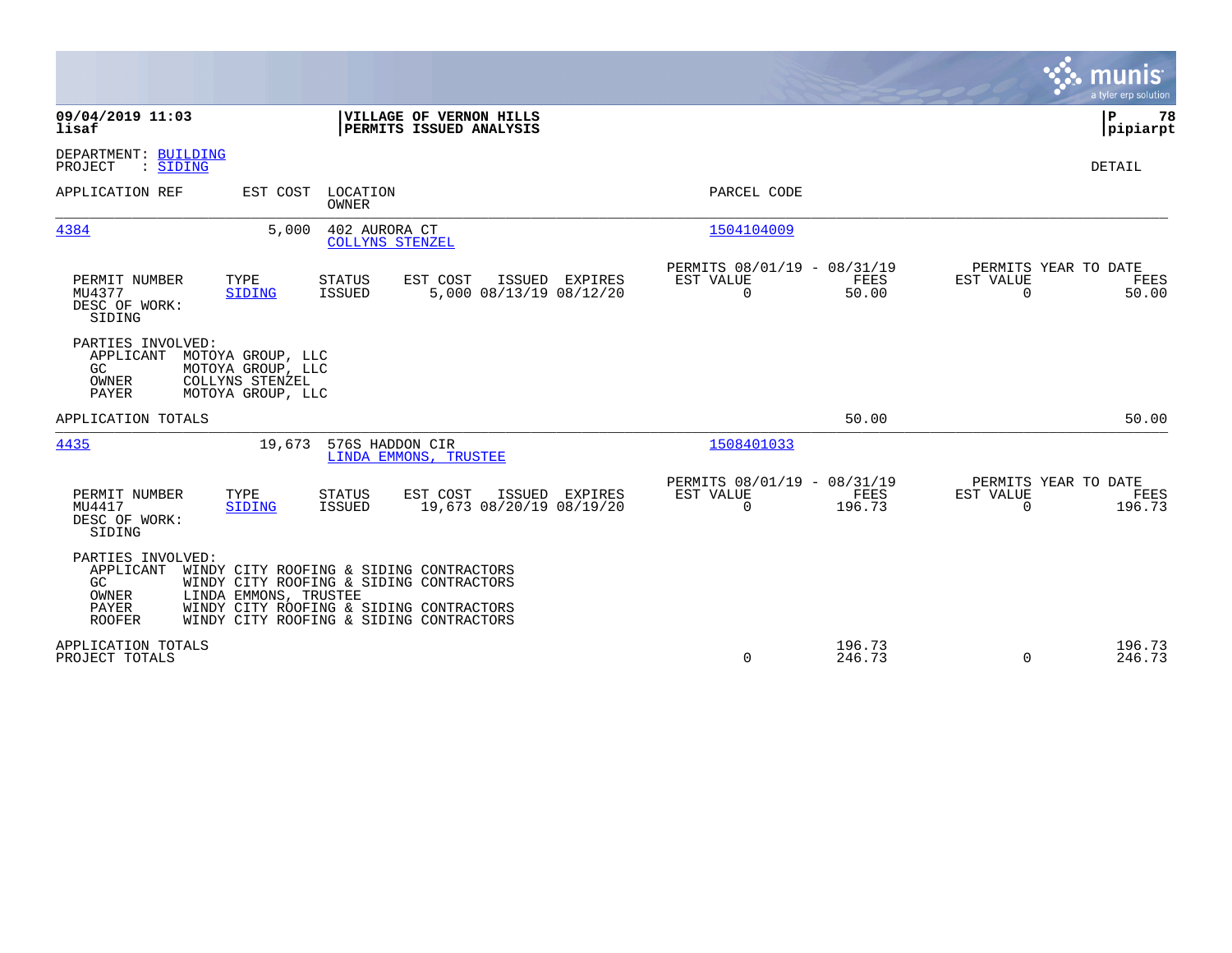**09/04/2019 11:03**
**lisaf**

**VILLAGE OF VERNON HILLS**
**PERMITS ISSUED ANALYSIS**

**P 78**
**pipiarpt**

DEPARTMENT: BUILDING
PROJECT : SIDING

DETAIL

| APPLICATION REF | EST COST | LOCATION / OWNER | PARCEL CODE |
|---|---|---|---|
| 4384 | 5,000 | 402 AURORA CT / COLLYNS STENZEL | 1504104009 |

| PERMIT NUMBER | TYPE | STATUS | EST COST | ISSUED | EXPIRES | PERMITS 08/01/19 - 08/31/19 EST VALUE | FEES | PERMITS YEAR TO DATE EST VALUE | FEES |
|---|---|---|---|---|---|---|---|---|---|
| MU4377 | SIDING | ISSUED | 5,000 | 08/13/19 | 08/12/20 | 0 | 50.00 | 0 | 50.00 |

DESC OF WORK:
SIDING

PARTIES INVOLVED:

| | |
|---|---|
| APPLICANT | MOTOYA GROUP, LLC |
| GC | MOTOYA GROUP, LLC |
| OWNER | COLLYNS STENZEL |
| PAYER | MOTOYA GROUP, LLC |

APPLICATION TOTALS: 50.00 | 50.00

| APPLICATION REF | EST COST | LOCATION / OWNER | PARCEL CODE |
|---|---|---|---|
| 4435 | 19,673 | 576S HADDON CIR / LINDA EMMONS, TRUSTEE | 1508401033 |

| PERMIT NUMBER | TYPE | STATUS | EST COST | ISSUED | EXPIRES | PERMITS 08/01/19 - 08/31/19 EST VALUE | FEES | PERMITS YEAR TO DATE EST VALUE | FEES |
|---|---|---|---|---|---|---|---|---|---|
| MU4417 | SIDING | ISSUED | 19,673 | 08/20/19 | 08/19/20 | 0 | 196.73 | 0 | 196.73 |

DESC OF WORK:
SIDING

PARTIES INVOLVED:

| | |
|---|---|
| APPLICANT | WINDY CITY ROOFING & SIDING CONTRACTORS |
| GC | WINDY CITY ROOFING & SIDING CONTRACTORS |
| OWNER | LINDA EMMONS, TRUSTEE |
| PAYER | WINDY CITY ROOFING & SIDING CONTRACTORS |
| ROOFER | WINDY CITY ROOFING & SIDING CONTRACTORS |

| | EST VALUE | FEES | YTD EST VALUE | YTD FEES |
|---|---|---|---|---|
| APPLICATION TOTALS | | 196.73 | | 196.73 |
| PROJECT TOTALS | 0 | 246.73 | 0 | 246.73 |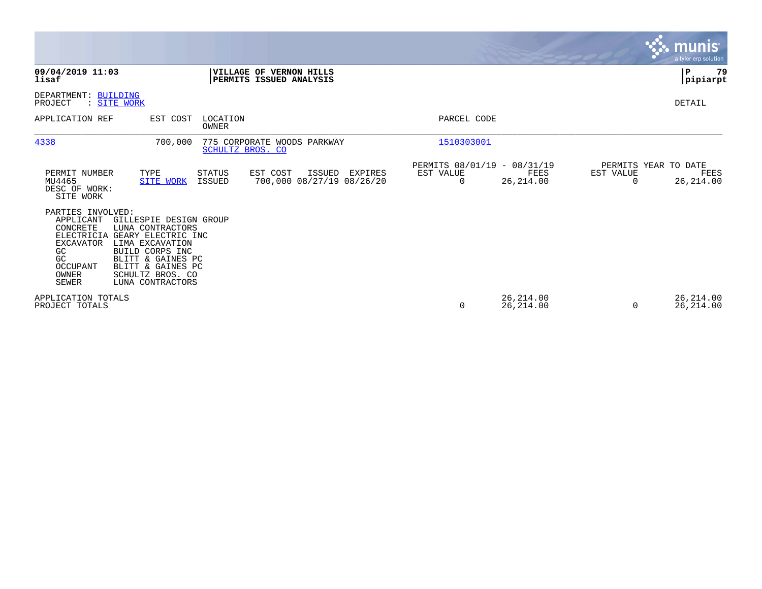**09/04/2019 11:03**
**lisaf**

**VILLAGE OF VERNON HILLS**
**PERMITS ISSUED ANALYSIS**

**pipiarpt**

DEPARTMENT: BUILDING
PROJECT : SITE WORK

DETAIL

| APPLICATION REF | EST COST | LOCATION / OWNER | PARCEL CODE |
|---|---|---|---|
| 4338 | 700,000 | 775 CORPORATE WOODS PARKWAY / SCHULTZ BROS. CO | 1510303001 |

| PERMIT NUMBER | TYPE | STATUS | EST COST | ISSUED | EXPIRES | PERMITS 08/01/19 - 08/31/19 EST VALUE | FEES | PERMITS YEAR TO DATE EST VALUE | FEES |
|---|---|---|---|---|---|---|---|---|---|
| MU4465 | SITE WORK | ISSUED | 700,000 | 08/27/19 | 08/26/20 | 0 | 26,214.00 | 0 | 26,214.00 |

DESC OF WORK:
SITE WORK

PARTIES INVOLVED:

| | |
|---|---|
| APPLICANT | GILLESPIE DESIGN GROUP |
| CONCRETE | LUNA CONTRACTORS |
| ELECTRICIA | GEARY ELECTRIC INC |
| EXCAVATOR | LIMA EXCAVATION |
| GC | BUILD CORPS INC |
| GC | BLITT & GAINES PC |
| OCCUPANT | BLITT & GAINES PC |
| OWNER | SCHULTZ BROS. CO |
| SEWER | LUNA CONTRACTORS |

| | EST VALUE | FEES | YTD EST VALUE | YTD FEES |
|---|---|---|---|---|
| APPLICATION TOTALS | | 26,214.00 | | 26,214.00 |
| PROJECT TOTALS | 0 | 26,214.00 | 0 | 26,214.00 |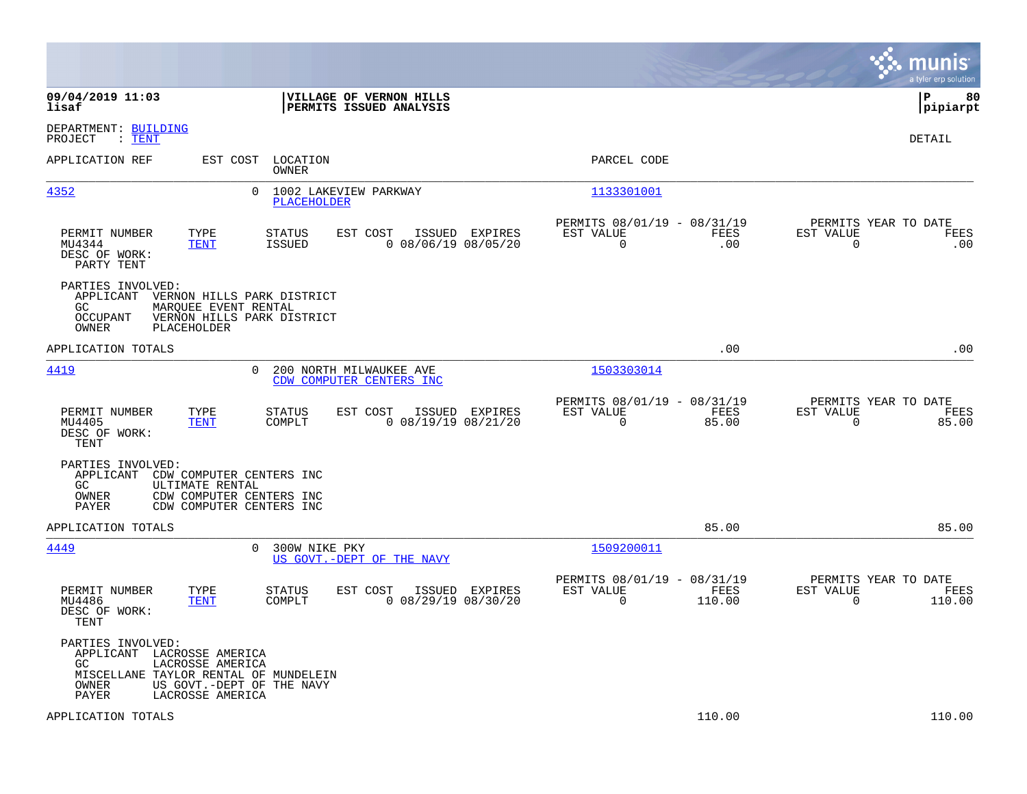**09/04/2019 11:03** **VILLAGE OF VERNON HILLS**
**lisaf** **PERMITS ISSUED ANALYSIS**
**P 80**
**pipiarpt**

DEPARTMENT: BUILDING
PROJECT : TENT

DETAIL

| APPLICATION REF | EST COST | LOCATION / OWNER | PARCEL CODE |
|---|---|---|---|
| 4352 | 0 | 1002 LAKEVIEW PARKWAY / PLACEHOLDER | 1133301001 |

| PERMIT NUMBER | TYPE | STATUS | EST COST | ISSUED | EXPIRES | PERMITS 08/01/19 - 08/31/19 EST VALUE | FEES | PERMITS YEAR TO DATE EST VALUE | FEES |
|---|---|---|---|---|---|---|---|---|---|
| MU4344 | TENT | ISSUED | 0 | 08/06/19 | 08/05/20 | 0 | .00 | 0 | .00 |

DESC OF WORK:
PARTY TENT

PARTIES INVOLVED:
APPLICANT VERNON HILLS PARK DISTRICT
GC MARQUEE EVENT RENTAL
OCCUPANT VERNON HILLS PARK DISTRICT
OWNER PLACEHOLDER

APPLICATION TOTALS .00 .00

| APPLICATION REF | EST COST | LOCATION / OWNER | PARCEL CODE |
|---|---|---|---|
| 4419 | 0 | 200 NORTH MILWAUKEE AVE / CDW COMPUTER CENTERS INC | 1503303014 |

| PERMIT NUMBER | TYPE | STATUS | EST COST | ISSUED | EXPIRES | PERMITS 08/01/19 - 08/31/19 EST VALUE | FEES | PERMITS YEAR TO DATE EST VALUE | FEES |
|---|---|---|---|---|---|---|---|---|---|
| MU4405 | TENT | COMPLT | 0 | 08/19/19 | 08/21/20 | 0 | 85.00 | 0 | 85.00 |

DESC OF WORK:
TENT

PARTIES INVOLVED:
APPLICANT CDW COMPUTER CENTERS INC
GC ULTIMATE RENTAL
OWNER CDW COMPUTER CENTERS INC
PAYER CDW COMPUTER CENTERS INC

APPLICATION TOTALS 85.00 85.00

| APPLICATION REF | EST COST | LOCATION / OWNER | PARCEL CODE |
|---|---|---|---|
| 4449 | 0 | 300W NIKE PKY / US GOVT.-DEPT OF THE NAVY | 1509200011 |

| PERMIT NUMBER | TYPE | STATUS | EST COST | ISSUED | EXPIRES | PERMITS 08/01/19 - 08/31/19 EST VALUE | FEES | PERMITS YEAR TO DATE EST VALUE | FEES |
|---|---|---|---|---|---|---|---|---|---|
| MU4486 | TENT | COMPLT | 0 | 08/29/19 | 08/30/20 | 0 | 110.00 | 0 | 110.00 |

DESC OF WORK:
TENT

PARTIES INVOLVED:
APPLICANT LACROSSE AMERICA
GC LACROSSE AMERICA
MISCELLANE TAYLOR RENTAL OF MUNDELEIN
OWNER US GOVT.-DEPT OF THE NAVY
PAYER LACROSSE AMERICA

APPLICATION TOTALS 110.00 110.00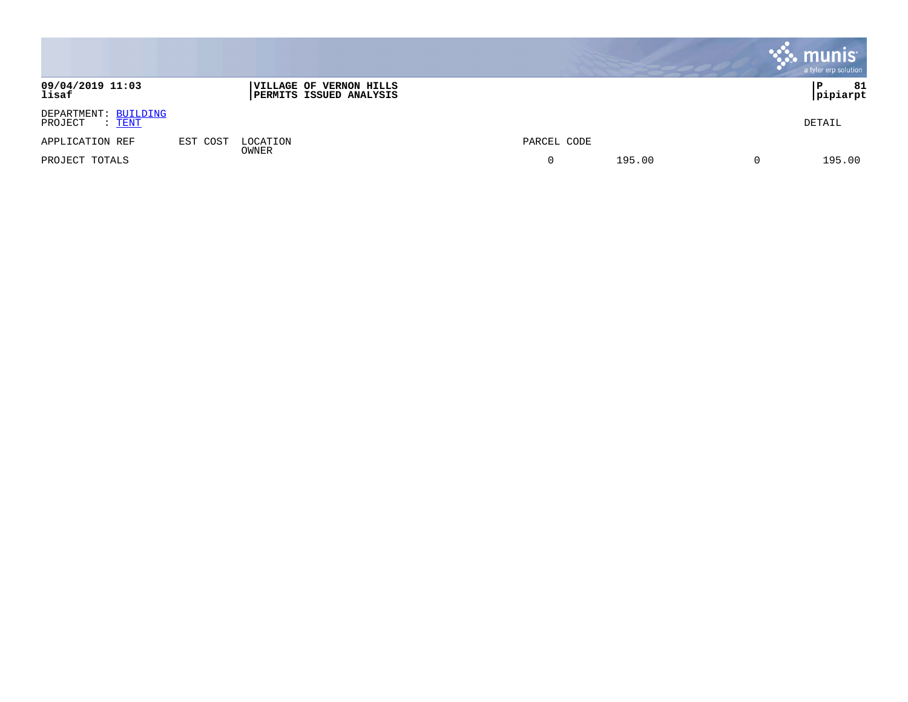**09/04/2019 11:03**
**lisaf**

**VILLAGE OF VERNON HILLS**
**PERMITS ISSUED ANALYSIS**

**P 81**
**pipiarpt**

DEPARTMENT: BUILDING
PROJECT : TENT

DETAIL

| APPLICATION REF | EST COST | LOCATION<br>OWNER | PARCEL CODE | | | |
|---|---|---|---|---|---|---|
| PROJECT TOTALS | | | 0 | 195.00 | 0 | 195.00 |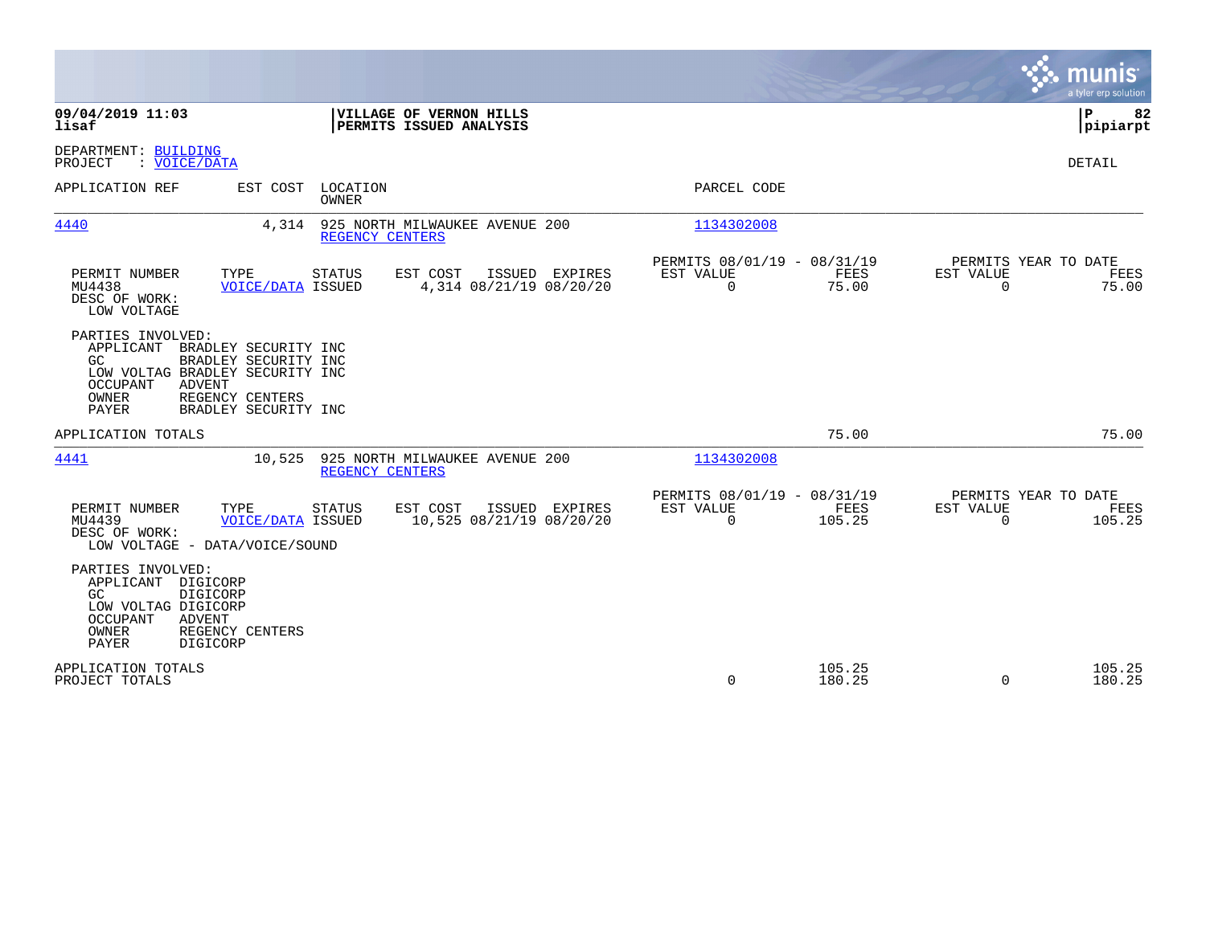**09/04/2019 11:03** | **VILLAGE OF VERNON HILLS** | **P 82**
**lisaf** | **PERMITS ISSUED ANALYSIS** | **pipiarpt**

DEPARTMENT: BUILDING
PROJECT : VOICE/DATA

DETAIL

| APPLICATION REF | EST COST | LOCATION / OWNER | PARCEL CODE |
|---|---|---|---|
| 4440 | 4,314 | 925 NORTH MILWAUKEE AVENUE 200 / REGENCY CENTERS | 1134302008 |

| PERMIT NUMBER | TYPE | STATUS | EST COST | ISSUED | EXPIRES | PERMITS 08/01/19 - 08/31/19 EST VALUE | FEES | PERMITS YEAR TO DATE EST VALUE | FEES |
|---|---|---|---|---|---|---|---|---|---|
| MU4438 | VOICE/DATA | ISSUED | 4,314 | 08/21/19 | 08/20/20 | 0 | 75.00 | 0 | 75.00 |

DESC OF WORK:
LOW VOLTAGE

PARTIES INVOLVED:
- APPLICANT BRADLEY SECURITY INC
- GC BRADLEY SECURITY INC
- LOW VOLTAG BRADLEY SECURITY INC
- OCCUPANT ADVENT
- OWNER REGENCY CENTERS
- PAYER BRADLEY SECURITY INC

APPLICATION TOTALS: 75.00 | 75.00

| APPLICATION REF | EST COST | LOCATION / OWNER | PARCEL CODE |
|---|---|---|---|
| 4441 | 10,525 | 925 NORTH MILWAUKEE AVENUE 200 / REGENCY CENTERS | 1134302008 |

| PERMIT NUMBER | TYPE | STATUS | EST COST | ISSUED | EXPIRES | PERMITS 08/01/19 - 08/31/19 EST VALUE | FEES | PERMITS YEAR TO DATE EST VALUE | FEES |
|---|---|---|---|---|---|---|---|---|---|
| MU4439 | VOICE/DATA | ISSUED | 10,525 | 08/21/19 | 08/20/20 | 0 | 105.25 | 0 | 105.25 |

DESC OF WORK:
LOW VOLTAGE - DATA/VOICE/SOUND

PARTIES INVOLVED:
- APPLICANT DIGICORP
- GC DIGICORP
- LOW VOLTAG DIGICORP
- OCCUPANT ADVENT
- OWNER REGENCY CENTERS
- PAYER DIGICORP

| | EST VALUE | FEES | YTD EST VALUE | YTD FEES |
|---|---|---|---|---|
| APPLICATION TOTALS | | 105.25 | | 105.25 |
| PROJECT TOTALS | 0 | 180.25 | 0 | 180.25 |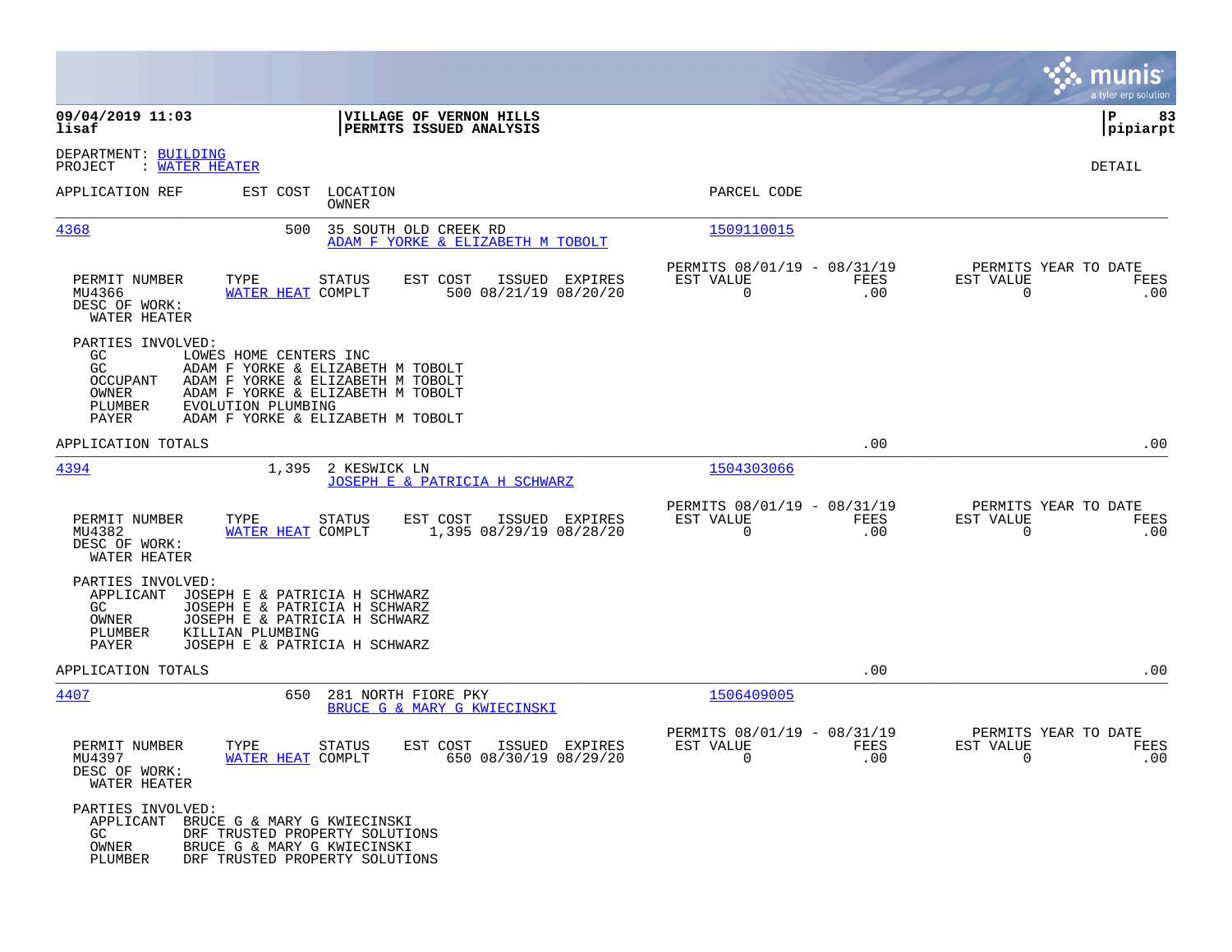**VILLAGE OF VERNON HILLS**
**PERMITS ISSUED ANALYSIS**

09/04/2019 11:03
lisaf

P 83
pipiarpt

DEPARTMENT: BUILDING
PROJECT : WATER HEATER

DETAIL

| APPLICATION REF | EST COST | LOCATION / OWNER | PARCEL CODE |
|---|---|---|---|
| 4368 | 500 | 35 SOUTH OLD CREEK RD / ADAM F YORKE & ELIZABETH M TOBOLT | 1509110015 |

| PERMIT NUMBER | TYPE | STATUS | EST COST | ISSUED | EXPIRES | PERMITS 08/01/19 - 08/31/19 EST VALUE | FEES | PERMITS YEAR TO DATE EST VALUE | FEES |
|---|---|---|---|---|---|---|---|---|---|
| MU4366 | WATER HEAT | COMPLT | 500 | 08/21/19 | 08/20/20 | 0 | .00 | 0 | .00 |

DESC OF WORK:
WATER HEATER

PARTIES INVOLVED:

| | |
|---|---|
| GC | LOWES HOME CENTERS INC |
| GC | ADAM F YORKE & ELIZABETH M TOBOLT |
| OCCUPANT | ADAM F YORKE & ELIZABETH M TOBOLT |
| OWNER | ADAM F YORKE & ELIZABETH M TOBOLT |
| PLUMBER | EVOLUTION PLUMBING |
| PAYER | ADAM F YORKE & ELIZABETH M TOBOLT |

APPLICATION TOTALS .00 .00

| APPLICATION REF | EST COST | LOCATION / OWNER | PARCEL CODE |
|---|---|---|---|
| 4394 | 1,395 | 2 KESWICK LN / JOSEPH E & PATRICIA H SCHWARZ | 1504303066 |

| PERMIT NUMBER | TYPE | STATUS | EST COST | ISSUED | EXPIRES | PERMITS 08/01/19 - 08/31/19 EST VALUE | FEES | PERMITS YEAR TO DATE EST VALUE | FEES |
|---|---|---|---|---|---|---|---|---|---|
| MU4382 | WATER HEAT | COMPLT | 1,395 | 08/29/19 | 08/28/20 | 0 | .00 | 0 | .00 |

DESC OF WORK:
WATER HEATER

PARTIES INVOLVED:

| | |
|---|---|
| APPLICANT | JOSEPH E & PATRICIA H SCHWARZ |
| GC | JOSEPH E & PATRICIA H SCHWARZ |
| OWNER | JOSEPH E & PATRICIA H SCHWARZ |
| PLUMBER | KILLIAN PLUMBING |
| PAYER | JOSEPH E & PATRICIA H SCHWARZ |

APPLICATION TOTALS .00 .00

| APPLICATION REF | EST COST | LOCATION / OWNER | PARCEL CODE |
|---|---|---|---|
| 4407 | 650 | 281 NORTH FIORE PKY / BRUCE G & MARY G KWIECINSKI | 1506409005 |

| PERMIT NUMBER | TYPE | STATUS | EST COST | ISSUED | EXPIRES | PERMITS 08/01/19 - 08/31/19 EST VALUE | FEES | PERMITS YEAR TO DATE EST VALUE | FEES |
|---|---|---|---|---|---|---|---|---|---|
| MU4397 | WATER HEAT | COMPLT | 650 | 08/30/19 | 08/29/20 | 0 | .00 | 0 | .00 |

DESC OF WORK:
WATER HEATER

PARTIES INVOLVED:

| | |
|---|---|
| APPLICANT | BRUCE G & MARY G KWIECINSKI |
| GC | DRF TRUSTED PROPERTY SOLUTIONS |
| OWNER | BRUCE G & MARY G KWIECINSKI |
| PLUMBER | DRF TRUSTED PROPERTY SOLUTIONS |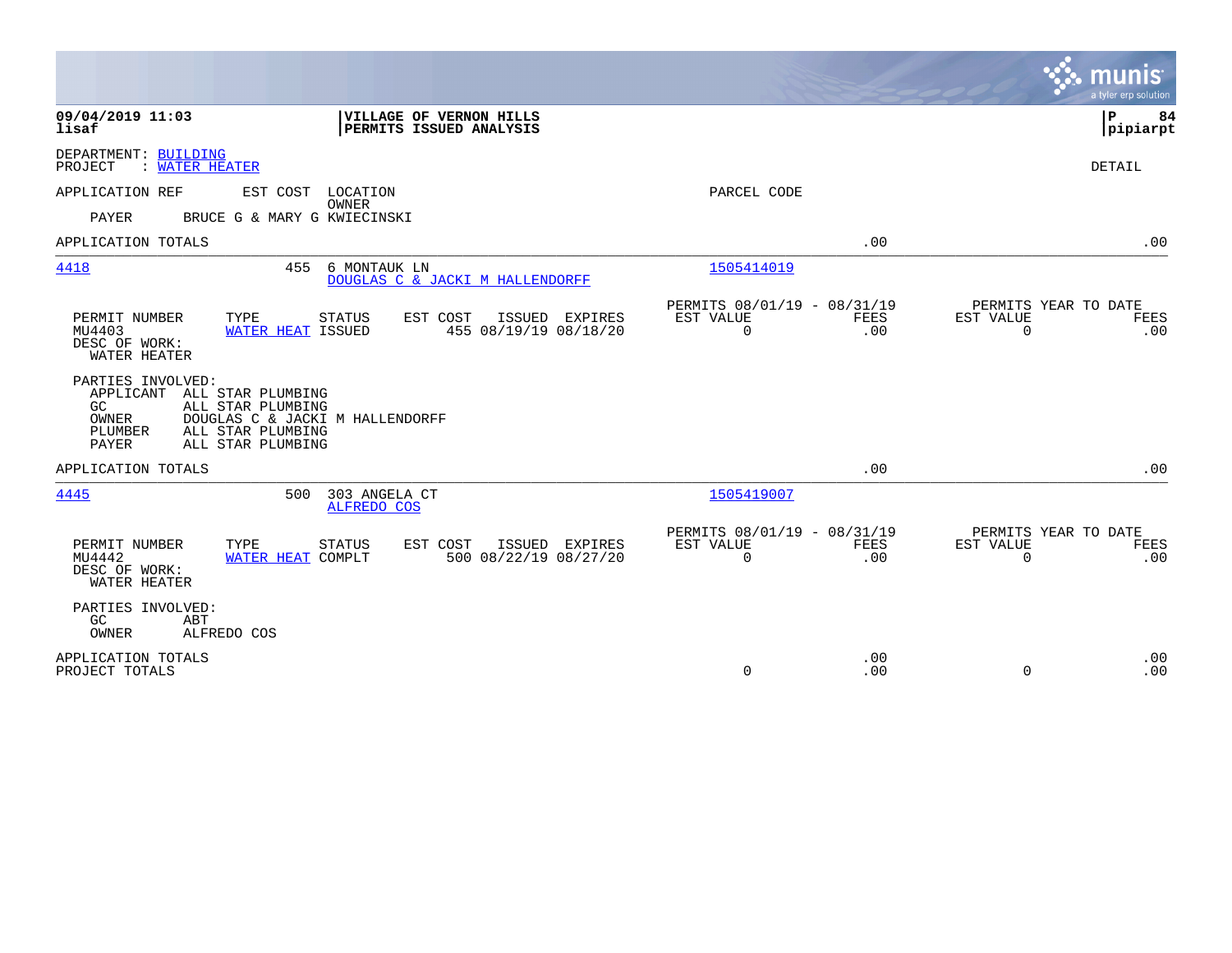**VILLAGE OF VERNON HILLS**
**PERMITS ISSUED ANALYSIS**

09/04/2019 11:03
lisaf

P 84
pipiarpt

DEPARTMENT: BUILDING
PROJECT : WATER HEATER

DETAIL

APPLICATION REF | EST COST | LOCATION / OWNER | PARCEL CODE

PAYER BRUCE G & MARY G KWIECINSKI

APPLICATION TOTALS .00 .00

---

**4418** | 455 | 6 MONTAUK LN | 1505414019
DOUGLAS C & JACKI M HALLENDORFF

| PERMIT NUMBER | TYPE | STATUS | EST COST | ISSUED | EXPIRES | PERMITS 08/01/19 - 08/31/19 EST VALUE | FEES | PERMITS YEAR TO DATE EST VALUE | FEES |
|---|---|---|---|---|---|---|---|---|---|
| MU4403 | WATER HEAT | ISSUED | 455 | 08/19/19 | 08/18/20 | 0 | .00 | 0 | .00 |

DESC OF WORK:
WATER HEATER

PARTIES INVOLVED:
- APPLICANT ALL STAR PLUMBING
- GC ALL STAR PLUMBING
- OWNER DOUGLAS C & JACKI M HALLENDORFF
- PLUMBER ALL STAR PLUMBING
- PAYER ALL STAR PLUMBING

APPLICATION TOTALS .00 .00

---

**4445** | 500 | 303 ANGELA CT | 1505419007
ALFREDO COS

| PERMIT NUMBER | TYPE | STATUS | EST COST | ISSUED | EXPIRES | PERMITS 08/01/19 - 08/31/19 EST VALUE | FEES | PERMITS YEAR TO DATE EST VALUE | FEES |
|---|---|---|---|---|---|---|---|---|---|
| MU4442 | WATER HEAT | COMPLT | 500 | 08/22/19 | 08/27/20 | 0 | .00 | 0 | .00 |

DESC OF WORK:
WATER HEATER

PARTIES INVOLVED:
- GC ABT
- OWNER ALFREDO COS

| | EST VALUE | FEES | EST VALUE | FEES |
|---|---|---|---|---|
| APPLICATION TOTALS | | .00 | | .00 |
| PROJECT TOTALS | 0 | .00 | 0 | .00 |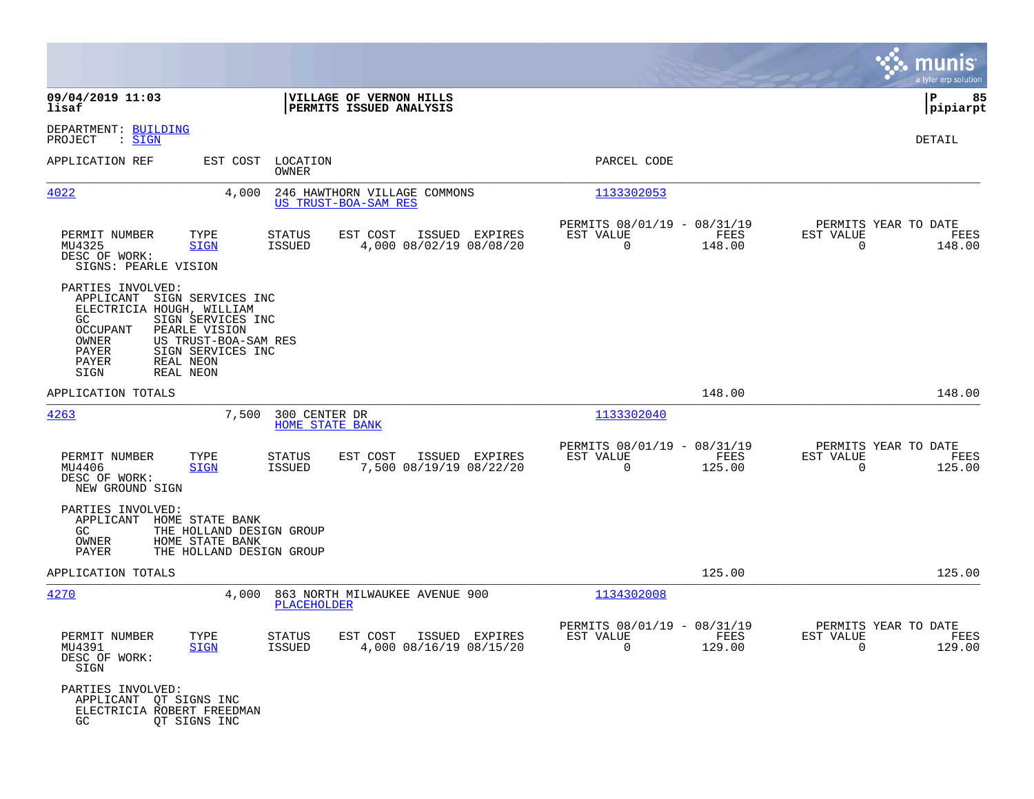**09/04/2019 11:03**
**lisaf**

**VILLAGE OF VERNON HILLS**
**PERMITS ISSUED ANALYSIS**

**pipiarpt**

DEPARTMENT: BUILDING
PROJECT : SIGN

DETAIL

| APPLICATION REF | EST COST | LOCATION / OWNER | PARCEL CODE |
|---|---|---|---|
| 4022 | 4,000 | 246 HAWTHORN VILLAGE COMMONS / US TRUST-BOA-SAM RES | 1133302053 |

| PERMIT NUMBER | TYPE | STATUS | EST COST | ISSUED | EXPIRES | PERMITS 08/01/19 - 08/31/19 EST VALUE | FEES | PERMITS YEAR TO DATE EST VALUE | FEES |
|---|---|---|---|---|---|---|---|---|---|
| MU4325 | SIGN | ISSUED | 4,000 | 08/02/19 | 08/08/20 | 0 | 148.00 | 0 | 148.00 |

DESC OF WORK:
SIGNS: PEARLE VISION

PARTIES INVOLVED:
- APPLICANT SIGN SERVICES INC
- ELECTRICIA HOUGH, WILLIAM
- GC SIGN SERVICES INC
- OCCUPANT PEARLE VISION
- OWNER US TRUST-BOA-SAM RES
- PAYER SIGN SERVICES INC
- PAYER REAL NEON
- SIGN REAL NEON

APPLICATION TOTALS: 148.00 | 148.00

| APPLICATION REF | EST COST | LOCATION / OWNER | PARCEL CODE |
|---|---|---|---|
| 4263 | 7,500 | 300 CENTER DR / HOME STATE BANK | 1133302040 |

| PERMIT NUMBER | TYPE | STATUS | EST COST | ISSUED | EXPIRES | PERMITS 08/01/19 - 08/31/19 EST VALUE | FEES | PERMITS YEAR TO DATE EST VALUE | FEES |
|---|---|---|---|---|---|---|---|---|---|
| MU4406 | SIGN | ISSUED | 7,500 | 08/19/19 | 08/22/20 | 0 | 125.00 | 0 | 125.00 |

DESC OF WORK:
NEW GROUND SIGN

PARTIES INVOLVED:
- APPLICANT HOME STATE BANK
- GC THE HOLLAND DESIGN GROUP
- OWNER HOME STATE BANK
- PAYER THE HOLLAND DESIGN GROUP

APPLICATION TOTALS: 125.00 | 125.00

| APPLICATION REF | EST COST | LOCATION / OWNER | PARCEL CODE |
|---|---|---|---|
| 4270 | 4,000 | 863 NORTH MILWAUKEE AVENUE 900 / PLACEHOLDER | 1134302008 |

| PERMIT NUMBER | TYPE | STATUS | EST COST | ISSUED | EXPIRES | PERMITS 08/01/19 - 08/31/19 EST VALUE | FEES | PERMITS YEAR TO DATE EST VALUE | FEES |
|---|---|---|---|---|---|---|---|---|---|
| MU4391 | SIGN | ISSUED | 4,000 | 08/16/19 | 08/15/20 | 0 | 129.00 | 0 | 129.00 |

DESC OF WORK:
SIGN

PARTIES INVOLVED:
- APPLICANT QT SIGNS INC
- ELECTRICIA ROBERT FREEDMAN
- GC QT SIGNS INC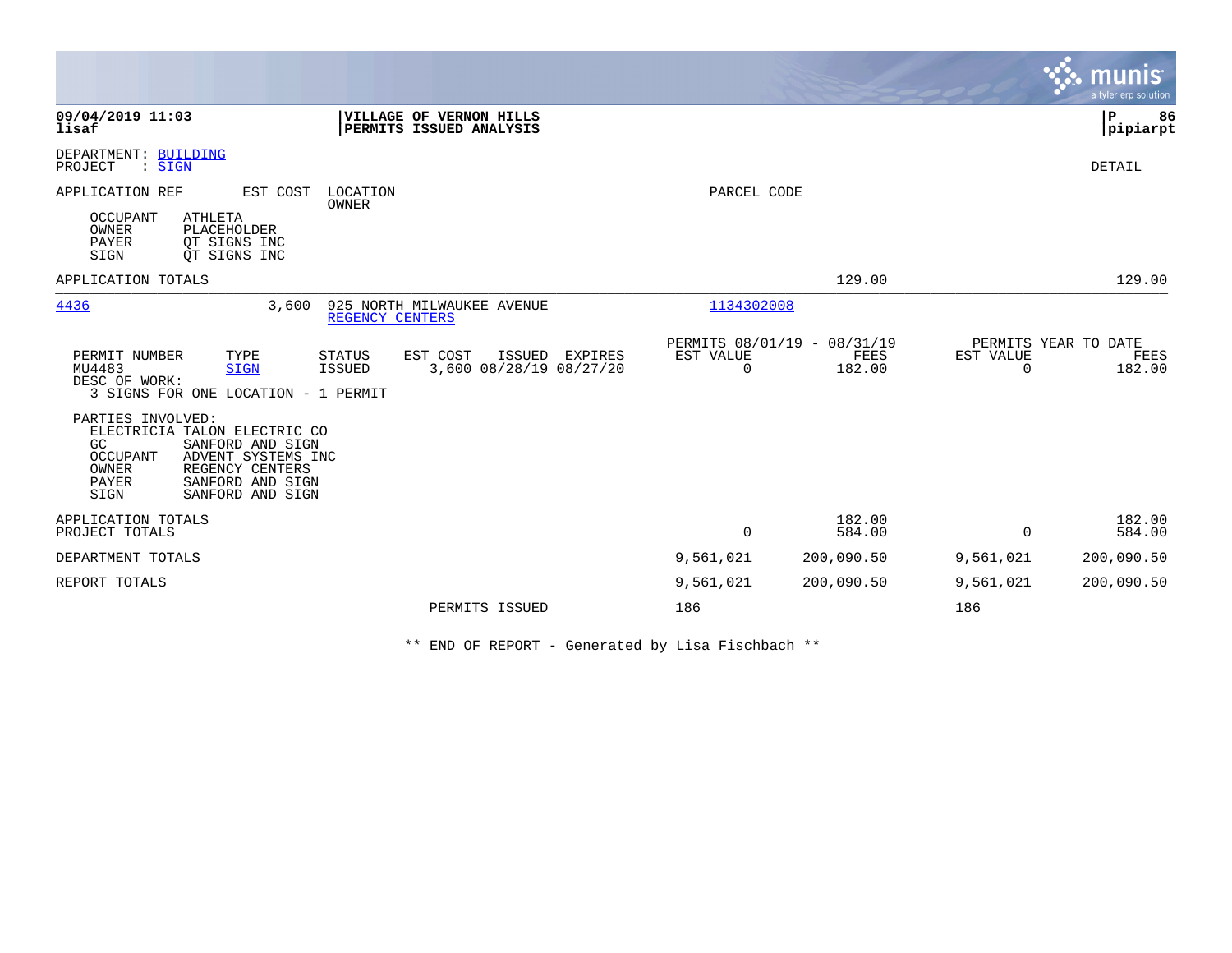**09/04/2019 11:03**
**lisaf**

**VILLAGE OF VERNON HILLS**
**PERMITS ISSUED ANALYSIS**

**P 86**
**pipiarpt**

DEPARTMENT: BUILDING
PROJECT : SIGN

DETAIL

| APPLICATION REF | EST COST | LOCATION / OWNER | PARCEL CODE | | | |
|---|---|---|---|---|---|---|

OCCUPANT ATHLETA
OWNER PLACEHOLDER
PAYER QT SIGNS INC
SIGN QT SIGNS INC

| | | | | |
|---|---|---|---|---|
| APPLICATION TOTALS | | 129.00 | | 129.00 |

| APPLICATION REF | EST COST | LOCATION / OWNER | PARCEL CODE |
|---|---|---|---|
| 4436 | 3,600 | 925 NORTH MILWAUKEE AVENUE / REGENCY CENTERS | 1134302008 |

| | | | | | | PERMITS 08/01/19 - 08/31/19 | | PERMITS YEAR TO DATE | |
|---|---|---|---|---|---|---|---|---|---|
| PERMIT NUMBER | TYPE | STATUS | EST COST | ISSUED | EXPIRES | EST VALUE | FEES | EST VALUE | FEES |
| MU4483 | SIGN | ISSUED | 3,600 | 08/28/19 | 08/27/20 | 0 | 182.00 | 0 | 182.00 |

DESC OF WORK:
3 SIGNS FOR ONE LOCATION - 1 PERMIT

PARTIES INVOLVED:
ELECTRICIA TALON ELECTRIC CO
GC SANFORD AND SIGN
OCCUPANT ADVENT SYSTEMS INC
OWNER REGENCY CENTERS
PAYER SANFORD AND SIGN
SIGN SANFORD AND SIGN

| | EST VALUE | FEES | EST VALUE | FEES |
|---|---|---|---|---|
| APPLICATION TOTALS | 0 | 182.00 | 0 | 182.00 |
| PROJECT TOTALS | | 584.00 | | 584.00 |
| DEPARTMENT TOTALS | 9,561,021 | 200,090.50 | 9,561,021 | 200,090.50 |
| REPORT TOTALS | 9,561,021 | 200,090.50 | 9,561,021 | 200,090.50 |
| PERMITS ISSUED | 186 | | 186 | |

** END OF REPORT - Generated by Lisa Fischbach **